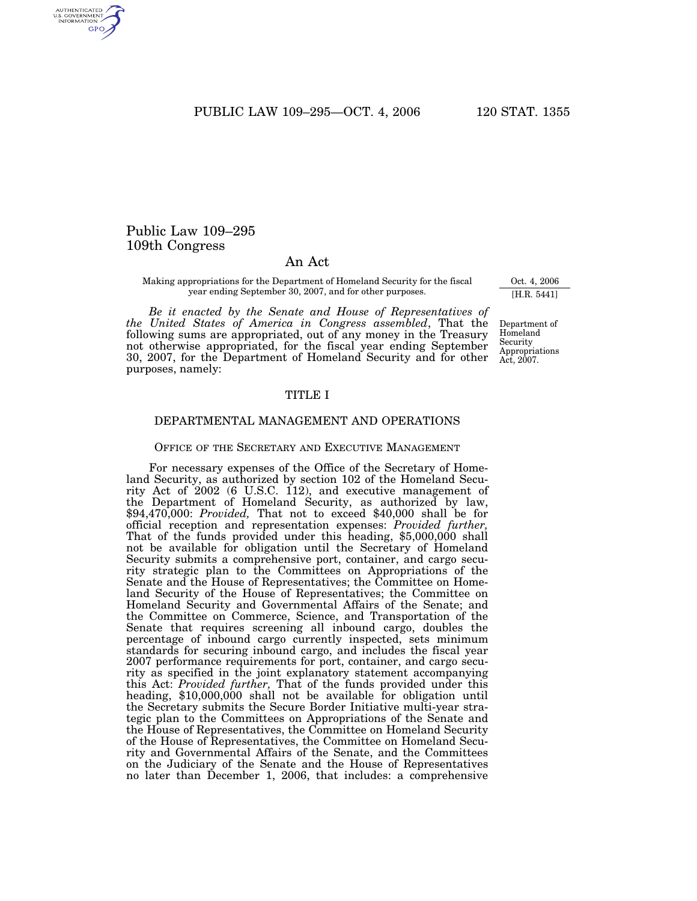Public Law 109–295
109th Congress

# An Act

Making appropriations for the Department of Homeland Security for the fiscal year ending September 30, 2007, and for other purposes.

Oct. 4, 2006
[H.R. 5441]

*Be it enacted by the Senate and House of Representatives of the United States of America in Congress assembled*, That the following sums are appropriated, out of any money in the Treasury not otherwise appropriated, for the fiscal year ending September 30, 2007, for the Department of Homeland Security and for other purposes, namely:

Department of Homeland Security Appropriations Act, 2007.

## TITLE I

## DEPARTMENTAL MANAGEMENT AND OPERATIONS

### Office of the Secretary and Executive Management

For necessary expenses of the Office of the Secretary of Homeland Security, as authorized by section 102 of the Homeland Security Act of 2002 (6 U.S.C. 112), and executive management of the Department of Homeland Security, as authorized by law, $94,470,000: *Provided,* That not to exceed $40,000 shall be for official reception and representation expenses: *Provided further,* That of the funds provided under this heading, $5,000,000 shall not be available for obligation until the Secretary of Homeland Security submits a comprehensive port, container, and cargo security strategic plan to the Committees on Appropriations of the Senate and the House of Representatives; the Committee on Homeland Security of the House of Representatives; the Committee on Homeland Security and Governmental Affairs of the Senate; and the Committee on Commerce, Science, and Transportation of the Senate that requires screening all inbound cargo, doubles the percentage of inbound cargo currently inspected, sets minimum standards for securing inbound cargo, and includes the fiscal year 2007 performance requirements for port, container, and cargo security as specified in the joint explanatory statement accompanying this Act: *Provided further,* That of the funds provided under this heading, $10,000,000 shall not be available for obligation until the Secretary submits the Secure Border Initiative multi-year strategic plan to the Committees on Appropriations of the Senate and the House of Representatives, the Committee on Homeland Security of the House of Representatives, the Committee on Homeland Security and Governmental Affairs of the Senate, and the Committees on the Judiciary of the Senate and the House of Representatives no later than December 1, 2006, that includes: a comprehensive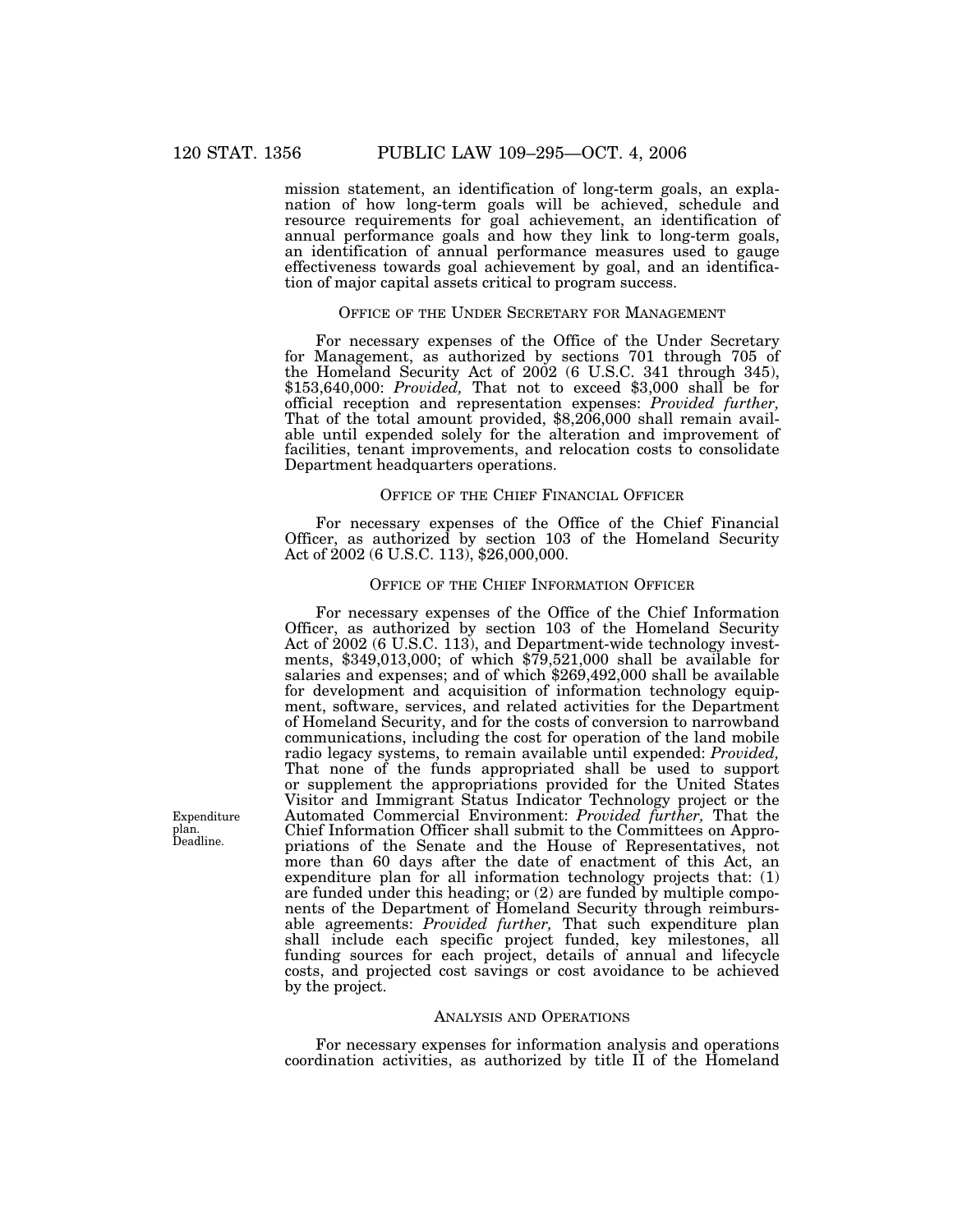mission statement, an identification of long-term goals, an explanation of how long-term goals will be achieved, schedule and resource requirements for goal achievement, an identification of annual performance goals and how they link to long-term goals, an identification of annual performance measures used to gauge effectiveness towards goal achievement by goal, and an identification of major capital assets critical to program success.

OFFICE OF THE UNDER SECRETARY FOR MANAGEMENT

For necessary expenses of the Office of the Under Secretary for Management, as authorized by sections 701 through 705 of the Homeland Security Act of 2002 (6 U.S.C. 341 through 345), $153,640,000: *Provided,* That not to exceed $3,000 shall be for official reception and representation expenses: *Provided further,* That of the total amount provided, $8,206,000 shall remain available until expended solely for the alteration and improvement of facilities, tenant improvements, and relocation costs to consolidate Department headquarters operations.

OFFICE OF THE CHIEF FINANCIAL OFFICER

For necessary expenses of the Office of the Chief Financial Officer, as authorized by section 103 of the Homeland Security Act of 2002 (6 U.S.C. 113), $26,000,000.

OFFICE OF THE CHIEF INFORMATION OFFICER

For necessary expenses of the Office of the Chief Information Officer, as authorized by section 103 of the Homeland Security Act of 2002 (6 U.S.C. 113), and Department-wide technology investments, $349,013,000; of which $79,521,000 shall be available for salaries and expenses; and of which $269,492,000 shall be available for development and acquisition of information technology equipment, software, services, and related activities for the Department of Homeland Security, and for the costs of conversion to narrowband communications, including the cost for operation of the land mobile radio legacy systems, to remain available until expended: *Provided,* That none of the funds appropriated shall be used to support or supplement the appropriations provided for the United States Visitor and Immigrant Status Indicator Technology project or the Automated Commercial Environment: *Provided further,* That the Chief Information Officer shall submit to the Committees on Appropriations of the Senate and the House of Representatives, not more than 60 days after the date of enactment of this Act, an expenditure plan for all information technology projects that: (1) are funded under this heading; or (2) are funded by multiple components of the Department of Homeland Security through reimbursable agreements: *Provided further,* That such expenditure plan shall include each specific project funded, key milestones, all funding sources for each project, details of annual and lifecycle costs, and projected cost savings or cost avoidance to be achieved by the project.

Expenditure plan. Deadline.

ANALYSIS AND OPERATIONS

For necessary expenses for information analysis and operations coordination activities, as authorized by title II of the Homeland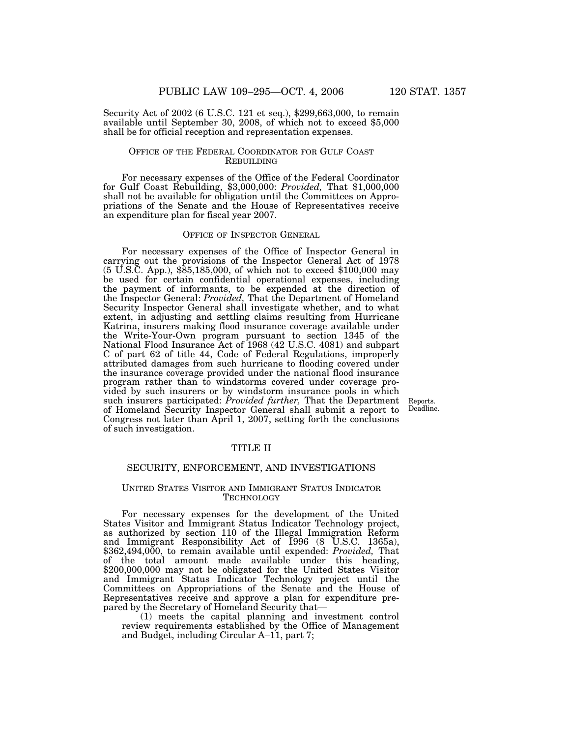Security Act of 2002 (6 U.S.C. 121 et seq.), $299,663,000, to remain available until September 30, 2008, of which not to exceed $5,000 shall be for official reception and representation expenses.

### OFFICE OF THE FEDERAL COORDINATOR FOR GULF COAST REBUILDING

For necessary expenses of the Office of the Federal Coordinator for Gulf Coast Rebuilding, $3,000,000: *Provided,* That $1,000,000 shall not be available for obligation until the Committees on Appropriations of the Senate and the House of Representatives receive an expenditure plan for fiscal year 2007.

### OFFICE OF INSPECTOR GENERAL

For necessary expenses of the Office of Inspector General in carrying out the provisions of the Inspector General Act of 1978 (5 U.S.C. App.), $85,185,000, of which not to exceed $100,000 may be used for certain confidential operational expenses, including the payment of informants, to be expended at the direction of the Inspector General: *Provided,* That the Department of Homeland Security Inspector General shall investigate whether, and to what extent, in adjusting and settling claims resulting from Hurricane Katrina, insurers making flood insurance coverage available under the Write-Your-Own program pursuant to section 1345 of the National Flood Insurance Act of 1968 (42 U.S.C. 4081) and subpart C of part 62 of title 44, Code of Federal Regulations, improperly attributed damages from such hurricane to flooding covered under the insurance coverage provided under the national flood insurance program rather than to windstorms covered under coverage provided by such insurers or by windstorm insurance pools in which such insurers participated: *Provided further,* That the Department of Homeland Security Inspector General shall submit a report to Congress not later than April 1, 2007, setting forth the conclusions of such investigation.

Reports.
Deadline.

## TITLE II

## SECURITY, ENFORCEMENT, AND INVESTIGATIONS

### UNITED STATES VISITOR AND IMMIGRANT STATUS INDICATOR TECHNOLOGY

For necessary expenses for the development of the United States Visitor and Immigrant Status Indicator Technology project, as authorized by section 110 of the Illegal Immigration Reform and Immigrant Responsibility Act of 1996 (8 U.S.C. 1365a), $362,494,000, to remain available until expended: *Provided,* That of the total amount made available under this heading, $200,000,000 may not be obligated for the United States Visitor and Immigrant Status Indicator Technology project until the Committees on Appropriations of the Senate and the House of Representatives receive and approve a plan for expenditure prepared by the Secretary of Homeland Security that—

(1) meets the capital planning and investment control review requirements established by the Office of Management and Budget, including Circular A–11, part 7;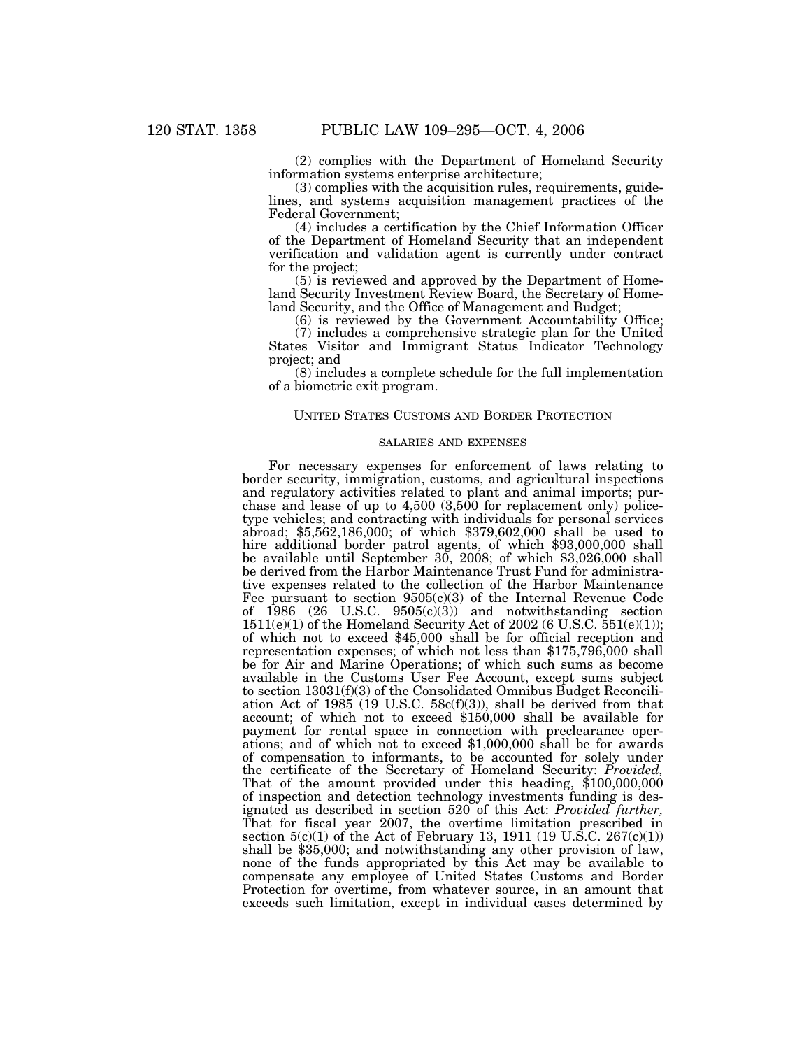(2) complies with the Department of Homeland Security information systems enterprise architecture;

(3) complies with the acquisition rules, requirements, guidelines, and systems acquisition management practices of the Federal Government;

(4) includes a certification by the Chief Information Officer of the Department of Homeland Security that an independent verification and validation agent is currently under contract for the project;

(5) is reviewed and approved by the Department of Homeland Security Investment Review Board, the Secretary of Homeland Security, and the Office of Management and Budget;

(6) is reviewed by the Government Accountability Office;

(7) includes a comprehensive strategic plan for the United States Visitor and Immigrant Status Indicator Technology project; and

(8) includes a complete schedule for the full implementation of a biometric exit program.

## UNITED STATES CUSTOMS AND BORDER PROTECTION

### SALARIES AND EXPENSES

For necessary expenses for enforcement of laws relating to border security, immigration, customs, and agricultural inspections and regulatory activities related to plant and animal imports; purchase and lease of up to 4,500 (3,500 for replacement only) police-type vehicles; and contracting with individuals for personal services abroad; $5,562,186,000; of which $379,602,000 shall be used to hire additional border patrol agents, of which $93,000,000 shall be available until September 30, 2008; of which $3,026,000 shall be derived from the Harbor Maintenance Trust Fund for administrative expenses related to the collection of the Harbor Maintenance Fee pursuant to section 9505(c)(3) of the Internal Revenue Code of 1986 (26 U.S.C. 9505(c)(3)) and notwithstanding section 1511(e)(1) of the Homeland Security Act of 2002 (6 U.S.C. 551(e)(1)); of which not to exceed $45,000 shall be for official reception and representation expenses; of which not less than $175,796,000 shall be for Air and Marine Operations; of which such sums as become available in the Customs User Fee Account, except sums subject to section 13031(f)(3) of the Consolidated Omnibus Budget Reconciliation Act of 1985 (19 U.S.C. 58c(f)(3)), shall be derived from that account; of which not to exceed $150,000 shall be available for payment for rental space in connection with preclearance operations; and of which not to exceed $1,000,000 shall be for awards of compensation to informants, to be accounted for solely under the certificate of the Secretary of Homeland Security: *Provided,* That of the amount provided under this heading, $100,000,000 of inspection and detection technology investments funding is designated as described in section 520 of this Act: *Provided further,* That for fiscal year 2007, the overtime limitation prescribed in section 5(c)(1) of the Act of February 13, 1911 (19 U.S.C. 267(c)(1)) shall be $35,000; and notwithstanding any other provision of law, none of the funds appropriated by this Act may be available to compensate any employee of United States Customs and Border Protection for overtime, from whatever source, in an amount that exceeds such limitation, except in individual cases determined by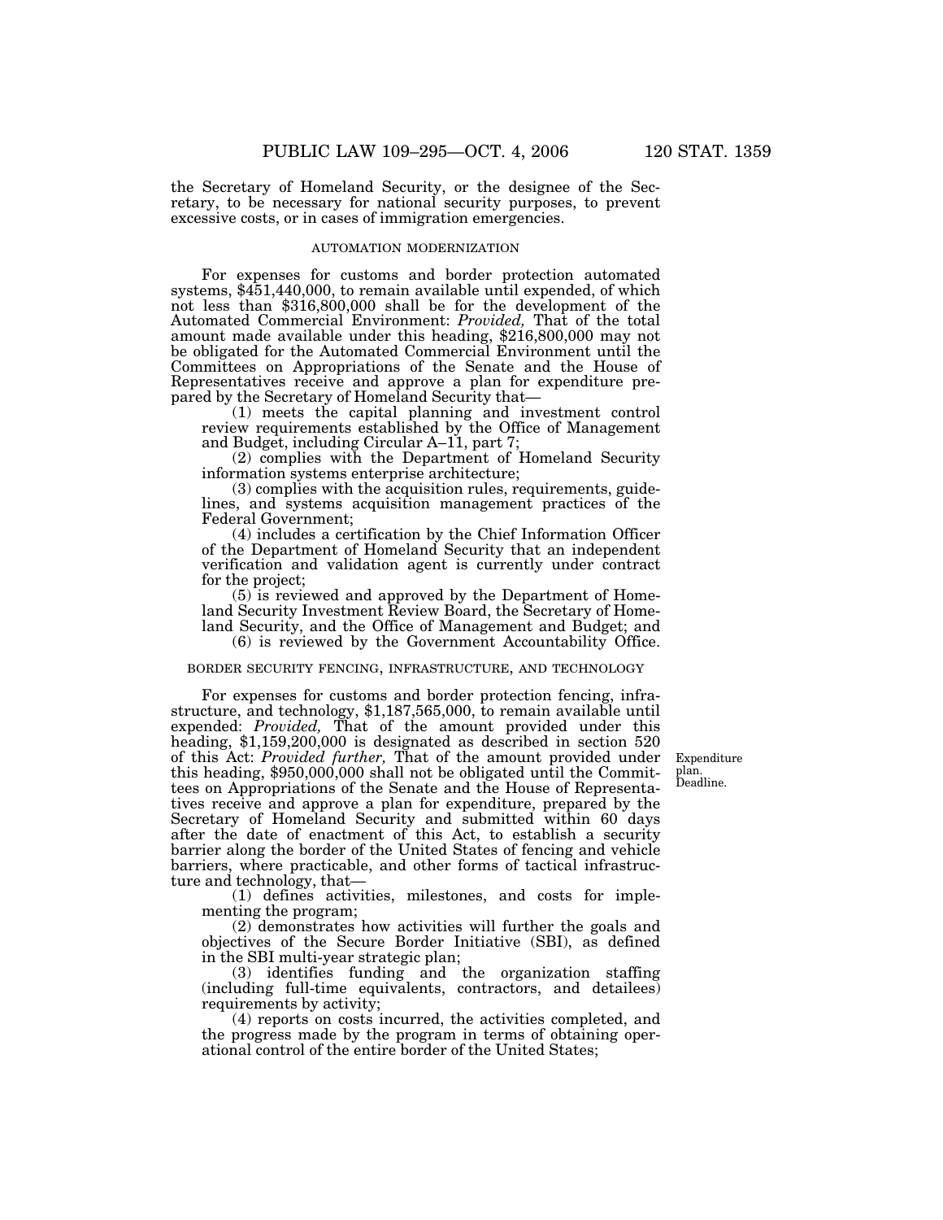the Secretary of Homeland Security, or the designee of the Secretary, to be necessary for national security purposes, to prevent excessive costs, or in cases of immigration emergencies.

### AUTOMATION MODERNIZATION

For expenses for customs and border protection automated systems, $451,440,000, to remain available until expended, of which not less than $316,800,000 shall be for the development of the Automated Commercial Environment: *Provided,* That of the total amount made available under this heading, $216,800,000 may not be obligated for the Automated Commercial Environment until the Committees on Appropriations of the Senate and the House of Representatives receive and approve a plan for expenditure prepared by the Secretary of Homeland Security that—

(1) meets the capital planning and investment control review requirements established by the Office of Management and Budget, including Circular A–11, part 7;

(2) complies with the Department of Homeland Security information systems enterprise architecture;

(3) complies with the acquisition rules, requirements, guidelines, and systems acquisition management practices of the Federal Government;

(4) includes a certification by the Chief Information Officer of the Department of Homeland Security that an independent verification and validation agent is currently under contract for the project;

(5) is reviewed and approved by the Department of Homeland Security Investment Review Board, the Secretary of Homeland Security, and the Office of Management and Budget; and

(6) is reviewed by the Government Accountability Office.

### BORDER SECURITY FENCING, INFRASTRUCTURE, AND TECHNOLOGY

For expenses for customs and border protection fencing, infrastructure, and technology, $1,187,565,000, to remain available until expended: *Provided,* That of the amount provided under this heading, $1,159,200,000 is designated as described in section 520 of this Act: *Provided further,* That of the amount provided under this heading, $950,000,000 shall not be obligated until the Committees on Appropriations of the Senate and the House of Representatives receive and approve a plan for expenditure, prepared by the Secretary of Homeland Security and submitted within 60 days after the date of enactment of this Act, to establish a security barrier along the border of the United States of fencing and vehicle barriers, where practicable, and other forms of tactical infrastructure and technology, that—

Expenditure plan. Deadline.

(1) defines activities, milestones, and costs for implementing the program;

(2) demonstrates how activities will further the goals and objectives of the Secure Border Initiative (SBI), as defined in the SBI multi-year strategic plan;

(3) identifies funding and the organization staffing (including full-time equivalents, contractors, and detailees) requirements by activity;

(4) reports on costs incurred, the activities completed, and the progress made by the program in terms of obtaining operational control of the entire border of the United States;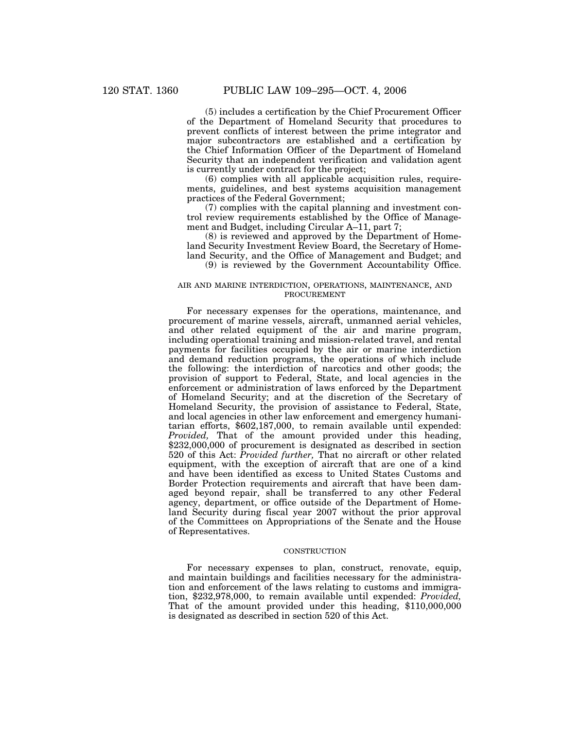(5) includes a certification by the Chief Procurement Officer of the Department of Homeland Security that procedures to prevent conflicts of interest between the prime integrator and major subcontractors are established and a certification by the Chief Information Officer of the Department of Homeland Security that an independent verification and validation agent is currently under contract for the project;

(6) complies with all applicable acquisition rules, requirements, guidelines, and best systems acquisition management practices of the Federal Government;

(7) complies with the capital planning and investment control review requirements established by the Office of Management and Budget, including Circular A–11, part 7;

(8) is reviewed and approved by the Department of Homeland Security Investment Review Board, the Secretary of Homeland Security, and the Office of Management and Budget; and

(9) is reviewed by the Government Accountability Office.

AIR AND MARINE INTERDICTION, OPERATIONS, MAINTENANCE, AND PROCUREMENT

For necessary expenses for the operations, maintenance, and procurement of marine vessels, aircraft, unmanned aerial vehicles, and other related equipment of the air and marine program, including operational training and mission-related travel, and rental payments for facilities occupied by the air or marine interdiction and demand reduction programs, the operations of which include the following: the interdiction of narcotics and other goods; the provision of support to Federal, State, and local agencies in the enforcement or administration of laws enforced by the Department of Homeland Security; and at the discretion of the Secretary of Homeland Security, the provision of assistance to Federal, State, and local agencies in other law enforcement and emergency humanitarian efforts, $602,187,000, to remain available until expended: *Provided,* That of the amount provided under this heading, $232,000,000 of procurement is designated as described in section 520 of this Act: *Provided further,* That no aircraft or other related equipment, with the exception of aircraft that are one of a kind and have been identified as excess to United States Customs and Border Protection requirements and aircraft that have been damaged beyond repair, shall be transferred to any other Federal agency, department, or office outside of the Department of Homeland Security during fiscal year 2007 without the prior approval of the Committees on Appropriations of the Senate and the House of Representatives.

CONSTRUCTION

For necessary expenses to plan, construct, renovate, equip, and maintain buildings and facilities necessary for the administration and enforcement of the laws relating to customs and immigration, $232,978,000, to remain available until expended: *Provided,* That of the amount provided under this heading, $110,000,000 is designated as described in section 520 of this Act.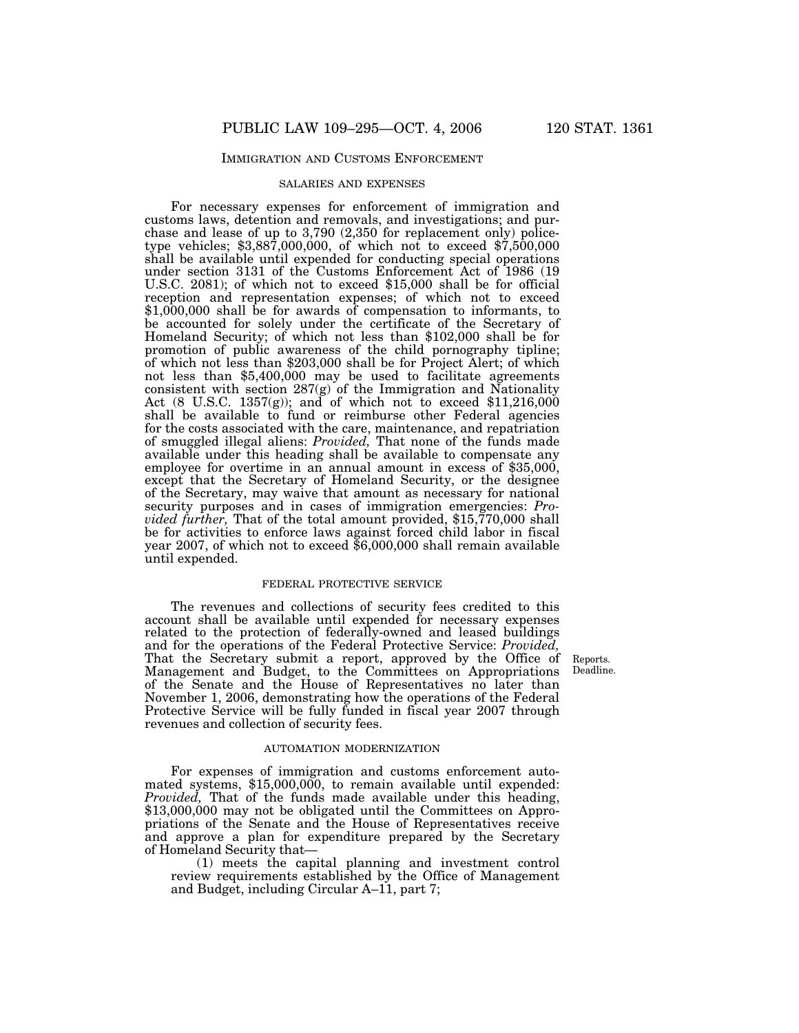## IMMIGRATION AND CUSTOMS ENFORCEMENT

### SALARIES AND EXPENSES

For necessary expenses for enforcement of immigration and customs laws, detention and removals, and investigations; and purchase and lease of up to 3,790 (2,350 for replacement only) police-type vehicles; $3,887,000,000, of which not to exceed $7,500,000 shall be available until expended for conducting special operations under section 3131 of the Customs Enforcement Act of 1986 (19 U.S.C. 2081); of which not to exceed $15,000 shall be for official reception and representation expenses; of which not to exceed $1,000,000 shall be for awards of compensation to informants, to be accounted for solely under the certificate of the Secretary of Homeland Security; of which not less than $102,000 shall be for promotion of public awareness of the child pornography tipline; of which not less than $203,000 shall be for Project Alert; of which not less than $5,400,000 may be used to facilitate agreements consistent with section 287(g) of the Immigration and Nationality Act (8 U.S.C. 1357(g)); and of which not to exceed $11,216,000 shall be available to fund or reimburse other Federal agencies for the costs associated with the care, maintenance, and repatriation of smuggled illegal aliens: *Provided,* That none of the funds made available under this heading shall be available to compensate any employee for overtime in an annual amount in excess of $35,000, except that the Secretary of Homeland Security, or the designee of the Secretary, may waive that amount as necessary for national security purposes and in cases of immigration emergencies: *Provided further,* That of the total amount provided, $15,770,000 shall be for activities to enforce laws against forced child labor in fiscal year 2007, of which not to exceed $6,000,000 shall remain available until expended.

### FEDERAL PROTECTIVE SERVICE

The revenues and collections of security fees credited to this account shall be available until expended for necessary expenses related to the protection of federally-owned and leased buildings and for the operations of the Federal Protective Service: *Provided,* That the Secretary submit a report, approved by the Office of Management and Budget, to the Committees on Appropriations of the Senate and the House of Representatives no later than November 1, 2006, demonstrating how the operations of the Federal Protective Service will be fully funded in fiscal year 2007 through revenues and collection of security fees.

Reports. Deadline.

### AUTOMATION MODERNIZATION

For expenses of immigration and customs enforcement automated systems, $15,000,000, to remain available until expended: *Provided,* That of the funds made available under this heading, $13,000,000 may not be obligated until the Committees on Appropriations of the Senate and the House of Representatives receive and approve a plan for expenditure prepared by the Secretary of Homeland Security that—

(1) meets the capital planning and investment control review requirements established by the Office of Management and Budget, including Circular A–11, part 7;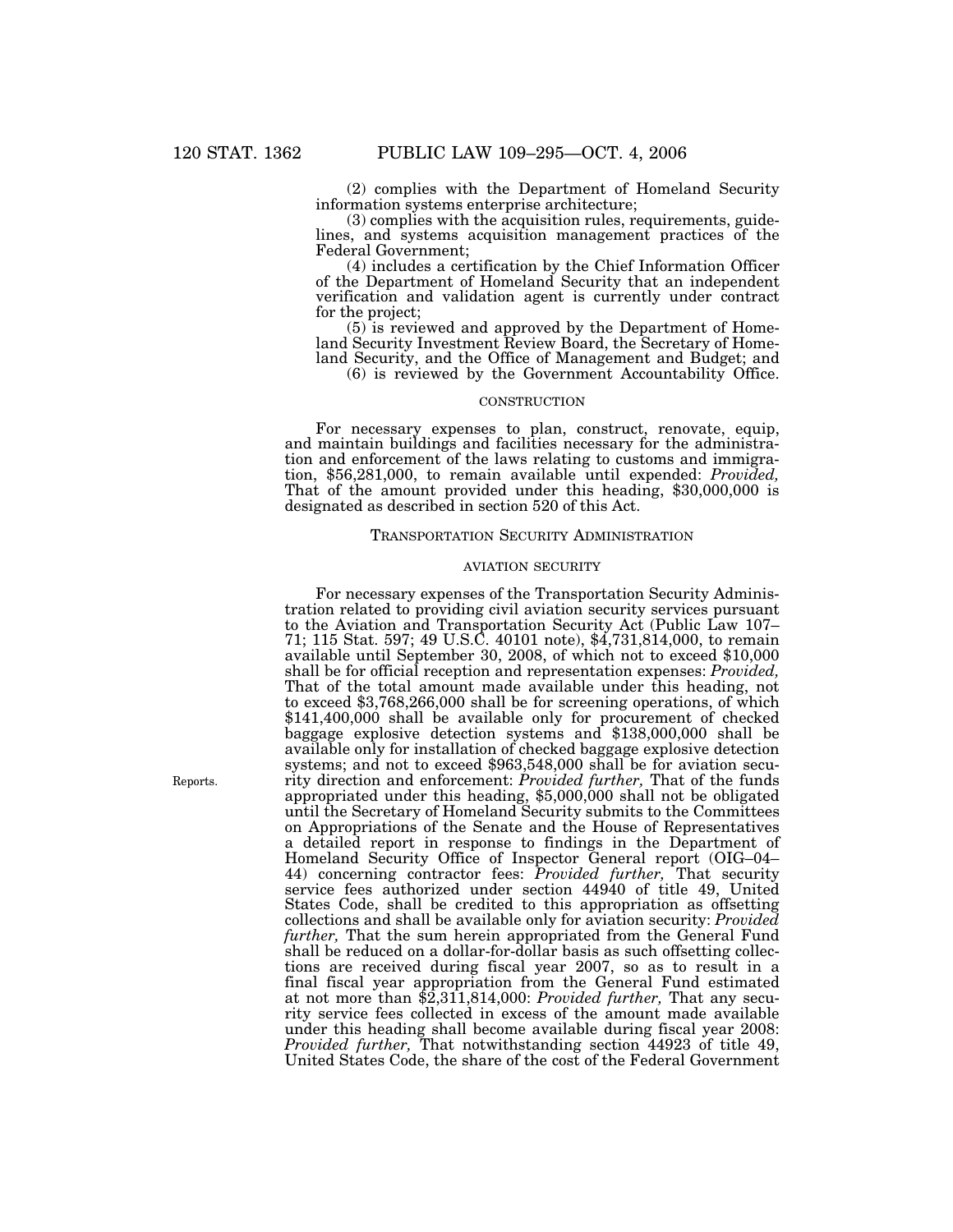(2) complies with the Department of Homeland Security information systems enterprise architecture;

(3) complies with the acquisition rules, requirements, guidelines, and systems acquisition management practices of the Federal Government;

(4) includes a certification by the Chief Information Officer of the Department of Homeland Security that an independent verification and validation agent is currently under contract for the project;

(5) is reviewed and approved by the Department of Homeland Security Investment Review Board, the Secretary of Homeland Security, and the Office of Management and Budget; and

(6) is reviewed by the Government Accountability Office.

CONSTRUCTION

For necessary expenses to plan, construct, renovate, equip, and maintain buildings and facilities necessary for the administration and enforcement of the laws relating to customs and immigration, $56,281,000, to remain available until expended: *Provided,* That of the amount provided under this heading, $30,000,000 is designated as described in section 520 of this Act.

TRANSPORTATION SECURITY ADMINISTRATION

AVIATION SECURITY

For necessary expenses of the Transportation Security Administration related to providing civil aviation security services pursuant to the Aviation and Transportation Security Act (Public Law 107–71; 115 Stat. 597; 49 U.S.C. 40101 note), $4,731,814,000, to remain available until September 30, 2008, of which not to exceed $10,000 shall be for official reception and representation expenses: *Provided,* That of the total amount made available under this heading, not to exceed $3,768,266,000 shall be for screening operations, of which $141,400,000 shall be available only for procurement of checked baggage explosive detection systems and $138,000,000 shall be available only for installation of checked baggage explosive detection systems; and not to exceed $963,548,000 shall be for aviation security direction and enforcement: *Provided further,* That of the funds appropriated under this heading, $5,000,000 shall not be obligated until the Secretary of Homeland Security submits to the Committees on Appropriations of the Senate and the House of Representatives a detailed report in response to findings in the Department of Homeland Security Office of Inspector General report (OIG–04–44) concerning contractor fees: *Provided further,* That security service fees authorized under section 44940 of title 49, United States Code, shall be credited to this appropriation as offsetting collections and shall be available only for aviation security: *Provided further,* That the sum herein appropriated from the General Fund shall be reduced on a dollar-for-dollar basis as such offsetting collections are received during fiscal year 2007, so as to result in a final fiscal year appropriation from the General Fund estimated at not more than $2,311,814,000: *Provided further,* That any security service fees collected in excess of the amount made available under this heading shall become available during fiscal year 2008: *Provided further,* That notwithstanding section 44923 of title 49, United States Code, the share of the cost of the Federal Government

Reports.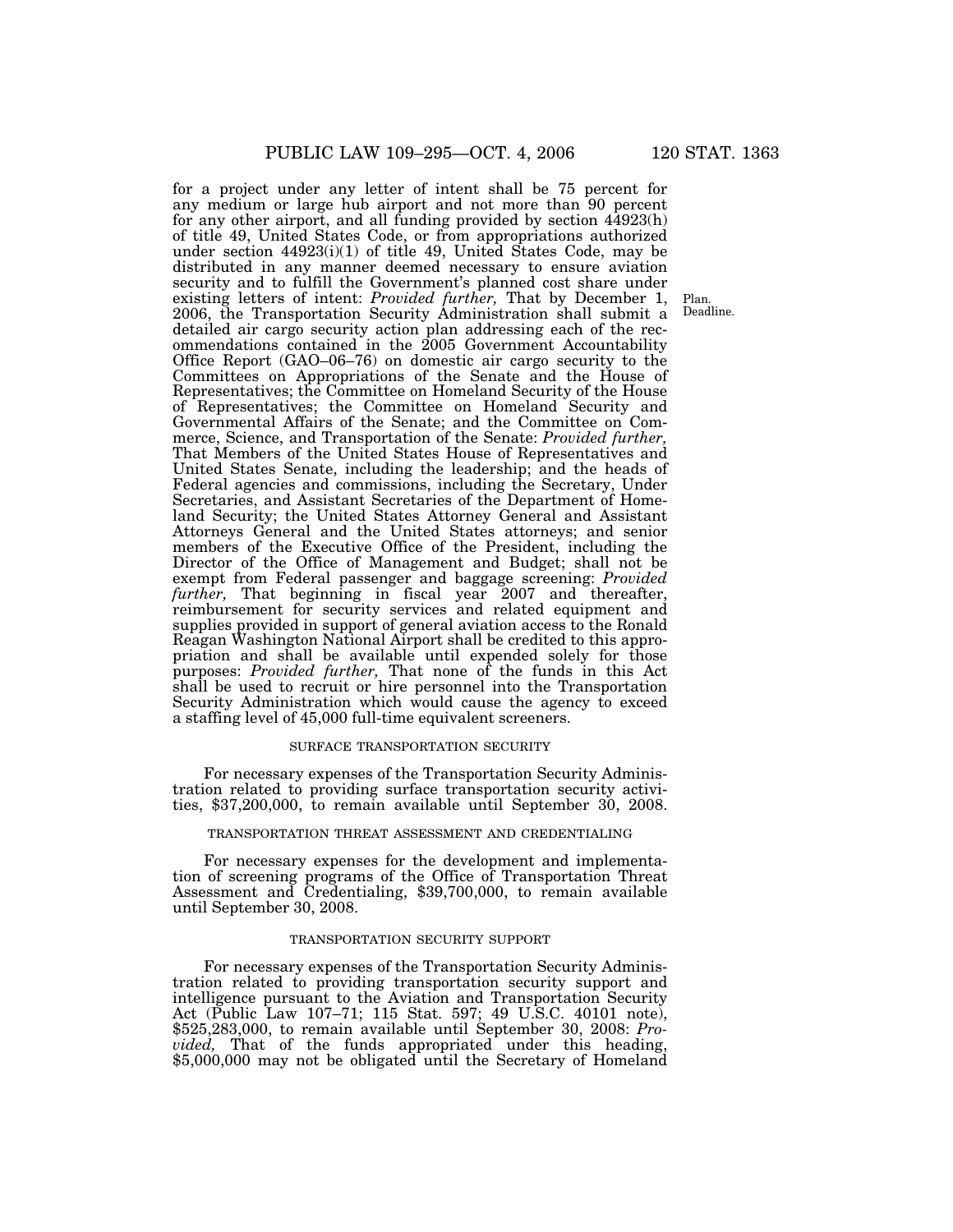for a project under any letter of intent shall be 75 percent for any medium or large hub airport and not more than 90 percent for any other airport, and all funding provided by section 44923(h) of title 49, United States Code, or from appropriations authorized under section 44923(i)(1) of title 49, United States Code, may be distributed in any manner deemed necessary to ensure aviation security and to fulfill the Government's planned cost share under existing letters of intent: *Provided further,* That by December 1, 2006, the Transportation Security Administration shall submit a detailed air cargo security action plan addressing each of the recommendations contained in the 2005 Government Accountability Office Report (GAO–06–76) on domestic air cargo security to the Committees on Appropriations of the Senate and the House of Representatives; the Committee on Homeland Security of the House of Representatives; the Committee on Homeland Security and Governmental Affairs of the Senate; and the Committee on Commerce, Science, and Transportation of the Senate: *Provided further,* That Members of the United States House of Representatives and United States Senate, including the leadership; and the heads of Federal agencies and commissions, including the Secretary, Under Secretaries, and Assistant Secretaries of the Department of Homeland Security; the United States Attorney General and Assistant Attorneys General and the United States attorneys; and senior members of the Executive Office of the President, including the Director of the Office of Management and Budget; shall not be exempt from Federal passenger and baggage screening: *Provided further,* That beginning in fiscal year 2007 and thereafter, reimbursement for security services and related equipment and supplies provided in support of general aviation access to the Ronald Reagan Washington National Airport shall be credited to this appropriation and shall be available until expended solely for those purposes: *Provided further,* That none of the funds in this Act shall be used to recruit or hire personnel into the Transportation Security Administration which would cause the agency to exceed a staffing level of 45,000 full-time equivalent screeners.

Plan. Deadline.

SURFACE TRANSPORTATION SECURITY

For necessary expenses of the Transportation Security Administration related to providing surface transportation security activities, $37,200,000, to remain available until September 30, 2008.

TRANSPORTATION THREAT ASSESSMENT AND CREDENTIALING

For necessary expenses for the development and implementation of screening programs of the Office of Transportation Threat Assessment and Credentialing, $39,700,000, to remain available until September 30, 2008.

TRANSPORTATION SECURITY SUPPORT

For necessary expenses of the Transportation Security Administration related to providing transportation security support and intelligence pursuant to the Aviation and Transportation Security Act (Public Law 107–71; 115 Stat. 597; 49 U.S.C. 40101 note), $525,283,000, to remain available until September 30, 2008: *Provided,* That of the funds appropriated under this heading, $5,000,000 may not be obligated until the Secretary of Homeland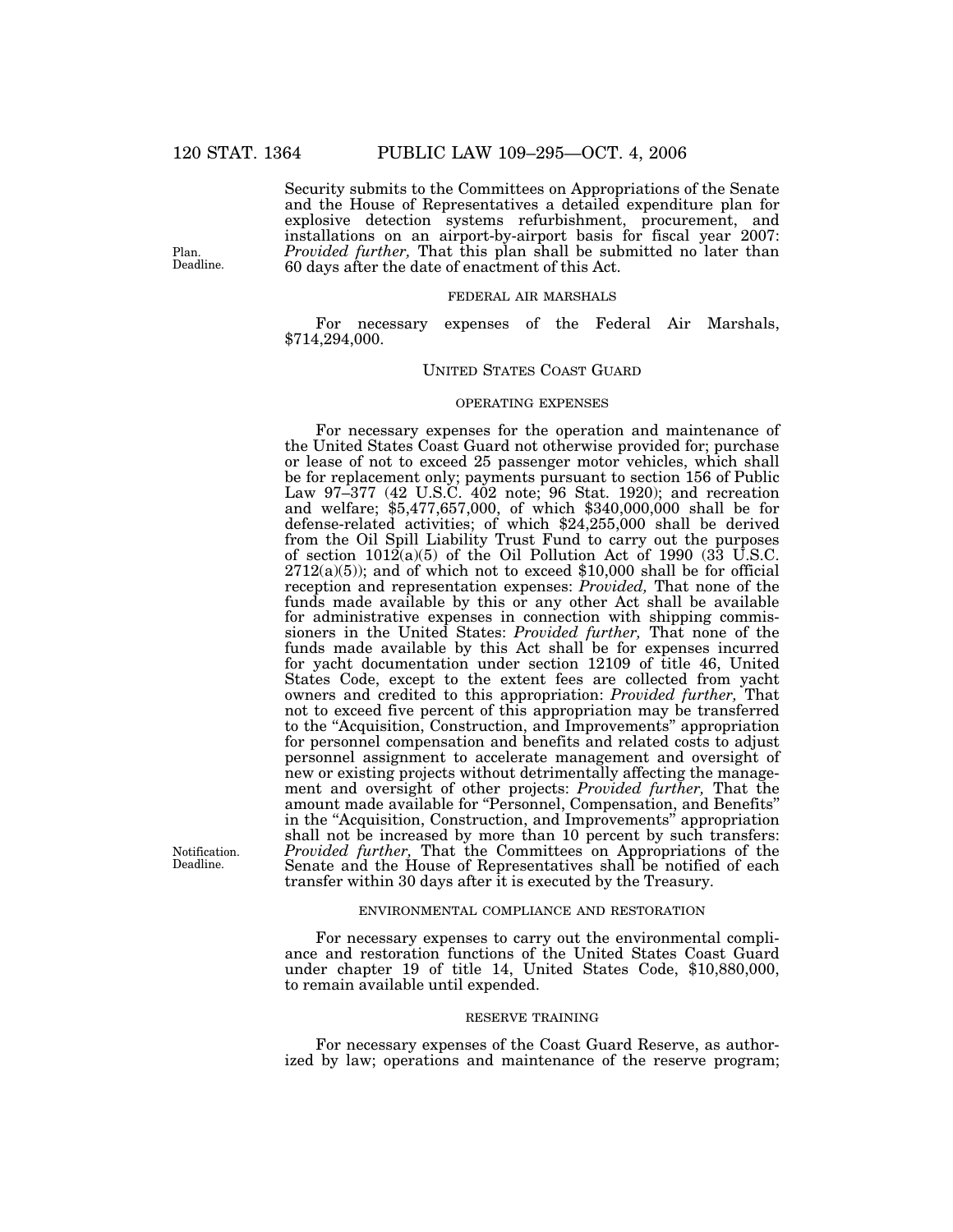Security submits to the Committees on Appropriations of the Senate and the House of Representatives a detailed expenditure plan for explosive detection systems refurbishment, procurement, and installations on an airport-by-airport basis for fiscal year 2007: *Provided further,* That this plan shall be submitted no later than 60 days after the date of enactment of this Act.

Plan. Deadline.

FEDERAL AIR MARSHALS

For necessary expenses of the Federal Air Marshals, $714,294,000.

UNITED STATES COAST GUARD

OPERATING EXPENSES

For necessary expenses for the operation and maintenance of the United States Coast Guard not otherwise provided for; purchase or lease of not to exceed 25 passenger motor vehicles, which shall be for replacement only; payments pursuant to section 156 of Public Law 97–377 (42 U.S.C. 402 note; 96 Stat. 1920); and recreation and welfare; $5,477,657,000, of which $340,000,000 shall be for defense-related activities; of which $24,255,000 shall be derived from the Oil Spill Liability Trust Fund to carry out the purposes of section 1012(a)(5) of the Oil Pollution Act of 1990 (33 U.S.C. 2712(a)(5)); and of which not to exceed $10,000 shall be for official reception and representation expenses: *Provided,* That none of the funds made available by this or any other Act shall be available for administrative expenses in connection with shipping commissioners in the United States: *Provided further,* That none of the funds made available by this Act shall be for expenses incurred for yacht documentation under section 12109 of title 46, United States Code, except to the extent fees are collected from yacht owners and credited to this appropriation: *Provided further,* That not to exceed five percent of this appropriation may be transferred to the "Acquisition, Construction, and Improvements" appropriation for personnel compensation and benefits and related costs to adjust personnel assignment to accelerate management and oversight of new or existing projects without detrimentally affecting the management and oversight of other projects: *Provided further,* That the amount made available for "Personnel, Compensation, and Benefits" in the "Acquisition, Construction, and Improvements" appropriation shall not be increased by more than 10 percent by such transfers: *Provided further,* That the Committees on Appropriations of the Senate and the House of Representatives shall be notified of each transfer within 30 days after it is executed by the Treasury.

Notification. Deadline.

ENVIRONMENTAL COMPLIANCE AND RESTORATION

For necessary expenses to carry out the environmental compliance and restoration functions of the United States Coast Guard under chapter 19 of title 14, United States Code, $10,880,000, to remain available until expended.

RESERVE TRAINING

For necessary expenses of the Coast Guard Reserve, as authorized by law; operations and maintenance of the reserve program;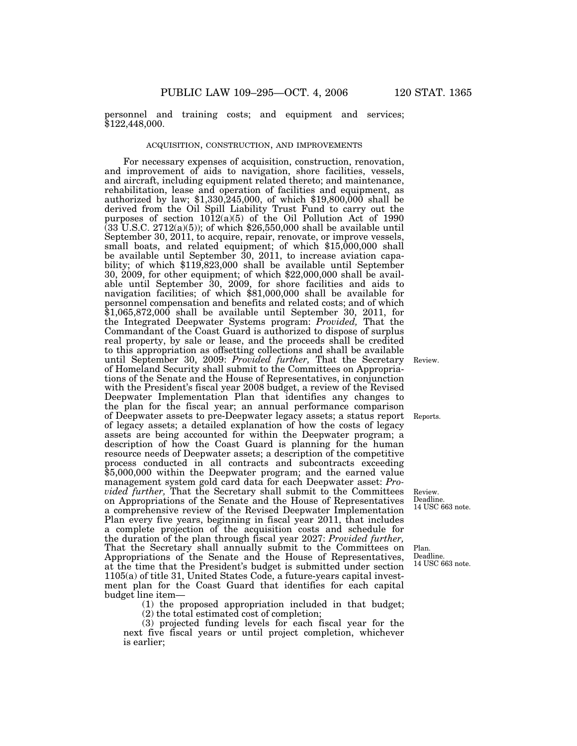personnel and training costs; and equipment and services; $122,448,000.

ACQUISITION, CONSTRUCTION, AND IMPROVEMENTS

For necessary expenses of acquisition, construction, renovation, and improvement of aids to navigation, shore facilities, vessels, and aircraft, including equipment related thereto; and maintenance, rehabilitation, lease and operation of facilities and equipment, as authorized by law; $1,330,245,000, of which $19,800,000 shall be derived from the Oil Spill Liability Trust Fund to carry out the purposes of section 1012(a)(5) of the Oil Pollution Act of 1990 (33 U.S.C. 2712(a)(5)); of which $26,550,000 shall be available until September 30, 2011, to acquire, repair, renovate, or improve vessels, small boats, and related equipment; of which $15,000,000 shall be available until September 30, 2011, to increase aviation capability; of which $119,823,000 shall be available until September 30, 2009, for other equipment; of which $22,000,000 shall be available until September 30, 2009, for shore facilities and aids to navigation facilities; of which $81,000,000 shall be available for personnel compensation and benefits and related costs; and of which $1,065,872,000 shall be available until September 30, 2011, for the Integrated Deepwater Systems program: *Provided,* That the Commandant of the Coast Guard is authorized to dispose of surplus real property, by sale or lease, and the proceeds shall be credited to this appropriation as offsetting collections and shall be available until September 30, 2009: *Provided further,* That the Secretary of Homeland Security shall submit to the Committees on Appropriations of the Senate and the House of Representatives, in conjunction with the President's fiscal year 2008 budget, a review of the Revised Deepwater Implementation Plan that identifies any changes to the plan for the fiscal year; an annual performance comparison of Deepwater assets to pre-Deepwater legacy assets; a status report of legacy assets; a detailed explanation of how the costs of legacy assets are being accounted for within the Deepwater program; a description of how the Coast Guard is planning for the human resource needs of Deepwater assets; a description of the competitive process conducted in all contracts and subcontracts exceeding $5,000,000 within the Deepwater program; and the earned value management system gold card data for each Deepwater asset: *Provided further,* That the Secretary shall submit to the Committees on Appropriations of the Senate and the House of Representatives a comprehensive review of the Revised Deepwater Implementation Plan every five years, beginning in fiscal year 2011, that includes a complete projection of the acquisition costs and schedule for the duration of the plan through fiscal year 2027: *Provided further,* That the Secretary shall annually submit to the Committees on Appropriations of the Senate and the House of Representatives, at the time that the President's budget is submitted under section 1105(a) of title 31, United States Code, a future-years capital investment plan for the Coast Guard that identifies for each capital budget line item—

(1) the proposed appropriation included in that budget;

(2) the total estimated cost of completion;

(3) projected funding levels for each fiscal year for the next five fiscal years or until project completion, whichever is earlier;

Review.

Reports.

Review. Deadline. 14 USC 663 note.

Plan. Deadline. 14 USC 663 note.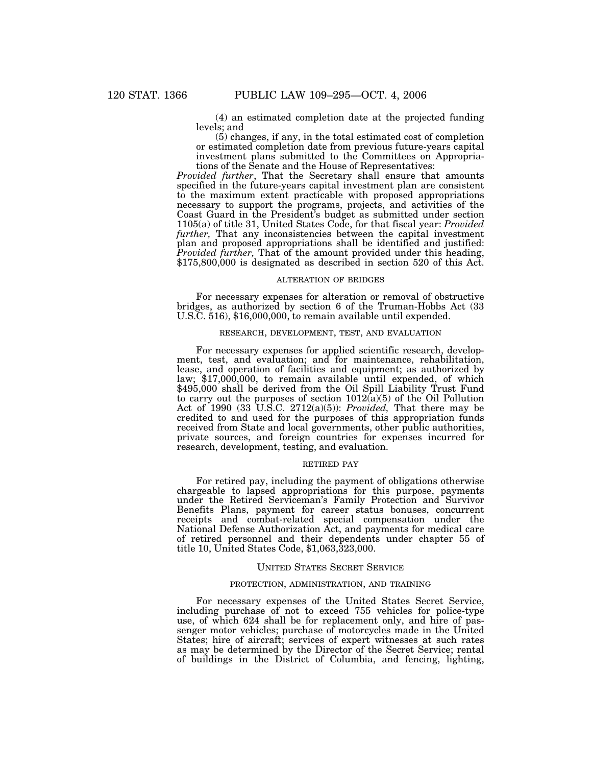(4) an estimated completion date at the projected funding levels; and

(5) changes, if any, in the total estimated cost of completion or estimated completion date from previous future-years capital investment plans submitted to the Committees on Appropriations of the Senate and the House of Representatives:

*Provided further*, That the Secretary shall ensure that amounts specified in the future-years capital investment plan are consistent to the maximum extent practicable with proposed appropriations necessary to support the programs, projects, and activities of the Coast Guard in the President's budget as submitted under section 1105(a) of title 31, United States Code, for that fiscal year: *Provided further,* That any inconsistencies between the capital investment plan and proposed appropriations shall be identified and justified: *Provided further,* That of the amount provided under this heading, $175,800,000 is designated as described in section 520 of this Act.

ALTERATION OF BRIDGES

For necessary expenses for alteration or removal of obstructive bridges, as authorized by section 6 of the Truman-Hobbs Act (33 U.S.C. 516), $16,000,000, to remain available until expended.

RESEARCH, DEVELOPMENT, TEST, AND EVALUATION

For necessary expenses for applied scientific research, development, test, and evaluation; and for maintenance, rehabilitation, lease, and operation of facilities and equipment; as authorized by law; $17,000,000, to remain available until expended, of which $495,000 shall be derived from the Oil Spill Liability Trust Fund to carry out the purposes of section 1012(a)(5) of the Oil Pollution Act of 1990 (33 U.S.C. 2712(a)(5)): *Provided,* That there may be credited to and used for the purposes of this appropriation funds received from State and local governments, other public authorities, private sources, and foreign countries for expenses incurred for research, development, testing, and evaluation.

RETIRED PAY

For retired pay, including the payment of obligations otherwise chargeable to lapsed appropriations for this purpose, payments under the Retired Serviceman's Family Protection and Survivor Benefits Plans, payment for career status bonuses, concurrent receipts and combat-related special compensation under the National Defense Authorization Act, and payments for medical care of retired personnel and their dependents under chapter 55 of title 10, United States Code, $1,063,323,000.

UNITED STATES SECRET SERVICE

PROTECTION, ADMINISTRATION, AND TRAINING

For necessary expenses of the United States Secret Service, including purchase of not to exceed 755 vehicles for police-type use, of which 624 shall be for replacement only, and hire of passenger motor vehicles; purchase of motorcycles made in the United States; hire of aircraft; services of expert witnesses at such rates as may be determined by the Director of the Secret Service; rental of buildings in the District of Columbia, and fencing, lighting,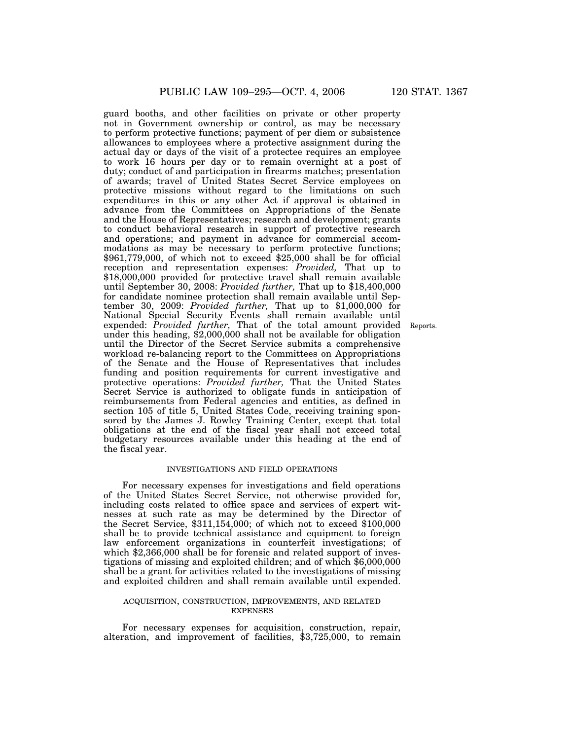guard booths, and other facilities on private or other property not in Government ownership or control, as may be necessary to perform protective functions; payment of per diem or subsistence allowances to employees where a protective assignment during the actual day or days of the visit of a protectee requires an employee to work 16 hours per day or to remain overnight at a post of duty; conduct of and participation in firearms matches; presentation of awards; travel of United States Secret Service employees on protective missions without regard to the limitations on such expenditures in this or any other Act if approval is obtained in advance from the Committees on Appropriations of the Senate and the House of Representatives; research and development; grants to conduct behavioral research in support of protective research and operations; and payment in advance for commercial accommodations as may be necessary to perform protective functions; $961,779,000, of which not to exceed $25,000 shall be for official reception and representation expenses: *Provided,* That up to $18,000,000 provided for protective travel shall remain available until September 30, 2008: *Provided further,* That up to $18,400,000 for candidate nominee protection shall remain available until September 30, 2009: *Provided further,* That up to $1,000,000 for National Special Security Events shall remain available until expended: *Provided further,* That of the total amount provided under this heading, $2,000,000 shall not be available for obligation until the Director of the Secret Service submits a comprehensive workload re-balancing report to the Committees on Appropriations of the Senate and the House of Representatives that includes funding and position requirements for current investigative and protective operations: *Provided further,* That the United States Secret Service is authorized to obligate funds in anticipation of reimbursements from Federal agencies and entities, as defined in section 105 of title 5, United States Code, receiving training sponsored by the James J. Rowley Training Center, except that total obligations at the end of the fiscal year shall not exceed total budgetary resources available under this heading at the end of the fiscal year.

Reports.

INVESTIGATIONS AND FIELD OPERATIONS

For necessary expenses for investigations and field operations of the United States Secret Service, not otherwise provided for, including costs related to office space and services of expert witnesses at such rate as may be determined by the Director of the Secret Service, $311,154,000; of which not to exceed $100,000 shall be to provide technical assistance and equipment to foreign law enforcement organizations in counterfeit investigations; of which $2,366,000 shall be for forensic and related support of investigations of missing and exploited children; and of which $6,000,000 shall be a grant for activities related to the investigations of missing and exploited children and shall remain available until expended.

ACQUISITION, CONSTRUCTION, IMPROVEMENTS, AND RELATED EXPENSES

For necessary expenses for acquisition, construction, repair, alteration, and improvement of facilities, $3,725,000, to remain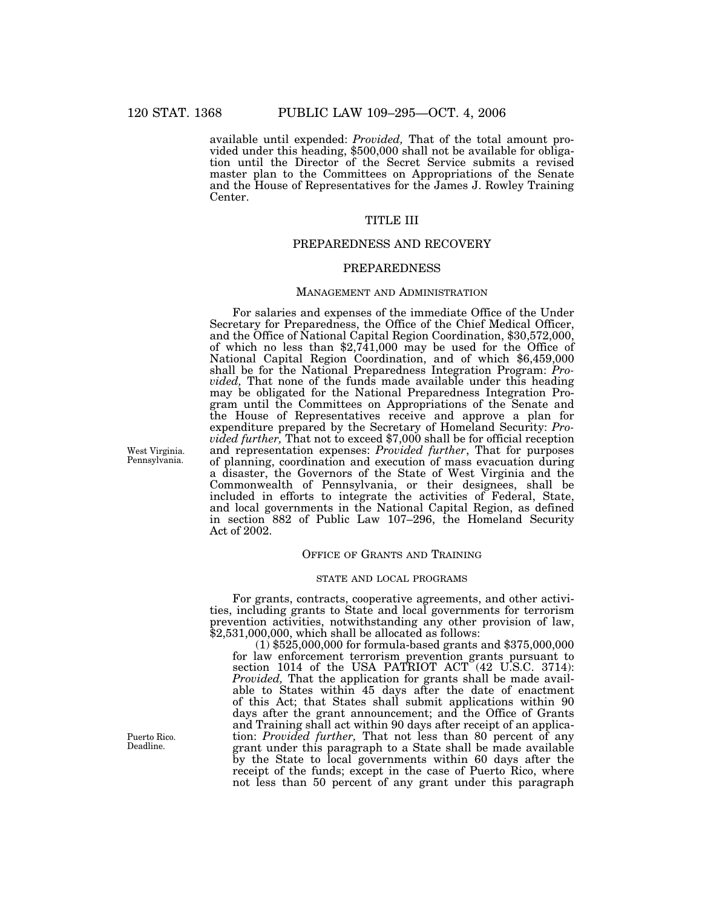available until expended: *Provided,* That of the total amount provided under this heading, $500,000 shall not be available for obligation until the Director of the Secret Service submits a revised master plan to the Committees on Appropriations of the Senate and the House of Representatives for the James J. Rowley Training Center.

# TITLE III

# PREPAREDNESS AND RECOVERY

## PREPAREDNESS

### MANAGEMENT AND ADMINISTRATION

For salaries and expenses of the immediate Office of the Under Secretary for Preparedness, the Office of the Chief Medical Officer, and the Office of National Capital Region Coordination, $30,572,000, of which no less than $2,741,000 may be used for the Office of National Capital Region Coordination, and of which $6,459,000 shall be for the National Preparedness Integration Program: *Provided,* That none of the funds made available under this heading may be obligated for the National Preparedness Integration Program until the Committees on Appropriations of the Senate and the House of Representatives receive and approve a plan for expenditure prepared by the Secretary of Homeland Security: *Provided further,* That not to exceed $7,000 shall be for official reception and representation expenses: *Provided further*, That for purposes of planning, coordination and execution of mass evacuation during a disaster, the Governors of the State of West Virginia and the Commonwealth of Pennsylvania, or their designees, shall be included in efforts to integrate the activities of Federal, State, and local governments in the National Capital Region, as defined in section 882 of Public Law 107–296, the Homeland Security Act of 2002.

West Virginia.
Pennsylvania.

### OFFICE OF GRANTS AND TRAINING

#### STATE AND LOCAL PROGRAMS

For grants, contracts, cooperative agreements, and other activities, including grants to State and local governments for terrorism prevention activities, notwithstanding any other provision of law, $2,531,000,000, which shall be allocated as follows:

(1) $525,000,000 for formula-based grants and $375,000,000 for law enforcement terrorism prevention grants pursuant to section 1014 of the USA PATRIOT ACT (42 U.S.C. 3714): *Provided,* That the application for grants shall be made available to States within 45 days after the date of enactment of this Act; that States shall submit applications within 90 days after the grant announcement; and the Office of Grants and Training shall act within 90 days after receipt of an application: *Provided further,* That not less than 80 percent of any grant under this paragraph to a State shall be made available by the State to local governments within 60 days after the receipt of the funds; except in the case of Puerto Rico, where not less than 50 percent of any grant under this paragraph

Puerto Rico.
Deadline.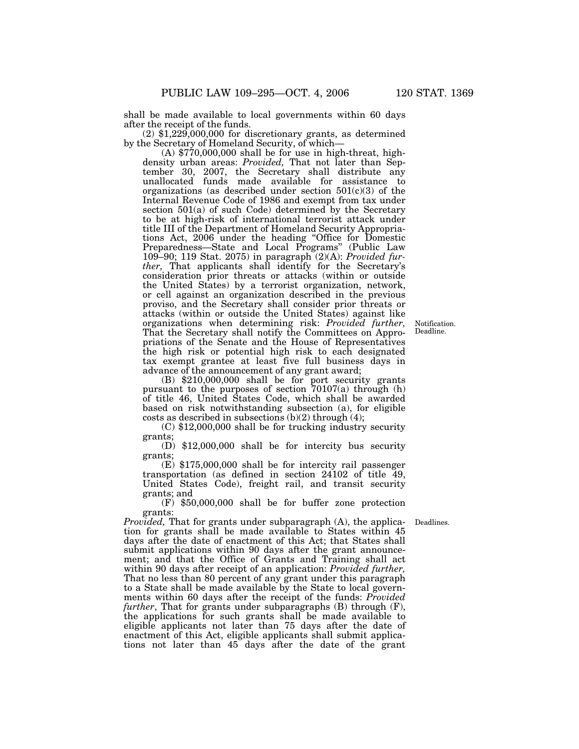shall be made available to local governments within 60 days after the receipt of the funds.

(2) $1,229,000,000 for discretionary grants, as determined by the Secretary of Homeland Security, of which—

(A) $770,000,000 shall be for use in high-threat, high-density urban areas: *Provided,* That not later than September 30, 2007, the Secretary shall distribute any unallocated funds made available for assistance to organizations (as described under section 501(c)(3) of the Internal Revenue Code of 1986 and exempt from tax under section 501(a) of such Code) determined by the Secretary to be at high-risk of international terrorist attack under title III of the Department of Homeland Security Appropriations Act, 2006 under the heading "Office for Domestic Preparedness—State and Local Programs" (Public Law 109–90; 119 Stat. 2075) in paragraph (2)(A): *Provided further,* That applicants shall identify for the Secretary's consideration prior threats or attacks (within or outside the United States) by a terrorist organization, network, or cell against an organization described in the previous proviso, and the Secretary shall consider prior threats or attacks (within or outside the United States) against like organizations when determining risk: *Provided further,* That the Secretary shall notify the Committees on Appropriations of the Senate and the House of Representatives the high risk or potential high risk to each designated tax exempt grantee at least five full business days in advance of the announcement of any grant award;

Notification. Deadline.

(B) $210,000,000 shall be for port security grants pursuant to the purposes of section 70107(a) through (h) of title 46, United States Code, which shall be awarded based on risk notwithstanding subsection (a), for eligible costs as described in subsections (b)(2) through (4);

(C) $12,000,000 shall be for trucking industry security grants;

(D) $12,000,000 shall be for intercity bus security grants;

(E) $175,000,000 shall be for intercity rail passenger transportation (as defined in section 24102 of title 49, United States Code), freight rail, and transit security grants; and

(F) $50,000,000 shall be for buffer zone protection grants:

Deadlines.

*Provided,* That for grants under subparagraph (A), the application for grants shall be made available to States within 45 days after the date of enactment of this Act; that States shall submit applications within 90 days after the grant announcement; and that the Office of Grants and Training shall act within 90 days after receipt of an application: *Provided further,* That no less than 80 percent of any grant under this paragraph to a State shall be made available by the State to local governments within 60 days after the receipt of the funds: *Provided further*, That for grants under subparagraphs (B) through (F), the applications for such grants shall be made available to eligible applicants not later than 75 days after the date of enactment of this Act, eligible applicants shall submit applications not later than 45 days after the date of the grant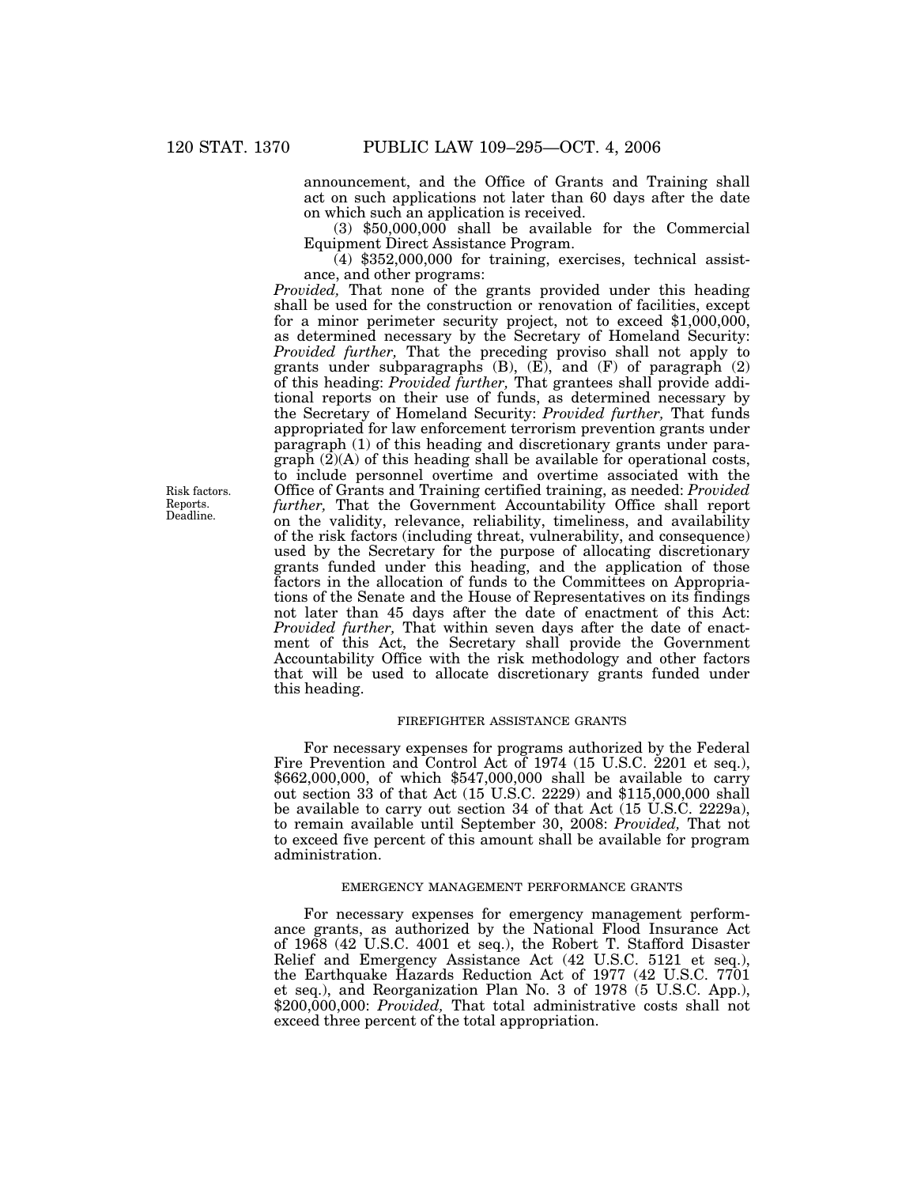announcement, and the Office of Grants and Training shall act on such applications not later than 60 days after the date on which such an application is received.

(3) $50,000,000 shall be available for the Commercial Equipment Direct Assistance Program.

(4) $352,000,000 for training, exercises, technical assistance, and other programs:

*Provided,* That none of the grants provided under this heading shall be used for the construction or renovation of facilities, except for a minor perimeter security project, not to exceed $1,000,000, as determined necessary by the Secretary of Homeland Security: *Provided further,* That the preceding proviso shall not apply to grants under subparagraphs (B), (E), and (F) of paragraph (2) of this heading: *Provided further,* That grantees shall provide additional reports on their use of funds, as determined necessary by the Secretary of Homeland Security: *Provided further,* That funds appropriated for law enforcement terrorism prevention grants under paragraph (1) of this heading and discretionary grants under paragraph (2)(A) of this heading shall be available for operational costs, to include personnel overtime and overtime associated with the Office of Grants and Training certified training, as needed: *Provided further,* That the Government Accountability Office shall report on the validity, relevance, reliability, timeliness, and availability of the risk factors (including threat, vulnerability, and consequence) used by the Secretary for the purpose of allocating discretionary grants funded under this heading, and the application of those factors in the allocation of funds to the Committees on Appropriations of the Senate and the House of Representatives on its findings not later than 45 days after the date of enactment of this Act: *Provided further,* That within seven days after the date of enactment of this Act, the Secretary shall provide the Government Accountability Office with the risk methodology and other factors that will be used to allocate discretionary grants funded under this heading.

Risk factors. Reports. Deadline.

FIREFIGHTER ASSISTANCE GRANTS

For necessary expenses for programs authorized by the Federal Fire Prevention and Control Act of 1974 (15 U.S.C. 2201 et seq.), $662,000,000, of which $547,000,000 shall be available to carry out section 33 of that Act (15 U.S.C. 2229) and $115,000,000 shall be available to carry out section 34 of that Act (15 U.S.C. 2229a), to remain available until September 30, 2008: *Provided,* That not to exceed five percent of this amount shall be available for program administration.

EMERGENCY MANAGEMENT PERFORMANCE GRANTS

For necessary expenses for emergency management performance grants, as authorized by the National Flood Insurance Act of 1968 (42 U.S.C. 4001 et seq.), the Robert T. Stafford Disaster Relief and Emergency Assistance Act (42 U.S.C. 5121 et seq.), the Earthquake Hazards Reduction Act of 1977 (42 U.S.C. 7701 et seq.), and Reorganization Plan No. 3 of 1978 (5 U.S.C. App.), $200,000,000: *Provided,* That total administrative costs shall not exceed three percent of the total appropriation.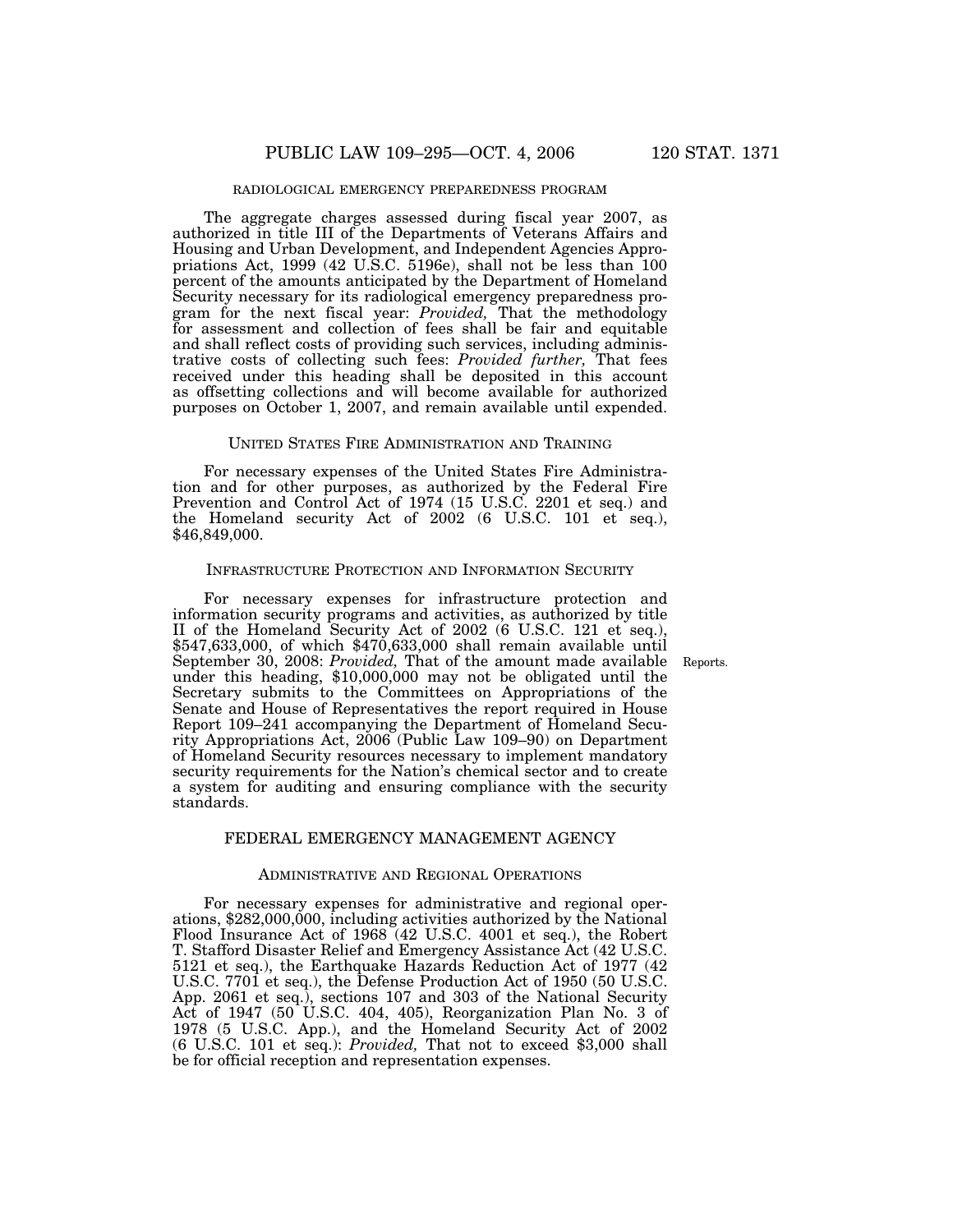RADIOLOGICAL EMERGENCY PREPAREDNESS PROGRAM

The aggregate charges assessed during fiscal year 2007, as authorized in title III of the Departments of Veterans Affairs and Housing and Urban Development, and Independent Agencies Appropriations Act, 1999 (42 U.S.C. 5196e), shall not be less than 100 percent of the amounts anticipated by the Department of Homeland Security necessary for its radiological emergency preparedness program for the next fiscal year: *Provided,* That the methodology for assessment and collection of fees shall be fair and equitable and shall reflect costs of providing such services, including administrative costs of collecting such fees: *Provided further,* That fees received under this heading shall be deposited in this account as offsetting collections and will become available for authorized purposes on October 1, 2007, and remain available until expended.

UNITED STATES FIRE ADMINISTRATION AND TRAINING

For necessary expenses of the United States Fire Administration and for other purposes, as authorized by the Federal Fire Prevention and Control Act of 1974 (15 U.S.C. 2201 et seq.) and the Homeland security Act of 2002 (6 U.S.C. 101 et seq.), $46,849,000.

INFRASTRUCTURE PROTECTION AND INFORMATION SECURITY

For necessary expenses for infrastructure protection and information security programs and activities, as authorized by title II of the Homeland Security Act of 2002 (6 U.S.C. 121 et seq.), $547,633,000, of which $470,633,000 shall remain available until September 30, 2008: *Provided,* That of the amount made available under this heading, $10,000,000 may not be obligated until the Secretary submits to the Committees on Appropriations of the Senate and House of Representatives the report required in House Report 109–241 accompanying the Department of Homeland Security Appropriations Act, 2006 (Public Law 109–90) on Department of Homeland Security resources necessary to implement mandatory security requirements for the Nation's chemical sector and to create a system for auditing and ensuring compliance with the security standards.

Reports.

FEDERAL EMERGENCY MANAGEMENT AGENCY

ADMINISTRATIVE AND REGIONAL OPERATIONS

For necessary expenses for administrative and regional operations, $282,000,000, including activities authorized by the National Flood Insurance Act of 1968 (42 U.S.C. 4001 et seq.), the Robert T. Stafford Disaster Relief and Emergency Assistance Act (42 U.S.C. 5121 et seq.), the Earthquake Hazards Reduction Act of 1977 (42 U.S.C. 7701 et seq.), the Defense Production Act of 1950 (50 U.S.C. App. 2061 et seq.), sections 107 and 303 of the National Security Act of 1947 (50 U.S.C. 404, 405), Reorganization Plan No. 3 of 1978 (5 U.S.C. App.), and the Homeland Security Act of 2002 (6 U.S.C. 101 et seq.): *Provided,* That not to exceed $3,000 shall be for official reception and representation expenses.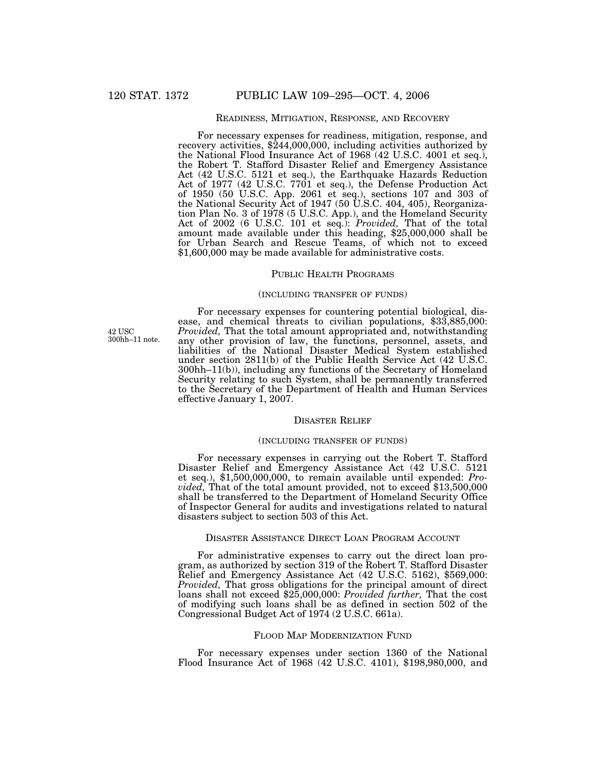READINESS, MITIGATION, RESPONSE, AND RECOVERY

For necessary expenses for readiness, mitigation, response, and recovery activities, $244,000,000, including activities authorized by the National Flood Insurance Act of 1968 (42 U.S.C. 4001 et seq.), the Robert T. Stafford Disaster Relief and Emergency Assistance Act (42 U.S.C. 5121 et seq.), the Earthquake Hazards Reduction Act of 1977 (42 U.S.C. 7701 et seq.), the Defense Production Act of 1950 (50 U.S.C. App. 2061 et seq.), sections 107 and 303 of the National Security Act of 1947 (50 U.S.C. 404, 405), Reorganization Plan No. 3 of 1978 (5 U.S.C. App.), and the Homeland Security Act of 2002 (6 U.S.C. 101 et seq.): *Provided,* That of the total amount made available under this heading, $25,000,000 shall be for Urban Search and Rescue Teams, of which not to exceed $1,600,000 may be made available for administrative costs.

PUBLIC HEALTH PROGRAMS

(INCLUDING TRANSFER OF FUNDS)

42 USC 300hh–11 note.

For necessary expenses for countering potential biological, disease, and chemical threats to civilian populations, $33,885,000: *Provided,* That the total amount appropriated and, notwithstanding any other provision of law, the functions, personnel, assets, and liabilities of the National Disaster Medical System established under section 2811(b) of the Public Health Service Act (42 U.S.C. 300hh–11(b)), including any functions of the Secretary of Homeland Security relating to such System, shall be permanently transferred to the Secretary of the Department of Health and Human Services effective January 1, 2007.

DISASTER RELIEF

(INCLUDING TRANSFER OF FUNDS)

For necessary expenses in carrying out the Robert T. Stafford Disaster Relief and Emergency Assistance Act (42 U.S.C. 5121 et seq.), $1,500,000,000, to remain available until expended: *Provided,* That of the total amount provided, not to exceed $13,500,000 shall be transferred to the Department of Homeland Security Office of Inspector General for audits and investigations related to natural disasters subject to section 503 of this Act.

DISASTER ASSISTANCE DIRECT LOAN PROGRAM ACCOUNT

For administrative expenses to carry out the direct loan program, as authorized by section 319 of the Robert T. Stafford Disaster Relief and Emergency Assistance Act (42 U.S.C. 5162), $569,000: *Provided,* That gross obligations for the principal amount of direct loans shall not exceed $25,000,000: *Provided further,* That the cost of modifying such loans shall be as defined in section 502 of the Congressional Budget Act of 1974 (2 U.S.C. 661a).

FLOOD MAP MODERNIZATION FUND

For necessary expenses under section 1360 of the National Flood Insurance Act of 1968 (42 U.S.C. 4101), $198,980,000, and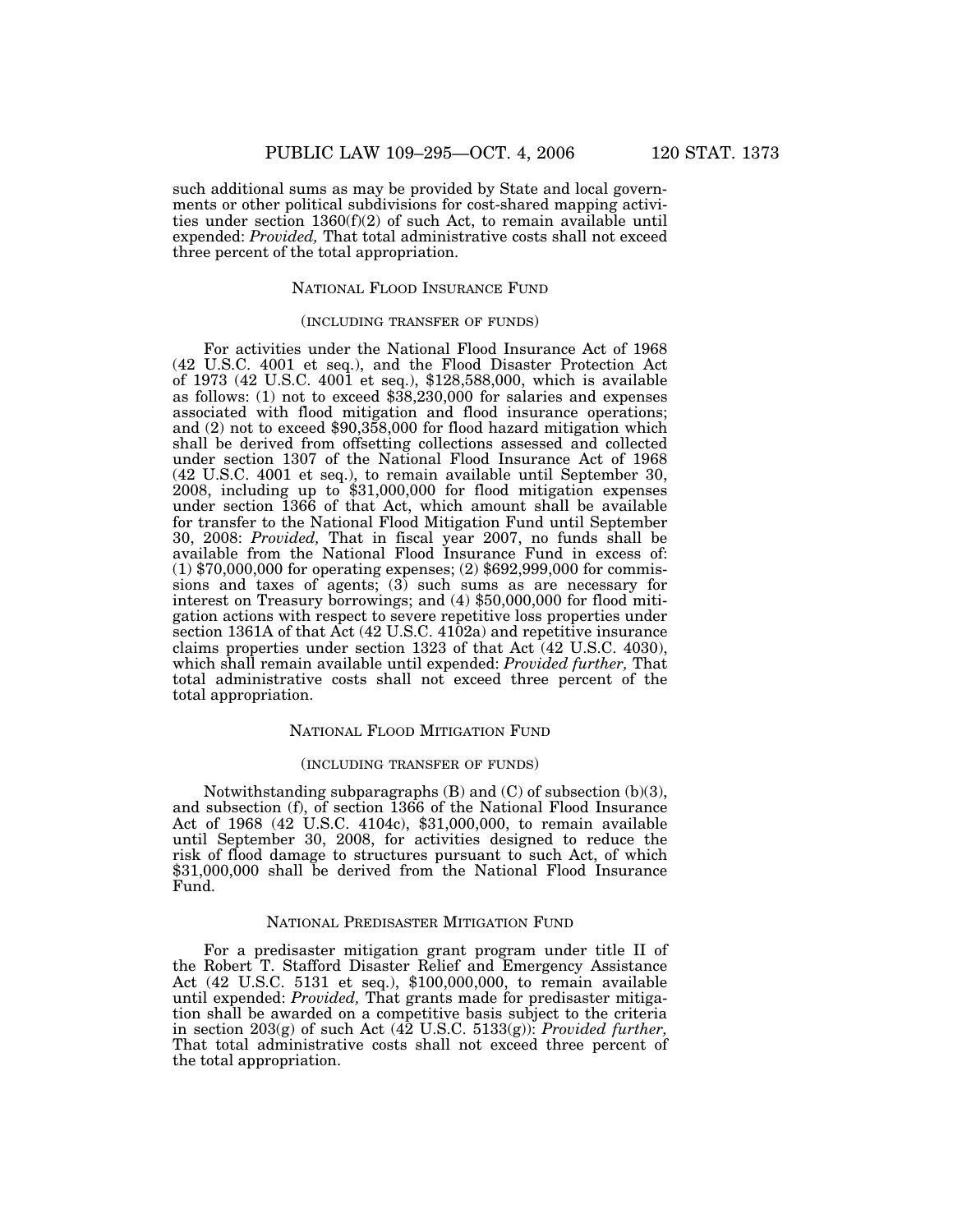such additional sums as may be provided by State and local governments or other political subdivisions for cost-shared mapping activities under section 1360(f)(2) of such Act, to remain available until expended: *Provided,* That total administrative costs shall not exceed three percent of the total appropriation.

### NATIONAL FLOOD INSURANCE FUND

(INCLUDING TRANSFER OF FUNDS)

For activities under the National Flood Insurance Act of 1968 (42 U.S.C. 4001 et seq.), and the Flood Disaster Protection Act of 1973 (42 U.S.C. 4001 et seq.), $128,588,000, which is available as follows: (1) not to exceed $38,230,000 for salaries and expenses associated with flood mitigation and flood insurance operations; and (2) not to exceed $90,358,000 for flood hazard mitigation which shall be derived from offsetting collections assessed and collected under section 1307 of the National Flood Insurance Act of 1968 (42 U.S.C. 4001 et seq.), to remain available until September 30, 2008, including up to $31,000,000 for flood mitigation expenses under section 1366 of that Act, which amount shall be available for transfer to the National Flood Mitigation Fund until September 30, 2008: *Provided,* That in fiscal year 2007, no funds shall be available from the National Flood Insurance Fund in excess of: (1) $70,000,000 for operating expenses; (2) $692,999,000 for commissions and taxes of agents; (3) such sums as are necessary for interest on Treasury borrowings; and (4) $50,000,000 for flood mitigation actions with respect to severe repetitive loss properties under section 1361A of that Act (42 U.S.C. 4102a) and repetitive insurance claims properties under section 1323 of that Act (42 U.S.C. 4030), which shall remain available until expended: *Provided further,* That total administrative costs shall not exceed three percent of the total appropriation.

### NATIONAL FLOOD MITIGATION FUND

(INCLUDING TRANSFER OF FUNDS)

Notwithstanding subparagraphs (B) and (C) of subsection (b)(3), and subsection (f), of section 1366 of the National Flood Insurance Act of 1968 (42 U.S.C. 4104c), $31,000,000, to remain available until September 30, 2008, for activities designed to reduce the risk of flood damage to structures pursuant to such Act, of which $31,000,000 shall be derived from the National Flood Insurance Fund.

### NATIONAL PREDISASTER MITIGATION FUND

For a predisaster mitigation grant program under title II of the Robert T. Stafford Disaster Relief and Emergency Assistance Act (42 U.S.C. 5131 et seq.), $100,000,000, to remain available until expended: *Provided,* That grants made for predisaster mitigation shall be awarded on a competitive basis subject to the criteria in section 203(g) of such Act (42 U.S.C. 5133(g)): *Provided further,* That total administrative costs shall not exceed three percent of the total appropriation.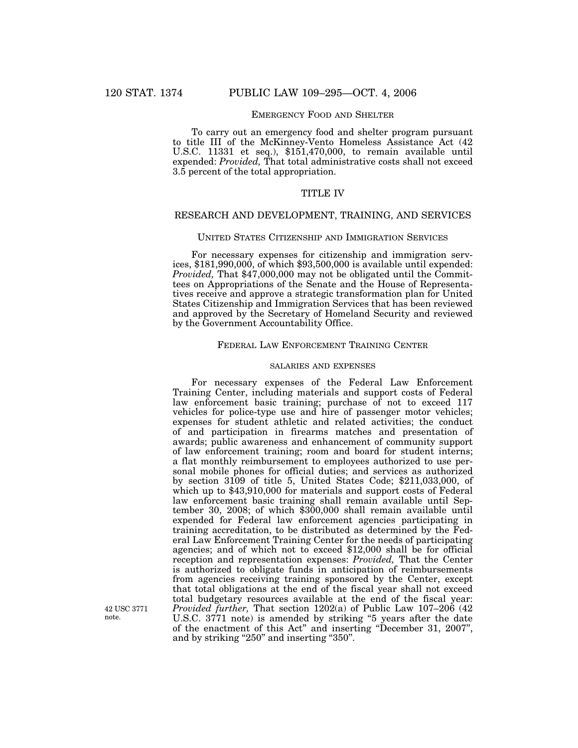### EMERGENCY FOOD AND SHELTER

To carry out an emergency food and shelter program pursuant to title III of the McKinney-Vento Homeless Assistance Act (42 U.S.C. 11331 et seq.), $151,470,000, to remain available until expended: *Provided,* That total administrative costs shall not exceed 3.5 percent of the total appropriation.

## TITLE IV

## RESEARCH AND DEVELOPMENT, TRAINING, AND SERVICES

### UNITED STATES CITIZENSHIP AND IMMIGRATION SERVICES

For necessary expenses for citizenship and immigration services, $181,990,000, of which $93,500,000 is available until expended: *Provided,* That $47,000,000 may not be obligated until the Committees on Appropriations of the Senate and the House of Representatives receive and approve a strategic transformation plan for United States Citizenship and Immigration Services that has been reviewed and approved by the Secretary of Homeland Security and reviewed by the Government Accountability Office.

### FEDERAL LAW ENFORCEMENT TRAINING CENTER

#### SALARIES AND EXPENSES

For necessary expenses of the Federal Law Enforcement Training Center, including materials and support costs of Federal law enforcement basic training; purchase of not to exceed 117 vehicles for police-type use and hire of passenger motor vehicles; expenses for student athletic and related activities; the conduct of and participation in firearms matches and presentation of awards; public awareness and enhancement of community support of law enforcement training; room and board for student interns; a flat monthly reimbursement to employees authorized to use personal mobile phones for official duties; and services as authorized by section 3109 of title 5, United States Code; $211,033,000, of which up to $43,910,000 for materials and support costs of Federal law enforcement basic training shall remain available until September 30, 2008; of which $300,000 shall remain available until expended for Federal law enforcement agencies participating in training accreditation, to be distributed as determined by the Federal Law Enforcement Training Center for the needs of participating agencies; and of which not to exceed $12,000 shall be for official reception and representation expenses: *Provided,* That the Center is authorized to obligate funds in anticipation of reimbursements from agencies receiving training sponsored by the Center, except that total obligations at the end of the fiscal year shall not exceed total budgetary resources available at the end of the fiscal year: *Provided further,* That section 1202(a) of Public Law 107–206 (42 U.S.C. 3771 note) is amended by striking "5 years after the date of the enactment of this Act" and inserting "December 31, 2007", and by striking "250" and inserting "350".

42 USC 3771 note.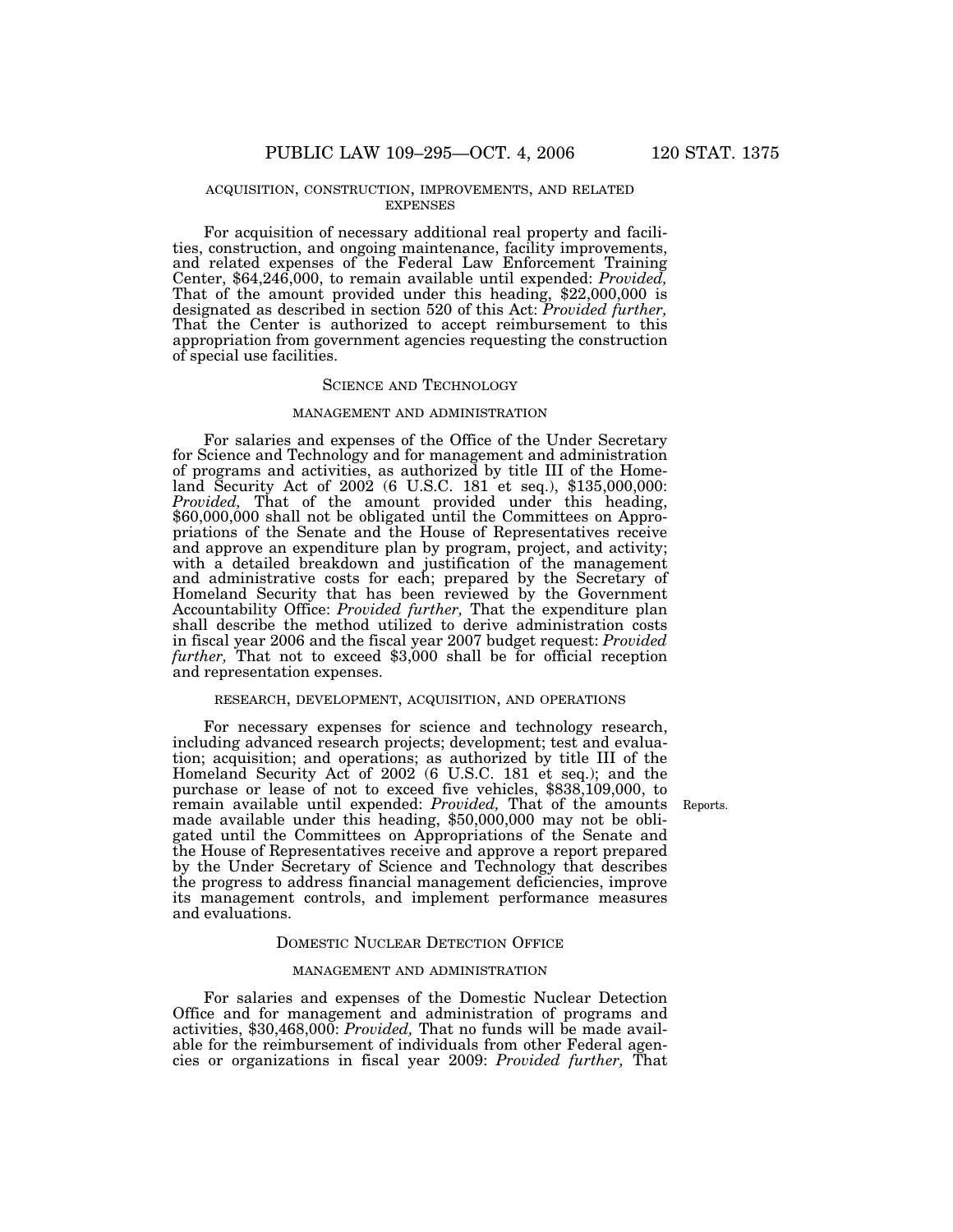ACQUISITION, CONSTRUCTION, IMPROVEMENTS, AND RELATED EXPENSES

For acquisition of necessary additional real property and facilities, construction, and ongoing maintenance, facility improvements, and related expenses of the Federal Law Enforcement Training Center, $64,246,000, to remain available until expended: *Provided,* That of the amount provided under this heading, $22,000,000 is designated as described in section 520 of this Act: *Provided further,* That the Center is authorized to accept reimbursement to this appropriation from government agencies requesting the construction of special use facilities.

## SCIENCE AND TECHNOLOGY

MANAGEMENT AND ADMINISTRATION

For salaries and expenses of the Office of the Under Secretary for Science and Technology and for management and administration of programs and activities, as authorized by title III of the Homeland Security Act of 2002 (6 U.S.C. 181 et seq.), $135,000,000: *Provided,* That of the amount provided under this heading, $60,000,000 shall not be obligated until the Committees on Appropriations of the Senate and the House of Representatives receive and approve an expenditure plan by program, project, and activity; with a detailed breakdown and justification of the management and administrative costs for each; prepared by the Secretary of Homeland Security that has been reviewed by the Government Accountability Office: *Provided further,* That the expenditure plan shall describe the method utilized to derive administration costs in fiscal year 2006 and the fiscal year 2007 budget request: *Provided further,* That not to exceed $3,000 shall be for official reception and representation expenses.

RESEARCH, DEVELOPMENT, ACQUISITION, AND OPERATIONS

For necessary expenses for science and technology research, including advanced research projects; development; test and evaluation; acquisition; and operations; as authorized by title III of the Homeland Security Act of 2002 (6 U.S.C. 181 et seq.); and the purchase or lease of not to exceed five vehicles, $838,109,000, to remain available until expended: *Provided,* That of the amounts made available under this heading, $50,000,000 may not be obligated until the Committees on Appropriations of the Senate and the House of Representatives receive and approve a report prepared by the Under Secretary of Science and Technology that describes the progress to address financial management deficiencies, improve its management controls, and implement performance measures and evaluations.

Reports.

## DOMESTIC NUCLEAR DETECTION OFFICE

MANAGEMENT AND ADMINISTRATION

For salaries and expenses of the Domestic Nuclear Detection Office and for management and administration of programs and activities, $30,468,000: *Provided,* That no funds will be made available for the reimbursement of individuals from other Federal agencies or organizations in fiscal year 2009: *Provided further,* That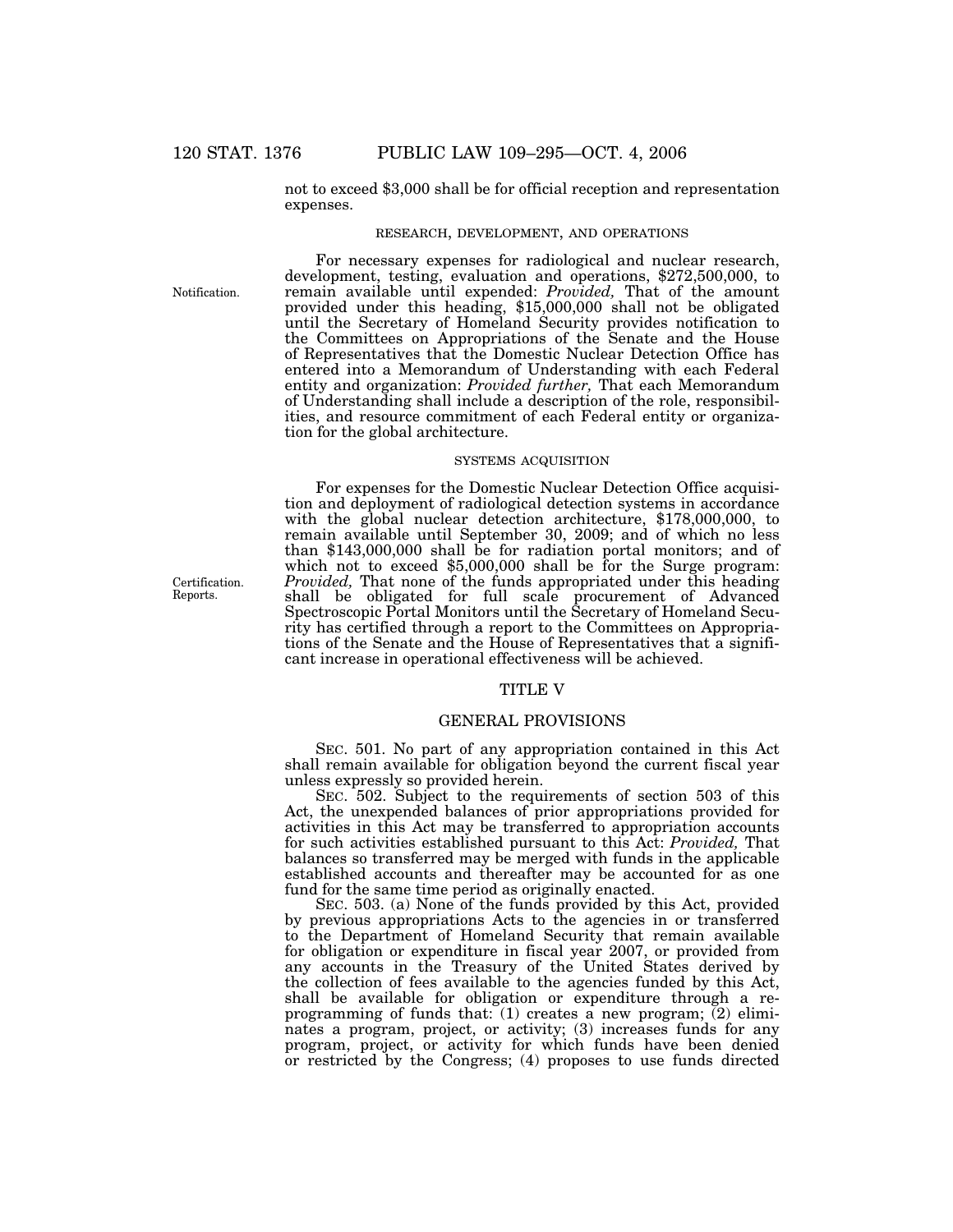not to exceed $3,000 shall be for official reception and representation expenses.

RESEARCH, DEVELOPMENT, AND OPERATIONS

Notification.

For necessary expenses for radiological and nuclear research, development, testing, evaluation and operations, $272,500,000, to remain available until expended: *Provided,* That of the amount provided under this heading, $15,000,000 shall not be obligated until the Secretary of Homeland Security provides notification to the Committees on Appropriations of the Senate and the House of Representatives that the Domestic Nuclear Detection Office has entered into a Memorandum of Understanding with each Federal entity and organization: *Provided further,* That each Memorandum of Understanding shall include a description of the role, responsibilities, and resource commitment of each Federal entity or organization for the global architecture.

SYSTEMS ACQUISITION

Certification. Reports.

For expenses for the Domestic Nuclear Detection Office acquisition and deployment of radiological detection systems in accordance with the global nuclear detection architecture, $178,000,000, to remain available until September 30, 2009; and of which no less than $143,000,000 shall be for radiation portal monitors; and of which not to exceed $5,000,000 shall be for the Surge program: *Provided,* That none of the funds appropriated under this heading shall be obligated for full scale procurement of Advanced Spectroscopic Portal Monitors until the Secretary of Homeland Security has certified through a report to the Committees on Appropriations of the Senate and the House of Representatives that a significant increase in operational effectiveness will be achieved.

## TITLE V

## GENERAL PROVISIONS

SEC. 501. No part of any appropriation contained in this Act shall remain available for obligation beyond the current fiscal year unless expressly so provided herein.

SEC. 502. Subject to the requirements of section 503 of this Act, the unexpended balances of prior appropriations provided for activities in this Act may be transferred to appropriation accounts for such activities established pursuant to this Act: *Provided,* That balances so transferred may be merged with funds in the applicable established accounts and thereafter may be accounted for as one fund for the same time period as originally enacted.

SEC. 503. (a) None of the funds provided by this Act, provided by previous appropriations Acts to the agencies in or transferred to the Department of Homeland Security that remain available for obligation or expenditure in fiscal year 2007, or provided from any accounts in the Treasury of the United States derived by the collection of fees available to the agencies funded by this Act, shall be available for obligation or expenditure through a reprogramming of funds that: (1) creates a new program; (2) eliminates a program, project, or activity; (3) increases funds for any program, project, or activity for which funds have been denied or restricted by the Congress; (4) proposes to use funds directed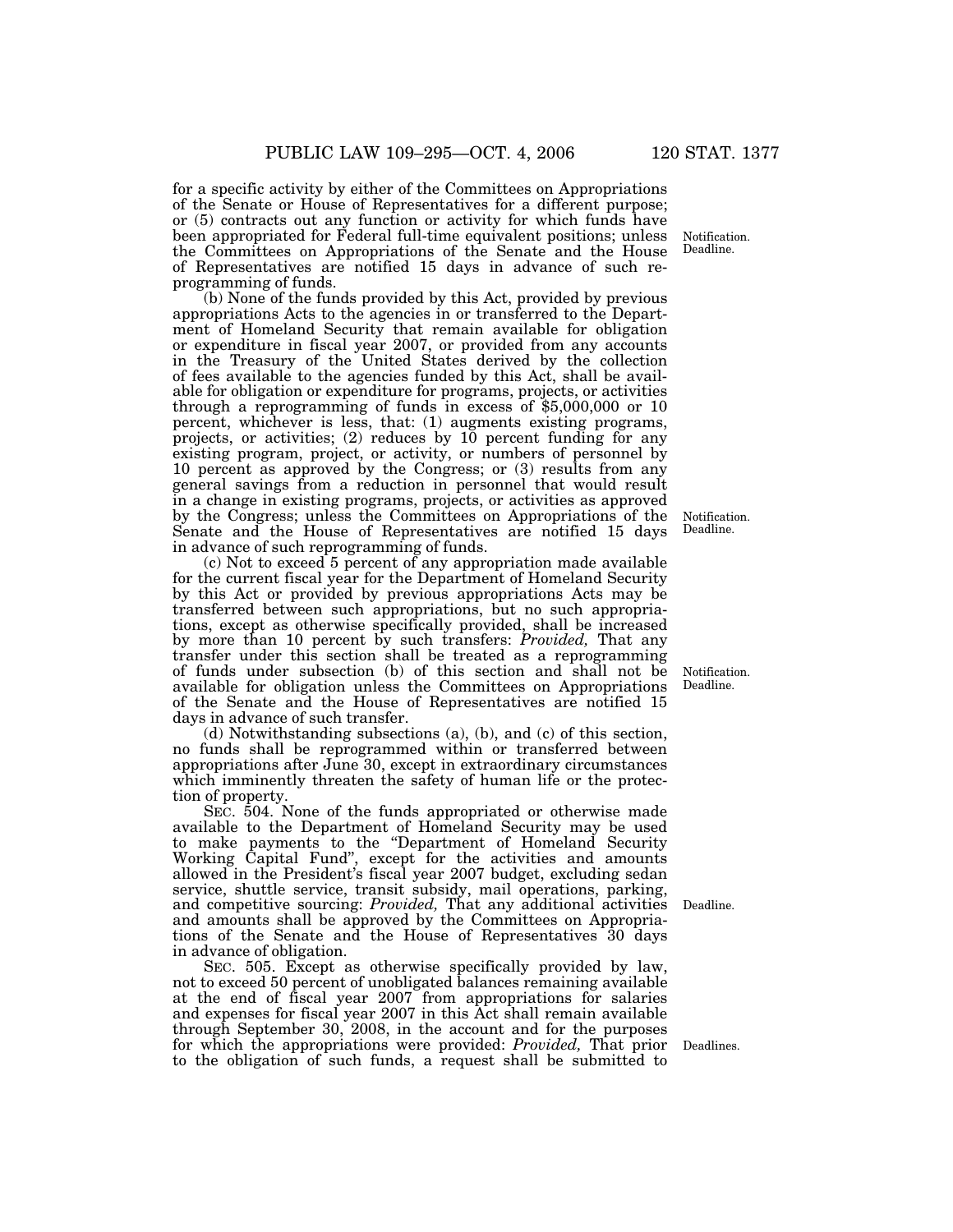for a specific activity by either of the Committees on Appropriations of the Senate or House of Representatives for a different purpose; or (5) contracts out any function or activity for which funds have been appropriated for Federal full-time equivalent positions; unless the Committees on Appropriations of the Senate and the House of Representatives are notified 15 days in advance of such reprogramming of funds.

Notification. Deadline.

(b) None of the funds provided by this Act, provided by previous appropriations Acts to the agencies in or transferred to the Department of Homeland Security that remain available for obligation or expenditure in fiscal year 2007, or provided from any accounts in the Treasury of the United States derived by the collection of fees available to the agencies funded by this Act, shall be available for obligation or expenditure for programs, projects, or activities through a reprogramming of funds in excess of $5,000,000 or 10 percent, whichever is less, that: (1) augments existing programs, projects, or activities; (2) reduces by 10 percent funding for any existing program, project, or activity, or numbers of personnel by 10 percent as approved by the Congress; or (3) results from any general savings from a reduction in personnel that would result in a change in existing programs, projects, or activities as approved by the Congress; unless the Committees on Appropriations of the Senate and the House of Representatives are notified 15 days in advance of such reprogramming of funds.

Notification. Deadline.

(c) Not to exceed 5 percent of any appropriation made available for the current fiscal year for the Department of Homeland Security by this Act or provided by previous appropriations Acts may be transferred between such appropriations, but no such appropriations, except as otherwise specifically provided, shall be increased by more than 10 percent by such transfers: *Provided,* That any transfer under this section shall be treated as a reprogramming of funds under subsection (b) of this section and shall not be available for obligation unless the Committees on Appropriations of the Senate and the House of Representatives are notified 15 days in advance of such transfer.

Notification. Deadline.

(d) Notwithstanding subsections (a), (b), and (c) of this section, no funds shall be reprogrammed within or transferred between appropriations after June 30, except in extraordinary circumstances which imminently threaten the safety of human life or the protection of property.

SEC. 504. None of the funds appropriated or otherwise made available to the Department of Homeland Security may be used to make payments to the "Department of Homeland Security Working Capital Fund", except for the activities and amounts allowed in the President's fiscal year 2007 budget, excluding sedan service, shuttle service, transit subsidy, mail operations, parking, and competitive sourcing: *Provided,* That any additional activities and amounts shall be approved by the Committees on Appropriations of the Senate and the House of Representatives 30 days in advance of obligation.

Deadline.

SEC. 505. Except as otherwise specifically provided by law, not to exceed 50 percent of unobligated balances remaining available at the end of fiscal year 2007 from appropriations for salaries and expenses for fiscal year 2007 in this Act shall remain available through September 30, 2008, in the account and for the purposes for which the appropriations were provided: *Provided,* That prior to the obligation of such funds, a request shall be submitted to

Deadlines.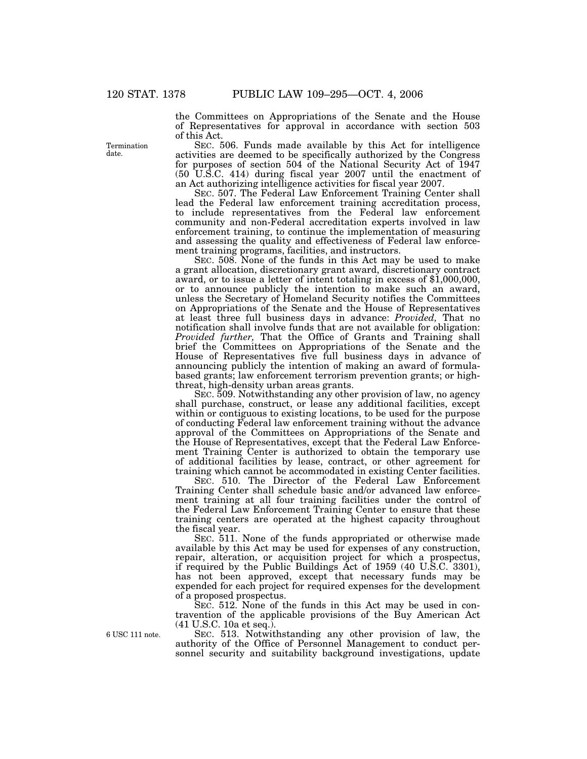the Committees on Appropriations of the Senate and the House of Representatives for approval in accordance with section 503 of this Act.

Termination date.

SEC. 506. Funds made available by this Act for intelligence activities are deemed to be specifically authorized by the Congress for purposes of section 504 of the National Security Act of 1947 (50 U.S.C. 414) during fiscal year 2007 until the enactment of an Act authorizing intelligence activities for fiscal year 2007.

SEC. 507. The Federal Law Enforcement Training Center shall lead the Federal law enforcement training accreditation process, to include representatives from the Federal law enforcement community and non-Federal accreditation experts involved in law enforcement training, to continue the implementation of measuring and assessing the quality and effectiveness of Federal law enforcement training programs, facilities, and instructors.

SEC. 508. None of the funds in this Act may be used to make a grant allocation, discretionary grant award, discretionary contract award, or to issue a letter of intent totaling in excess of $1,000,000, or to announce publicly the intention to make such an award, unless the Secretary of Homeland Security notifies the Committees on Appropriations of the Senate and the House of Representatives at least three full business days in advance: *Provided,* That no notification shall involve funds that are not available for obligation: *Provided further,* That the Office of Grants and Training shall brief the Committees on Appropriations of the Senate and the House of Representatives five full business days in advance of announcing publicly the intention of making an award of formula-based grants; law enforcement terrorism prevention grants; or high-threat, high-density urban areas grants.

SEC. 509. Notwithstanding any other provision of law, no agency shall purchase, construct, or lease any additional facilities, except within or contiguous to existing locations, to be used for the purpose of conducting Federal law enforcement training without the advance approval of the Committees on Appropriations of the Senate and the House of Representatives, except that the Federal Law Enforcement Training Center is authorized to obtain the temporary use of additional facilities by lease, contract, or other agreement for training which cannot be accommodated in existing Center facilities.

SEC. 510. The Director of the Federal Law Enforcement Training Center shall schedule basic and/or advanced law enforcement training at all four training facilities under the control of the Federal Law Enforcement Training Center to ensure that these training centers are operated at the highest capacity throughout the fiscal year.

SEC. 511. None of the funds appropriated or otherwise made available by this Act may be used for expenses of any construction, repair, alteration, or acquisition project for which a prospectus, if required by the Public Buildings Act of 1959 (40 U.S.C. 3301), has not been approved, except that necessary funds may be expended for each project for required expenses for the development of a proposed prospectus.

SEC. 512. None of the funds in this Act may be used in contravention of the applicable provisions of the Buy American Act (41 U.S.C. 10a et seq.).

6 USC 111 note.

SEC. 513. Notwithstanding any other provision of law, the authority of the Office of Personnel Management to conduct personnel security and suitability background investigations, update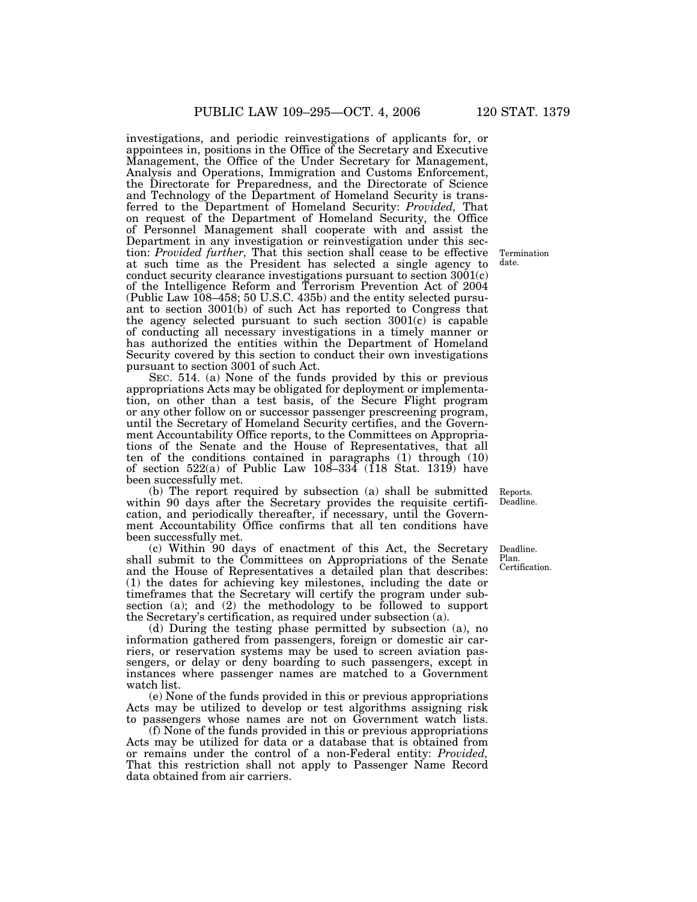investigations, and periodic reinvestigations of applicants for, or appointees in, positions in the Office of the Secretary and Executive Management, the Office of the Under Secretary for Management, Analysis and Operations, Immigration and Customs Enforcement, the Directorate for Preparedness, and the Directorate of Science and Technology of the Department of Homeland Security is transferred to the Department of Homeland Security: *Provided,* That on request of the Department of Homeland Security, the Office of Personnel Management shall cooperate with and assist the Department in any investigation or reinvestigation under this section: *Provided further,* That this section shall cease to be effective at such time as the President has selected a single agency to conduct security clearance investigations pursuant to section 3001(c) of the Intelligence Reform and Terrorism Prevention Act of 2004 (Public Law 108–458; 50 U.S.C. 435b) and the entity selected pursuant to section 3001(b) of such Act has reported to Congress that the agency selected pursuant to such section 3001(c) is capable of conducting all necessary investigations in a timely manner or has authorized the entities within the Department of Homeland Security covered by this section to conduct their own investigations pursuant to section 3001 of such Act.

Termination date.

SEC. 514. (a) None of the funds provided by this or previous appropriations Acts may be obligated for deployment or implementation, on other than a test basis, of the Secure Flight program or any other follow on or successor passenger prescreening program, until the Secretary of Homeland Security certifies, and the Government Accountability Office reports, to the Committees on Appropriations of the Senate and the House of Representatives, that all ten of the conditions contained in paragraphs (1) through (10) of section 522(a) of Public Law 108–334 (118 Stat. 1319) have been successfully met.

Reports. Deadline.

(b) The report required by subsection (a) shall be submitted within 90 days after the Secretary provides the requisite certification, and periodically thereafter, if necessary, until the Government Accountability Office confirms that all ten conditions have been successfully met.

Deadline. Plan. Certification.

(c) Within 90 days of enactment of this Act, the Secretary shall submit to the Committees on Appropriations of the Senate and the House of Representatives a detailed plan that describes: (1) the dates for achieving key milestones, including the date or timeframes that the Secretary will certify the program under subsection (a); and (2) the methodology to be followed to support the Secretary's certification, as required under subsection (a).

(d) During the testing phase permitted by subsection (a), no information gathered from passengers, foreign or domestic air carriers, or reservation systems may be used to screen aviation passengers, or delay or deny boarding to such passengers, except in instances where passenger names are matched to a Government watch list.

(e) None of the funds provided in this or previous appropriations Acts may be utilized to develop or test algorithms assigning risk to passengers whose names are not on Government watch lists.

(f) None of the funds provided in this or previous appropriations Acts may be utilized for data or a database that is obtained from or remains under the control of a non-Federal entity: *Provided,* That this restriction shall not apply to Passenger Name Record data obtained from air carriers.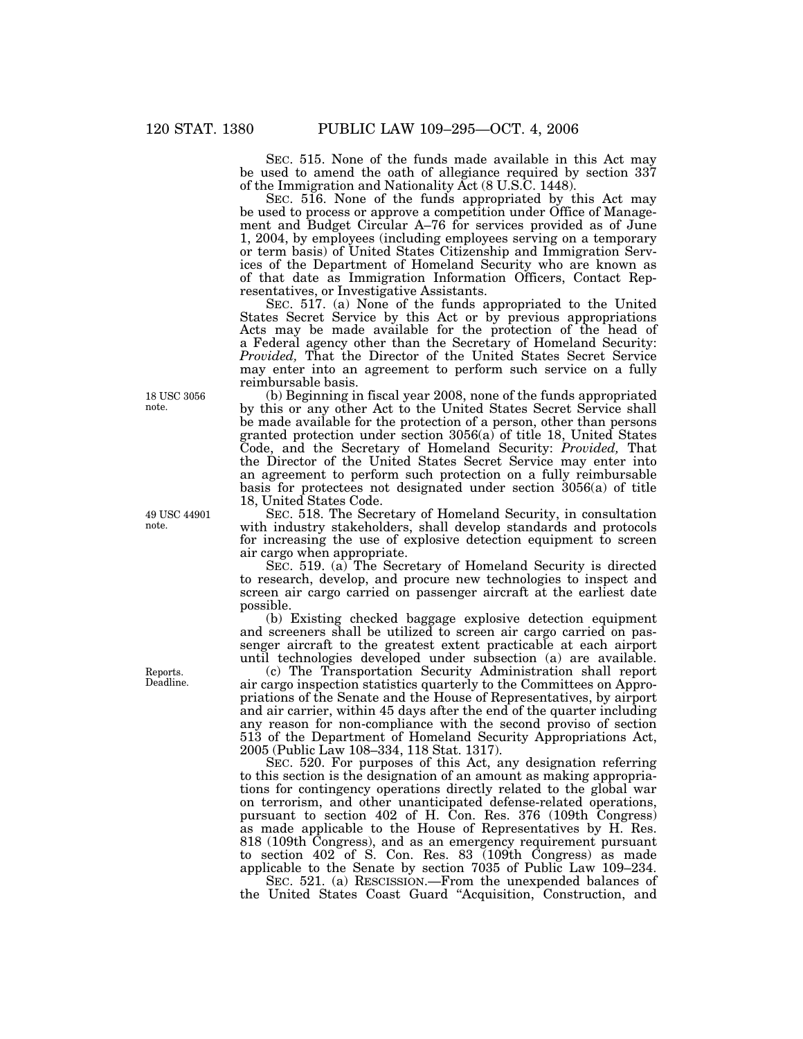SEC. 515. None of the funds made available in this Act may be used to amend the oath of allegiance required by section 337 of the Immigration and Nationality Act (8 U.S.C. 1448).

SEC. 516. None of the funds appropriated by this Act may be used to process or approve a competition under Office of Management and Budget Circular A–76 for services provided as of June 1, 2004, by employees (including employees serving on a temporary or term basis) of United States Citizenship and Immigration Services of the Department of Homeland Security who are known as of that date as Immigration Information Officers, Contact Representatives, or Investigative Assistants.

SEC. 517. (a) None of the funds appropriated to the United States Secret Service by this Act or by previous appropriations Acts may be made available for the protection of the head of a Federal agency other than the Secretary of Homeland Security: *Provided,* That the Director of the United States Secret Service may enter into an agreement to perform such service on a fully reimbursable basis.

18 USC 3056 note.

(b) Beginning in fiscal year 2008, none of the funds appropriated by this or any other Act to the United States Secret Service shall be made available for the protection of a person, other than persons granted protection under section 3056(a) of title 18, United States Code, and the Secretary of Homeland Security: *Provided,* That the Director of the United States Secret Service may enter into an agreement to perform such protection on a fully reimbursable basis for protectees not designated under section 3056(a) of title 18, United States Code.

49 USC 44901 note.

SEC. 518. The Secretary of Homeland Security, in consultation with industry stakeholders, shall develop standards and protocols for increasing the use of explosive detection equipment to screen air cargo when appropriate.

SEC. 519. (a) The Secretary of Homeland Security is directed to research, develop, and procure new technologies to inspect and screen air cargo carried on passenger aircraft at the earliest date possible.

(b) Existing checked baggage explosive detection equipment and screeners shall be utilized to screen air cargo carried on passenger aircraft to the greatest extent practicable at each airport until technologies developed under subsection (a) are available.

Reports. Deadline.

(c) The Transportation Security Administration shall report air cargo inspection statistics quarterly to the Committees on Appropriations of the Senate and the House of Representatives, by airport and air carrier, within 45 days after the end of the quarter including any reason for non-compliance with the second proviso of section 513 of the Department of Homeland Security Appropriations Act, 2005 (Public Law 108–334, 118 Stat. 1317).

SEC. 520. For purposes of this Act, any designation referring to this section is the designation of an amount as making appropriations for contingency operations directly related to the global war on terrorism, and other unanticipated defense-related operations, pursuant to section 402 of H. Con. Res. 376 (109th Congress) as made applicable to the House of Representatives by H. Res. 818 (109th Congress), and as an emergency requirement pursuant to section 402 of S. Con. Res. 83 (109th Congress) as made applicable to the Senate by section 7035 of Public Law 109–234.

SEC. 521. (a) RESCISSION.—From the unexpended balances of the United States Coast Guard "Acquisition, Construction, and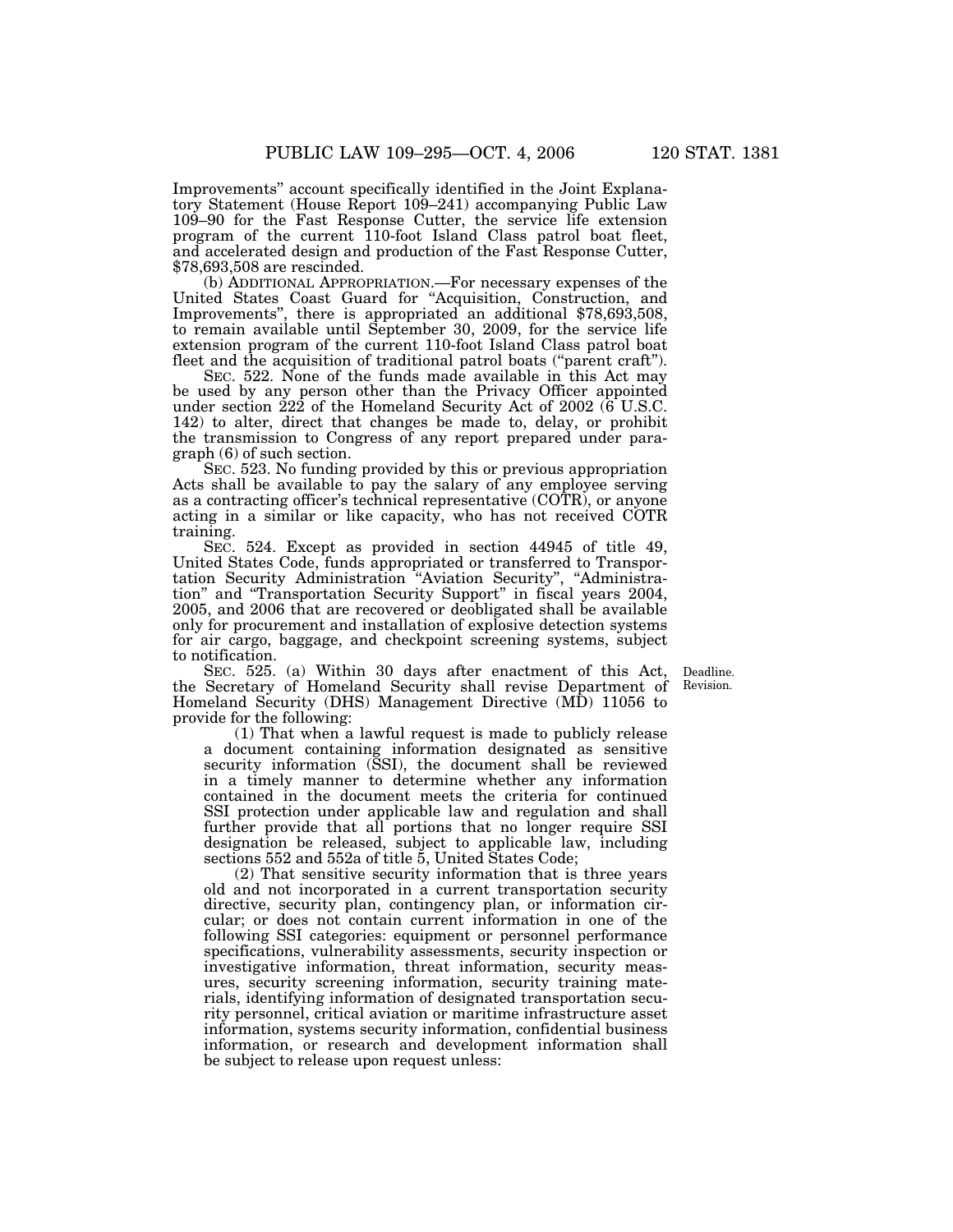Improvements" account specifically identified in the Joint Explanatory Statement (House Report 109–241) accompanying Public Law 109–90 for the Fast Response Cutter, the service life extension program of the current 110-foot Island Class patrol boat fleet, and accelerated design and production of the Fast Response Cutter, $78,693,508 are rescinded.

(b) ADDITIONAL APPROPRIATION.—For necessary expenses of the United States Coast Guard for "Acquisition, Construction, and Improvements", there is appropriated an additional $78,693,508, to remain available until September 30, 2009, for the service life extension program of the current 110-foot Island Class patrol boat fleet and the acquisition of traditional patrol boats ("parent craft").

SEC. 522. None of the funds made available in this Act may be used by any person other than the Privacy Officer appointed under section 222 of the Homeland Security Act of 2002 (6 U.S.C. 142) to alter, direct that changes be made to, delay, or prohibit the transmission to Congress of any report prepared under paragraph (6) of such section.

SEC. 523. No funding provided by this or previous appropriation Acts shall be available to pay the salary of any employee serving as a contracting officer's technical representative (COTR), or anyone acting in a similar or like capacity, who has not received COTR training.

SEC. 524. Except as provided in section 44945 of title 49, United States Code, funds appropriated or transferred to Transportation Security Administration "Aviation Security", "Administration" and "Transportation Security Support" in fiscal years 2004, 2005, and 2006 that are recovered or deobligated shall be available only for procurement and installation of explosive detection systems for air cargo, baggage, and checkpoint screening systems, subject to notification.

Deadline. Revision.

SEC. 525. (a) Within 30 days after enactment of this Act, the Secretary of Homeland Security shall revise Department of Homeland Security (DHS) Management Directive (MD) 11056 to provide for the following:

(1) That when a lawful request is made to publicly release a document containing information designated as sensitive security information (SSI), the document shall be reviewed in a timely manner to determine whether any information contained in the document meets the criteria for continued SSI protection under applicable law and regulation and shall further provide that all portions that no longer require SSI designation be released, subject to applicable law, including sections 552 and 552a of title 5, United States Code;

(2) That sensitive security information that is three years old and not incorporated in a current transportation security directive, security plan, contingency plan, or information circular; or does not contain current information in one of the following SSI categories: equipment or personnel performance specifications, vulnerability assessments, security inspection or investigative information, threat information, security measures, security screening information, security training materials, identifying information of designated transportation security personnel, critical aviation or maritime infrastructure asset information, systems security information, confidential business information, or research and development information shall be subject to release upon request unless: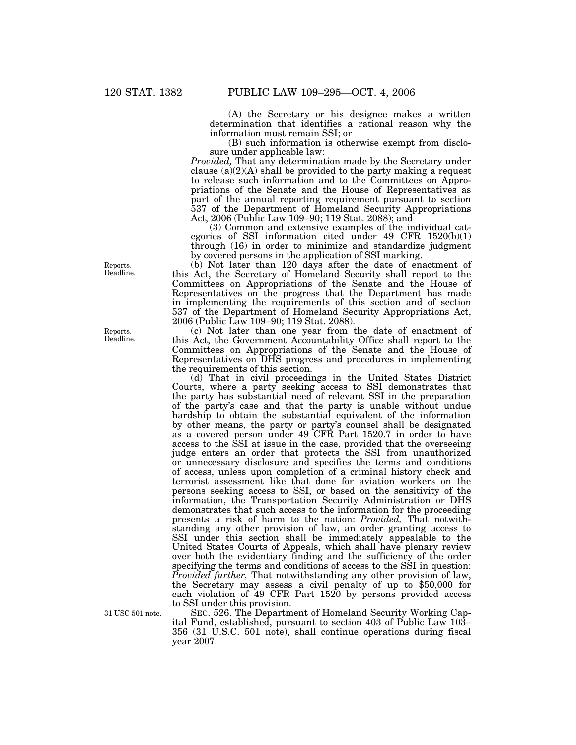(A) the Secretary or his designee makes a written determination that identifies a rational reason why the information must remain SSI; or

(B) such information is otherwise exempt from disclosure under applicable law:

*Provided,* That any determination made by the Secretary under clause (a)(2)(A) shall be provided to the party making a request to release such information and to the Committees on Appropriations of the Senate and the House of Representatives as part of the annual reporting requirement pursuant to section 537 of the Department of Homeland Security Appropriations Act, 2006 (Public Law 109–90; 119 Stat. 2088); and

(3) Common and extensive examples of the individual categories of SSI information cited under 49 CFR 1520(b)(1) through (16) in order to minimize and standardize judgment by covered persons in the application of SSI marking.

Reports. Deadline.

(b) Not later than 120 days after the date of enactment of this Act, the Secretary of Homeland Security shall report to the Committees on Appropriations of the Senate and the House of Representatives on the progress that the Department has made in implementing the requirements of this section and of section 537 of the Department of Homeland Security Appropriations Act, 2006 (Public Law 109–90; 119 Stat. 2088).

Reports. Deadline.

(c) Not later than one year from the date of enactment of this Act, the Government Accountability Office shall report to the Committees on Appropriations of the Senate and the House of Representatives on DHS progress and procedures in implementing the requirements of this section.

(d) That in civil proceedings in the United States District Courts, where a party seeking access to SSI demonstrates that the party has substantial need of relevant SSI in the preparation of the party's case and that the party is unable without undue hardship to obtain the substantial equivalent of the information by other means, the party or party's counsel shall be designated as a covered person under 49 CFR Part 1520.7 in order to have access to the SSI at issue in the case, provided that the overseeing judge enters an order that protects the SSI from unauthorized or unnecessary disclosure and specifies the terms and conditions of access, unless upon completion of a criminal history check and terrorist assessment like that done for aviation workers on the persons seeking access to SSI, or based on the sensitivity of the information, the Transportation Security Administration or DHS demonstrates that such access to the information for the proceeding presents a risk of harm to the nation: *Provided,* That notwithstanding any other provision of law, an order granting access to SSI under this section shall be immediately appealable to the United States Courts of Appeals, which shall have plenary review over both the evidentiary finding and the sufficiency of the order specifying the terms and conditions of access to the SSI in question: *Provided further,* That notwithstanding any other provision of law, the Secretary may assess a civil penalty of up to $50,000 for each violation of 49 CFR Part 1520 by persons provided access to SSI under this provision.

31 USC 501 note.

SEC. 526. The Department of Homeland Security Working Capital Fund, established, pursuant to section 403 of Public Law 103–356 (31 U.S.C. 501 note), shall continue operations during fiscal year 2007.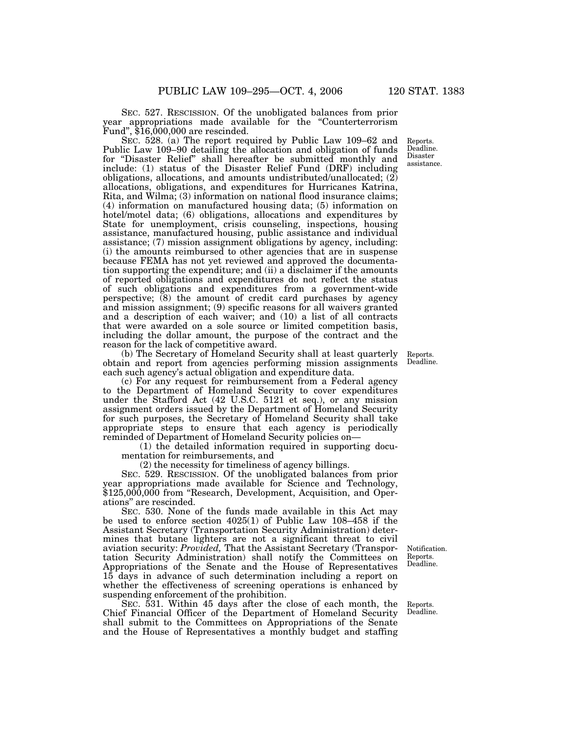SEC. 527. RESCISSION. Of the unobligated balances from prior year appropriations made available for the "Counterterrorism Fund", $16,000,000 are rescinded.

SEC. 528. (a) The report required by Public Law 109–62 and Public Law 109–90 detailing the allocation and obligation of funds for "Disaster Relief" shall hereafter be submitted monthly and include: (1) status of the Disaster Relief Fund (DRF) including obligations, allocations, and amounts undistributed/unallocated; (2) allocations, obligations, and expenditures for Hurricanes Katrina, Rita, and Wilma; (3) information on national flood insurance claims; (4) information on manufactured housing data; (5) information on hotel/motel data; (6) obligations, allocations and expenditures by State for unemployment, crisis counseling, inspections, housing assistance, manufactured housing, public assistance and individual assistance; (7) mission assignment obligations by agency, including: (i) the amounts reimbursed to other agencies that are in suspense because FEMA has not yet reviewed and approved the documentation supporting the expenditure; and (ii) a disclaimer if the amounts of reported obligations and expenditures do not reflect the status of such obligations and expenditures from a government-wide perspective; (8) the amount of credit card purchases by agency and mission assignment; (9) specific reasons for all waivers granted and a description of each waiver; and (10) a list of all contracts that were awarded on a sole source or limited competition basis, including the dollar amount, the purpose of the contract and the reason for the lack of competitive award.

Reports.
Deadline.
Disaster assistance.

(b) The Secretary of Homeland Security shall at least quarterly obtain and report from agencies performing mission assignments each such agency's actual obligation and expenditure data.

Reports.
Deadline.

(c) For any request for reimbursement from a Federal agency to the Department of Homeland Security to cover expenditures under the Stafford Act (42 U.S.C. 5121 et seq.), or any mission assignment orders issued by the Department of Homeland Security for such purposes, the Secretary of Homeland Security shall take appropriate steps to ensure that each agency is periodically reminded of Department of Homeland Security policies on—

(1) the detailed information required in supporting documentation for reimbursements, and

(2) the necessity for timeliness of agency billings.

SEC. 529. RESCISSION. Of the unobligated balances from prior year appropriations made available for Science and Technology, $125,000,000 from "Research, Development, Acquisition, and Operations" are rescinded.

SEC. 530. None of the funds made available in this Act may be used to enforce section 4025(1) of Public Law 108–458 if the Assistant Secretary (Transportation Security Administration) determines that butane lighters are not a significant threat to civil aviation security: *Provided,* That the Assistant Secretary (Transportation Security Administration) shall notify the Committees on Appropriations of the Senate and the House of Representatives 15 days in advance of such determination including a report on whether the effectiveness of screening operations is enhanced by suspending enforcement of the prohibition.

Notification.
Reports.
Deadline.

SEC. 531. Within 45 days after the close of each month, the Chief Financial Officer of the Department of Homeland Security shall submit to the Committees on Appropriations of the Senate and the House of Representatives a monthly budget and staffing

Reports.
Deadline.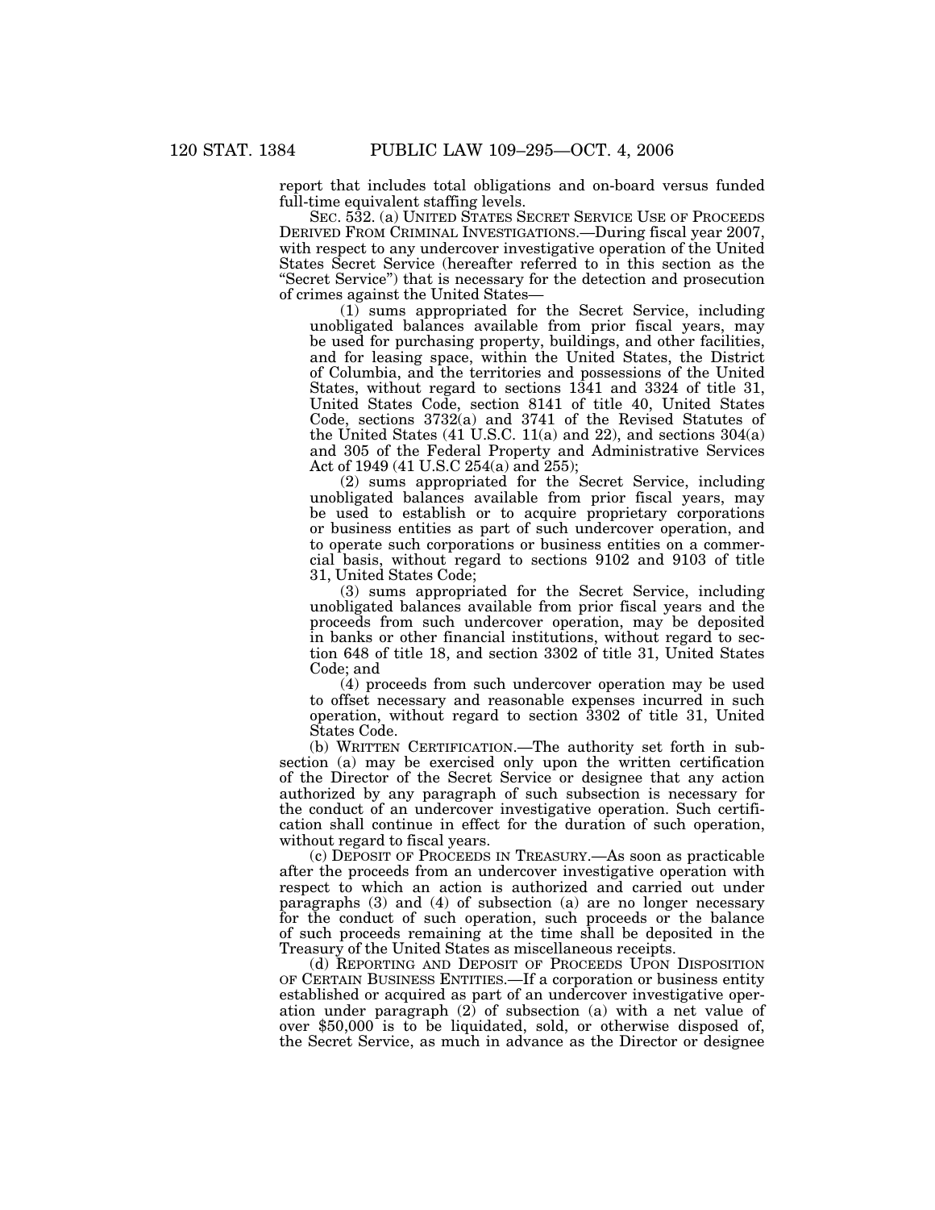report that includes total obligations and on-board versus funded full-time equivalent staffing levels.

SEC. 532. (a) UNITED STATES SECRET SERVICE USE OF PROCEEDS DERIVED FROM CRIMINAL INVESTIGATIONS.—During fiscal year 2007, with respect to any undercover investigative operation of the United States Secret Service (hereafter referred to in this section as the "Secret Service") that is necessary for the detection and prosecution of crimes against the United States—

(1) sums appropriated for the Secret Service, including unobligated balances available from prior fiscal years, may be used for purchasing property, buildings, and other facilities, and for leasing space, within the United States, the District of Columbia, and the territories and possessions of the United States, without regard to sections 1341 and 3324 of title 31, United States Code, section 8141 of title 40, United States Code, sections 3732(a) and 3741 of the Revised Statutes of the United States (41 U.S.C. 11(a) and 22), and sections 304(a) and 305 of the Federal Property and Administrative Services Act of 1949 (41 U.S.C 254(a) and 255);

(2) sums appropriated for the Secret Service, including unobligated balances available from prior fiscal years, may be used to establish or to acquire proprietary corporations or business entities as part of such undercover operation, and to operate such corporations or business entities on a commercial basis, without regard to sections 9102 and 9103 of title 31, United States Code;

(3) sums appropriated for the Secret Service, including unobligated balances available from prior fiscal years and the proceeds from such undercover operation, may be deposited in banks or other financial institutions, without regard to section 648 of title 18, and section 3302 of title 31, United States Code; and

(4) proceeds from such undercover operation may be used to offset necessary and reasonable expenses incurred in such operation, without regard to section 3302 of title 31, United States Code.

(b) WRITTEN CERTIFICATION.—The authority set forth in subsection (a) may be exercised only upon the written certification of the Director of the Secret Service or designee that any action authorized by any paragraph of such subsection is necessary for the conduct of an undercover investigative operation. Such certification shall continue in effect for the duration of such operation, without regard to fiscal years.

(c) DEPOSIT OF PROCEEDS IN TREASURY.—As soon as practicable after the proceeds from an undercover investigative operation with respect to which an action is authorized and carried out under paragraphs (3) and (4) of subsection (a) are no longer necessary for the conduct of such operation, such proceeds or the balance of such proceeds remaining at the time shall be deposited in the Treasury of the United States as miscellaneous receipts.

(d) REPORTING AND DEPOSIT OF PROCEEDS UPON DISPOSITION OF CERTAIN BUSINESS ENTITIES.—If a corporation or business entity established or acquired as part of an undercover investigative operation under paragraph (2) of subsection (a) with a net value of over $50,000 is to be liquidated, sold, or otherwise disposed of, the Secret Service, as much in advance as the Director or designee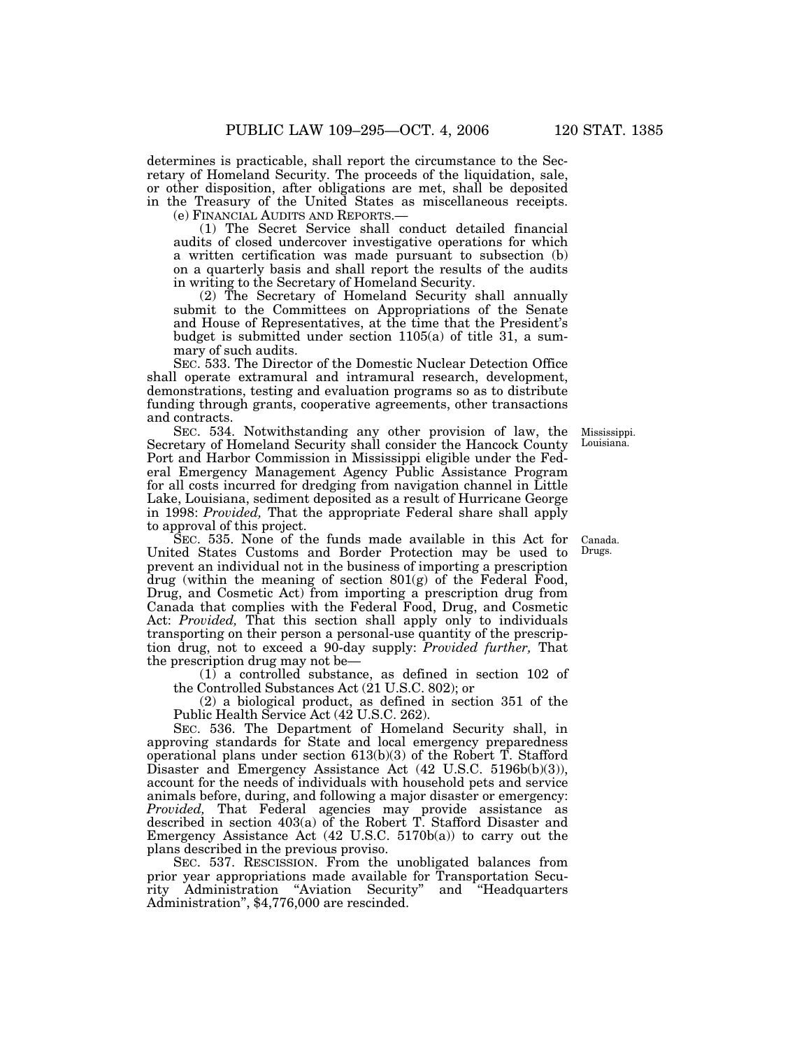determines is practicable, shall report the circumstance to the Secretary of Homeland Security. The proceeds of the liquidation, sale, or other disposition, after obligations are met, shall be deposited in the Treasury of the United States as miscellaneous receipts.

(e) FINANCIAL AUDITS AND REPORTS.—

(1) The Secret Service shall conduct detailed financial audits of closed undercover investigative operations for which a written certification was made pursuant to subsection (b) on a quarterly basis and shall report the results of the audits in writing to the Secretary of Homeland Security.

(2) The Secretary of Homeland Security shall annually submit to the Committees on Appropriations of the Senate and House of Representatives, at the time that the President's budget is submitted under section 1105(a) of title 31, a summary of such audits.

SEC. 533. The Director of the Domestic Nuclear Detection Office shall operate extramural and intramural research, development, demonstrations, testing and evaluation programs so as to distribute funding through grants, cooperative agreements, other transactions and contracts.

Mississippi. Louisiana.

SEC. 534. Notwithstanding any other provision of law, the Secretary of Homeland Security shall consider the Hancock County Port and Harbor Commission in Mississippi eligible under the Federal Emergency Management Agency Public Assistance Program for all costs incurred for dredging from navigation channel in Little Lake, Louisiana, sediment deposited as a result of Hurricane George in 1998: *Provided,* That the appropriate Federal share shall apply to approval of this project.

Canada. Drugs.

SEC. 535. None of the funds made available in this Act for United States Customs and Border Protection may be used to prevent an individual not in the business of importing a prescription drug (within the meaning of section 801(g) of the Federal Food, Drug, and Cosmetic Act) from importing a prescription drug from Canada that complies with the Federal Food, Drug, and Cosmetic Act: *Provided,* That this section shall apply only to individuals transporting on their person a personal-use quantity of the prescription drug, not to exceed a 90-day supply: *Provided further,* That the prescription drug may not be—

(1) a controlled substance, as defined in section 102 of the Controlled Substances Act (21 U.S.C. 802); or

(2) a biological product, as defined in section 351 of the Public Health Service Act (42 U.S.C. 262).

SEC. 536. The Department of Homeland Security shall, in approving standards for State and local emergency preparedness operational plans under section 613(b)(3) of the Robert T. Stafford Disaster and Emergency Assistance Act (42 U.S.C. 5196b(b)(3)), account for the needs of individuals with household pets and service animals before, during, and following a major disaster or emergency: *Provided,* That Federal agencies may provide assistance as described in section 403(a) of the Robert T. Stafford Disaster and Emergency Assistance Act (42 U.S.C. 5170b(a)) to carry out the plans described in the previous proviso.

SEC. 537. RESCISSION. From the unobligated balances from prior year appropriations made available for Transportation Security Administration "Aviation Security" and "Headquarters Administration", $4,776,000 are rescinded.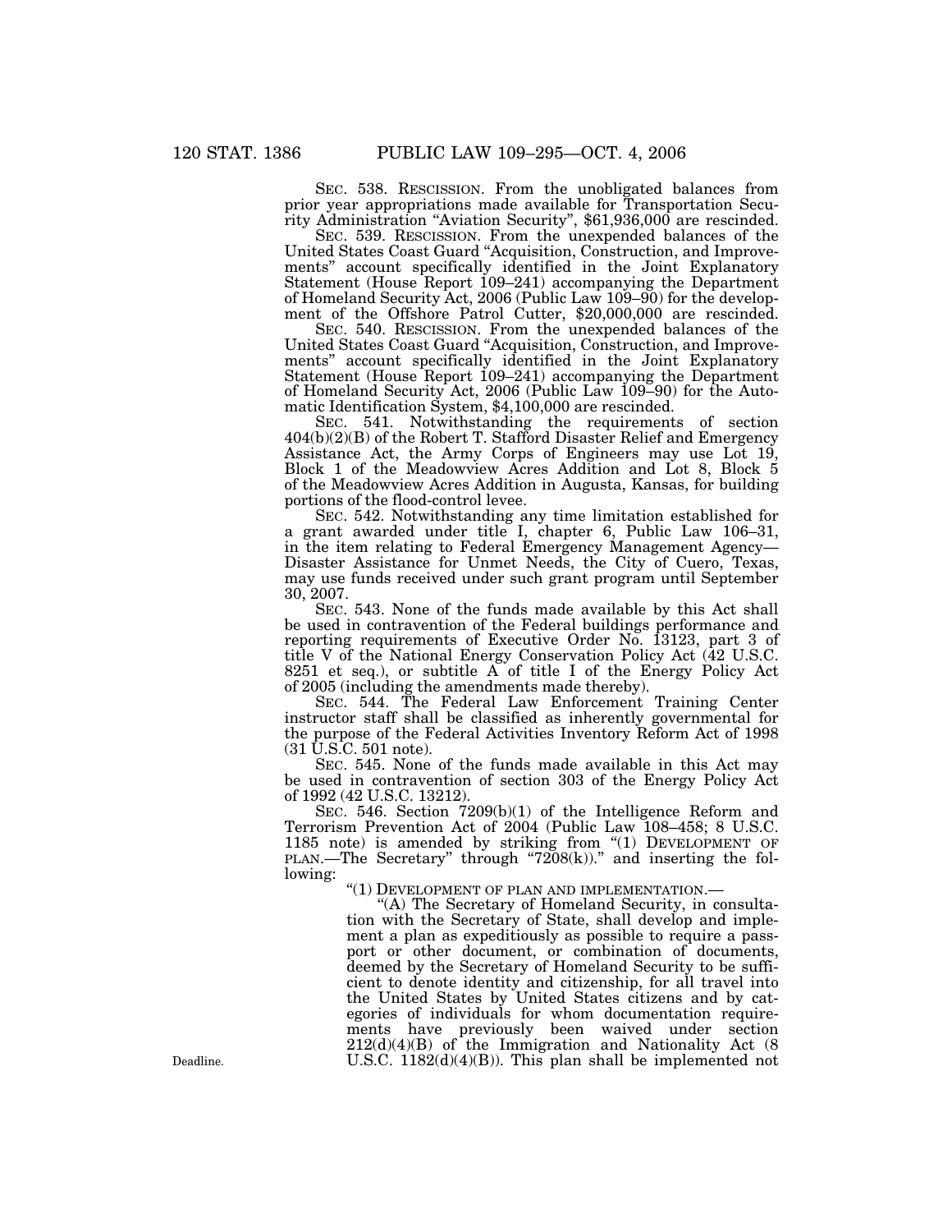SEC. 538. RESCISSION. From the unobligated balances from prior year appropriations made available for Transportation Security Administration "Aviation Security", $61,936,000 are rescinded.

SEC. 539. RESCISSION. From the unexpended balances of the United States Coast Guard "Acquisition, Construction, and Improvements" account specifically identified in the Joint Explanatory Statement (House Report 109–241) accompanying the Department of Homeland Security Act, 2006 (Public Law 109–90) for the development of the Offshore Patrol Cutter, $20,000,000 are rescinded.

SEC. 540. RESCISSION. From the unexpended balances of the United States Coast Guard "Acquisition, Construction, and Improvements" account specifically identified in the Joint Explanatory Statement (House Report 109–241) accompanying the Department of Homeland Security Act, 2006 (Public Law 109–90) for the Automatic Identification System, $4,100,000 are rescinded.

SEC. 541. Notwithstanding the requirements of section 404(b)(2)(B) of the Robert T. Stafford Disaster Relief and Emergency Assistance Act, the Army Corps of Engineers may use Lot 19, Block 1 of the Meadowview Acres Addition and Lot 8, Block 5 of the Meadowview Acres Addition in Augusta, Kansas, for building portions of the flood-control levee.

SEC. 542. Notwithstanding any time limitation established for a grant awarded under title I, chapter 6, Public Law 106–31, in the item relating to Federal Emergency Management Agency—Disaster Assistance for Unmet Needs, the City of Cuero, Texas, may use funds received under such grant program until September 30, 2007.

SEC. 543. None of the funds made available by this Act shall be used in contravention of the Federal buildings performance and reporting requirements of Executive Order No. 13123, part 3 of title V of the National Energy Conservation Policy Act (42 U.S.C. 8251 et seq.), or subtitle A of title I of the Energy Policy Act of 2005 (including the amendments made thereby).

SEC. 544. The Federal Law Enforcement Training Center instructor staff shall be classified as inherently governmental for the purpose of the Federal Activities Inventory Reform Act of 1998 (31 U.S.C. 501 note).

SEC. 545. None of the funds made available in this Act may be used in contravention of section 303 of the Energy Policy Act of 1992 (42 U.S.C. 13212).

SEC. 546. Section 7209(b)(1) of the Intelligence Reform and Terrorism Prevention Act of 2004 (Public Law 108–458; 8 U.S.C. 1185 note) is amended by striking from "(1) DEVELOPMENT OF PLAN.—The Secretary" through "7208(k))." and inserting the following:

"(1) DEVELOPMENT OF PLAN AND IMPLEMENTATION.—

"(A) The Secretary of Homeland Security, in consultation with the Secretary of State, shall develop and implement a plan as expeditiously as possible to require a passport or other document, or combination of documents, deemed by the Secretary of Homeland Security to be sufficient to denote identity and citizenship, for all travel into the United States by United States citizens and by categories of individuals for whom documentation requirements have previously been waived under section 212(d)(4)(B) of the Immigration and Nationality Act (8 U.S.C. 1182(d)(4)(B)). This plan shall be implemented not

Deadline.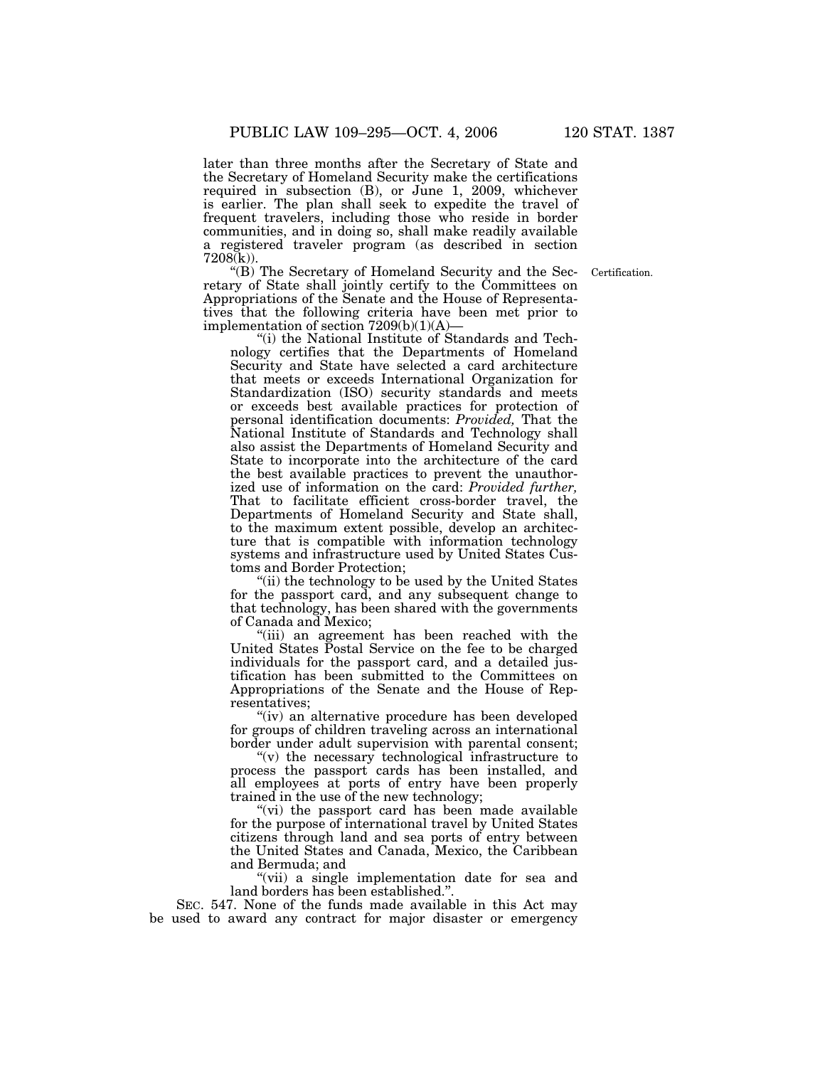later than three months after the Secretary of State and the Secretary of Homeland Security make the certifications required in subsection (B), or June 1, 2009, whichever is earlier. The plan shall seek to expedite the travel of frequent travelers, including those who reside in border communities, and in doing so, shall make readily available a registered traveler program (as described in section 7208(k)).

Certification.

"(B) The Secretary of Homeland Security and the Secretary of State shall jointly certify to the Committees on Appropriations of the Senate and the House of Representatives that the following criteria have been met prior to implementation of section 7209(b)(1)(A)—

"(i) the National Institute of Standards and Technology certifies that the Departments of Homeland Security and State have selected a card architecture that meets or exceeds International Organization for Standardization (ISO) security standards and meets or exceeds best available practices for protection of personal identification documents: *Provided,* That the National Institute of Standards and Technology shall also assist the Departments of Homeland Security and State to incorporate into the architecture of the card the best available practices to prevent the unauthorized use of information on the card: *Provided further,* That to facilitate efficient cross-border travel, the Departments of Homeland Security and State shall, to the maximum extent possible, develop an architecture that is compatible with information technology systems and infrastructure used by United States Customs and Border Protection;

"(ii) the technology to be used by the United States for the passport card, and any subsequent change to that technology, has been shared with the governments of Canada and Mexico;

"(iii) an agreement has been reached with the United States Postal Service on the fee to be charged individuals for the passport card, and a detailed justification has been submitted to the Committees on Appropriations of the Senate and the House of Representatives;

"(iv) an alternative procedure has been developed for groups of children traveling across an international border under adult supervision with parental consent;

"(v) the necessary technological infrastructure to process the passport cards has been installed, and all employees at ports of entry have been properly trained in the use of the new technology;

"(vi) the passport card has been made available for the purpose of international travel by United States citizens through land and sea ports of entry between the United States and Canada, Mexico, the Caribbean and Bermuda; and

"(vii) a single implementation date for sea and land borders has been established.".

SEC. 547. None of the funds made available in this Act may be used to award any contract for major disaster or emergency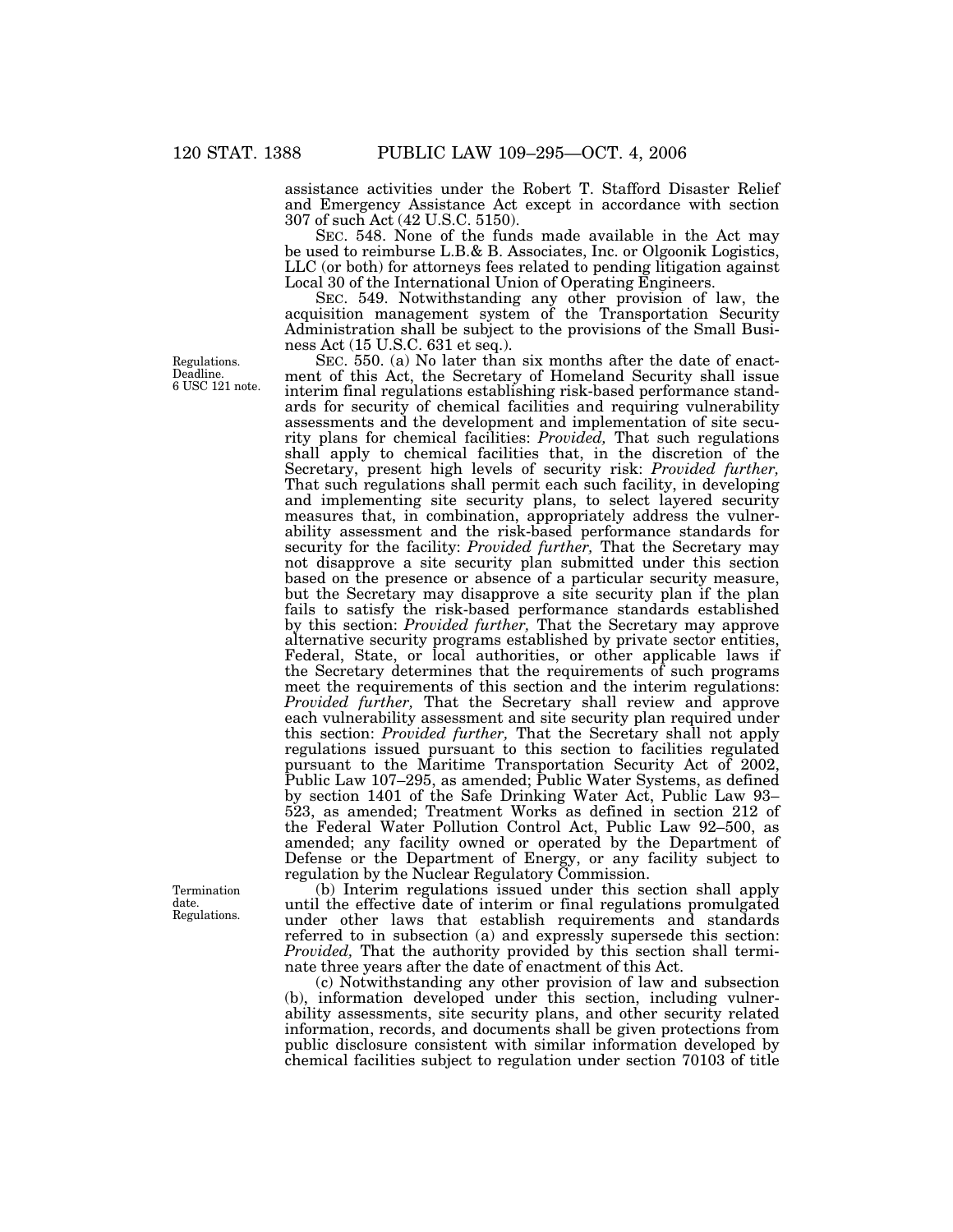assistance activities under the Robert T. Stafford Disaster Relief and Emergency Assistance Act except in accordance with section 307 of such Act (42 U.S.C. 5150).

SEC. 548. None of the funds made available in the Act may be used to reimburse L.B.& B. Associates, Inc. or Olgoonik Logistics, LLC (or both) for attorneys fees related to pending litigation against Local 30 of the International Union of Operating Engineers.

SEC. 549. Notwithstanding any other provision of law, the acquisition management system of the Transportation Security Administration shall be subject to the provisions of the Small Business Act (15 U.S.C. 631 et seq.).

Regulations. Deadline. 6 USC 121 note.

SEC. 550. (a) No later than six months after the date of enactment of this Act, the Secretary of Homeland Security shall issue interim final regulations establishing risk-based performance standards for security of chemical facilities and requiring vulnerability assessments and the development and implementation of site security plans for chemical facilities: *Provided,* That such regulations shall apply to chemical facilities that, in the discretion of the Secretary, present high levels of security risk: *Provided further,* That such regulations shall permit each such facility, in developing and implementing site security plans, to select layered security measures that, in combination, appropriately address the vulnerability assessment and the risk-based performance standards for security for the facility: *Provided further,* That the Secretary may not disapprove a site security plan submitted under this section based on the presence or absence of a particular security measure, but the Secretary may disapprove a site security plan if the plan fails to satisfy the risk-based performance standards established by this section: *Provided further,* That the Secretary may approve alternative security programs established by private sector entities, Federal, State, or local authorities, or other applicable laws if the Secretary determines that the requirements of such programs meet the requirements of this section and the interim regulations: *Provided further,* That the Secretary shall review and approve each vulnerability assessment and site security plan required under this section: *Provided further,* That the Secretary shall not apply regulations issued pursuant to this section to facilities regulated pursuant to the Maritime Transportation Security Act of 2002, Public Law 107–295, as amended; Public Water Systems, as defined by section 1401 of the Safe Drinking Water Act, Public Law 93–523, as amended; Treatment Works as defined in section 212 of the Federal Water Pollution Control Act, Public Law 92–500, as amended; any facility owned or operated by the Department of Defense or the Department of Energy, or any facility subject to regulation by the Nuclear Regulatory Commission.

Termination date. Regulations.

(b) Interim regulations issued under this section shall apply until the effective date of interim or final regulations promulgated under other laws that establish requirements and standards referred to in subsection (a) and expressly supersede this section: *Provided,* That the authority provided by this section shall terminate three years after the date of enactment of this Act.

(c) Notwithstanding any other provision of law and subsection (b), information developed under this section, including vulnerability assessments, site security plans, and other security related information, records, and documents shall be given protections from public disclosure consistent with similar information developed by chemical facilities subject to regulation under section 70103 of title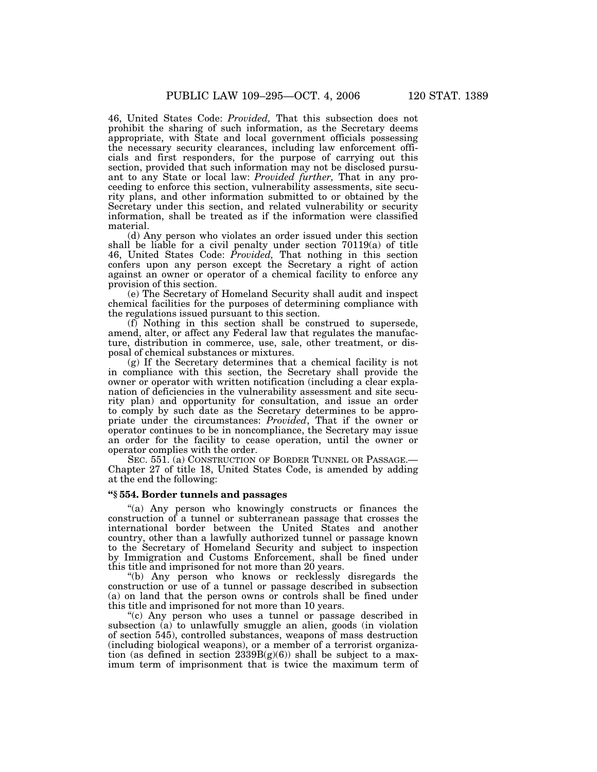46, United States Code: *Provided,* That this subsection does not prohibit the sharing of such information, as the Secretary deems appropriate, with State and local government officials possessing the necessary security clearances, including law enforcement officials and first responders, for the purpose of carrying out this section, provided that such information may not be disclosed pursuant to any State or local law: *Provided further,* That in any proceeding to enforce this section, vulnerability assessments, site security plans, and other information submitted to or obtained by the Secretary under this section, and related vulnerability or security information, shall be treated as if the information were classified material.

(d) Any person who violates an order issued under this section shall be liable for a civil penalty under section 70119(a) of title 46, United States Code: *Provided,* That nothing in this section confers upon any person except the Secretary a right of action against an owner or operator of a chemical facility to enforce any provision of this section.

(e) The Secretary of Homeland Security shall audit and inspect chemical facilities for the purposes of determining compliance with the regulations issued pursuant to this section.

(f) Nothing in this section shall be construed to supersede, amend, alter, or affect any Federal law that regulates the manufacture, distribution in commerce, use, sale, other treatment, or disposal of chemical substances or mixtures.

(g) If the Secretary determines that a chemical facility is not in compliance with this section, the Secretary shall provide the owner or operator with written notification (including a clear explanation of deficiencies in the vulnerability assessment and site security plan) and opportunity for consultation, and issue an order to comply by such date as the Secretary determines to be appropriate under the circumstances: *Provided*, That if the owner or operator continues to be in noncompliance, the Secretary may issue an order for the facility to cease operation, until the owner or operator complies with the order.

SEC. 551. (a) CONSTRUCTION OF BORDER TUNNEL OR PASSAGE.—Chapter 27 of title 18, United States Code, is amended by adding at the end the following:

**"§ 554. Border tunnels and passages**

"(a) Any person who knowingly constructs or finances the construction of a tunnel or subterranean passage that crosses the international border between the United States and another country, other than a lawfully authorized tunnel or passage known to the Secretary of Homeland Security and subject to inspection by Immigration and Customs Enforcement, shall be fined under this title and imprisoned for not more than 20 years.

"(b) Any person who knows or recklessly disregards the construction or use of a tunnel or passage described in subsection (a) on land that the person owns or controls shall be fined under this title and imprisoned for not more than 10 years.

"(c) Any person who uses a tunnel or passage described in subsection (a) to unlawfully smuggle an alien, goods (in violation of section 545), controlled substances, weapons of mass destruction (including biological weapons), or a member of a terrorist organization (as defined in section 2339B(g)(6)) shall be subject to a maximum term of imprisonment that is twice the maximum term of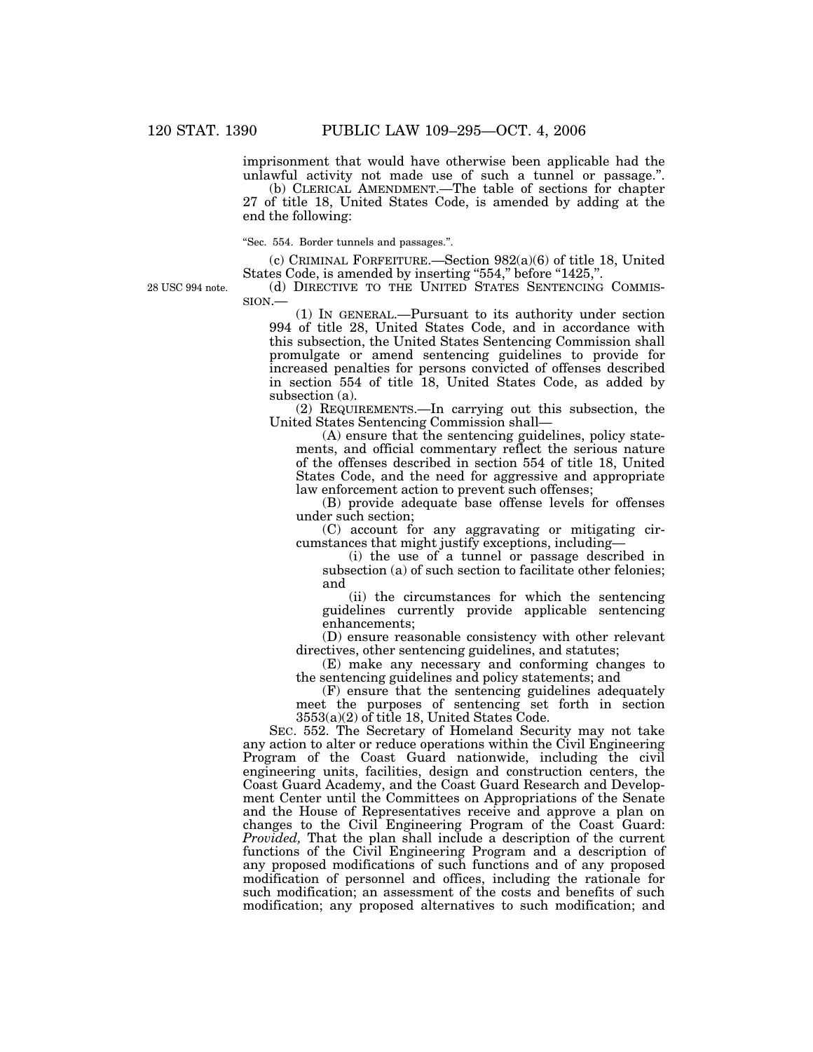imprisonment that would have otherwise been applicable had the unlawful activity not made use of such a tunnel or passage.''.

(b) CLERICAL AMENDMENT.—The table of sections for chapter 27 of title 18, United States Code, is amended by adding at the end the following:

''Sec. 554. Border tunnels and passages.''.

(c) CRIMINAL FORFEITURE.—Section 982(a)(6) of title 18, United States Code, is amended by inserting ''554,'' before ''1425,''.

28 USC 994 note.

(d) DIRECTIVE TO THE UNITED STATES SENTENCING COMMISSION.—

(1) IN GENERAL.—Pursuant to its authority under section 994 of title 28, United States Code, and in accordance with this subsection, the United States Sentencing Commission shall promulgate or amend sentencing guidelines to provide for increased penalties for persons convicted of offenses described in section 554 of title 18, United States Code, as added by subsection (a).

(2) REQUIREMENTS.—In carrying out this subsection, the United States Sentencing Commission shall—

(A) ensure that the sentencing guidelines, policy statements, and official commentary reflect the serious nature of the offenses described in section 554 of title 18, United States Code, and the need for aggressive and appropriate law enforcement action to prevent such offenses;

(B) provide adequate base offense levels for offenses under such section;

(C) account for any aggravating or mitigating circumstances that might justify exceptions, including—

(i) the use of a tunnel or passage described in subsection (a) of such section to facilitate other felonies; and

(ii) the circumstances for which the sentencing guidelines currently provide applicable sentencing enhancements;

(D) ensure reasonable consistency with other relevant directives, other sentencing guidelines, and statutes;

(E) make any necessary and conforming changes to the sentencing guidelines and policy statements; and

(F) ensure that the sentencing guidelines adequately meet the purposes of sentencing set forth in section 3553(a)(2) of title 18, United States Code.

SEC. 552. The Secretary of Homeland Security may not take any action to alter or reduce operations within the Civil Engineering Program of the Coast Guard nationwide, including the civil engineering units, facilities, design and construction centers, the Coast Guard Academy, and the Coast Guard Research and Development Center until the Committees on Appropriations of the Senate and the House of Representatives receive and approve a plan on changes to the Civil Engineering Program of the Coast Guard: *Provided,* That the plan shall include a description of the current functions of the Civil Engineering Program and a description of any proposed modifications of such functions and of any proposed modification of personnel and offices, including the rationale for such modification; an assessment of the costs and benefits of such modification; any proposed alternatives to such modification; and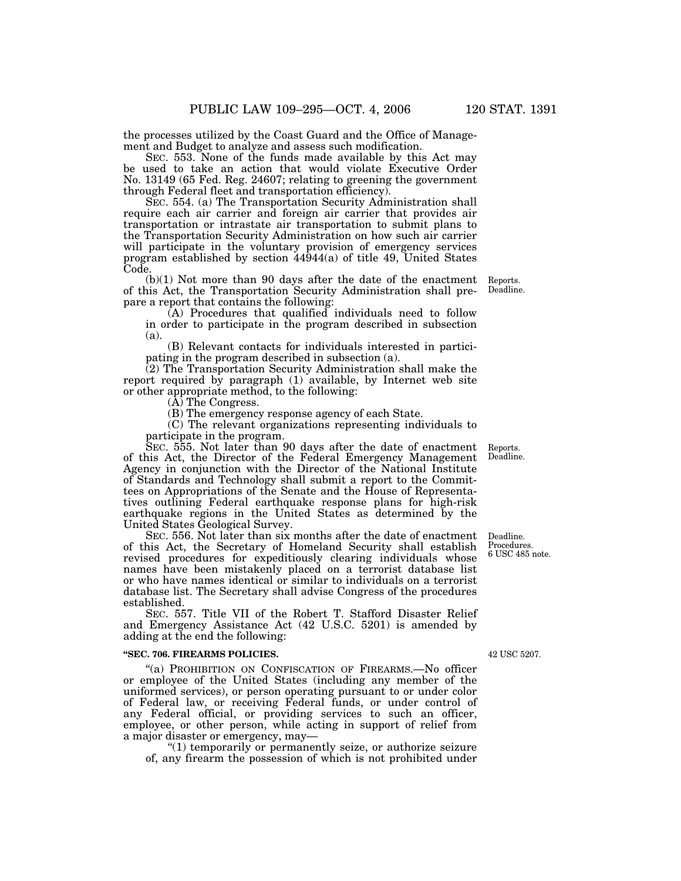the processes utilized by the Coast Guard and the Office of Management and Budget to analyze and assess such modification.

SEC. 553. None of the funds made available by this Act may be used to take an action that would violate Executive Order No. 13149 (65 Fed. Reg. 24607; relating to greening the government through Federal fleet and transportation efficiency).

SEC. 554. (a) The Transportation Security Administration shall require each air carrier and foreign air carrier that provides air transportation or intrastate air transportation to submit plans to the Transportation Security Administration on how such air carrier will participate in the voluntary provision of emergency services program established by section 44944(a) of title 49, United States Code.

Reports. Deadline.

(b)(1) Not more than 90 days after the date of the enactment of this Act, the Transportation Security Administration shall prepare a report that contains the following:

(A) Procedures that qualified individuals need to follow in order to participate in the program described in subsection (a).

(B) Relevant contacts for individuals interested in participating in the program described in subsection (a).

(2) The Transportation Security Administration shall make the report required by paragraph (1) available, by Internet web site or other appropriate method, to the following:

(A) The Congress.

(B) The emergency response agency of each State.

(C) The relevant organizations representing individuals to participate in the program.

Reports. Deadline.

SEC. 555. Not later than 90 days after the date of enactment of this Act, the Director of the Federal Emergency Management Agency in conjunction with the Director of the National Institute of Standards and Technology shall submit a report to the Committees on Appropriations of the Senate and the House of Representatives outlining Federal earthquake response plans for high-risk earthquake regions in the United States as determined by the United States Geological Survey.

Deadline. Procedures. 6 USC 485 note.

SEC. 556. Not later than six months after the date of enactment of this Act, the Secretary of Homeland Security shall establish revised procedures for expeditiously clearing individuals whose names have been mistakenly placed on a terrorist database list or who have names identical or similar to individuals on a terrorist database list. The Secretary shall advise Congress of the procedures established.

SEC. 557. Title VII of the Robert T. Stafford Disaster Relief and Emergency Assistance Act (42 U.S.C. 5201) is amended by adding at the end the following:

42 USC 5207.

**"SEC. 706. FIREARMS POLICIES.**

"(a) PROHIBITION ON CONFISCATION OF FIREARMS.—No officer or employee of the United States (including any member of the uniformed services), or person operating pursuant to or under color of Federal law, or receiving Federal funds, or under control of any Federal official, or providing services to such an officer, employee, or other person, while acting in support of relief from a major disaster or emergency, may—

"(1) temporarily or permanently seize, or authorize seizure of, any firearm the possession of which is not prohibited under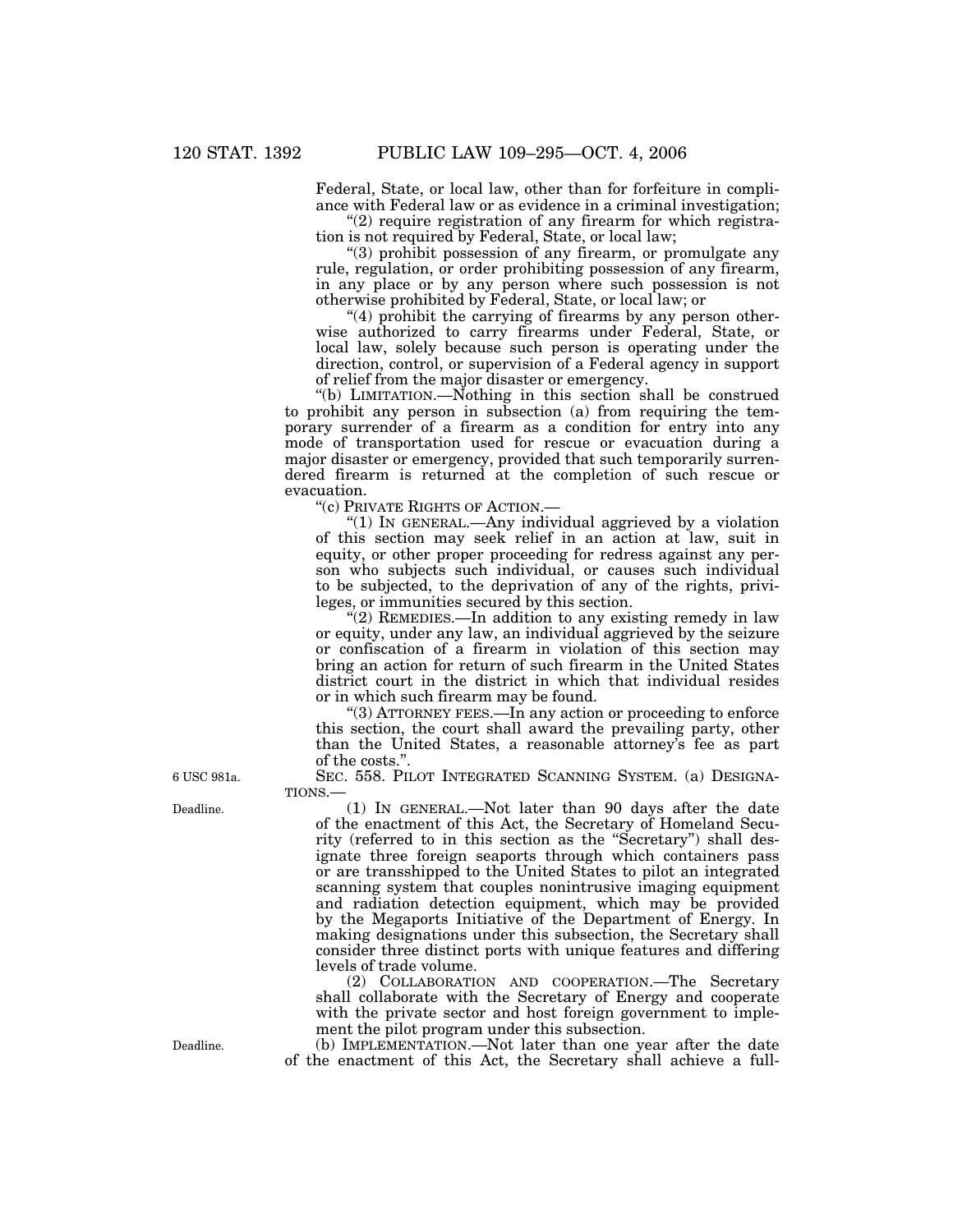Federal, State, or local law, other than for forfeiture in compliance with Federal law or as evidence in a criminal investigation;

"(2) require registration of any firearm for which registration is not required by Federal, State, or local law;

"(3) prohibit possession of any firearm, or promulgate any rule, regulation, or order prohibiting possession of any firearm, in any place or by any person where such possession is not otherwise prohibited by Federal, State, or local law; or

"(4) prohibit the carrying of firearms by any person otherwise authorized to carry firearms under Federal, State, or local law, solely because such person is operating under the direction, control, or supervision of a Federal agency in support of relief from the major disaster or emergency.

"(b) LIMITATION.—Nothing in this section shall be construed to prohibit any person in subsection (a) from requiring the temporary surrender of a firearm as a condition for entry into any mode of transportation used for rescue or evacuation during a major disaster or emergency, provided that such temporarily surrendered firearm is returned at the completion of such rescue or evacuation.

"(c) PRIVATE RIGHTS OF ACTION.—

"(1) IN GENERAL.—Any individual aggrieved by a violation of this section may seek relief in an action at law, suit in equity, or other proper proceeding for redress against any person who subjects such individual, or causes such individual to be subjected, to the deprivation of any of the rights, privileges, or immunities secured by this section.

"(2) REMEDIES.—In addition to any existing remedy in law or equity, under any law, an individual aggrieved by the seizure or confiscation of a firearm in violation of this section may bring an action for return of such firearm in the United States district court in the district in which that individual resides or in which such firearm may be found.

"(3) ATTORNEY FEES.—In any action or proceeding to enforce this section, the court shall award the prevailing party, other than the United States, a reasonable attorney's fee as part of the costs.".

6 USC 981a.

SEC. 558. PILOT INTEGRATED SCANNING SYSTEM. (a) DESIGNATIONS.—

Deadline.

(1) IN GENERAL.—Not later than 90 days after the date of the enactment of this Act, the Secretary of Homeland Security (referred to in this section as the "Secretary") shall designate three foreign seaports through which containers pass or are transshipped to the United States to pilot an integrated scanning system that couples nonintrusive imaging equipment and radiation detection equipment, which may be provided by the Megaports Initiative of the Department of Energy. In making designations under this subsection, the Secretary shall consider three distinct ports with unique features and differing levels of trade volume.

(2) COLLABORATION AND COOPERATION.—The Secretary shall collaborate with the Secretary of Energy and cooperate with the private sector and host foreign government to implement the pilot program under this subsection.

Deadline.

(b) IMPLEMENTATION.—Not later than one year after the date of the enactment of this Act, the Secretary shall achieve a full-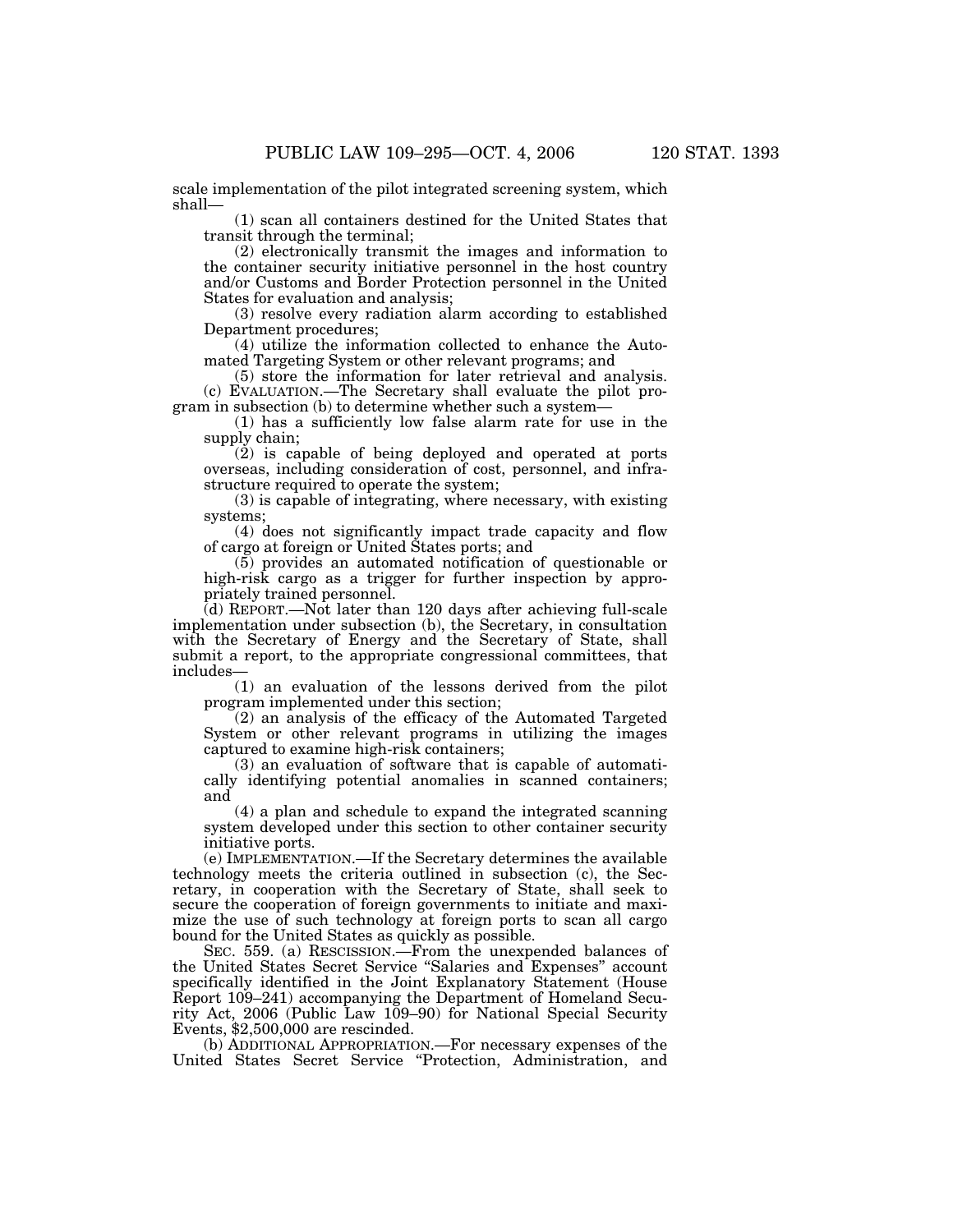scale implementation of the pilot integrated screening system, which shall—

(1) scan all containers destined for the United States that transit through the terminal;

(2) electronically transmit the images and information to the container security initiative personnel in the host country and/or Customs and Border Protection personnel in the United States for evaluation and analysis;

(3) resolve every radiation alarm according to established Department procedures;

(4) utilize the information collected to enhance the Automated Targeting System or other relevant programs; and

(5) store the information for later retrieval and analysis.

(c) EVALUATION.—The Secretary shall evaluate the pilot program in subsection (b) to determine whether such a system—

(1) has a sufficiently low false alarm rate for use in the supply chain;

(2) is capable of being deployed and operated at ports overseas, including consideration of cost, personnel, and infrastructure required to operate the system;

(3) is capable of integrating, where necessary, with existing systems;

(4) does not significantly impact trade capacity and flow of cargo at foreign or United States ports; and

(5) provides an automated notification of questionable or high-risk cargo as a trigger for further inspection by appropriately trained personnel.

(d) REPORT.—Not later than 120 days after achieving full-scale implementation under subsection (b), the Secretary, in consultation with the Secretary of Energy and the Secretary of State, shall submit a report, to the appropriate congressional committees, that includes—

(1) an evaluation of the lessons derived from the pilot program implemented under this section;

(2) an analysis of the efficacy of the Automated Targeted System or other relevant programs in utilizing the images captured to examine high-risk containers;

(3) an evaluation of software that is capable of automatically identifying potential anomalies in scanned containers; and

(4) a plan and schedule to expand the integrated scanning system developed under this section to other container security initiative ports.

(e) IMPLEMENTATION.—If the Secretary determines the available technology meets the criteria outlined in subsection (c), the Secretary, in cooperation with the Secretary of State, shall seek to secure the cooperation of foreign governments to initiate and maximize the use of such technology at foreign ports to scan all cargo bound for the United States as quickly as possible.

SEC. 559. (a) RESCISSION.—From the unexpended balances of the United States Secret Service "Salaries and Expenses" account specifically identified in the Joint Explanatory Statement (House Report 109–241) accompanying the Department of Homeland Security Act, 2006 (Public Law 109–90) for National Special Security Events, $2,500,000 are rescinded.

(b) ADDITIONAL APPROPRIATION.—For necessary expenses of the United States Secret Service "Protection, Administration, and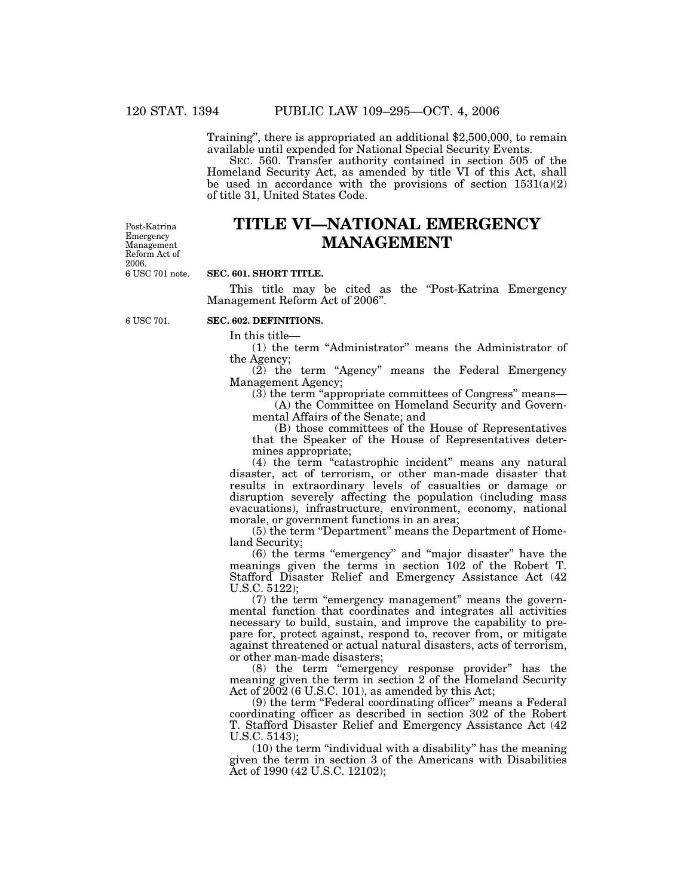Training", there is appropriated an additional $2,500,000, to remain available until expended for National Special Security Events.

SEC. 560. Transfer authority contained in section 505 of the Homeland Security Act, as amended by title VI of this Act, shall be used in accordance with the provisions of section 1531(a)(2) of title 31, United States Code.

Post-Katrina Emergency Management Reform Act of 2006. 6 USC 701 note.

# TITLE VI—NATIONAL EMERGENCY MANAGEMENT

### SEC. 601. SHORT TITLE.

This title may be cited as the "Post-Katrina Emergency Management Reform Act of 2006".

6 USC 701.

### SEC. 602. DEFINITIONS.

In this title—

(1) the term "Administrator" means the Administrator of the Agency;

(2) the term "Agency" means the Federal Emergency Management Agency;

(3) the term "appropriate committees of Congress" means—

(A) the Committee on Homeland Security and Governmental Affairs of the Senate; and

(B) those committees of the House of Representatives that the Speaker of the House of Representatives determines appropriate;

(4) the term "catastrophic incident" means any natural disaster, act of terrorism, or other man-made disaster that results in extraordinary levels of casualties or damage or disruption severely affecting the population (including mass evacuations), infrastructure, environment, economy, national morale, or government functions in an area;

(5) the term "Department" means the Department of Homeland Security;

(6) the terms "emergency" and "major disaster" have the meanings given the terms in section 102 of the Robert T. Stafford Disaster Relief and Emergency Assistance Act (42 U.S.C. 5122);

(7) the term "emergency management" means the governmental function that coordinates and integrates all activities necessary to build, sustain, and improve the capability to prepare for, protect against, respond to, recover from, or mitigate against threatened or actual natural disasters, acts of terrorism, or other man-made disasters;

(8) the term "emergency response provider" has the meaning given the term in section 2 of the Homeland Security Act of 2002 (6 U.S.C. 101), as amended by this Act;

(9) the term "Federal coordinating officer" means a Federal coordinating officer as described in section 302 of the Robert T. Stafford Disaster Relief and Emergency Assistance Act (42 U.S.C. 5143);

(10) the term "individual with a disability" has the meaning given the term in section 3 of the Americans with Disabilities Act of 1990 (42 U.S.C. 12102);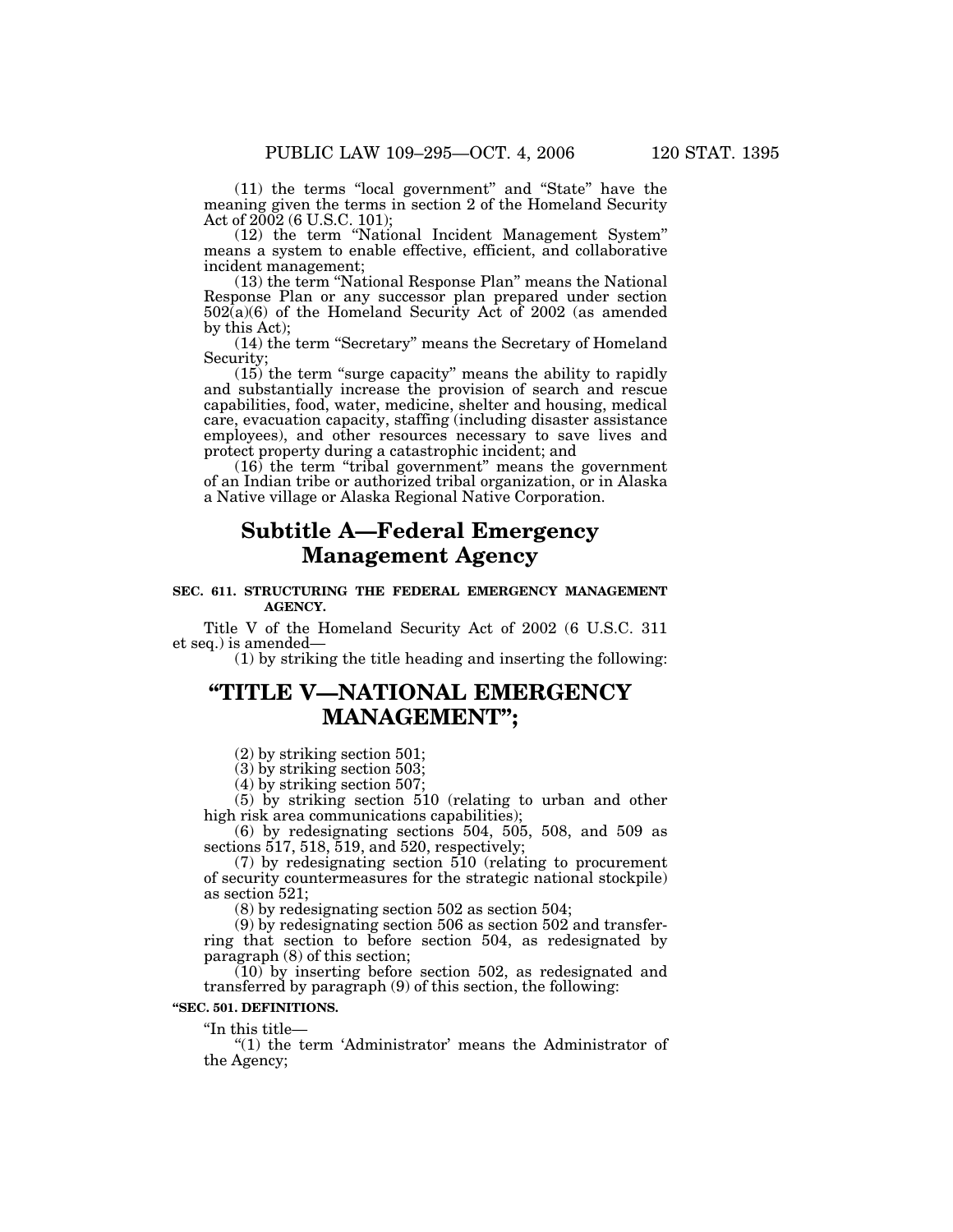(11) the terms "local government" and "State" have the meaning given the terms in section 2 of the Homeland Security Act of 2002 (6 U.S.C. 101);

(12) the term "National Incident Management System" means a system to enable effective, efficient, and collaborative incident management;

(13) the term "National Response Plan" means the National Response Plan or any successor plan prepared under section 502(a)(6) of the Homeland Security Act of 2002 (as amended by this Act);

(14) the term "Secretary" means the Secretary of Homeland Security;

(15) the term "surge capacity" means the ability to rapidly and substantially increase the provision of search and rescue capabilities, food, water, medicine, shelter and housing, medical care, evacuation capacity, staffing (including disaster assistance employees), and other resources necessary to save lives and protect property during a catastrophic incident; and

(16) the term "tribal government" means the government of an Indian tribe or authorized tribal organization, or in Alaska a Native village or Alaska Regional Native Corporation.

## Subtitle A—Federal Emergency Management Agency

**SEC. 611. STRUCTURING THE FEDERAL EMERGENCY MANAGEMENT AGENCY.**

Title V of the Homeland Security Act of 2002 (6 U.S.C. 311 et seq.) is amended—

(1) by striking the title heading and inserting the following:

## "TITLE V—NATIONAL EMERGENCY MANAGEMENT";

(2) by striking section 501;

(3) by striking section 503;

(4) by striking section 507;

(5) by striking section 510 (relating to urban and other high risk area communications capabilities);

(6) by redesignating sections 504, 505, 508, and 509 as sections 517, 518, 519, and 520, respectively;

(7) by redesignating section 510 (relating to procurement of security countermeasures for the strategic national stockpile) as section 521;

(8) by redesignating section 502 as section 504;

(9) by redesignating section 506 as section 502 and transferring that section to before section 504, as redesignated by paragraph (8) of this section;

(10) by inserting before section 502, as redesignated and transferred by paragraph (9) of this section, the following:

**"SEC. 501. DEFINITIONS.**

"In this title—

"(1) the term 'Administrator' means the Administrator of the Agency;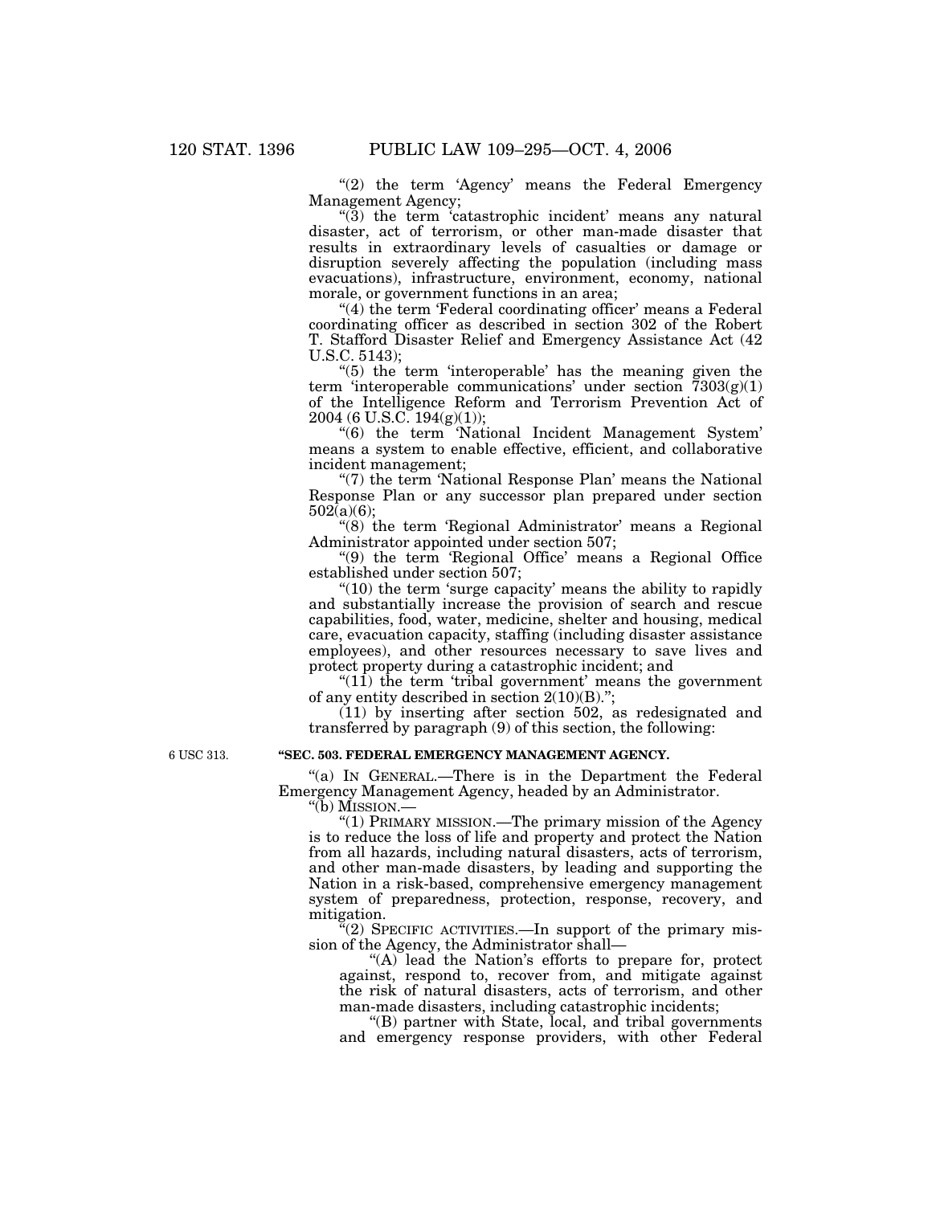"(2) the term 'Agency' means the Federal Emergency Management Agency;

"(3) the term 'catastrophic incident' means any natural disaster, act of terrorism, or other man-made disaster that results in extraordinary levels of casualties or damage or disruption severely affecting the population (including mass evacuations), infrastructure, environment, economy, national morale, or government functions in an area;

"(4) the term 'Federal coordinating officer' means a Federal coordinating officer as described in section 302 of the Robert T. Stafford Disaster Relief and Emergency Assistance Act (42 U.S.C. 5143);

"(5) the term 'interoperable' has the meaning given the term 'interoperable communications' under section 7303(g)(1) of the Intelligence Reform and Terrorism Prevention Act of 2004 (6 U.S.C. 194(g)(1));

"(6) the term 'National Incident Management System' means a system to enable effective, efficient, and collaborative incident management;

"(7) the term 'National Response Plan' means the National Response Plan or any successor plan prepared under section 502(a)(6);

"(8) the term 'Regional Administrator' means a Regional Administrator appointed under section 507;

"(9) the term 'Regional Office' means a Regional Office established under section 507;

"(10) the term 'surge capacity' means the ability to rapidly and substantially increase the provision of search and rescue capabilities, food, water, medicine, shelter and housing, medical care, evacuation capacity, staffing (including disaster assistance employees), and other resources necessary to save lives and protect property during a catastrophic incident; and

"(11) the term 'tribal government' means the government of any entity described in section 2(10)(B).";

(11) by inserting after section 502, as redesignated and transferred by paragraph (9) of this section, the following:

6 USC 313.

**"SEC. 503. FEDERAL EMERGENCY MANAGEMENT AGENCY.**

"(a) IN GENERAL.—There is in the Department the Federal Emergency Management Agency, headed by an Administrator.

"(b) MISSION.—

"(1) PRIMARY MISSION.—The primary mission of the Agency is to reduce the loss of life and property and protect the Nation from all hazards, including natural disasters, acts of terrorism, and other man-made disasters, by leading and supporting the Nation in a risk-based, comprehensive emergency management system of preparedness, protection, response, recovery, and mitigation.

"(2) SPECIFIC ACTIVITIES.—In support of the primary mission of the Agency, the Administrator shall—

"(A) lead the Nation's efforts to prepare for, protect against, respond to, recover from, and mitigate against the risk of natural disasters, acts of terrorism, and other man-made disasters, including catastrophic incidents;

"(B) partner with State, local, and tribal governments and emergency response providers, with other Federal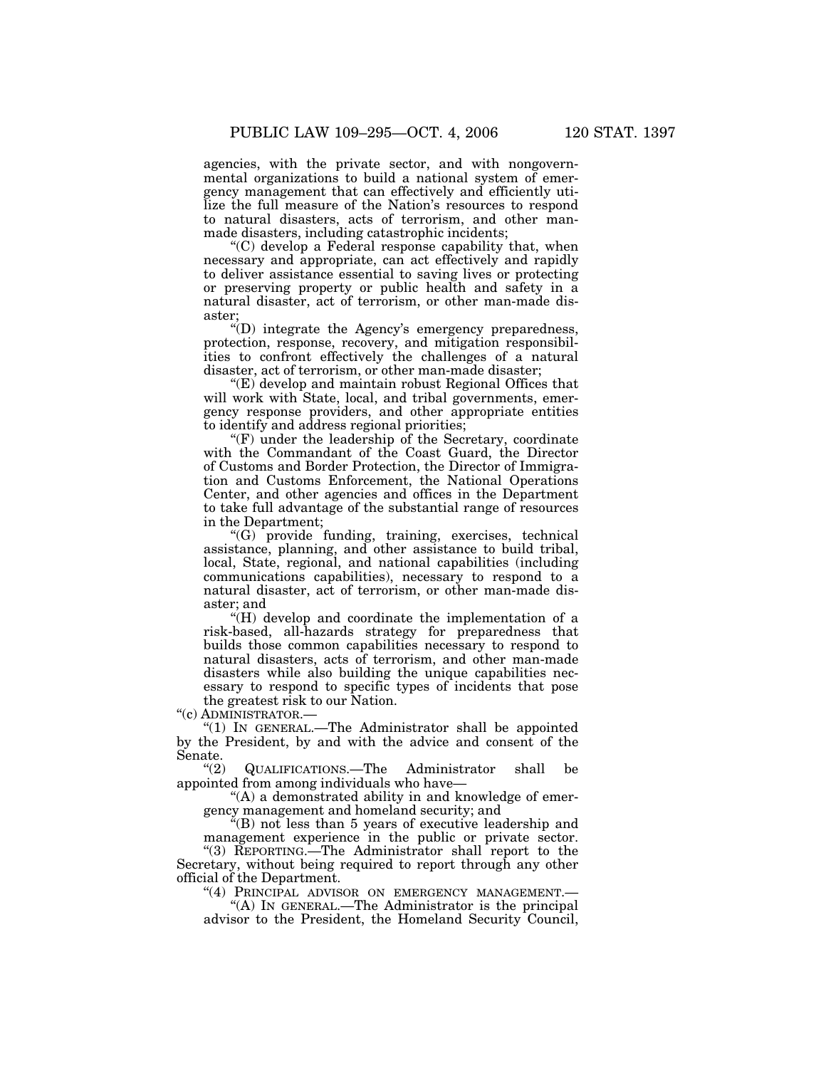agencies, with the private sector, and with nongovernmental organizations to build a national system of emergency management that can effectively and efficiently utilize the full measure of the Nation's resources to respond to natural disasters, acts of terrorism, and other man-made disasters, including catastrophic incidents;

"(C) develop a Federal response capability that, when necessary and appropriate, can act effectively and rapidly to deliver assistance essential to saving lives or protecting or preserving property or public health and safety in a natural disaster, act of terrorism, or other man-made disaster;

"(D) integrate the Agency's emergency preparedness, protection, response, recovery, and mitigation responsibilities to confront effectively the challenges of a natural disaster, act of terrorism, or other man-made disaster;

"(E) develop and maintain robust Regional Offices that will work with State, local, and tribal governments, emergency response providers, and other appropriate entities to identify and address regional priorities;

"(F) under the leadership of the Secretary, coordinate with the Commandant of the Coast Guard, the Director of Customs and Border Protection, the Director of Immigration and Customs Enforcement, the National Operations Center, and other agencies and offices in the Department to take full advantage of the substantial range of resources in the Department;

"(G) provide funding, training, exercises, technical assistance, planning, and other assistance to build tribal, local, State, regional, and national capabilities (including communications capabilities), necessary to respond to a natural disaster, act of terrorism, or other man-made disaster; and

"(H) develop and coordinate the implementation of a risk-based, all-hazards strategy for preparedness that builds those common capabilities necessary to respond to natural disasters, acts of terrorism, and other man-made disasters while also building the unique capabilities necessary to respond to specific types of incidents that pose the greatest risk to our Nation.

"(c) ADMINISTRATOR.—

"(1) IN GENERAL.—The Administrator shall be appointed by the President, by and with the advice and consent of the Senate.

"(2) QUALIFICATIONS.—The Administrator shall be appointed from among individuals who have—

"(A) a demonstrated ability in and knowledge of emergency management and homeland security; and

"(B) not less than 5 years of executive leadership and management experience in the public or private sector.

"(3) REPORTING.—The Administrator shall report to the Secretary, without being required to report through any other official of the Department.

"(4) PRINCIPAL ADVISOR ON EMERGENCY MANAGEMENT.—

"(A) IN GENERAL.—The Administrator is the principal advisor to the President, the Homeland Security Council,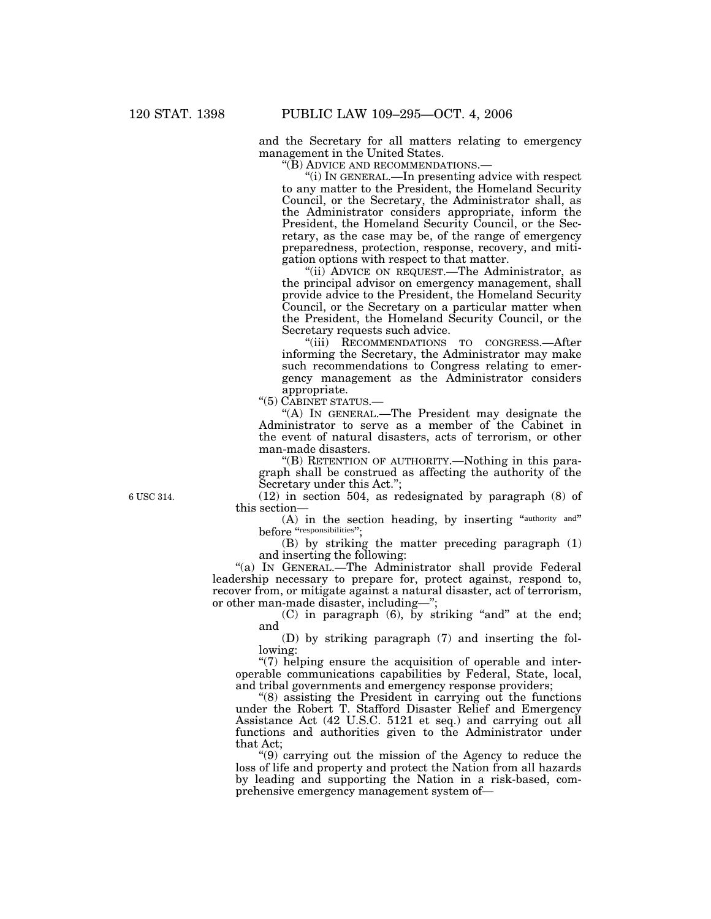and the Secretary for all matters relating to emergency management in the United States.

"(B) ADVICE AND RECOMMENDATIONS.—

"(i) IN GENERAL.—In presenting advice with respect to any matter to the President, the Homeland Security Council, or the Secretary, the Administrator shall, as the Administrator considers appropriate, inform the President, the Homeland Security Council, or the Secretary, as the case may be, of the range of emergency preparedness, protection, response, recovery, and mitigation options with respect to that matter.

"(ii) ADVICE ON REQUEST.—The Administrator, as the principal advisor on emergency management, shall provide advice to the President, the Homeland Security Council, or the Secretary on a particular matter when the President, the Homeland Security Council, or the Secretary requests such advice.

"(iii) RECOMMENDATIONS TO CONGRESS.—After informing the Secretary, the Administrator may make such recommendations to Congress relating to emergency management as the Administrator considers appropriate.

"(5) CABINET STATUS.—

"(A) IN GENERAL.—The President may designate the Administrator to serve as a member of the Cabinet in the event of natural disasters, acts of terrorism, or other man-made disasters.

"(B) RETENTION OF AUTHORITY.—Nothing in this paragraph shall be construed as affecting the authority of the Secretary under this Act.";

6 USC 314.

(12) in section 504, as redesignated by paragraph (8) of this section—

(A) in the section heading, by inserting "authority and" before "responsibilities";

(B) by striking the matter preceding paragraph (1) and inserting the following:

"(a) IN GENERAL.—The Administrator shall provide Federal leadership necessary to prepare for, protect against, respond to, recover from, or mitigate against a natural disaster, act of terrorism, or other man-made disaster, including—";

(C) in paragraph (6), by striking "and" at the end; and

(D) by striking paragraph (7) and inserting the following:

"(7) helping ensure the acquisition of operable and interoperable communications capabilities by Federal, State, local, and tribal governments and emergency response providers;

"(8) assisting the President in carrying out the functions under the Robert T. Stafford Disaster Relief and Emergency Assistance Act (42 U.S.C. 5121 et seq.) and carrying out all functions and authorities given to the Administrator under that Act;

"(9) carrying out the mission of the Agency to reduce the loss of life and property and protect the Nation from all hazards by leading and supporting the Nation in a risk-based, comprehensive emergency management system of—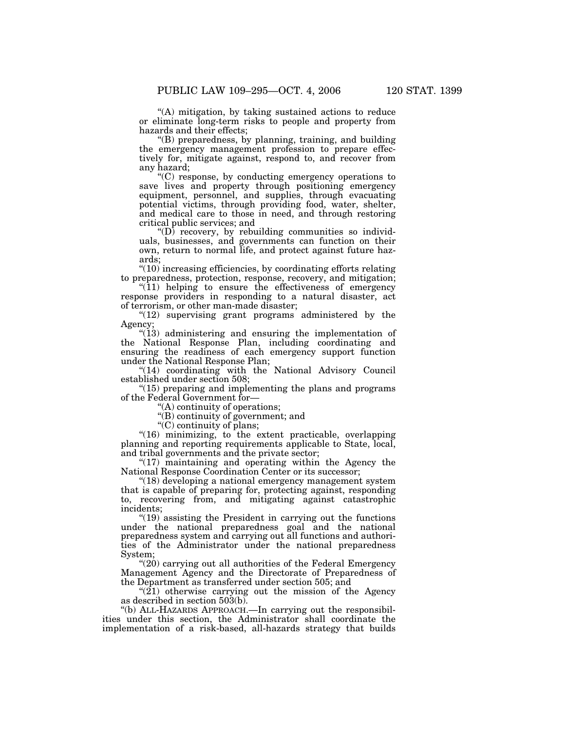"(A) mitigation, by taking sustained actions to reduce or eliminate long-term risks to people and property from hazards and their effects;

"(B) preparedness, by planning, training, and building the emergency management profession to prepare effectively for, mitigate against, respond to, and recover from any hazard;

"(C) response, by conducting emergency operations to save lives and property through positioning emergency equipment, personnel, and supplies, through evacuating potential victims, through providing food, water, shelter, and medical care to those in need, and through restoring critical public services; and

"(D) recovery, by rebuilding communities so individuals, businesses, and governments can function on their own, return to normal life, and protect against future hazards;

"(10) increasing efficiencies, by coordinating efforts relating to preparedness, protection, response, recovery, and mitigation;

"(11) helping to ensure the effectiveness of emergency response providers in responding to a natural disaster, act of terrorism, or other man-made disaster;

"(12) supervising grant programs administered by the Agency;

"(13) administering and ensuring the implementation of the National Response Plan, including coordinating and ensuring the readiness of each emergency support function under the National Response Plan;

"(14) coordinating with the National Advisory Council established under section 508;

"(15) preparing and implementing the plans and programs of the Federal Government for—

"(A) continuity of operations;

"(B) continuity of government; and

"(C) continuity of plans;

"(16) minimizing, to the extent practicable, overlapping planning and reporting requirements applicable to State, local, and tribal governments and the private sector;

"(17) maintaining and operating within the Agency the National Response Coordination Center or its successor;

"(18) developing a national emergency management system that is capable of preparing for, protecting against, responding to, recovering from, and mitigating against catastrophic incidents;

"(19) assisting the President in carrying out the functions under the national preparedness goal and the national preparedness system and carrying out all functions and authorities of the Administrator under the national preparedness System;

"(20) carrying out all authorities of the Federal Emergency Management Agency and the Directorate of Preparedness of the Department as transferred under section 505; and

"(21) otherwise carrying out the mission of the Agency as described in section 503(b).

"(b) ALL-HAZARDS APPROACH.—In carrying out the responsibilities under this section, the Administrator shall coordinate the implementation of a risk-based, all-hazards strategy that builds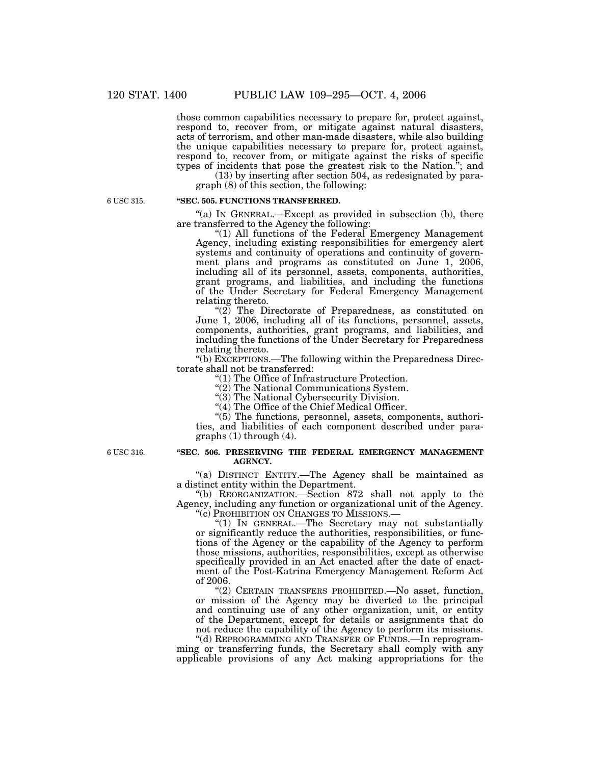those common capabilities necessary to prepare for, protect against, respond to, recover from, or mitigate against natural disasters, acts of terrorism, and other man-made disasters, while also building the unique capabilities necessary to prepare for, protect against, respond to, recover from, or mitigate against the risks of specific types of incidents that pose the greatest risk to the Nation.''; and

(13) by inserting after section 504, as redesignated by paragraph (8) of this section, the following:

6 USC 315.

**''SEC. 505. FUNCTIONS TRANSFERRED.**

''(a) IN GENERAL.—Except as provided in subsection (b), there are transferred to the Agency the following:

''(1) All functions of the Federal Emergency Management Agency, including existing responsibilities for emergency alert systems and continuity of operations and continuity of government plans and programs as constituted on June 1, 2006, including all of its personnel, assets, components, authorities, grant programs, and liabilities, and including the functions of the Under Secretary for Federal Emergency Management relating thereto.

''(2) The Directorate of Preparedness, as constituted on June 1, 2006, including all of its functions, personnel, assets, components, authorities, grant programs, and liabilities, and including the functions of the Under Secretary for Preparedness relating thereto.

''(b) EXCEPTIONS.—The following within the Preparedness Directorate shall not be transferred:

''(1) The Office of Infrastructure Protection.

''(2) The National Communications System.

''(3) The National Cybersecurity Division.

''(4) The Office of the Chief Medical Officer.

''(5) The functions, personnel, assets, components, authorities, and liabilities of each component described under paragraphs (1) through (4).

6 USC 316.

**''SEC. 506. PRESERVING THE FEDERAL EMERGENCY MANAGEMENT AGENCY.**

''(a) DISTINCT ENTITY.—The Agency shall be maintained as a distinct entity within the Department.

''(b) REORGANIZATION.—Section 872 shall not apply to the Agency, including any function or organizational unit of the Agency.

''(c) PROHIBITION ON CHANGES TO MISSIONS.—

''(1) IN GENERAL.—The Secretary may not substantially or significantly reduce the authorities, responsibilities, or functions of the Agency or the capability of the Agency to perform those missions, authorities, responsibilities, except as otherwise specifically provided in an Act enacted after the date of enactment of the Post-Katrina Emergency Management Reform Act of 2006.

''(2) CERTAIN TRANSFERS PROHIBITED.—No asset, function, or mission of the Agency may be diverted to the principal and continuing use of any other organization, unit, or entity of the Department, except for details or assignments that do not reduce the capability of the Agency to perform its missions.

''(d) REPROGRAMMING AND TRANSFER OF FUNDS.—In reprogramming or transferring funds, the Secretary shall comply with any applicable provisions of any Act making appropriations for the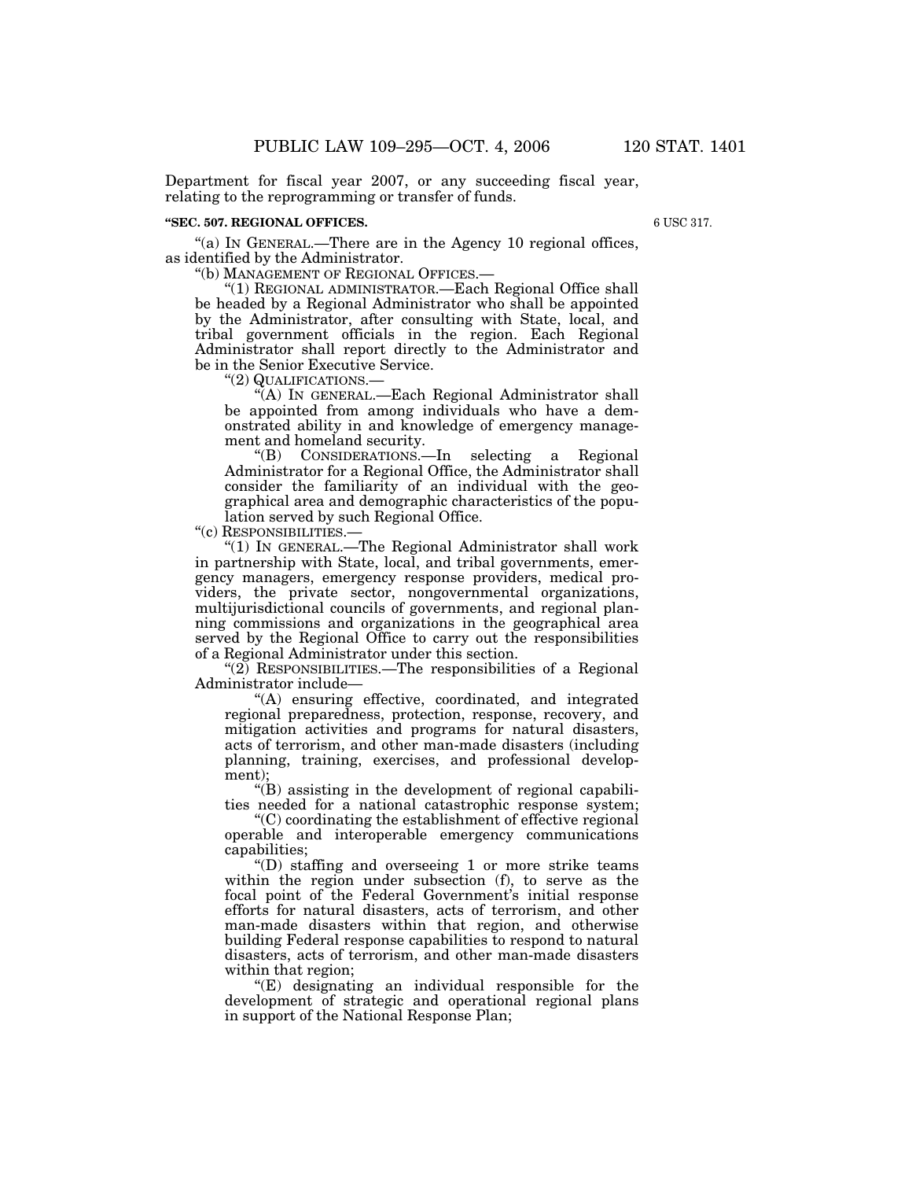Department for fiscal year 2007, or any succeeding fiscal year, relating to the reprogramming or transfer of funds.

**"SEC. 507. REGIONAL OFFICES.**

6 USC 317.

"(a) IN GENERAL.—There are in the Agency 10 regional offices, as identified by the Administrator.

"(b) MANAGEMENT OF REGIONAL OFFICES.—

"(1) REGIONAL ADMINISTRATOR.—Each Regional Office shall be headed by a Regional Administrator who shall be appointed by the Administrator, after consulting with State, local, and tribal government officials in the region. Each Regional Administrator shall report directly to the Administrator and be in the Senior Executive Service.

"(2) QUALIFICATIONS.—

"(A) IN GENERAL.—Each Regional Administrator shall be appointed from among individuals who have a demonstrated ability in and knowledge of emergency management and homeland security.

"(B) CONSIDERATIONS.—In selecting a Regional Administrator for a Regional Office, the Administrator shall consider the familiarity of an individual with the geographical area and demographic characteristics of the population served by such Regional Office.

"(c) RESPONSIBILITIES.—

"(1) IN GENERAL.—The Regional Administrator shall work in partnership with State, local, and tribal governments, emergency managers, emergency response providers, medical providers, the private sector, nongovernmental organizations, multijurisdictional councils of governments, and regional planning commissions and organizations in the geographical area served by the Regional Office to carry out the responsibilities of a Regional Administrator under this section.

"(2) RESPONSIBILITIES.—The responsibilities of a Regional Administrator include—

"(A) ensuring effective, coordinated, and integrated regional preparedness, protection, response, recovery, and mitigation activities and programs for natural disasters, acts of terrorism, and other man-made disasters (including planning, training, exercises, and professional development);

"(B) assisting in the development of regional capabilities needed for a national catastrophic response system;

"(C) coordinating the establishment of effective regional operable and interoperable emergency communications capabilities;

"(D) staffing and overseeing 1 or more strike teams within the region under subsection (f), to serve as the focal point of the Federal Government's initial response efforts for natural disasters, acts of terrorism, and other man-made disasters within that region, and otherwise building Federal response capabilities to respond to natural disasters, acts of terrorism, and other man-made disasters within that region;

"(E) designating an individual responsible for the development of strategic and operational regional plans in support of the National Response Plan;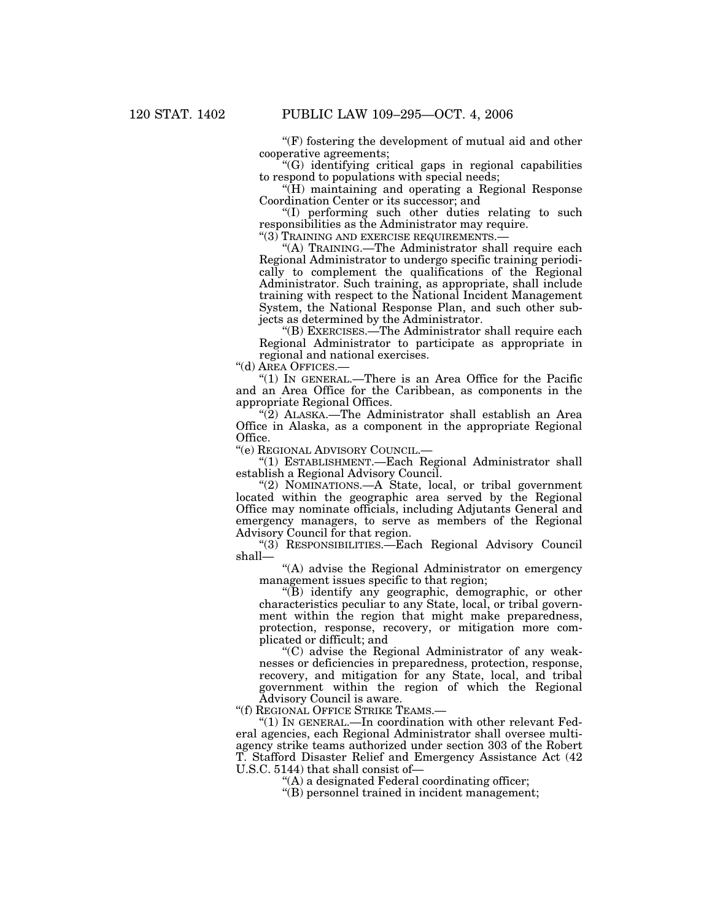"(F) fostering the development of mutual aid and other cooperative agreements;

"(G) identifying critical gaps in regional capabilities to respond to populations with special needs;

"(H) maintaining and operating a Regional Response Coordination Center or its successor; and

"(I) performing such other duties relating to such responsibilities as the Administrator may require.

"(3) TRAINING AND EXERCISE REQUIREMENTS.—

"(A) TRAINING.—The Administrator shall require each Regional Administrator to undergo specific training periodically to complement the qualifications of the Regional Administrator. Such training, as appropriate, shall include training with respect to the National Incident Management System, the National Response Plan, and such other subjects as determined by the Administrator.

"(B) EXERCISES.—The Administrator shall require each Regional Administrator to participate as appropriate in regional and national exercises.

"(d) AREA OFFICES.—

"(1) IN GENERAL.—There is an Area Office for the Pacific and an Area Office for the Caribbean, as components in the appropriate Regional Offices.

"(2) ALASKA.—The Administrator shall establish an Area Office in Alaska, as a component in the appropriate Regional Office.

"(e) REGIONAL ADVISORY COUNCIL.—

"(1) ESTABLISHMENT.—Each Regional Administrator shall establish a Regional Advisory Council.

"(2) NOMINATIONS.—A State, local, or tribal government located within the geographic area served by the Regional Office may nominate officials, including Adjutants General and emergency managers, to serve as members of the Regional Advisory Council for that region.

"(3) RESPONSIBILITIES.—Each Regional Advisory Council shall—

"(A) advise the Regional Administrator on emergency management issues specific to that region;

"(B) identify any geographic, demographic, or other characteristics peculiar to any State, local, or tribal government within the region that might make preparedness, protection, response, recovery, or mitigation more complicated or difficult; and

"(C) advise the Regional Administrator of any weaknesses or deficiencies in preparedness, protection, response, recovery, and mitigation for any State, local, and tribal government within the region of which the Regional Advisory Council is aware.

"(f) REGIONAL OFFICE STRIKE TEAMS.—

"(1) IN GENERAL.—In coordination with other relevant Federal agencies, each Regional Administrator shall oversee multiagency strike teams authorized under section 303 of the Robert T. Stafford Disaster Relief and Emergency Assistance Act (42 U.S.C. 5144) that shall consist of—

"(A) a designated Federal coordinating officer;

"(B) personnel trained in incident management;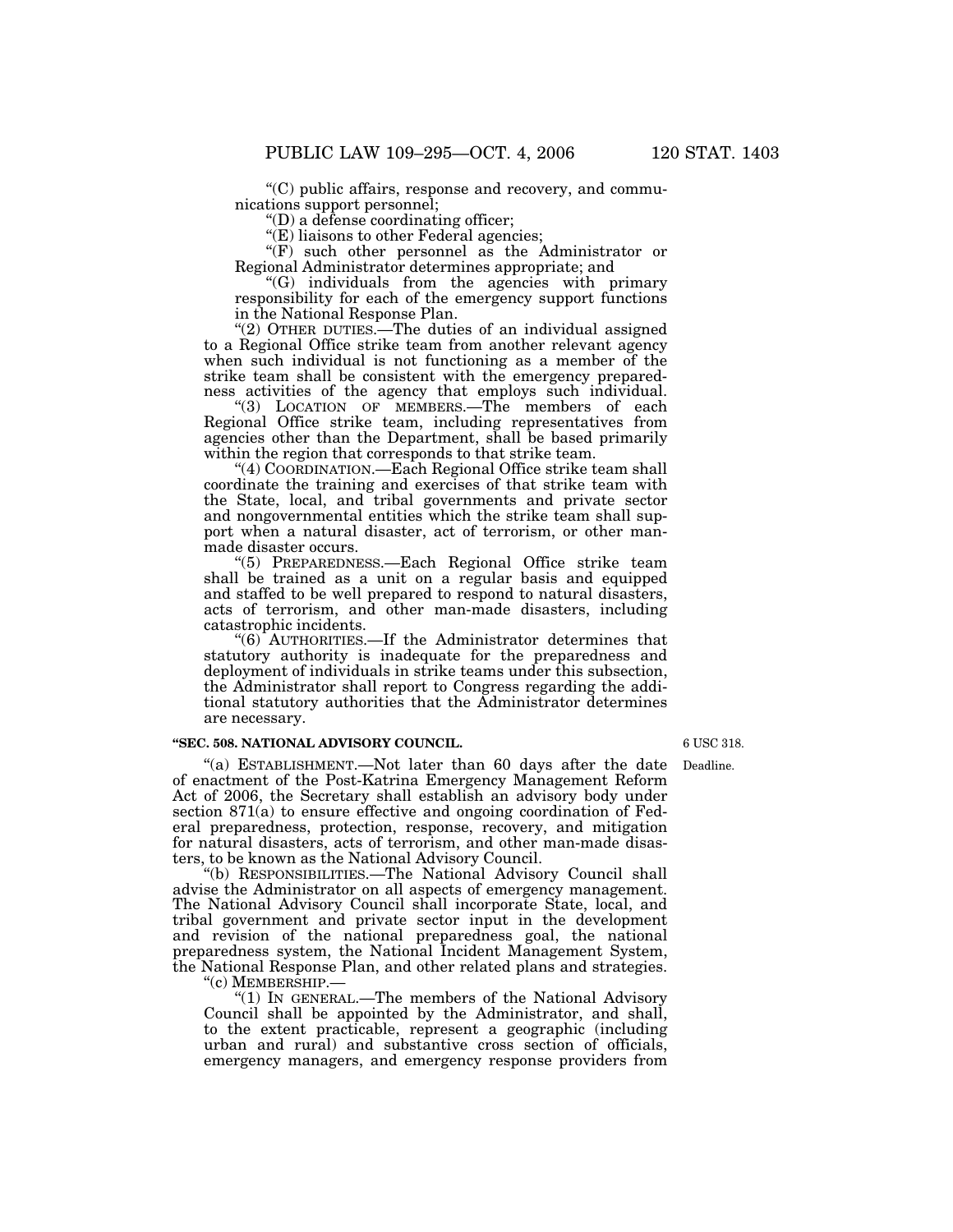"(C) public affairs, response and recovery, and communications support personnel;

"(D) a defense coordinating officer;

"(E) liaisons to other Federal agencies;

"(F) such other personnel as the Administrator or Regional Administrator determines appropriate; and

"(G) individuals from the agencies with primary responsibility for each of the emergency support functions in the National Response Plan.

"(2) OTHER DUTIES.—The duties of an individual assigned to a Regional Office strike team from another relevant agency when such individual is not functioning as a member of the strike team shall be consistent with the emergency preparedness activities of the agency that employs such individual.

"(3) LOCATION OF MEMBERS.—The members of each Regional Office strike team, including representatives from agencies other than the Department, shall be based primarily within the region that corresponds to that strike team.

"(4) COORDINATION.—Each Regional Office strike team shall coordinate the training and exercises of that strike team with the State, local, and tribal governments and private sector and nongovernmental entities which the strike team shall support when a natural disaster, act of terrorism, or other man-made disaster occurs.

"(5) PREPAREDNESS.—Each Regional Office strike team shall be trained as a unit on a regular basis and equipped and staffed to be well prepared to respond to natural disasters, acts of terrorism, and other man-made disasters, including catastrophic incidents.

"(6) AUTHORITIES.—If the Administrator determines that statutory authority is inadequate for the preparedness and deployment of individuals in strike teams under this subsection, the Administrator shall report to Congress regarding the additional statutory authorities that the Administrator determines are necessary.

**"SEC. 508. NATIONAL ADVISORY COUNCIL.**

6 USC 318.

Deadline.

"(a) ESTABLISHMENT.—Not later than 60 days after the date of enactment of the Post-Katrina Emergency Management Reform Act of 2006, the Secretary shall establish an advisory body under section 871(a) to ensure effective and ongoing coordination of Federal preparedness, protection, response, recovery, and mitigation for natural disasters, acts of terrorism, and other man-made disasters, to be known as the National Advisory Council.

"(b) RESPONSIBILITIES.—The National Advisory Council shall advise the Administrator on all aspects of emergency management. The National Advisory Council shall incorporate State, local, and tribal government and private sector input in the development and revision of the national preparedness goal, the national preparedness system, the National Incident Management System, the National Response Plan, and other related plans and strategies.

"(c) MEMBERSHIP.—

"(1) IN GENERAL.—The members of the National Advisory Council shall be appointed by the Administrator, and shall, to the extent practicable, represent a geographic (including urban and rural) and substantive cross section of officials, emergency managers, and emergency response providers from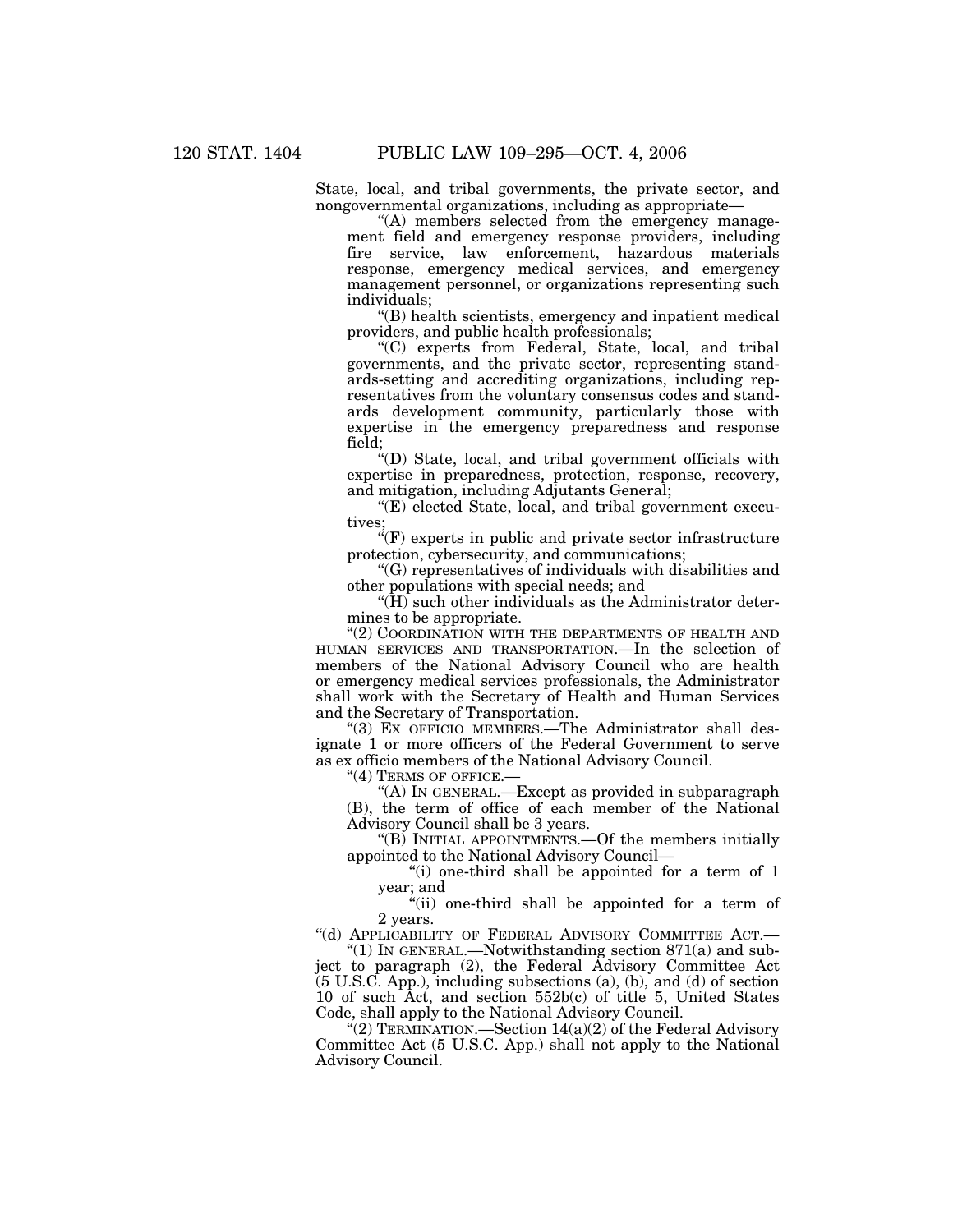State, local, and tribal governments, the private sector, and nongovernmental organizations, including as appropriate—

"(A) members selected from the emergency management field and emergency response providers, including fire service, law enforcement, hazardous materials response, emergency medical services, and emergency management personnel, or organizations representing such individuals;

"(B) health scientists, emergency and inpatient medical providers, and public health professionals;

"(C) experts from Federal, State, local, and tribal governments, and the private sector, representing standards-setting and accrediting organizations, including representatives from the voluntary consensus codes and standards development community, particularly those with expertise in the emergency preparedness and response field;

"(D) State, local, and tribal government officials with expertise in preparedness, protection, response, recovery, and mitigation, including Adjutants General;

"(E) elected State, local, and tribal government executives;

"(F) experts in public and private sector infrastructure protection, cybersecurity, and communications;

"(G) representatives of individuals with disabilities and other populations with special needs; and

"(H) such other individuals as the Administrator determines to be appropriate.

"(2) COORDINATION WITH THE DEPARTMENTS OF HEALTH AND HUMAN SERVICES AND TRANSPORTATION.—In the selection of members of the National Advisory Council who are health or emergency medical services professionals, the Administrator shall work with the Secretary of Health and Human Services and the Secretary of Transportation.

"(3) EX OFFICIO MEMBERS.—The Administrator shall designate 1 or more officers of the Federal Government to serve as ex officio members of the National Advisory Council.

"(4) TERMS OF OFFICE.—

"(A) IN GENERAL.—Except as provided in subparagraph (B), the term of office of each member of the National Advisory Council shall be 3 years.

"(B) INITIAL APPOINTMENTS.—Of the members initially appointed to the National Advisory Council—

"(i) one-third shall be appointed for a term of 1 year; and

"(ii) one-third shall be appointed for a term of 2 years.

"(d) APPLICABILITY OF FEDERAL ADVISORY COMMITTEE ACT.—

"(1) IN GENERAL.—Notwithstanding section 871(a) and subject to paragraph (2), the Federal Advisory Committee Act (5 U.S.C. App.), including subsections (a), (b), and (d) of section 10 of such Act, and section 552b(c) of title 5, United States Code, shall apply to the National Advisory Council.

"(2) TERMINATION.—Section 14(a)(2) of the Federal Advisory Committee Act (5 U.S.C. App.) shall not apply to the National Advisory Council.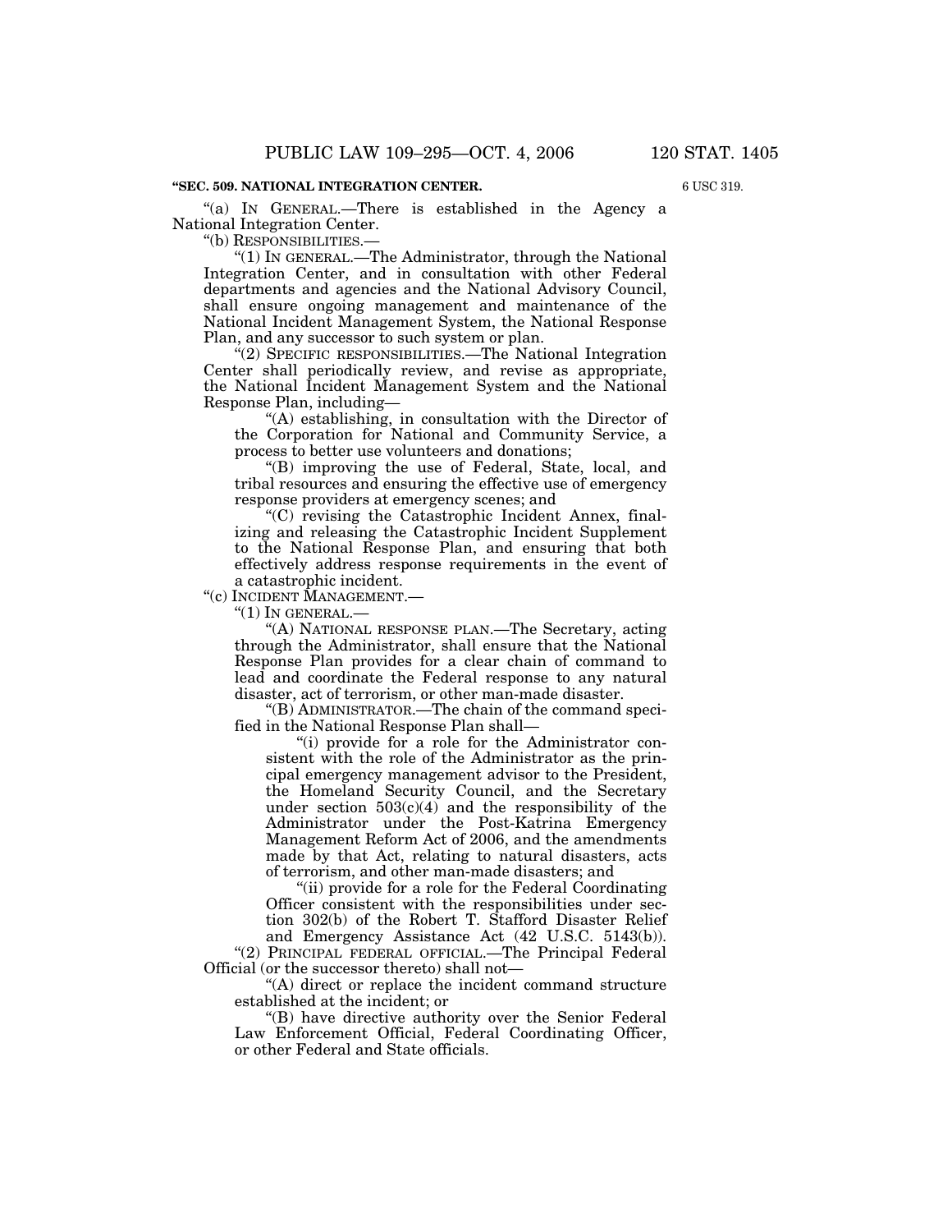**"SEC. 509. NATIONAL INTEGRATION CENTER.**

6 USC 319.

"(a) IN GENERAL.—There is established in the Agency a National Integration Center.

"(b) RESPONSIBILITIES.—

"(1) IN GENERAL.—The Administrator, through the National Integration Center, and in consultation with other Federal departments and agencies and the National Advisory Council, shall ensure ongoing management and maintenance of the National Incident Management System, the National Response Plan, and any successor to such system or plan.

"(2) SPECIFIC RESPONSIBILITIES.—The National Integration Center shall periodically review, and revise as appropriate, the National Incident Management System and the National Response Plan, including—

"(A) establishing, in consultation with the Director of the Corporation for National and Community Service, a process to better use volunteers and donations;

"(B) improving the use of Federal, State, local, and tribal resources and ensuring the effective use of emergency response providers at emergency scenes; and

"(C) revising the Catastrophic Incident Annex, finalizing and releasing the Catastrophic Incident Supplement to the National Response Plan, and ensuring that both effectively address response requirements in the event of a catastrophic incident.

"(c) INCIDENT MANAGEMENT.—

"(1) IN GENERAL.—

"(A) NATIONAL RESPONSE PLAN.—The Secretary, acting through the Administrator, shall ensure that the National Response Plan provides for a clear chain of command to lead and coordinate the Federal response to any natural disaster, act of terrorism, or other man-made disaster.

"(B) ADMINISTRATOR.—The chain of the command specified in the National Response Plan shall—

"(i) provide for a role for the Administrator consistent with the role of the Administrator as the principal emergency management advisor to the President, the Homeland Security Council, and the Secretary under section 503(c)(4) and the responsibility of the Administrator under the Post-Katrina Emergency Management Reform Act of 2006, and the amendments made by that Act, relating to natural disasters, acts of terrorism, and other man-made disasters; and

"(ii) provide for a role for the Federal Coordinating Officer consistent with the responsibilities under section 302(b) of the Robert T. Stafford Disaster Relief and Emergency Assistance Act (42 U.S.C. 5143(b)).

"(2) PRINCIPAL FEDERAL OFFICIAL.—The Principal Federal Official (or the successor thereto) shall not—

"(A) direct or replace the incident command structure established at the incident; or

"(B) have directive authority over the Senior Federal Law Enforcement Official, Federal Coordinating Officer, or other Federal and State officials.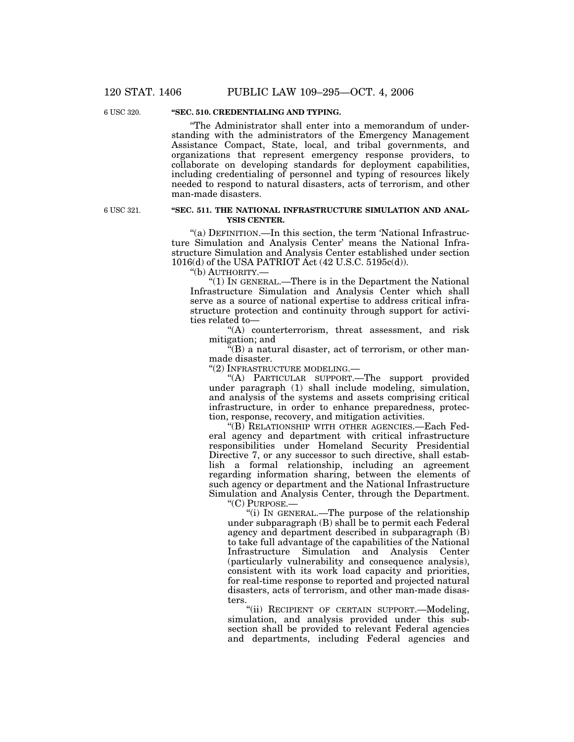6 USC 320.

**"SEC. 510. CREDENTIALING AND TYPING.**

"The Administrator shall enter into a memorandum of understanding with the administrators of the Emergency Management Assistance Compact, State, local, and tribal governments, and organizations that represent emergency response providers, to collaborate on developing standards for deployment capabilities, including credentialing of personnel and typing of resources likely needed to respond to natural disasters, acts of terrorism, and other man-made disasters.

6 USC 321.

**"SEC. 511. THE NATIONAL INFRASTRUCTURE SIMULATION AND ANALYSIS CENTER.**

"(a) DEFINITION.—In this section, the term 'National Infrastructure Simulation and Analysis Center' means the National Infrastructure Simulation and Analysis Center established under section 1016(d) of the USA PATRIOT Act (42 U.S.C. 5195c(d)).

"(b) AUTHORITY.—

"(1) IN GENERAL.—There is in the Department the National Infrastructure Simulation and Analysis Center which shall serve as a source of national expertise to address critical infrastructure protection and continuity through support for activities related to—

"(A) counterterrorism, threat assessment, and risk mitigation; and

"(B) a natural disaster, act of terrorism, or other man-made disaster.

"(2) INFRASTRUCTURE MODELING.—

"(A) PARTICULAR SUPPORT.—The support provided under paragraph (1) shall include modeling, simulation, and analysis of the systems and assets comprising critical infrastructure, in order to enhance preparedness, protection, response, recovery, and mitigation activities.

"(B) RELATIONSHIP WITH OTHER AGENCIES.—Each Federal agency and department with critical infrastructure responsibilities under Homeland Security Presidential Directive 7, or any successor to such directive, shall establish a formal relationship, including an agreement regarding information sharing, between the elements of such agency or department and the National Infrastructure Simulation and Analysis Center, through the Department.

"(C) PURPOSE.—

"(i) IN GENERAL.—The purpose of the relationship under subparagraph (B) shall be to permit each Federal agency and department described in subparagraph (B) to take full advantage of the capabilities of the National Infrastructure Simulation and Analysis Center (particularly vulnerability and consequence analysis), consistent with its work load capacity and priorities, for real-time response to reported and projected natural disasters, acts of terrorism, and other man-made disasters.

"(ii) RECIPIENT OF CERTAIN SUPPORT.—Modeling, simulation, and analysis provided under this subsection shall be provided to relevant Federal agencies and departments, including Federal agencies and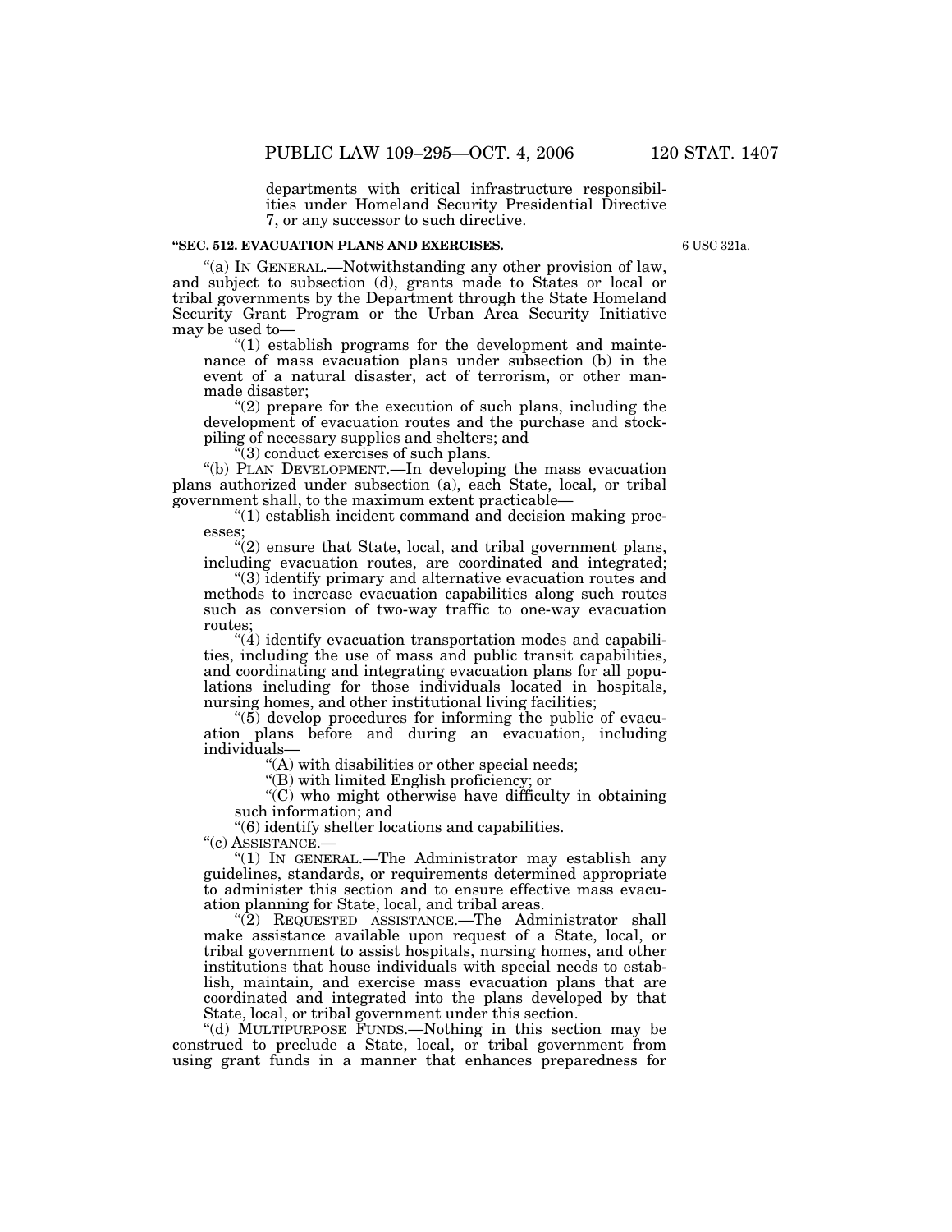departments with critical infrastructure responsibilities under Homeland Security Presidential Directive 7, or any successor to such directive.

**"SEC. 512. EVACUATION PLANS AND EXERCISES.**

6 USC 321a.

"(a) IN GENERAL.—Notwithstanding any other provision of law, and subject to subsection (d), grants made to States or local or tribal governments by the Department through the State Homeland Security Grant Program or the Urban Area Security Initiative may be used to—

"(1) establish programs for the development and maintenance of mass evacuation plans under subsection (b) in the event of a natural disaster, act of terrorism, or other manmade disaster;

"(2) prepare for the execution of such plans, including the development of evacuation routes and the purchase and stockpiling of necessary supplies and shelters; and

"(3) conduct exercises of such plans.

"(b) PLAN DEVELOPMENT.—In developing the mass evacuation plans authorized under subsection (a), each State, local, or tribal government shall, to the maximum extent practicable—

"(1) establish incident command and decision making processes;

"(2) ensure that State, local, and tribal government plans, including evacuation routes, are coordinated and integrated;

"(3) identify primary and alternative evacuation routes and methods to increase evacuation capabilities along such routes such as conversion of two-way traffic to one-way evacuation routes;

"(4) identify evacuation transportation modes and capabilities, including the use of mass and public transit capabilities, and coordinating and integrating evacuation plans for all populations including for those individuals located in hospitals, nursing homes, and other institutional living facilities;

"(5) develop procedures for informing the public of evacuation plans before and during an evacuation, including individuals—

"(A) with disabilities or other special needs;

"(B) with limited English proficiency; or

"(C) who might otherwise have difficulty in obtaining such information; and

"(6) identify shelter locations and capabilities.

"(c) ASSISTANCE.—

"(1) IN GENERAL.—The Administrator may establish any guidelines, standards, or requirements determined appropriate to administer this section and to ensure effective mass evacuation planning for State, local, and tribal areas.

"(2) REQUESTED ASSISTANCE.—The Administrator shall make assistance available upon request of a State, local, or tribal government to assist hospitals, nursing homes, and other institutions that house individuals with special needs to establish, maintain, and exercise mass evacuation plans that are coordinated and integrated into the plans developed by that State, local, or tribal government under this section.

"(d) MULTIPURPOSE FUNDS.—Nothing in this section may be construed to preclude a State, local, or tribal government from using grant funds in a manner that enhances preparedness for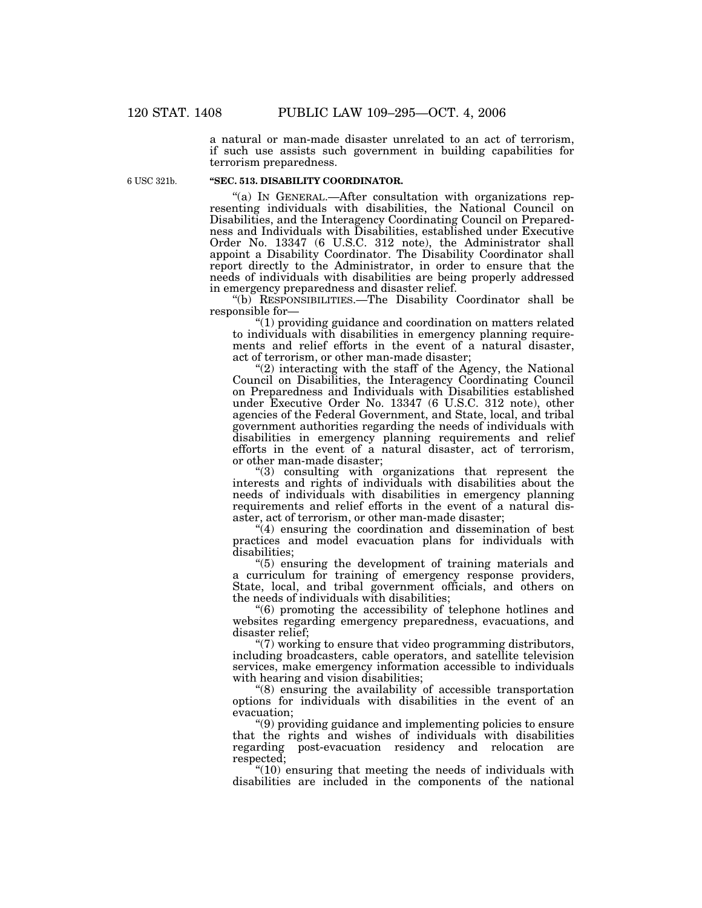a natural or man-made disaster unrelated to an act of terrorism, if such use assists such government in building capabilities for terrorism preparedness.

6 USC 321b.

**"SEC. 513. DISABILITY COORDINATOR.**

"(a) IN GENERAL.—After consultation with organizations representing individuals with disabilities, the National Council on Disabilities, and the Interagency Coordinating Council on Preparedness and Individuals with Disabilities, established under Executive Order No. 13347 (6 U.S.C. 312 note), the Administrator shall appoint a Disability Coordinator. The Disability Coordinator shall report directly to the Administrator, in order to ensure that the needs of individuals with disabilities are being properly addressed in emergency preparedness and disaster relief.

"(b) RESPONSIBILITIES.—The Disability Coordinator shall be responsible for—

"(1) providing guidance and coordination on matters related to individuals with disabilities in emergency planning requirements and relief efforts in the event of a natural disaster, act of terrorism, or other man-made disaster;

"(2) interacting with the staff of the Agency, the National Council on Disabilities, the Interagency Coordinating Council on Preparedness and Individuals with Disabilities established under Executive Order No. 13347 (6 U.S.C. 312 note), other agencies of the Federal Government, and State, local, and tribal government authorities regarding the needs of individuals with disabilities in emergency planning requirements and relief efforts in the event of a natural disaster, act of terrorism, or other man-made disaster;

"(3) consulting with organizations that represent the interests and rights of individuals with disabilities about the needs of individuals with disabilities in emergency planning requirements and relief efforts in the event of a natural disaster, act of terrorism, or other man-made disaster;

"(4) ensuring the coordination and dissemination of best practices and model evacuation plans for individuals with disabilities;

"(5) ensuring the development of training materials and a curriculum for training of emergency response providers, State, local, and tribal government officials, and others on the needs of individuals with disabilities;

"(6) promoting the accessibility of telephone hotlines and websites regarding emergency preparedness, evacuations, and disaster relief;

"(7) working to ensure that video programming distributors, including broadcasters, cable operators, and satellite television services, make emergency information accessible to individuals with hearing and vision disabilities;

"(8) ensuring the availability of accessible transportation options for individuals with disabilities in the event of an evacuation;

"(9) providing guidance and implementing policies to ensure that the rights and wishes of individuals with disabilities regarding post-evacuation residency and relocation are respected;

"(10) ensuring that meeting the needs of individuals with disabilities are included in the components of the national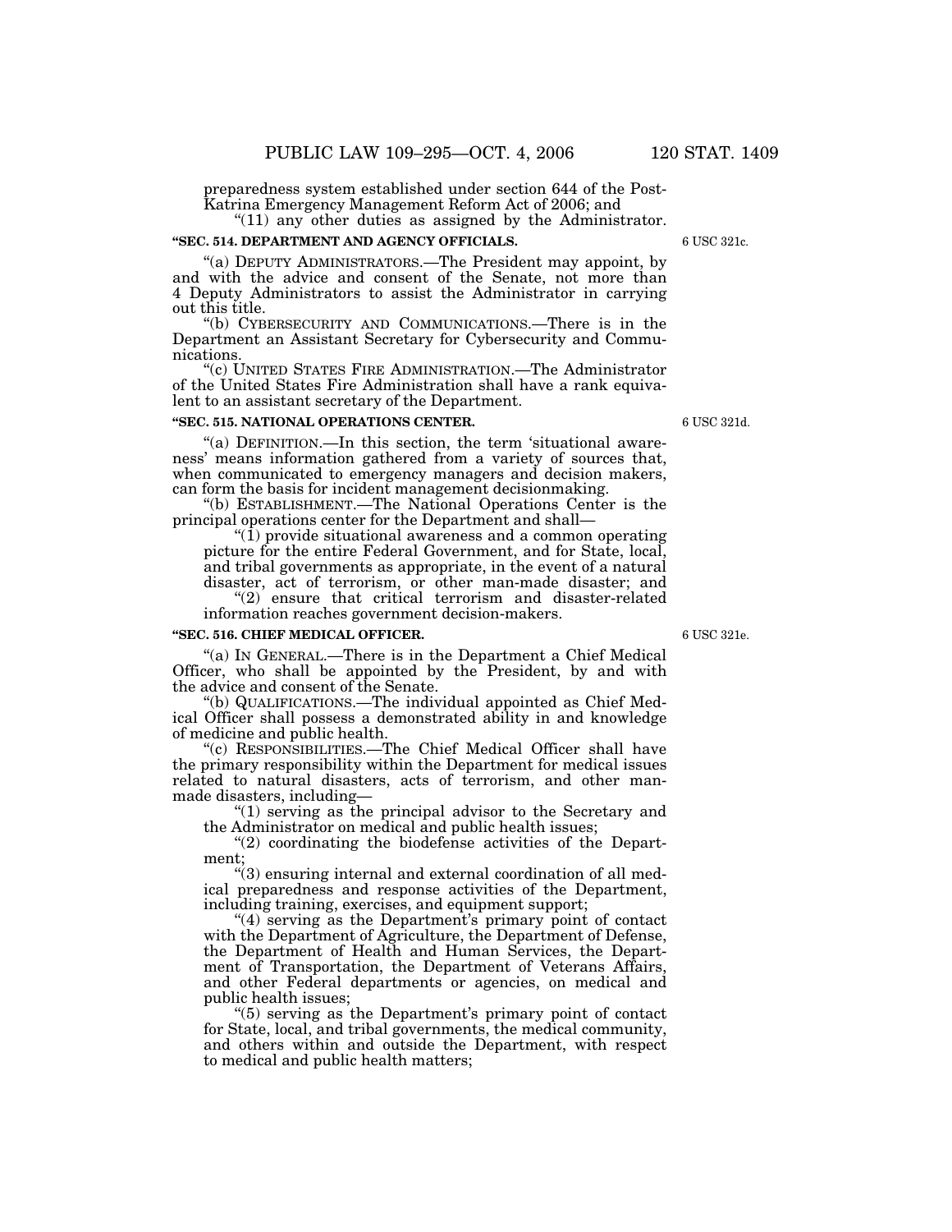preparedness system established under section 644 of the Post-Katrina Emergency Management Reform Act of 2006; and

"(11) any other duties as assigned by the Administrator.

**"SEC. 514. DEPARTMENT AND AGENCY OFFICIALS.**

6 USC 321c.

"(a) DEPUTY ADMINISTRATORS.—The President may appoint, by and with the advice and consent of the Senate, not more than 4 Deputy Administrators to assist the Administrator in carrying out this title.

"(b) CYBERSECURITY AND COMMUNICATIONS.—There is in the Department an Assistant Secretary for Cybersecurity and Communications.

"(c) UNITED STATES FIRE ADMINISTRATION.—The Administrator of the United States Fire Administration shall have a rank equivalent to an assistant secretary of the Department.

**"SEC. 515. NATIONAL OPERATIONS CENTER.**

6 USC 321d.

"(a) DEFINITION.—In this section, the term 'situational awareness' means information gathered from a variety of sources that, when communicated to emergency managers and decision makers, can form the basis for incident management decisionmaking.

"(b) ESTABLISHMENT.—The National Operations Center is the principal operations center for the Department and shall—

"(1) provide situational awareness and a common operating picture for the entire Federal Government, and for State, local, and tribal governments as appropriate, in the event of a natural disaster, act of terrorism, or other man-made disaster; and

"(2) ensure that critical terrorism and disaster-related information reaches government decision-makers.

**"SEC. 516. CHIEF MEDICAL OFFICER.**

6 USC 321e.

"(a) IN GENERAL.—There is in the Department a Chief Medical Officer, who shall be appointed by the President, by and with the advice and consent of the Senate.

"(b) QUALIFICATIONS.—The individual appointed as Chief Medical Officer shall possess a demonstrated ability in and knowledge of medicine and public health.

"(c) RESPONSIBILITIES.—The Chief Medical Officer shall have the primary responsibility within the Department for medical issues related to natural disasters, acts of terrorism, and other man-made disasters, including—

"(1) serving as the principal advisor to the Secretary and the Administrator on medical and public health issues;

"(2) coordinating the biodefense activities of the Department;

"(3) ensuring internal and external coordination of all medical preparedness and response activities of the Department, including training, exercises, and equipment support;

"(4) serving as the Department's primary point of contact with the Department of Agriculture, the Department of Defense, the Department of Health and Human Services, the Department of Transportation, the Department of Veterans Affairs, and other Federal departments or agencies, on medical and public health issues;

"(5) serving as the Department's primary point of contact for State, local, and tribal governments, the medical community, and others within and outside the Department, with respect to medical and public health matters;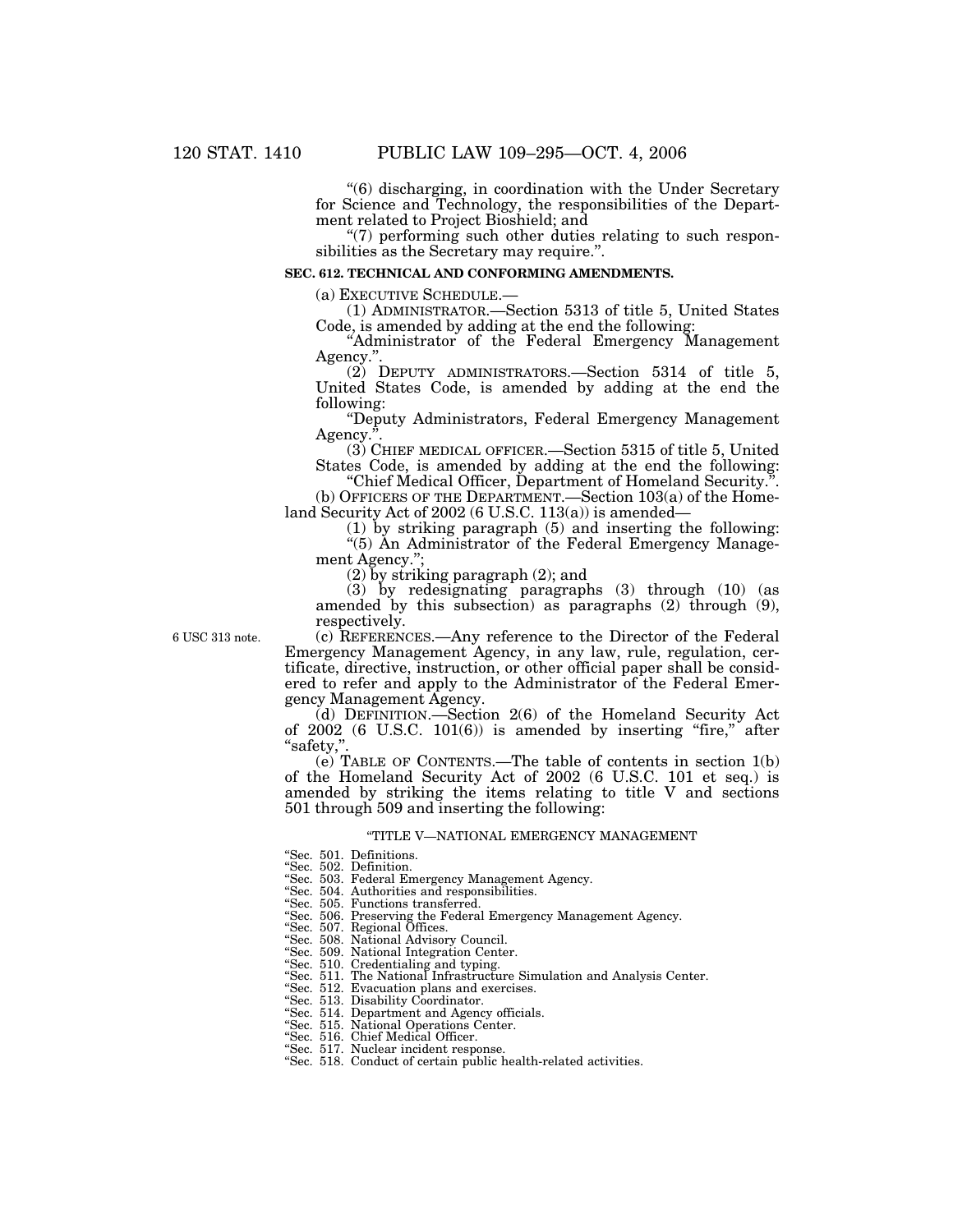"(6) discharging, in coordination with the Under Secretary for Science and Technology, the responsibilities of the Department related to Project Bioshield; and

"(7) performing such other duties relating to such responsibilities as the Secretary may require.".

**SEC. 612. TECHNICAL AND CONFORMING AMENDMENTS.**

(a) EXECUTIVE SCHEDULE.—

(1) ADMINISTRATOR.—Section 5313 of title 5, United States Code, is amended by adding at the end the following:

"Administrator of the Federal Emergency Management Agency.".

(2) DEPUTY ADMINISTRATORS.—Section 5314 of title 5, United States Code, is amended by adding at the end the following:

"Deputy Administrators, Federal Emergency Management Agency.".

(3) CHIEF MEDICAL OFFICER.—Section 5315 of title 5, United States Code, is amended by adding at the end the following:

"Chief Medical Officer, Department of Homeland Security.".

(b) OFFICERS OF THE DEPARTMENT.—Section 103(a) of the Homeland Security Act of 2002 (6 U.S.C. 113(a)) is amended—

(1) by striking paragraph (5) and inserting the following:

"(5) An Administrator of the Federal Emergency Management Agency.";

(2) by striking paragraph (2); and

(3) by redesignating paragraphs (3) through (10) (as amended by this subsection) as paragraphs (2) through (9), respectively.

6 USC 313 note.

(c) REFERENCES.—Any reference to the Director of the Federal Emergency Management Agency, in any law, rule, regulation, certificate, directive, instruction, or other official paper shall be considered to refer and apply to the Administrator of the Federal Emergency Management Agency.

(d) DEFINITION.—Section 2(6) of the Homeland Security Act of 2002 (6 U.S.C. 101(6)) is amended by inserting "fire," after "safety,".

(e) TABLE OF CONTENTS.—The table of contents in section 1(b) of the Homeland Security Act of 2002 (6 U.S.C. 101 et seq.) is amended by striking the items relating to title V and sections 501 through 509 and inserting the following:

"TITLE V—NATIONAL EMERGENCY MANAGEMENT

"Sec. 501. Definitions.
"Sec. 502. Definition.
"Sec. 503. Federal Emergency Management Agency.
"Sec. 504. Authorities and responsibilities.
"Sec. 505. Functions transferred.
"Sec. 506. Preserving the Federal Emergency Management Agency.
"Sec. 507. Regional Offices.
"Sec. 508. National Advisory Council.
"Sec. 509. National Integration Center.
"Sec. 510. Credentialing and typing.
"Sec. 511. The National Infrastructure Simulation and Analysis Center.
"Sec. 512. Evacuation plans and exercises.
"Sec. 513. Disability Coordinator.
"Sec. 514. Department and Agency officials.
"Sec. 515. National Operations Center.
"Sec. 516. Chief Medical Officer.
"Sec. 517. Nuclear incident response.
"Sec. 518. Conduct of certain public health-related activities.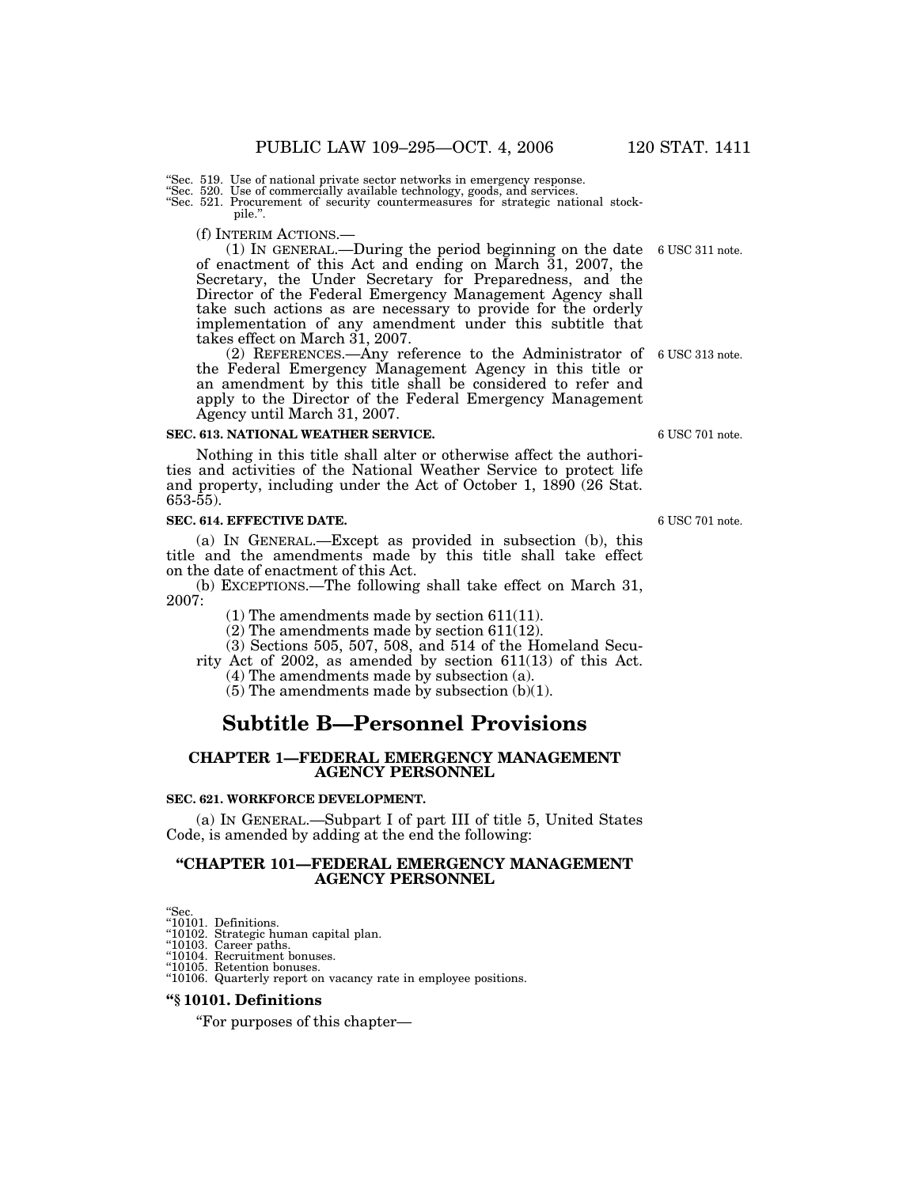"Sec. 519. Use of national private sector networks in emergency response.
"Sec. 520. Use of commercially available technology, goods, and services.
"Sec. 521. Procurement of security countermeasures for strategic national stockpile.".

(f) INTERIM ACTIONS.—

(1) IN GENERAL.—During the period beginning on the date of enactment of this Act and ending on March 31, 2007, the Secretary, the Under Secretary for Preparedness, and the Director of the Federal Emergency Management Agency shall take such actions as are necessary to provide for the orderly implementation of any amendment under this subtitle that takes effect on March 31, 2007.

6 USC 311 note.

(2) REFERENCES.—Any reference to the Administrator of the Federal Emergency Management Agency in this title or an amendment by this title shall be considered to refer and apply to the Director of the Federal Emergency Management Agency until March 31, 2007.

6 USC 313 note.

**SEC. 613. NATIONAL WEATHER SERVICE.**

6 USC 701 note.

Nothing in this title shall alter or otherwise affect the authorities and activities of the National Weather Service to protect life and property, including under the Act of October 1, 1890 (26 Stat. 653-55).

**SEC. 614. EFFECTIVE DATE.**

6 USC 701 note.

(a) IN GENERAL.—Except as provided in subsection (b), this title and the amendments made by this title shall take effect on the date of enactment of this Act.

(b) EXCEPTIONS.—The following shall take effect on March 31, 2007:

(1) The amendments made by section 611(11).

(2) The amendments made by section 611(12).

(3) Sections 505, 507, 508, and 514 of the Homeland Security Act of 2002, as amended by section 611(13) of this Act.

(4) The amendments made by subsection (a).

(5) The amendments made by subsection (b)(1).

# Subtitle B—Personnel Provisions

## CHAPTER 1—FEDERAL EMERGENCY MANAGEMENT AGENCY PERSONNEL

**SEC. 621. WORKFORCE DEVELOPMENT.**

(a) IN GENERAL.—Subpart I of part III of title 5, United States Code, is amended by adding at the end the following:

## "CHAPTER 101—FEDERAL EMERGENCY MANAGEMENT AGENCY PERSONNEL

"Sec.
"10101. Definitions.
"10102. Strategic human capital plan.
"10103. Career paths.
"10104. Recruitment bonuses.
"10105. Retention bonuses.
"10106. Quarterly report on vacancy rate in employee positions.

**"§ 10101. Definitions**

"For purposes of this chapter—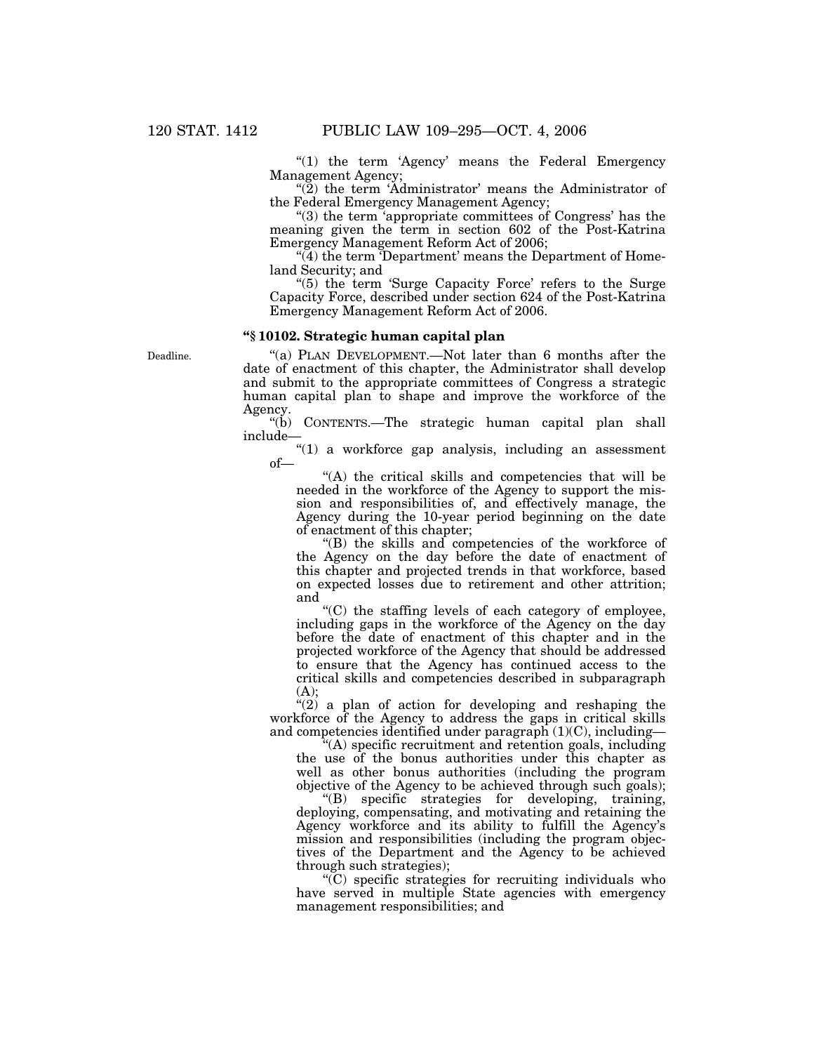"(1) the term 'Agency' means the Federal Emergency Management Agency;

"(2) the term 'Administrator' means the Administrator of the Federal Emergency Management Agency;

"(3) the term 'appropriate committees of Congress' has the meaning given the term in section 602 of the Post-Katrina Emergency Management Reform Act of 2006;

"(4) the term 'Department' means the Department of Homeland Security; and

"(5) the term 'Surge Capacity Force' refers to the Surge Capacity Force, described under section 624 of the Post-Katrina Emergency Management Reform Act of 2006.

**"§ 10102. Strategic human capital plan**

Deadline.

"(a) PLAN DEVELOPMENT.—Not later than 6 months after the date of enactment of this chapter, the Administrator shall develop and submit to the appropriate committees of Congress a strategic human capital plan to shape and improve the workforce of the Agency.

"(b) CONTENTS.—The strategic human capital plan shall include—

"(1) a workforce gap analysis, including an assessment of—

"(A) the critical skills and competencies that will be needed in the workforce of the Agency to support the mission and responsibilities of, and effectively manage, the Agency during the 10-year period beginning on the date of enactment of this chapter;

"(B) the skills and competencies of the workforce of the Agency on the day before the date of enactment of this chapter and projected trends in that workforce, based on expected losses due to retirement and other attrition; and

"(C) the staffing levels of each category of employee, including gaps in the workforce of the Agency on the day before the date of enactment of this chapter and in the projected workforce of the Agency that should be addressed to ensure that the Agency has continued access to the critical skills and competencies described in subparagraph (A);

"(2) a plan of action for developing and reshaping the workforce of the Agency to address the gaps in critical skills and competencies identified under paragraph (1)(C), including—

"(A) specific recruitment and retention goals, including the use of the bonus authorities under this chapter as well as other bonus authorities (including the program objective of the Agency to be achieved through such goals);

"(B) specific strategies for developing, training, deploying, compensating, and motivating and retaining the Agency workforce and its ability to fulfill the Agency's mission and responsibilities (including the program objectives of the Department and the Agency to be achieved through such strategies);

"(C) specific strategies for recruiting individuals who have served in multiple State agencies with emergency management responsibilities; and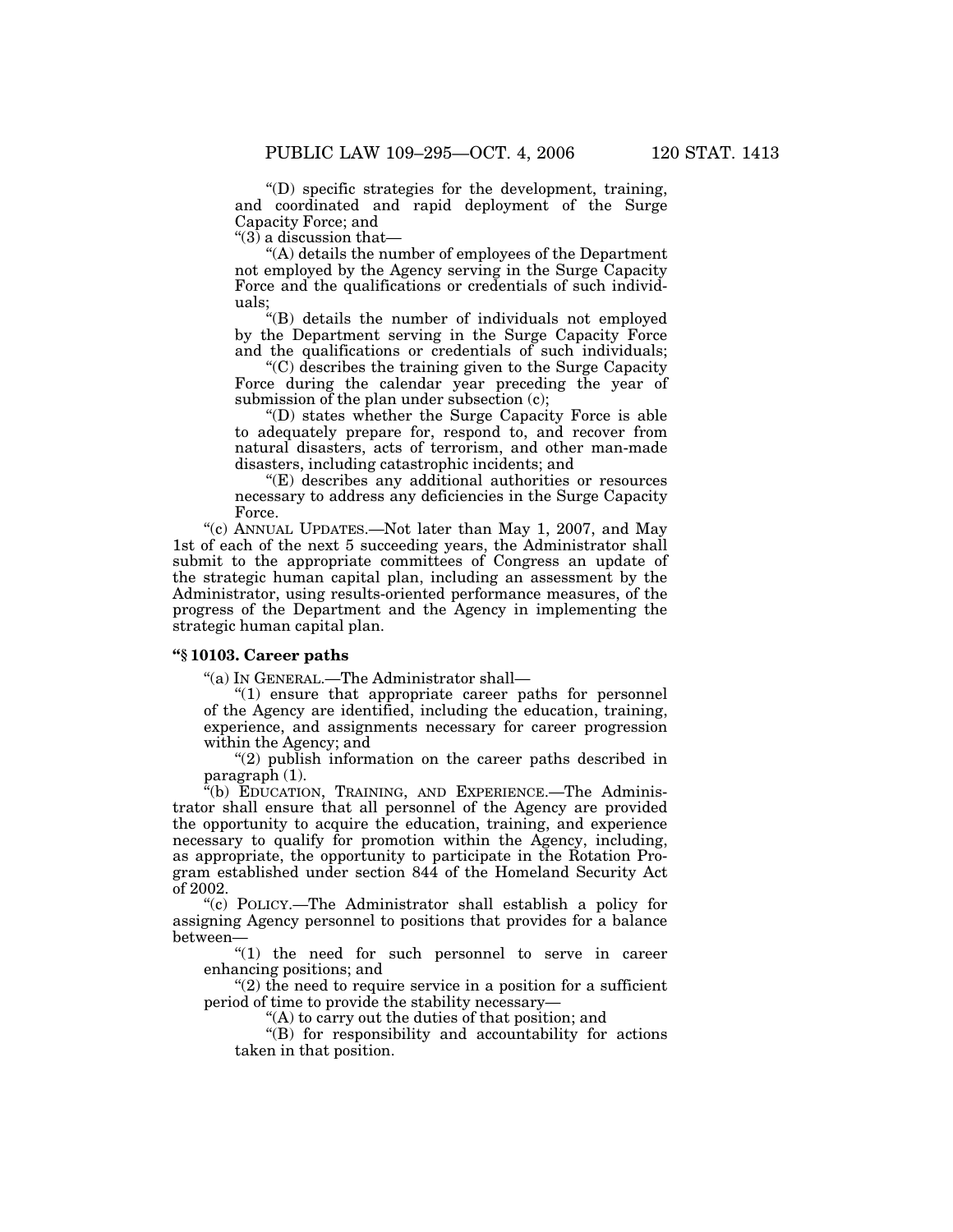"(D) specific strategies for the development, training, and coordinated and rapid deployment of the Surge Capacity Force; and

"(3) a discussion that—

"(A) details the number of employees of the Department not employed by the Agency serving in the Surge Capacity Force and the qualifications or credentials of such individuals;

"(B) details the number of individuals not employed by the Department serving in the Surge Capacity Force and the qualifications or credentials of such individuals;

"(C) describes the training given to the Surge Capacity Force during the calendar year preceding the year of submission of the plan under subsection (c);

"(D) states whether the Surge Capacity Force is able to adequately prepare for, respond to, and recover from natural disasters, acts of terrorism, and other man-made disasters, including catastrophic incidents; and

"(E) describes any additional authorities or resources necessary to address any deficiencies in the Surge Capacity Force.

"(c) ANNUAL UPDATES.—Not later than May 1, 2007, and May 1st of each of the next 5 succeeding years, the Administrator shall submit to the appropriate committees of Congress an update of the strategic human capital plan, including an assessment by the Administrator, using results-oriented performance measures, of the progress of the Department and the Agency in implementing the strategic human capital plan.

**"§ 10103. Career paths**

"(a) IN GENERAL.—The Administrator shall—

"(1) ensure that appropriate career paths for personnel of the Agency are identified, including the education, training, experience, and assignments necessary for career progression within the Agency; and

"(2) publish information on the career paths described in paragraph (1).

"(b) EDUCATION, TRAINING, AND EXPERIENCE.—The Administrator shall ensure that all personnel of the Agency are provided the opportunity to acquire the education, training, and experience necessary to qualify for promotion within the Agency, including, as appropriate, the opportunity to participate in the Rotation Program established under section 844 of the Homeland Security Act of 2002.

"(c) POLICY.—The Administrator shall establish a policy for assigning Agency personnel to positions that provides for a balance between—

"(1) the need for such personnel to serve in career enhancing positions; and

"(2) the need to require service in a position for a sufficient period of time to provide the stability necessary—

"(A) to carry out the duties of that position; and

"(B) for responsibility and accountability for actions taken in that position.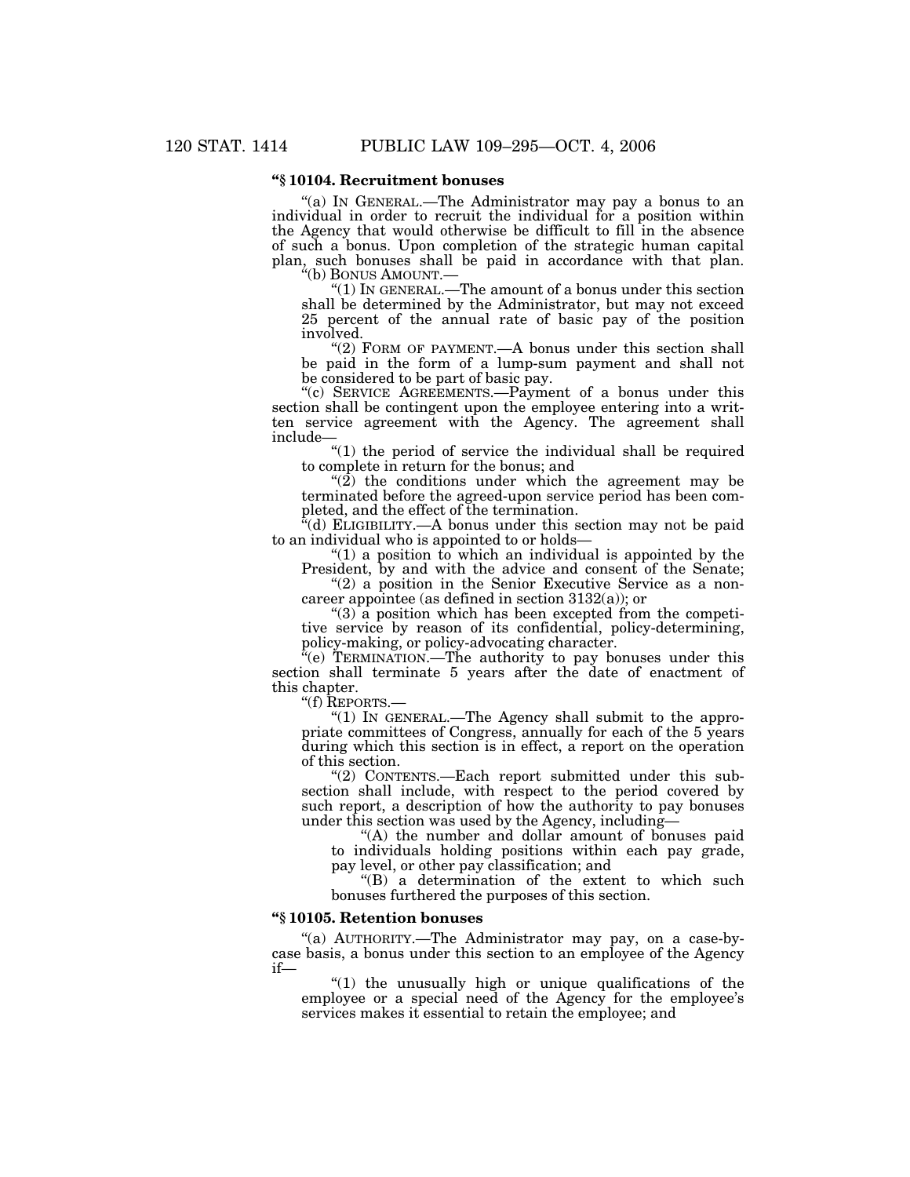**"§ 10104. Recruitment bonuses**

"(a) IN GENERAL.—The Administrator may pay a bonus to an individual in order to recruit the individual for a position within the Agency that would otherwise be difficult to fill in the absence of such a bonus. Upon completion of the strategic human capital plan, such bonuses shall be paid in accordance with that plan.

"(b) BONUS AMOUNT.—

"(1) IN GENERAL.—The amount of a bonus under this section shall be determined by the Administrator, but may not exceed 25 percent of the annual rate of basic pay of the position involved.

"(2) FORM OF PAYMENT.—A bonus under this section shall be paid in the form of a lump-sum payment and shall not be considered to be part of basic pay.

"(c) SERVICE AGREEMENTS.—Payment of a bonus under this section shall be contingent upon the employee entering into a written service agreement with the Agency. The agreement shall include—

"(1) the period of service the individual shall be required to complete in return for the bonus; and

"(2) the conditions under which the agreement may be terminated before the agreed-upon service period has been completed, and the effect of the termination.

"(d) ELIGIBILITY.—A bonus under this section may not be paid to an individual who is appointed to or holds—

"(1) a position to which an individual is appointed by the President, by and with the advice and consent of the Senate;

"(2) a position in the Senior Executive Service as a noncareer appointee (as defined in section 3132(a)); or

"(3) a position which has been excepted from the competitive service by reason of its confidential, policy-determining, policy-making, or policy-advocating character.

"(e) TERMINATION.—The authority to pay bonuses under this section shall terminate 5 years after the date of enactment of this chapter.

"(f) REPORTS.—

"(1) IN GENERAL.—The Agency shall submit to the appropriate committees of Congress, annually for each of the 5 years during which this section is in effect, a report on the operation of this section.

"(2) CONTENTS.—Each report submitted under this subsection shall include, with respect to the period covered by such report, a description of how the authority to pay bonuses under this section was used by the Agency, including—

"(A) the number and dollar amount of bonuses paid to individuals holding positions within each pay grade, pay level, or other pay classification; and

"(B) a determination of the extent to which such bonuses furthered the purposes of this section.

**"§ 10105. Retention bonuses**

"(a) AUTHORITY.—The Administrator may pay, on a case-by-case basis, a bonus under this section to an employee of the Agency if—

"(1) the unusually high or unique qualifications of the employee or a special need of the Agency for the employee's services makes it essential to retain the employee; and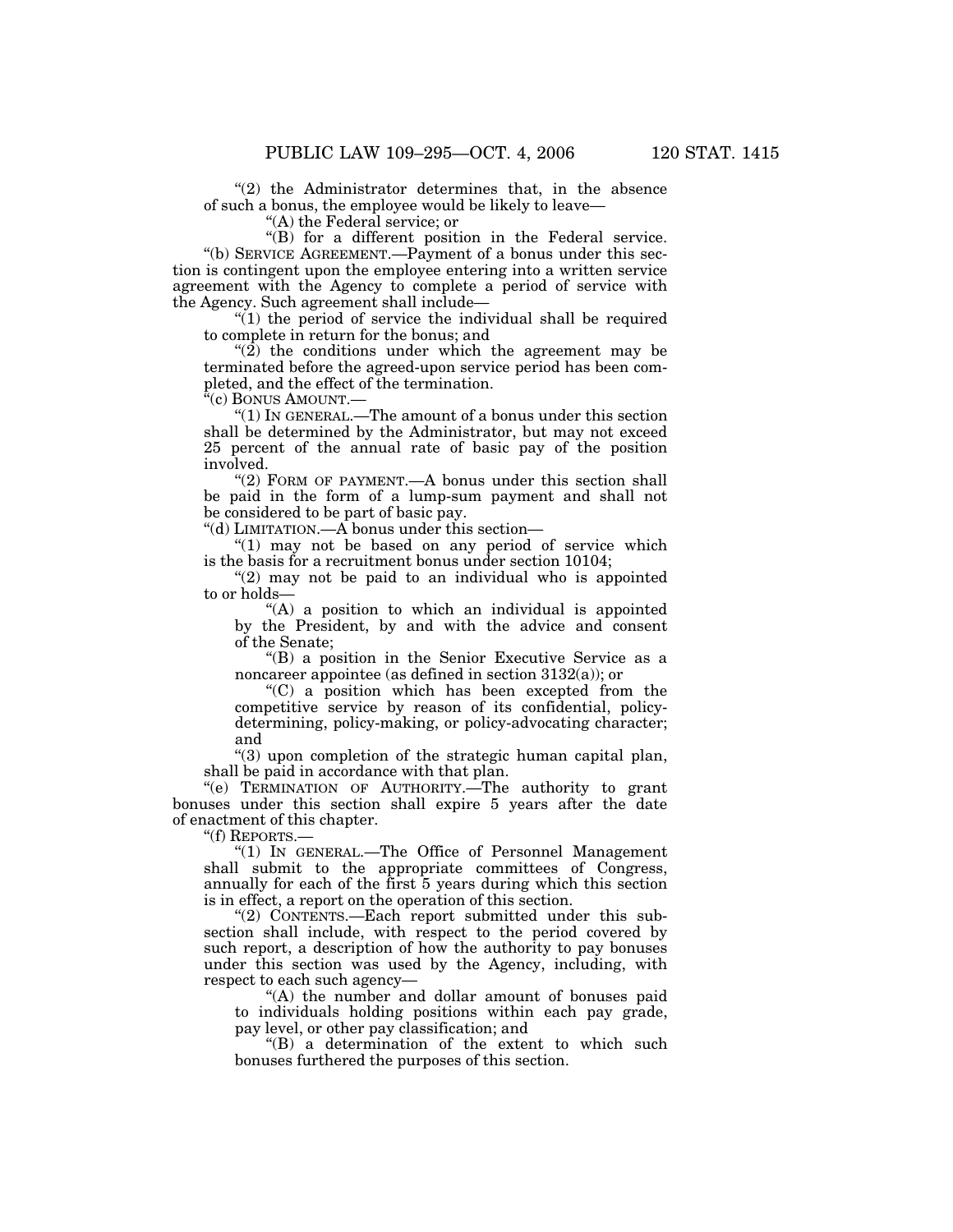"(2) the Administrator determines that, in the absence of such a bonus, the employee would be likely to leave—

"(A) the Federal service; or

"(B) for a different position in the Federal service.

"(b) SERVICE AGREEMENT.—Payment of a bonus under this section is contingent upon the employee entering into a written service agreement with the Agency to complete a period of service with the Agency. Such agreement shall include—

"(1) the period of service the individual shall be required to complete in return for the bonus; and

"(2) the conditions under which the agreement may be terminated before the agreed-upon service period has been completed, and the effect of the termination.

"(c) BONUS AMOUNT.—

"(1) IN GENERAL.—The amount of a bonus under this section shall be determined by the Administrator, but may not exceed 25 percent of the annual rate of basic pay of the position involved.

"(2) FORM OF PAYMENT.—A bonus under this section shall be paid in the form of a lump-sum payment and shall not be considered to be part of basic pay.

"(d) LIMITATION.—A bonus under this section—

"(1) may not be based on any period of service which is the basis for a recruitment bonus under section 10104;

"(2) may not be paid to an individual who is appointed to or holds—

"(A) a position to which an individual is appointed by the President, by and with the advice and consent of the Senate;

"(B) a position in the Senior Executive Service as a noncareer appointee (as defined in section 3132(a)); or

"(C) a position which has been excepted from the competitive service by reason of its confidential, policy-determining, policy-making, or policy-advocating character; and

"(3) upon completion of the strategic human capital plan, shall be paid in accordance with that plan.

"(e) TERMINATION OF AUTHORITY.—The authority to grant bonuses under this section shall expire 5 years after the date of enactment of this chapter.

"(f) REPORTS.—

"(1) IN GENERAL.—The Office of Personnel Management shall submit to the appropriate committees of Congress, annually for each of the first 5 years during which this section is in effect, a report on the operation of this section.

"(2) CONTENTS.—Each report submitted under this subsection shall include, with respect to the period covered by such report, a description of how the authority to pay bonuses under this section was used by the Agency, including, with respect to each such agency—

"(A) the number and dollar amount of bonuses paid to individuals holding positions within each pay grade, pay level, or other pay classification; and

"(B) a determination of the extent to which such bonuses furthered the purposes of this section.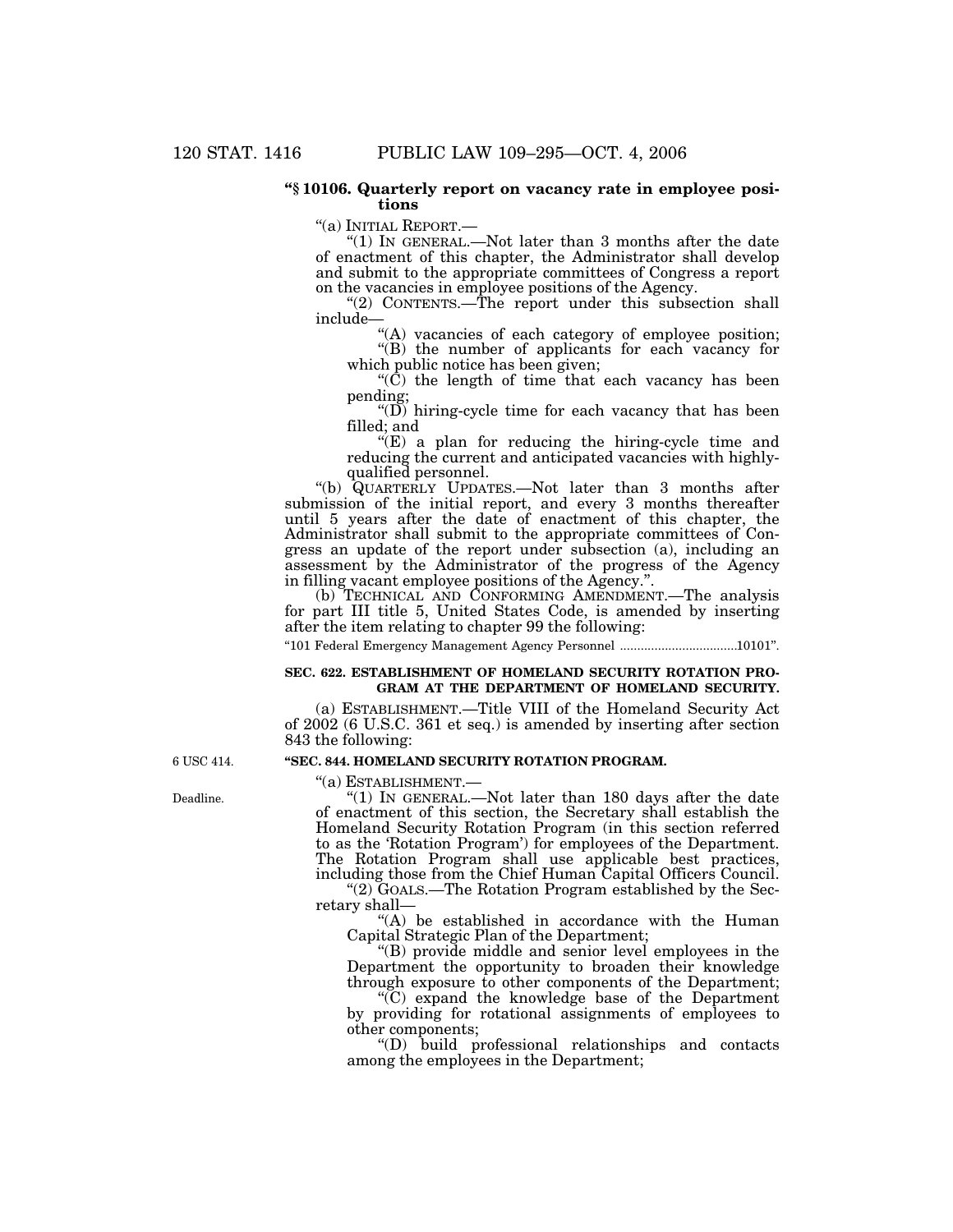**"§ 10106. Quarterly report on vacancy rate in employee positions**

"(a) INITIAL REPORT.—

"(1) IN GENERAL.—Not later than 3 months after the date of enactment of this chapter, the Administrator shall develop and submit to the appropriate committees of Congress a report on the vacancies in employee positions of the Agency.

"(2) CONTENTS.—The report under this subsection shall include—

"(A) vacancies of each category of employee position;

"(B) the number of applicants for each vacancy for which public notice has been given;

"(C) the length of time that each vacancy has been pending;

"(D) hiring-cycle time for each vacancy that has been filled; and

"(E) a plan for reducing the hiring-cycle time and reducing the current and anticipated vacancies with highly-qualified personnel.

"(b) QUARTERLY UPDATES.—Not later than 3 months after submission of the initial report, and every 3 months thereafter until 5 years after the date of enactment of this chapter, the Administrator shall submit to the appropriate committees of Congress an update of the report under subsection (a), including an assessment by the Administrator of the progress of the Agency in filling vacant employee positions of the Agency.".

(b) TECHNICAL AND CONFORMING AMENDMENT.—The analysis for part III title 5, United States Code, is amended by inserting after the item relating to chapter 99 the following:

"101 Federal Emergency Management Agency Personnel .................................10101".

**SEC. 622. ESTABLISHMENT OF HOMELAND SECURITY ROTATION PROGRAM AT THE DEPARTMENT OF HOMELAND SECURITY.**

(a) ESTABLISHMENT.—Title VIII of the Homeland Security Act of 2002 (6 U.S.C. 361 et seq.) is amended by inserting after section 843 the following:

6 USC 414.

**"SEC. 844. HOMELAND SECURITY ROTATION PROGRAM.**

"(a) ESTABLISHMENT.—

Deadline.

"(1) IN GENERAL.—Not later than 180 days after the date of enactment of this section, the Secretary shall establish the Homeland Security Rotation Program (in this section referred to as the 'Rotation Program') for employees of the Department. The Rotation Program shall use applicable best practices, including those from the Chief Human Capital Officers Council.

"(2) GOALS.—The Rotation Program established by the Secretary shall—

"(A) be established in accordance with the Human Capital Strategic Plan of the Department;

"(B) provide middle and senior level employees in the Department the opportunity to broaden their knowledge through exposure to other components of the Department;

"(C) expand the knowledge base of the Department by providing for rotational assignments of employees to other components;

"(D) build professional relationships and contacts among the employees in the Department;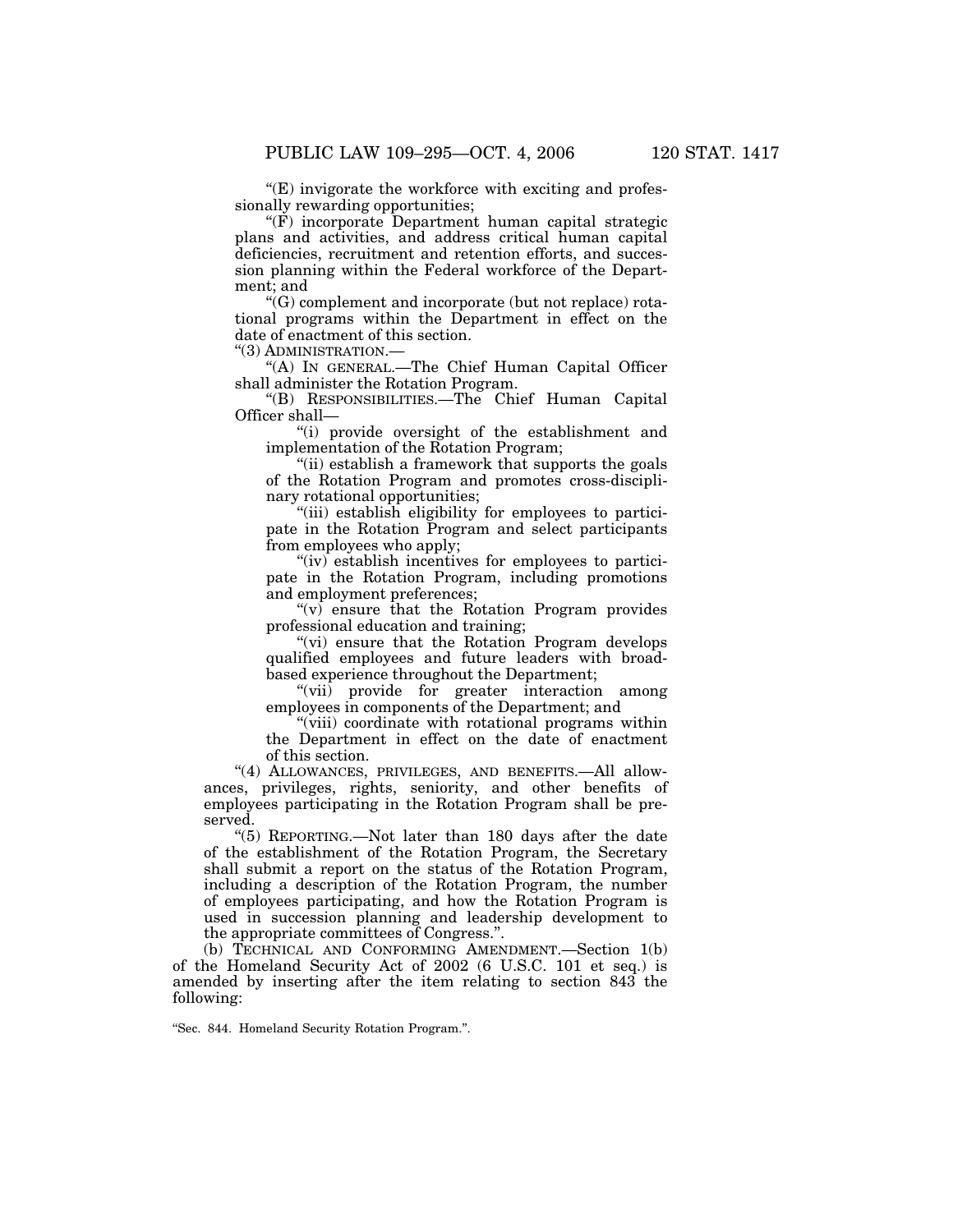"(E) invigorate the workforce with exciting and professionally rewarding opportunities;

"(F) incorporate Department human capital strategic plans and activities, and address critical human capital deficiencies, recruitment and retention efforts, and succession planning within the Federal workforce of the Department; and

"(G) complement and incorporate (but not replace) rotational programs within the Department in effect on the date of enactment of this section.

"(3) ADMINISTRATION.—

"(A) IN GENERAL.—The Chief Human Capital Officer shall administer the Rotation Program.

"(B) RESPONSIBILITIES.—The Chief Human Capital Officer shall—

"(i) provide oversight of the establishment and implementation of the Rotation Program;

"(ii) establish a framework that supports the goals of the Rotation Program and promotes cross-disciplinary rotational opportunities;

"(iii) establish eligibility for employees to participate in the Rotation Program and select participants from employees who apply;

"(iv) establish incentives for employees to participate in the Rotation Program, including promotions and employment preferences;

"(v) ensure that the Rotation Program provides professional education and training;

"(vi) ensure that the Rotation Program develops qualified employees and future leaders with broad-based experience throughout the Department;

"(vii) provide for greater interaction among employees in components of the Department; and

"(viii) coordinate with rotational programs within the Department in effect on the date of enactment of this section.

"(4) ALLOWANCES, PRIVILEGES, AND BENEFITS.—All allowances, privileges, rights, seniority, and other benefits of employees participating in the Rotation Program shall be preserved.

"(5) REPORTING.—Not later than 180 days after the date of the establishment of the Rotation Program, the Secretary shall submit a report on the status of the Rotation Program, including a description of the Rotation Program, the number of employees participating, and how the Rotation Program is used in succession planning and leadership development to the appropriate committees of Congress.".

(b) TECHNICAL AND CONFORMING AMENDMENT.—Section 1(b) of the Homeland Security Act of 2002 (6 U.S.C. 101 et seq.) is amended by inserting after the item relating to section 843 the following:

"Sec. 844. Homeland Security Rotation Program.".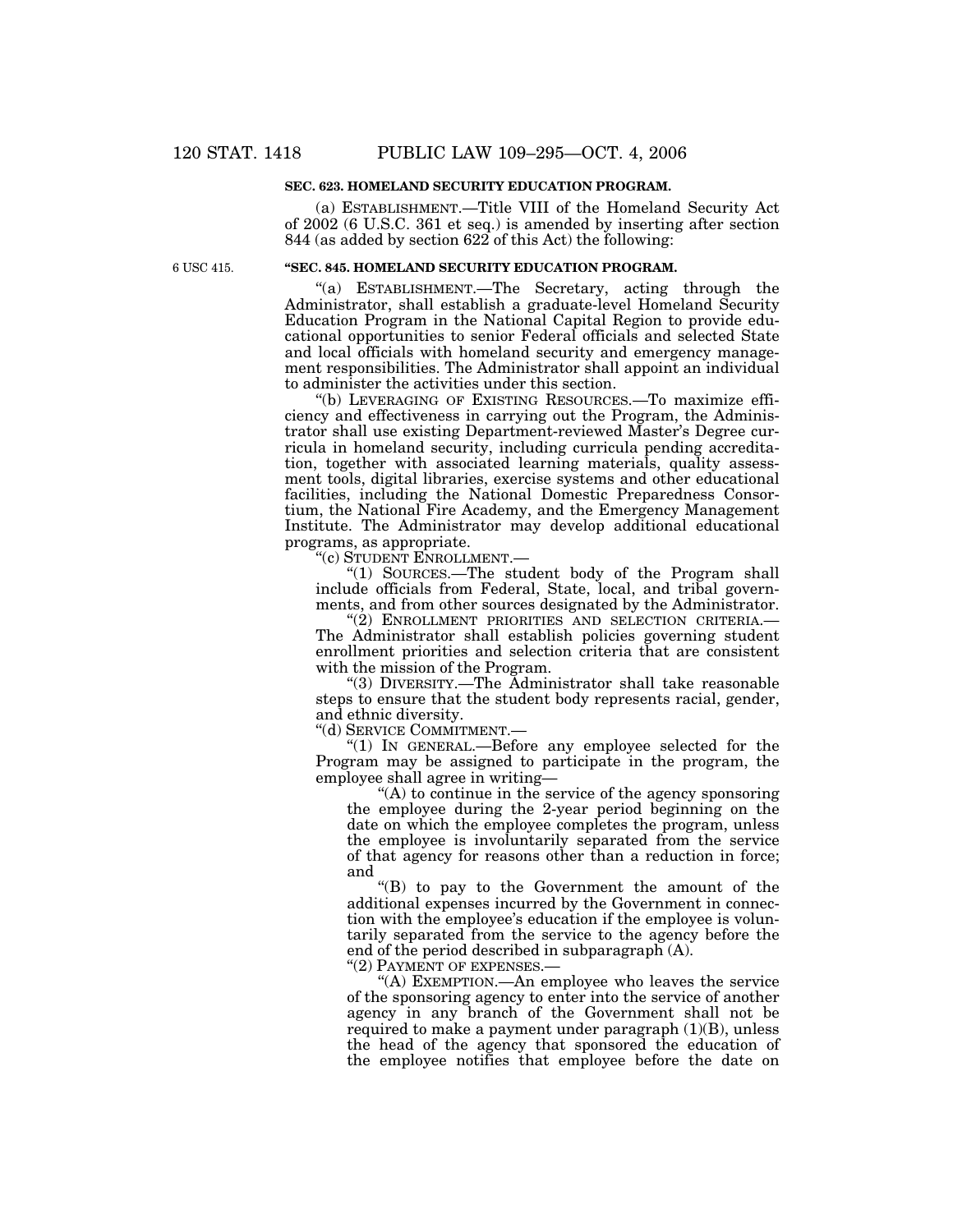**SEC. 623. HOMELAND SECURITY EDUCATION PROGRAM.**

(a) ESTABLISHMENT.—Title VIII of the Homeland Security Act of 2002 (6 U.S.C. 361 et seq.) is amended by inserting after section 844 (as added by section 622 of this Act) the following:

6 USC 415.

**"SEC. 845. HOMELAND SECURITY EDUCATION PROGRAM.**

"(a) ESTABLISHMENT.—The Secretary, acting through the Administrator, shall establish a graduate-level Homeland Security Education Program in the National Capital Region to provide educational opportunities to senior Federal officials and selected State and local officials with homeland security and emergency management responsibilities. The Administrator shall appoint an individual to administer the activities under this section.

"(b) LEVERAGING OF EXISTING RESOURCES.—To maximize efficiency and effectiveness in carrying out the Program, the Administrator shall use existing Department-reviewed Master's Degree curricula in homeland security, including curricula pending accreditation, together with associated learning materials, quality assessment tools, digital libraries, exercise systems and other educational facilities, including the National Domestic Preparedness Consortium, the National Fire Academy, and the Emergency Management Institute. The Administrator may develop additional educational programs, as appropriate.

"(c) STUDENT ENROLLMENT.—

"(1) SOURCES.—The student body of the Program shall include officials from Federal, State, local, and tribal governments, and from other sources designated by the Administrator.

"(2) ENROLLMENT PRIORITIES AND SELECTION CRITERIA.—The Administrator shall establish policies governing student enrollment priorities and selection criteria that are consistent with the mission of the Program.

"(3) DIVERSITY.—The Administrator shall take reasonable steps to ensure that the student body represents racial, gender, and ethnic diversity.

"(d) SERVICE COMMITMENT.—

"(1) IN GENERAL.—Before any employee selected for the Program may be assigned to participate in the program, the employee shall agree in writing—

"(A) to continue in the service of the agency sponsoring the employee during the 2-year period beginning on the date on which the employee completes the program, unless the employee is involuntarily separated from the service of that agency for reasons other than a reduction in force; and

"(B) to pay to the Government the amount of the additional expenses incurred by the Government in connection with the employee's education if the employee is voluntarily separated from the service to the agency before the end of the period described in subparagraph (A).

"(2) PAYMENT OF EXPENSES.—

"(A) EXEMPTION.—An employee who leaves the service of the sponsoring agency to enter into the service of another agency in any branch of the Government shall not be required to make a payment under paragraph (1)(B), unless the head of the agency that sponsored the education of the employee notifies that employee before the date on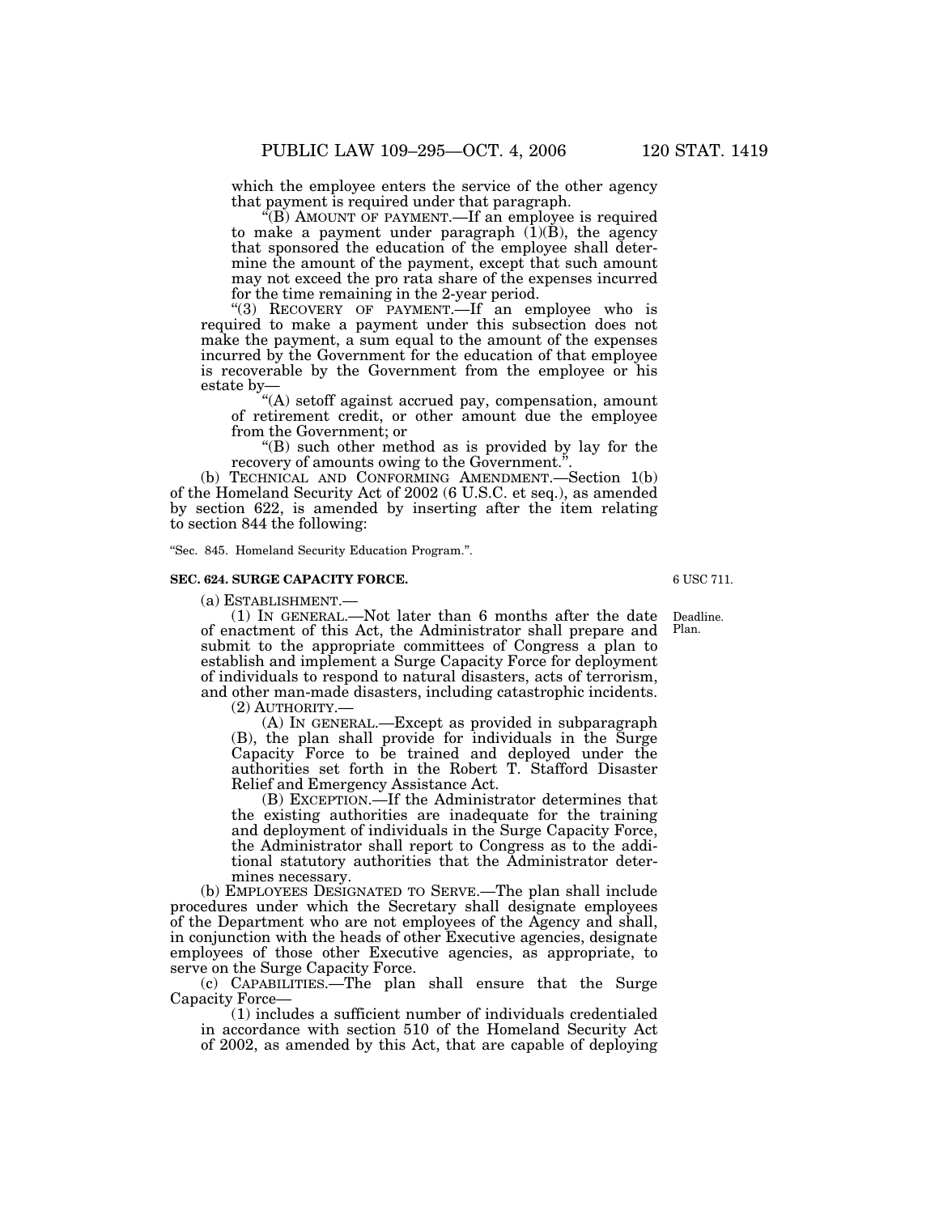which the employee enters the service of the other agency that payment is required under that paragraph.

"(B) AMOUNT OF PAYMENT.—If an employee is required to make a payment under paragraph (1)(B), the agency that sponsored the education of the employee shall determine the amount of the payment, except that such amount may not exceed the pro rata share of the expenses incurred for the time remaining in the 2-year period.

"(3) RECOVERY OF PAYMENT.—If an employee who is required to make a payment under this subsection does not make the payment, a sum equal to the amount of the expenses incurred by the Government for the education of that employee is recoverable by the Government from the employee or his estate by—

"(A) setoff against accrued pay, compensation, amount of retirement credit, or other amount due the employee from the Government; or

"(B) such other method as is provided by lay for the recovery of amounts owing to the Government.".

(b) TECHNICAL AND CONFORMING AMENDMENT.—Section 1(b) of the Homeland Security Act of 2002 (6 U.S.C. et seq.), as amended by section 622, is amended by inserting after the item relating to section 844 the following:

"Sec. 845. Homeland Security Education Program.".

**SEC. 624. SURGE CAPACITY FORCE.**

6 USC 711.

(a) ESTABLISHMENT.—

Deadline. Plan.

(1) IN GENERAL.—Not later than 6 months after the date of enactment of this Act, the Administrator shall prepare and submit to the appropriate committees of Congress a plan to establish and implement a Surge Capacity Force for deployment of individuals to respond to natural disasters, acts of terrorism, and other man-made disasters, including catastrophic incidents.

(2) AUTHORITY.—

(A) IN GENERAL.—Except as provided in subparagraph (B), the plan shall provide for individuals in the Surge Capacity Force to be trained and deployed under the authorities set forth in the Robert T. Stafford Disaster Relief and Emergency Assistance Act.

(B) EXCEPTION.—If the Administrator determines that the existing authorities are inadequate for the training and deployment of individuals in the Surge Capacity Force, the Administrator shall report to Congress as to the additional statutory authorities that the Administrator determines necessary.

(b) EMPLOYEES DESIGNATED TO SERVE.—The plan shall include procedures under which the Secretary shall designate employees of the Department who are not employees of the Agency and shall, in conjunction with the heads of other Executive agencies, designate employees of those other Executive agencies, as appropriate, to serve on the Surge Capacity Force.

(c) CAPABILITIES.—The plan shall ensure that the Surge Capacity Force—

(1) includes a sufficient number of individuals credentialed in accordance with section 510 of the Homeland Security Act of 2002, as amended by this Act, that are capable of deploying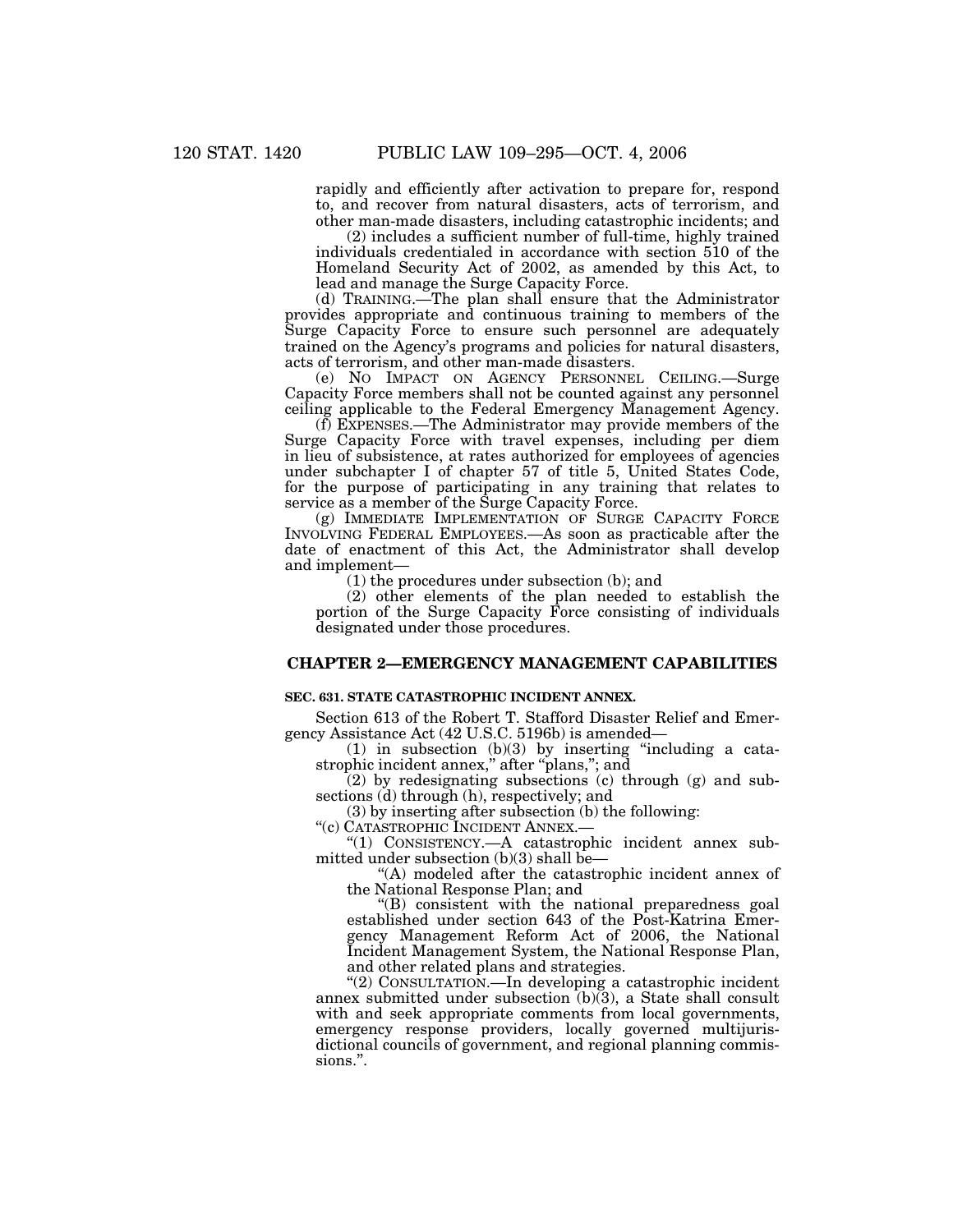rapidly and efficiently after activation to prepare for, respond to, and recover from natural disasters, acts of terrorism, and other man-made disasters, including catastrophic incidents; and

(2) includes a sufficient number of full-time, highly trained individuals credentialed in accordance with section 510 of the Homeland Security Act of 2002, as amended by this Act, to lead and manage the Surge Capacity Force.

(d) TRAINING.—The plan shall ensure that the Administrator provides appropriate and continuous training to members of the Surge Capacity Force to ensure such personnel are adequately trained on the Agency's programs and policies for natural disasters, acts of terrorism, and other man-made disasters.

(e) NO IMPACT ON AGENCY PERSONNEL CEILING.—Surge Capacity Force members shall not be counted against any personnel ceiling applicable to the Federal Emergency Management Agency.

(f) EXPENSES.—The Administrator may provide members of the Surge Capacity Force with travel expenses, including per diem in lieu of subsistence, at rates authorized for employees of agencies under subchapter I of chapter 57 of title 5, United States Code, for the purpose of participating in any training that relates to service as a member of the Surge Capacity Force.

(g) IMMEDIATE IMPLEMENTATION OF SURGE CAPACITY FORCE INVOLVING FEDERAL EMPLOYEES.—As soon as practicable after the date of enactment of this Act, the Administrator shall develop and implement—

(1) the procedures under subsection (b); and

(2) other elements of the plan needed to establish the portion of the Surge Capacity Force consisting of individuals designated under those procedures.

## CHAPTER 2—EMERGENCY MANAGEMENT CAPABILITIES

### SEC. 631. STATE CATASTROPHIC INCIDENT ANNEX.

Section 613 of the Robert T. Stafford Disaster Relief and Emergency Assistance Act (42 U.S.C. 5196b) is amended—

(1) in subsection (b)(3) by inserting "including a catastrophic incident annex," after "plans,"; and

(2) by redesignating subsections (c) through (g) and subsections (d) through (h), respectively; and

(3) by inserting after subsection (b) the following:

"(c) CATASTROPHIC INCIDENT ANNEX.—

"(1) CONSISTENCY.—A catastrophic incident annex submitted under subsection (b)(3) shall be—

"(A) modeled after the catastrophic incident annex of the National Response Plan; and

"(B) consistent with the national preparedness goal established under section 643 of the Post-Katrina Emergency Management Reform Act of 2006, the National Incident Management System, the National Response Plan, and other related plans and strategies.

"(2) CONSULTATION.—In developing a catastrophic incident annex submitted under subsection (b)(3), a State shall consult with and seek appropriate comments from local governments, emergency response providers, locally governed multijurisdictional councils of government, and regional planning commissions.".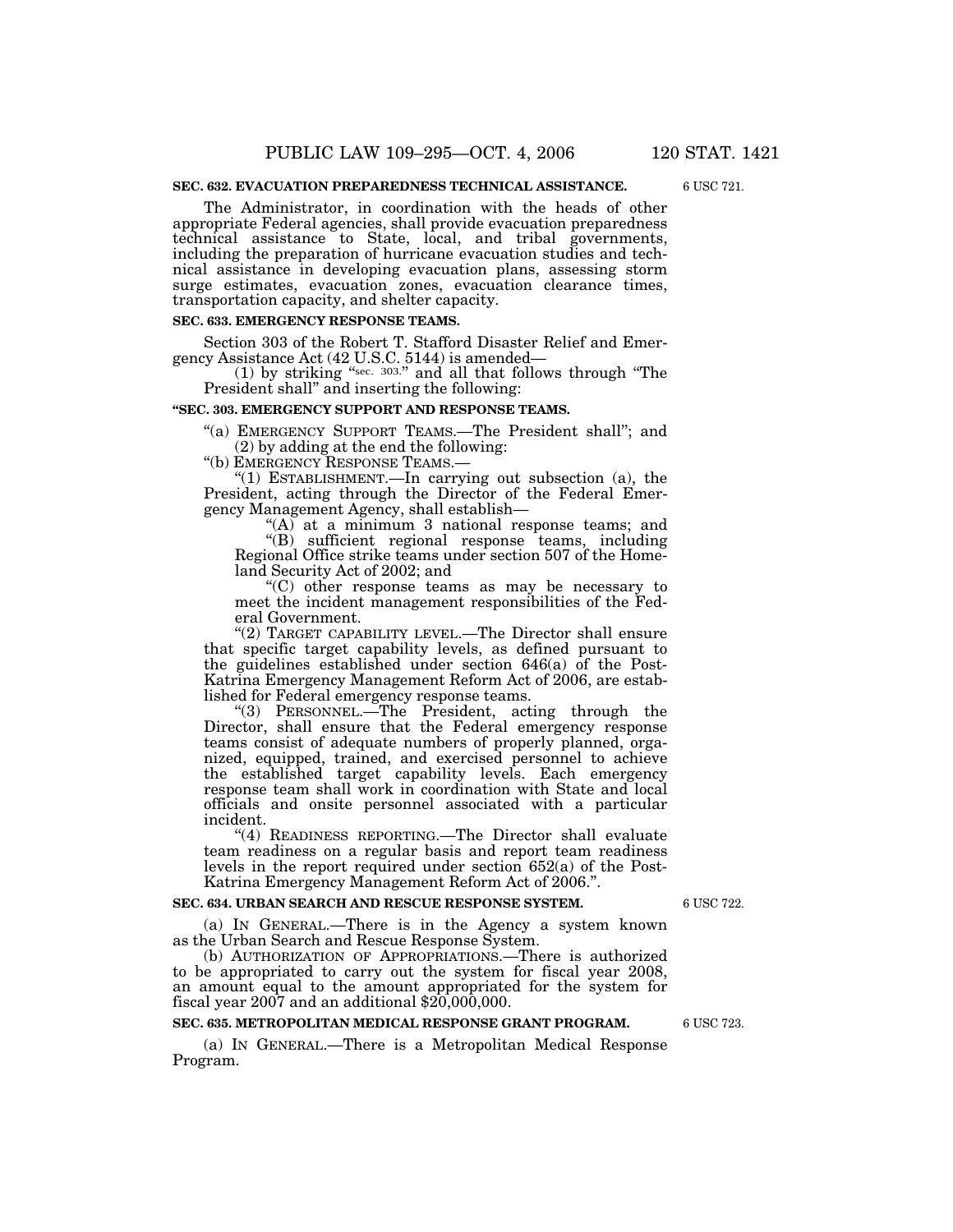**SEC. 632. EVACUATION PREPAREDNESS TECHNICAL ASSISTANCE.**

6 USC 721.

The Administrator, in coordination with the heads of other appropriate Federal agencies, shall provide evacuation preparedness technical assistance to State, local, and tribal governments, including the preparation of hurricane evacuation studies and technical assistance in developing evacuation plans, assessing storm surge estimates, evacuation zones, evacuation clearance times, transportation capacity, and shelter capacity.

**SEC. 633. EMERGENCY RESPONSE TEAMS.**

Section 303 of the Robert T. Stafford Disaster Relief and Emergency Assistance Act (42 U.S.C. 5144) is amended—

(1) by striking "sec. 303." and all that follows through "The President shall" and inserting the following:

**"SEC. 303. EMERGENCY SUPPORT AND RESPONSE TEAMS.**

"(a) EMERGENCY SUPPORT TEAMS.—The President shall"; and

(2) by adding at the end the following:

"(b) EMERGENCY RESPONSE TEAMS.—

"(1) ESTABLISHMENT.—In carrying out subsection (a), the President, acting through the Director of the Federal Emergency Management Agency, shall establish—

"(A) at a minimum 3 national response teams; and

"(B) sufficient regional response teams, including Regional Office strike teams under section 507 of the Homeland Security Act of 2002; and

"(C) other response teams as may be necessary to meet the incident management responsibilities of the Federal Government.

"(2) TARGET CAPABILITY LEVEL.—The Director shall ensure that specific target capability levels, as defined pursuant to the guidelines established under section 646(a) of the Post-Katrina Emergency Management Reform Act of 2006, are established for Federal emergency response teams.

"(3) PERSONNEL.—The President, acting through the Director, shall ensure that the Federal emergency response teams consist of adequate numbers of properly planned, organized, equipped, trained, and exercised personnel to achieve the established target capability levels. Each emergency response team shall work in coordination with State and local officials and onsite personnel associated with a particular incident.

"(4) READINESS REPORTING.—The Director shall evaluate team readiness on a regular basis and report team readiness levels in the report required under section 652(a) of the Post-Katrina Emergency Management Reform Act of 2006.".

**SEC. 634. URBAN SEARCH AND RESCUE RESPONSE SYSTEM.**

6 USC 722.

(a) IN GENERAL.—There is in the Agency a system known as the Urban Search and Rescue Response System.

(b) AUTHORIZATION OF APPROPRIATIONS.—There is authorized to be appropriated to carry out the system for fiscal year 2008, an amount equal to the amount appropriated for the system for fiscal year 2007 and an additional $20,000,000.

**SEC. 635. METROPOLITAN MEDICAL RESPONSE GRANT PROGRAM.**

6 USC 723.

(a) IN GENERAL.—There is a Metropolitan Medical Response Program.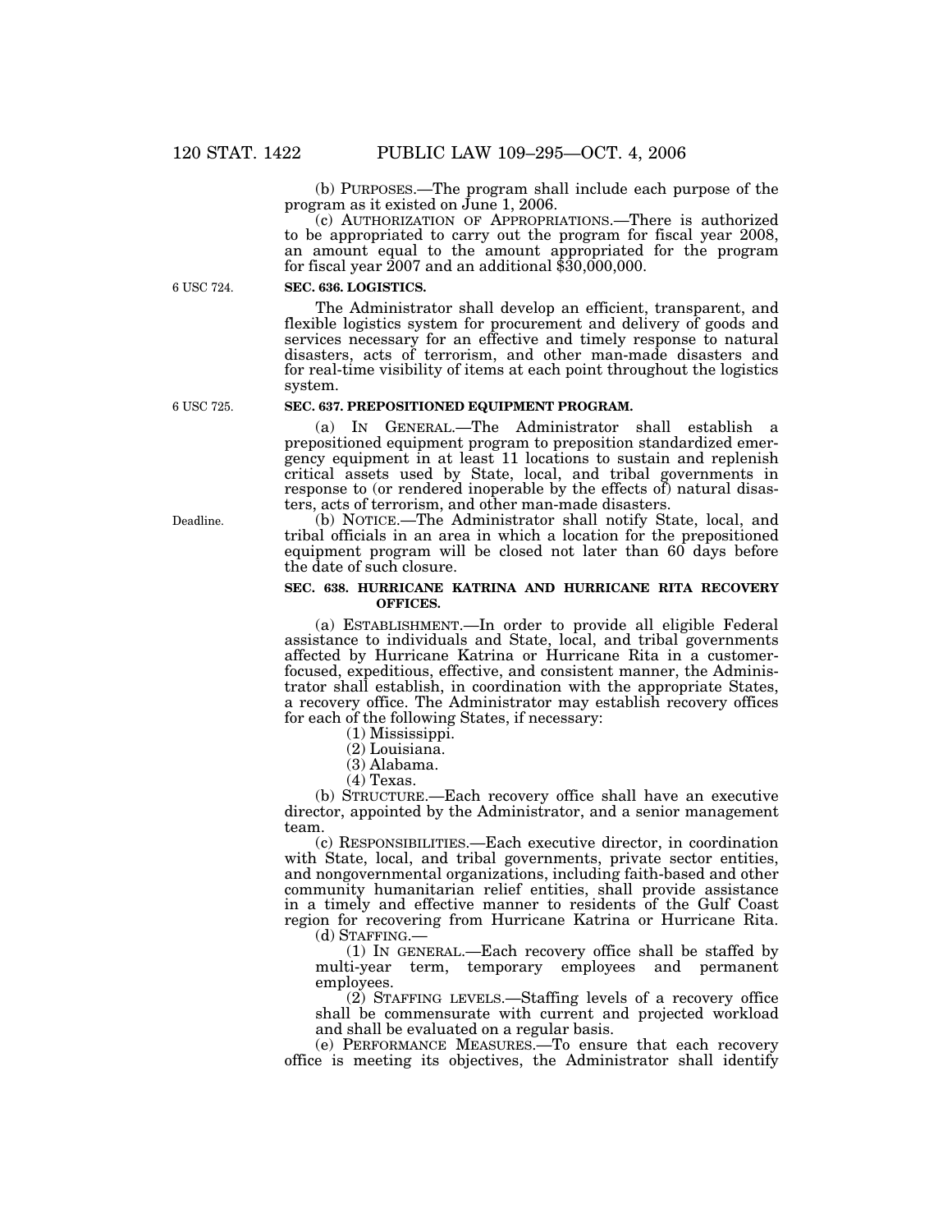(b) PURPOSES.—The program shall include each purpose of the program as it existed on June 1, 2006.

(c) AUTHORIZATION OF APPROPRIATIONS.—There is authorized to be appropriated to carry out the program for fiscal year 2008, an amount equal to the amount appropriated for the program for fiscal year 2007 and an additional $30,000,000.

6 USC 724.

**SEC. 636. LOGISTICS.**

The Administrator shall develop an efficient, transparent, and flexible logistics system for procurement and delivery of goods and services necessary for an effective and timely response to natural disasters, acts of terrorism, and other man-made disasters and for real-time visibility of items at each point throughout the logistics system.

6 USC 725.

**SEC. 637. PREPOSITIONED EQUIPMENT PROGRAM.**

(a) IN GENERAL.—The Administrator shall establish a prepositioned equipment program to preposition standardized emergency equipment in at least 11 locations to sustain and replenish critical assets used by State, local, and tribal governments in response to (or rendered inoperable by the effects of) natural disasters, acts of terrorism, and other man-made disasters.

Deadline.

(b) NOTICE.—The Administrator shall notify State, local, and tribal officials in an area in which a location for the prepositioned equipment program will be closed not later than 60 days before the date of such closure.

**SEC. 638. HURRICANE KATRINA AND HURRICANE RITA RECOVERY OFFICES.**

(a) ESTABLISHMENT.—In order to provide all eligible Federal assistance to individuals and State, local, and tribal governments affected by Hurricane Katrina or Hurricane Rita in a customer-focused, expeditious, effective, and consistent manner, the Administrator shall establish, in coordination with the appropriate States, a recovery office. The Administrator may establish recovery offices for each of the following States, if necessary:

(1) Mississippi.

(2) Louisiana.

(3) Alabama.

(4) Texas.

(b) STRUCTURE.—Each recovery office shall have an executive director, appointed by the Administrator, and a senior management team.

(c) RESPONSIBILITIES.—Each executive director, in coordination with State, local, and tribal governments, private sector entities, and nongovernmental organizations, including faith-based and other community humanitarian relief entities, shall provide assistance in a timely and effective manner to residents of the Gulf Coast region for recovering from Hurricane Katrina or Hurricane Rita.

(d) STAFFING.—

(1) IN GENERAL.—Each recovery office shall be staffed by multi-year term, temporary employees and permanent employees.

(2) STAFFING LEVELS.—Staffing levels of a recovery office shall be commensurate with current and projected workload and shall be evaluated on a regular basis.

(e) PERFORMANCE MEASURES.—To ensure that each recovery office is meeting its objectives, the Administrator shall identify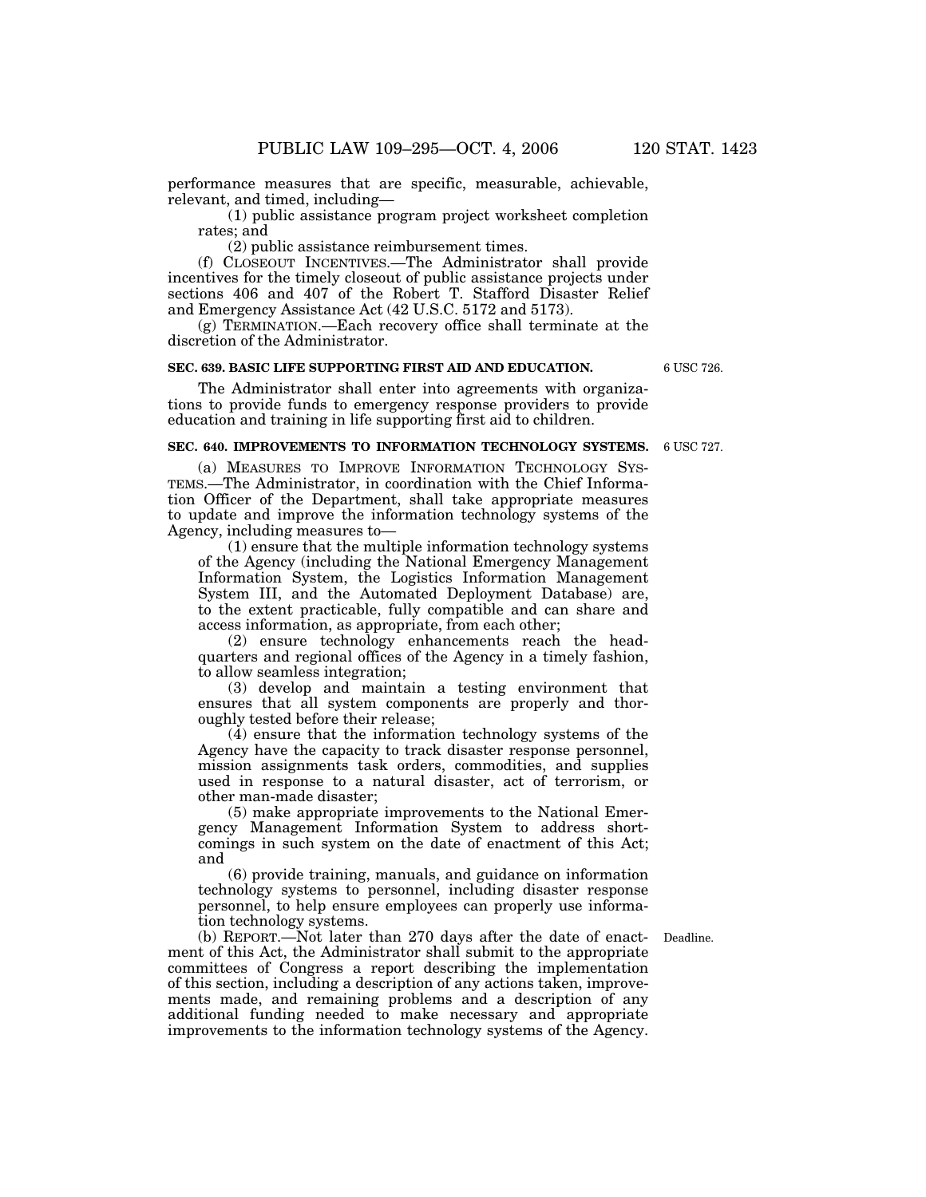performance measures that are specific, measurable, achievable, relevant, and timed, including—

(1) public assistance program project worksheet completion rates; and

(2) public assistance reimbursement times.

(f) CLOSEOUT INCENTIVES.—The Administrator shall provide incentives for the timely closeout of public assistance projects under sections 406 and 407 of the Robert T. Stafford Disaster Relief and Emergency Assistance Act (42 U.S.C. 5172 and 5173).

(g) TERMINATION.—Each recovery office shall terminate at the discretion of the Administrator.

**SEC. 639. BASIC LIFE SUPPORTING FIRST AID AND EDUCATION.**

6 USC 726.

The Administrator shall enter into agreements with organizations to provide funds to emergency response providers to provide education and training in life supporting first aid to children.

**SEC. 640. IMPROVEMENTS TO INFORMATION TECHNOLOGY SYSTEMS.**

6 USC 727.

(a) MEASURES TO IMPROVE INFORMATION TECHNOLOGY SYSTEMS.—The Administrator, in coordination with the Chief Information Officer of the Department, shall take appropriate measures to update and improve the information technology systems of the Agency, including measures to—

(1) ensure that the multiple information technology systems of the Agency (including the National Emergency Management Information System, the Logistics Information Management System III, and the Automated Deployment Database) are, to the extent practicable, fully compatible and can share and access information, as appropriate, from each other;

(2) ensure technology enhancements reach the headquarters and regional offices of the Agency in a timely fashion, to allow seamless integration;

(3) develop and maintain a testing environment that ensures that all system components are properly and thoroughly tested before their release;

(4) ensure that the information technology systems of the Agency have the capacity to track disaster response personnel, mission assignments task orders, commodities, and supplies used in response to a natural disaster, act of terrorism, or other man-made disaster;

(5) make appropriate improvements to the National Emergency Management Information System to address shortcomings in such system on the date of enactment of this Act; and

(6) provide training, manuals, and guidance on information technology systems to personnel, including disaster response personnel, to help ensure employees can properly use information technology systems.

Deadline.

(b) REPORT.—Not later than 270 days after the date of enactment of this Act, the Administrator shall submit to the appropriate committees of Congress a report describing the implementation of this section, including a description of any actions taken, improvements made, and remaining problems and a description of any additional funding needed to make necessary and appropriate improvements to the information technology systems of the Agency.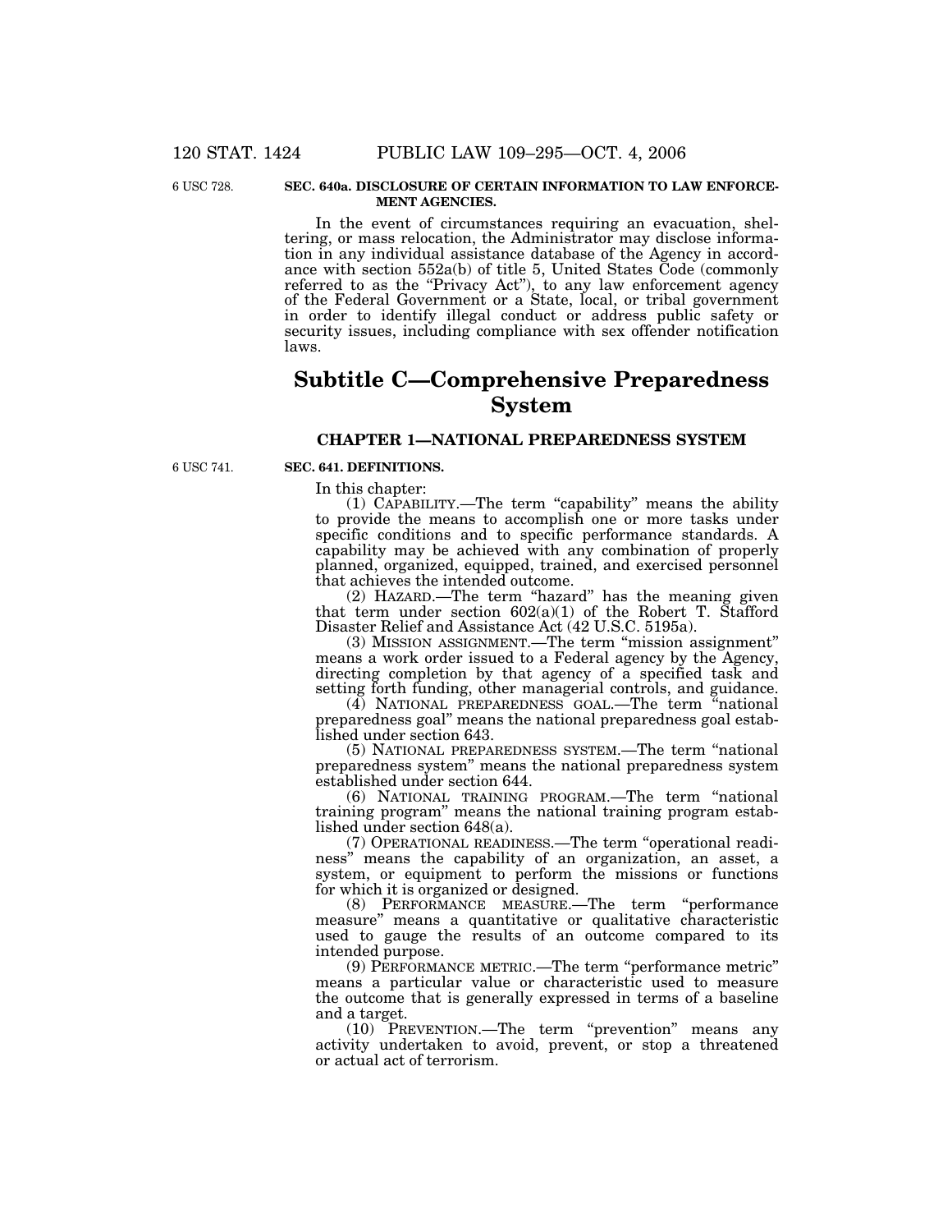6 USC 728.

**SEC. 640a. DISCLOSURE OF CERTAIN INFORMATION TO LAW ENFORCEMENT AGENCIES.**

In the event of circumstances requiring an evacuation, sheltering, or mass relocation, the Administrator may disclose information in any individual assistance database of the Agency in accordance with section 552a(b) of title 5, United States Code (commonly referred to as the "Privacy Act"), to any law enforcement agency of the Federal Government or a State, local, or tribal government in order to identify illegal conduct or address public safety or security issues, including compliance with sex offender notification laws.

# Subtitle C—Comprehensive Preparedness System

## CHAPTER 1—NATIONAL PREPAREDNESS SYSTEM

6 USC 741.

**SEC. 641. DEFINITIONS.**

In this chapter:

(1) CAPABILITY.—The term "capability" means the ability to provide the means to accomplish one or more tasks under specific conditions and to specific performance standards. A capability may be achieved with any combination of properly planned, organized, equipped, trained, and exercised personnel that achieves the intended outcome.

(2) HAZARD.—The term "hazard" has the meaning given that term under section 602(a)(1) of the Robert T. Stafford Disaster Relief and Assistance Act (42 U.S.C. 5195a).

(3) MISSION ASSIGNMENT.—The term "mission assignment" means a work order issued to a Federal agency by the Agency, directing completion by that agency of a specified task and setting forth funding, other managerial controls, and guidance.

(4) NATIONAL PREPAREDNESS GOAL.—The term "national preparedness goal" means the national preparedness goal established under section 643.

(5) NATIONAL PREPAREDNESS SYSTEM.—The term "national preparedness system" means the national preparedness system established under section 644.

(6) NATIONAL TRAINING PROGRAM.—The term "national training program" means the national training program established under section 648(a).

(7) OPERATIONAL READINESS.—The term "operational readiness" means the capability of an organization, an asset, a system, or equipment to perform the missions or functions for which it is organized or designed.

(8) PERFORMANCE MEASURE.—The term "performance measure" means a quantitative or qualitative characteristic used to gauge the results of an outcome compared to its intended purpose.

(9) PERFORMANCE METRIC.—The term "performance metric" means a particular value or characteristic used to measure the outcome that is generally expressed in terms of a baseline and a target.

(10) PREVENTION.—The term "prevention" means any activity undertaken to avoid, prevent, or stop a threatened or actual act of terrorism.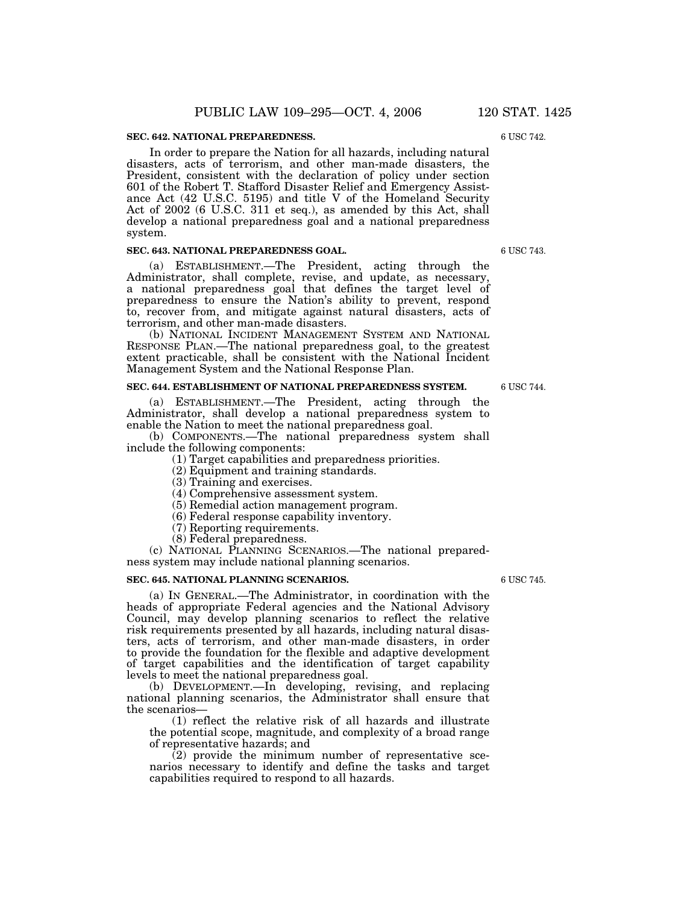**SEC. 642. NATIONAL PREPAREDNESS.**

6 USC 742.

In order to prepare the Nation for all hazards, including natural disasters, acts of terrorism, and other man-made disasters, the President, consistent with the declaration of policy under section 601 of the Robert T. Stafford Disaster Relief and Emergency Assistance Act (42 U.S.C. 5195) and title V of the Homeland Security Act of 2002 (6 U.S.C. 311 et seq.), as amended by this Act, shall develop a national preparedness goal and a national preparedness system.

**SEC. 643. NATIONAL PREPAREDNESS GOAL.**

6 USC 743.

(a) ESTABLISHMENT.—The President, acting through the Administrator, shall complete, revise, and update, as necessary, a national preparedness goal that defines the target level of preparedness to ensure the Nation's ability to prevent, respond to, recover from, and mitigate against natural disasters, acts of terrorism, and other man-made disasters.

(b) NATIONAL INCIDENT MANAGEMENT SYSTEM AND NATIONAL RESPONSE PLAN.—The national preparedness goal, to the greatest extent practicable, shall be consistent with the National Incident Management System and the National Response Plan.

**SEC. 644. ESTABLISHMENT OF NATIONAL PREPAREDNESS SYSTEM.**

6 USC 744.

(a) ESTABLISHMENT.—The President, acting through the Administrator, shall develop a national preparedness system to enable the Nation to meet the national preparedness goal.

(b) COMPONENTS.—The national preparedness system shall include the following components:

(1) Target capabilities and preparedness priorities.

(2) Equipment and training standards.

(3) Training and exercises.

(4) Comprehensive assessment system.

(5) Remedial action management program.

(6) Federal response capability inventory.

(7) Reporting requirements.

(8) Federal preparedness.

(c) NATIONAL PLANNING SCENARIOS.—The national preparedness system may include national planning scenarios.

**SEC. 645. NATIONAL PLANNING SCENARIOS.**

6 USC 745.

(a) IN GENERAL.—The Administrator, in coordination with the heads of appropriate Federal agencies and the National Advisory Council, may develop planning scenarios to reflect the relative risk requirements presented by all hazards, including natural disasters, acts of terrorism, and other man-made disasters, in order to provide the foundation for the flexible and adaptive development of target capabilities and the identification of target capability levels to meet the national preparedness goal.

(b) DEVELOPMENT.—In developing, revising, and replacing national planning scenarios, the Administrator shall ensure that the scenarios—

(1) reflect the relative risk of all hazards and illustrate the potential scope, magnitude, and complexity of a broad range of representative hazards; and

(2) provide the minimum number of representative scenarios necessary to identify and define the tasks and target capabilities required to respond to all hazards.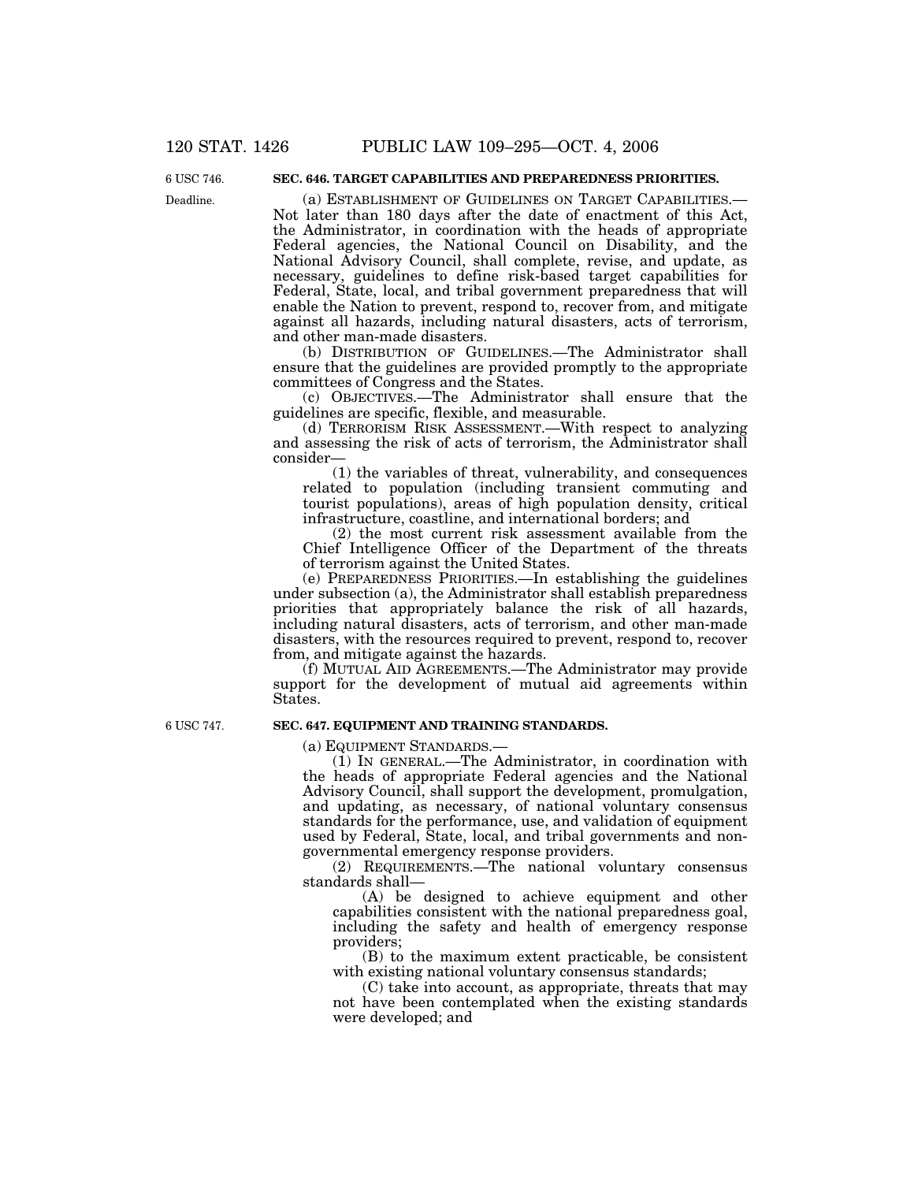6 USC 746.

## SEC. 646. TARGET CAPABILITIES AND PREPAREDNESS PRIORITIES.

Deadline.

(a) ESTABLISHMENT OF GUIDELINES ON TARGET CAPABILITIES.—Not later than 180 days after the date of enactment of this Act, the Administrator, in coordination with the heads of appropriate Federal agencies, the National Council on Disability, and the National Advisory Council, shall complete, revise, and update, as necessary, guidelines to define risk-based target capabilities for Federal, State, local, and tribal government preparedness that will enable the Nation to prevent, respond to, recover from, and mitigate against all hazards, including natural disasters, acts of terrorism, and other man-made disasters.

(b) DISTRIBUTION OF GUIDELINES.—The Administrator shall ensure that the guidelines are provided promptly to the appropriate committees of Congress and the States.

(c) OBJECTIVES.—The Administrator shall ensure that the guidelines are specific, flexible, and measurable.

(d) TERRORISM RISK ASSESSMENT.—With respect to analyzing and assessing the risk of acts of terrorism, the Administrator shall consider—

(1) the variables of threat, vulnerability, and consequences related to population (including transient commuting and tourist populations), areas of high population density, critical infrastructure, coastline, and international borders; and

(2) the most current risk assessment available from the Chief Intelligence Officer of the Department of the threats of terrorism against the United States.

(e) PREPAREDNESS PRIORITIES.—In establishing the guidelines under subsection (a), the Administrator shall establish preparedness priorities that appropriately balance the risk of all hazards, including natural disasters, acts of terrorism, and other man-made disasters, with the resources required to prevent, respond to, recover from, and mitigate against the hazards.

(f) MUTUAL AID AGREEMENTS.—The Administrator may provide support for the development of mutual aid agreements within States.

6 USC 747.

## SEC. 647. EQUIPMENT AND TRAINING STANDARDS.

(a) EQUIPMENT STANDARDS.—

(1) IN GENERAL.—The Administrator, in coordination with the heads of appropriate Federal agencies and the National Advisory Council, shall support the development, promulgation, and updating, as necessary, of national voluntary consensus standards for the performance, use, and validation of equipment used by Federal, State, local, and tribal governments and non-governmental emergency response providers.

(2) REQUIREMENTS.—The national voluntary consensus standards shall—

(A) be designed to achieve equipment and other capabilities consistent with the national preparedness goal, including the safety and health of emergency response providers;

(B) to the maximum extent practicable, be consistent with existing national voluntary consensus standards;

(C) take into account, as appropriate, threats that may not have been contemplated when the existing standards were developed; and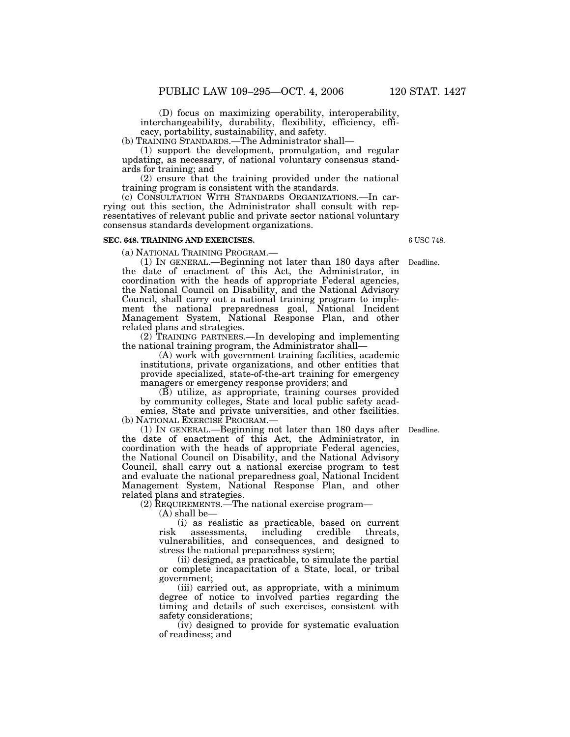(D) focus on maximizing operability, interoperability, interchangeability, durability, flexibility, efficiency, efficacy, portability, sustainability, and safety.

(b) TRAINING STANDARDS.—The Administrator shall—

(1) support the development, promulgation, and regular updating, as necessary, of national voluntary consensus standards for training; and

(2) ensure that the training provided under the national training program is consistent with the standards.

(c) CONSULTATION WITH STANDARDS ORGANIZATIONS.—In carrying out this section, the Administrator shall consult with representatives of relevant public and private sector national voluntary consensus standards development organizations.

**SEC. 648. TRAINING AND EXERCISES.**

6 USC 748.

(a) NATIONAL TRAINING PROGRAM.—

(1) IN GENERAL.—Beginning not later than 180 days after the date of enactment of this Act, the Administrator, in coordination with the heads of appropriate Federal agencies, the National Council on Disability, and the National Advisory Council, shall carry out a national training program to implement the national preparedness goal, National Incident Management System, National Response Plan, and other related plans and strategies.

Deadline.

(2) TRAINING PARTNERS.—In developing and implementing the national training program, the Administrator shall—

(A) work with government training facilities, academic institutions, private organizations, and other entities that provide specialized, state-of-the-art training for emergency managers or emergency response providers; and

(B) utilize, as appropriate, training courses provided by community colleges, State and local public safety academies, State and private universities, and other facilities.

(b) NATIONAL EXERCISE PROGRAM.—

(1) IN GENERAL.—Beginning not later than 180 days after the date of enactment of this Act, the Administrator, in coordination with the heads of appropriate Federal agencies, the National Council on Disability, and the National Advisory Council, shall carry out a national exercise program to test and evaluate the national preparedness goal, National Incident Management System, National Response Plan, and other related plans and strategies.

Deadline.

(2) REQUIREMENTS.—The national exercise program—

(A) shall be—

(i) as realistic as practicable, based on current risk assessments, including credible threats, vulnerabilities, and consequences, and designed to stress the national preparedness system;

(ii) designed, as practicable, to simulate the partial or complete incapacitation of a State, local, or tribal government;

(iii) carried out, as appropriate, with a minimum degree of notice to involved parties regarding the timing and details of such exercises, consistent with safety considerations;

(iv) designed to provide for systematic evaluation of readiness; and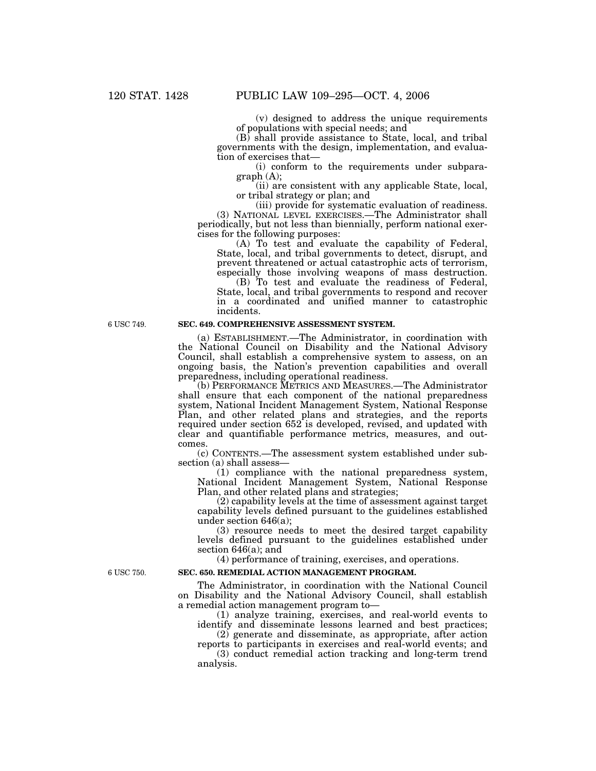(v) designed to address the unique requirements of populations with special needs; and

(B) shall provide assistance to State, local, and tribal governments with the design, implementation, and evaluation of exercises that—

(i) conform to the requirements under subparagraph (A);

(ii) are consistent with any applicable State, local, or tribal strategy or plan; and

(iii) provide for systematic evaluation of readiness.

(3) NATIONAL LEVEL EXERCISES.—The Administrator shall periodically, but not less than biennially, perform national exercises for the following purposes:

(A) To test and evaluate the capability of Federal, State, local, and tribal governments to detect, disrupt, and prevent threatened or actual catastrophic acts of terrorism, especially those involving weapons of mass destruction.

(B) To test and evaluate the readiness of Federal, State, local, and tribal governments to respond and recover in a coordinated and unified manner to catastrophic incidents.

6 USC 749.

**SEC. 649. COMPREHENSIVE ASSESSMENT SYSTEM.**

(a) ESTABLISHMENT.—The Administrator, in coordination with the National Council on Disability and the National Advisory Council, shall establish a comprehensive system to assess, on an ongoing basis, the Nation's prevention capabilities and overall preparedness, including operational readiness.

(b) PERFORMANCE METRICS AND MEASURES.—The Administrator shall ensure that each component of the national preparedness system, National Incident Management System, National Response Plan, and other related plans and strategies, and the reports required under section 652 is developed, revised, and updated with clear and quantifiable performance metrics, measures, and outcomes.

(c) CONTENTS.—The assessment system established under subsection (a) shall assess—

(1) compliance with the national preparedness system, National Incident Management System, National Response Plan, and other related plans and strategies;

(2) capability levels at the time of assessment against target capability levels defined pursuant to the guidelines established under section 646(a);

(3) resource needs to meet the desired target capability levels defined pursuant to the guidelines established under section 646(a); and

(4) performance of training, exercises, and operations.

6 USC 750.

**SEC. 650. REMEDIAL ACTION MANAGEMENT PROGRAM.**

The Administrator, in coordination with the National Council on Disability and the National Advisory Council, shall establish a remedial action management program to—

(1) analyze training, exercises, and real-world events to identify and disseminate lessons learned and best practices;

(2) generate and disseminate, as appropriate, after action reports to participants in exercises and real-world events; and

(3) conduct remedial action tracking and long-term trend analysis.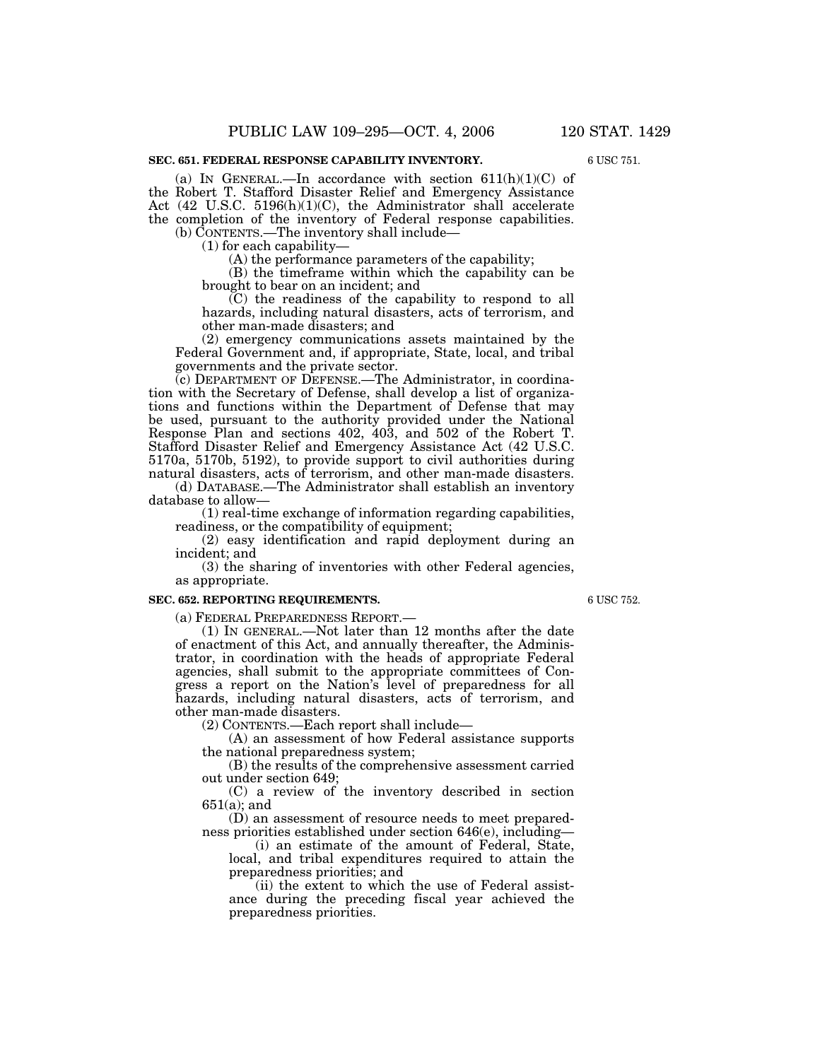**SEC. 651. FEDERAL RESPONSE CAPABILITY INVENTORY.**

6 USC 751.

(a) IN GENERAL.—In accordance with section 611(h)(1)(C) of the Robert T. Stafford Disaster Relief and Emergency Assistance Act (42 U.S.C. 5196(h)(1)(C), the Administrator shall accelerate the completion of the inventory of Federal response capabilities.

(b) CONTENTS.—The inventory shall include—

(1) for each capability—

(A) the performance parameters of the capability;

(B) the timeframe within which the capability can be brought to bear on an incident; and

(C) the readiness of the capability to respond to all hazards, including natural disasters, acts of terrorism, and other man-made disasters; and

(2) emergency communications assets maintained by the Federal Government and, if appropriate, State, local, and tribal governments and the private sector.

(c) DEPARTMENT OF DEFENSE.—The Administrator, in coordination with the Secretary of Defense, shall develop a list of organizations and functions within the Department of Defense that may be used, pursuant to the authority provided under the National Response Plan and sections 402, 403, and 502 of the Robert T. Stafford Disaster Relief and Emergency Assistance Act (42 U.S.C. 5170a, 5170b, 5192), to provide support to civil authorities during natural disasters, acts of terrorism, and other man-made disasters.

(d) DATABASE.—The Administrator shall establish an inventory database to allow—

(1) real-time exchange of information regarding capabilities, readiness, or the compatibility of equipment;

(2) easy identification and rapid deployment during an incident; and

(3) the sharing of inventories with other Federal agencies, as appropriate.

**SEC. 652. REPORTING REQUIREMENTS.**

6 USC 752.

(a) FEDERAL PREPAREDNESS REPORT.—

(1) IN GENERAL.—Not later than 12 months after the date of enactment of this Act, and annually thereafter, the Administrator, in coordination with the heads of appropriate Federal agencies, shall submit to the appropriate committees of Congress a report on the Nation's level of preparedness for all hazards, including natural disasters, acts of terrorism, and other man-made disasters.

(2) CONTENTS.—Each report shall include—

(A) an assessment of how Federal assistance supports the national preparedness system;

(B) the results of the comprehensive assessment carried out under section 649;

(C) a review of the inventory described in section 651(a); and

(D) an assessment of resource needs to meet preparedness priorities established under section 646(e), including—

(i) an estimate of the amount of Federal, State, local, and tribal expenditures required to attain the preparedness priorities; and

(ii) the extent to which the use of Federal assistance during the preceding fiscal year achieved the preparedness priorities.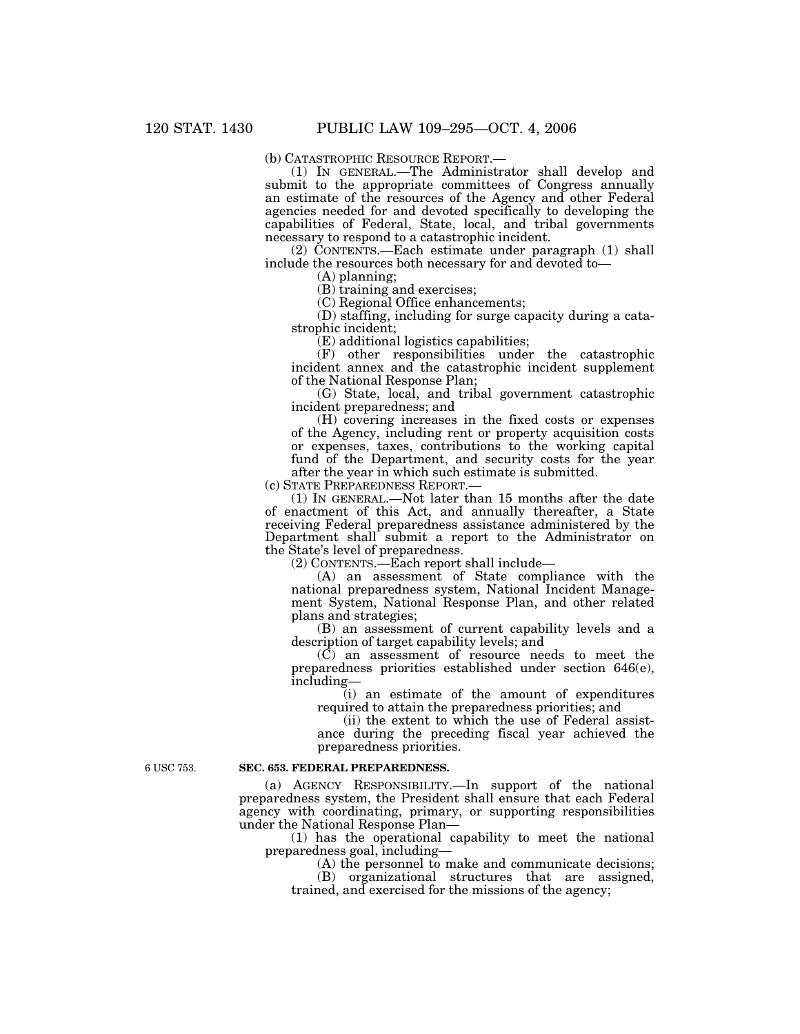(b) CATASTROPHIC RESOURCE REPORT.—

(1) IN GENERAL.—The Administrator shall develop and submit to the appropriate committees of Congress annually an estimate of the resources of the Agency and other Federal agencies needed for and devoted specifically to developing the capabilities of Federal, State, local, and tribal governments necessary to respond to a catastrophic incident.

(2) CONTENTS.—Each estimate under paragraph (1) shall include the resources both necessary for and devoted to—

(A) planning;

(B) training and exercises;

(C) Regional Office enhancements;

(D) staffing, including for surge capacity during a catastrophic incident;

(E) additional logistics capabilities;

(F) other responsibilities under the catastrophic incident annex and the catastrophic incident supplement of the National Response Plan;

(G) State, local, and tribal government catastrophic incident preparedness; and

(H) covering increases in the fixed costs or expenses of the Agency, including rent or property acquisition costs or expenses, taxes, contributions to the working capital fund of the Department, and security costs for the year after the year in which such estimate is submitted.

(c) STATE PREPAREDNESS REPORT.—

(1) IN GENERAL.—Not later than 15 months after the date of enactment of this Act, and annually thereafter, a State receiving Federal preparedness assistance administered by the Department shall submit a report to the Administrator on the State's level of preparedness.

(2) CONTENTS.—Each report shall include—

(A) an assessment of State compliance with the national preparedness system, National Incident Management System, National Response Plan, and other related plans and strategies;

(B) an assessment of current capability levels and a description of target capability levels; and

(C) an assessment of resource needs to meet the preparedness priorities established under section 646(e), including—

(i) an estimate of the amount of expenditures required to attain the preparedness priorities; and

(ii) the extent to which the use of Federal assistance during the preceding fiscal year achieved the preparedness priorities.

6 USC 753.

**SEC. 653. FEDERAL PREPAREDNESS.**

(a) AGENCY RESPONSIBILITY.—In support of the national preparedness system, the President shall ensure that each Federal agency with coordinating, primary, or supporting responsibilities under the National Response Plan—

(1) has the operational capability to meet the national preparedness goal, including—

(A) the personnel to make and communicate decisions;

(B) organizational structures that are assigned, trained, and exercised for the missions of the agency;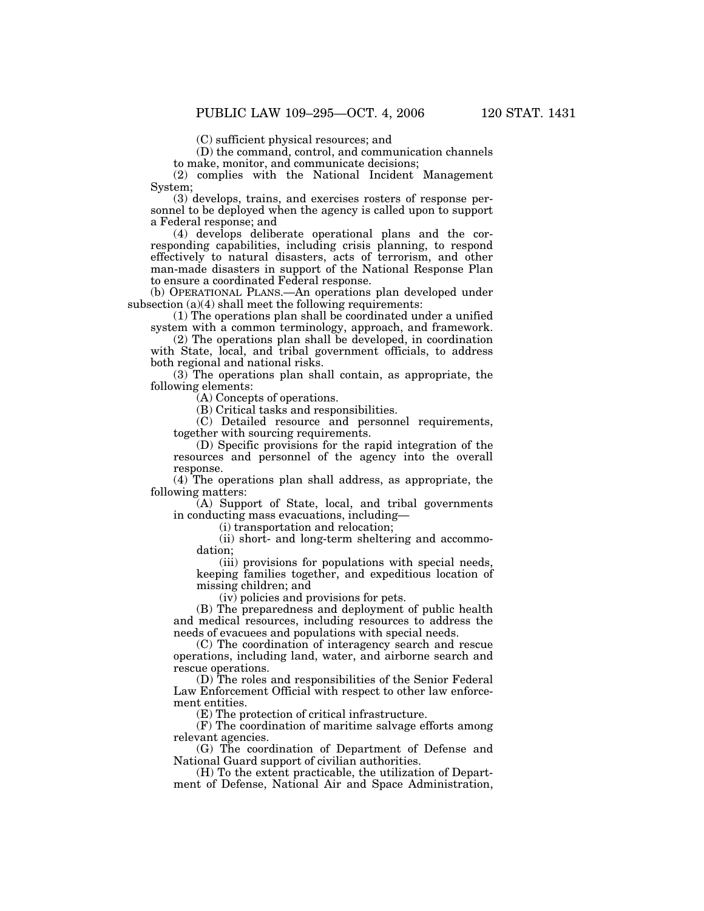(C) sufficient physical resources; and

(D) the command, control, and communication channels to make, monitor, and communicate decisions;

(2) complies with the National Incident Management System;

(3) develops, trains, and exercises rosters of response personnel to be deployed when the agency is called upon to support a Federal response; and

(4) develops deliberate operational plans and the corresponding capabilities, including crisis planning, to respond effectively to natural disasters, acts of terrorism, and other man-made disasters in support of the National Response Plan to ensure a coordinated Federal response.

(b) OPERATIONAL PLANS.—An operations plan developed under subsection (a)(4) shall meet the following requirements:

(1) The operations plan shall be coordinated under a unified system with a common terminology, approach, and framework.

(2) The operations plan shall be developed, in coordination with State, local, and tribal government officials, to address both regional and national risks.

(3) The operations plan shall contain, as appropriate, the following elements:

(A) Concepts of operations.

(B) Critical tasks and responsibilities.

(C) Detailed resource and personnel requirements, together with sourcing requirements.

(D) Specific provisions for the rapid integration of the resources and personnel of the agency into the overall response.

(4) The operations plan shall address, as appropriate, the following matters:

(A) Support of State, local, and tribal governments in conducting mass evacuations, including—

(i) transportation and relocation;

(ii) short- and long-term sheltering and accommodation;

(iii) provisions for populations with special needs, keeping families together, and expeditious location of missing children; and

(iv) policies and provisions for pets.

(B) The preparedness and deployment of public health and medical resources, including resources to address the needs of evacuees and populations with special needs.

(C) The coordination of interagency search and rescue operations, including land, water, and airborne search and rescue operations.

(D) The roles and responsibilities of the Senior Federal Law Enforcement Official with respect to other law enforcement entities.

(E) The protection of critical infrastructure.

(F) The coordination of maritime salvage efforts among relevant agencies.

(G) The coordination of Department of Defense and National Guard support of civilian authorities.

(H) To the extent practicable, the utilization of Department of Defense, National Air and Space Administration,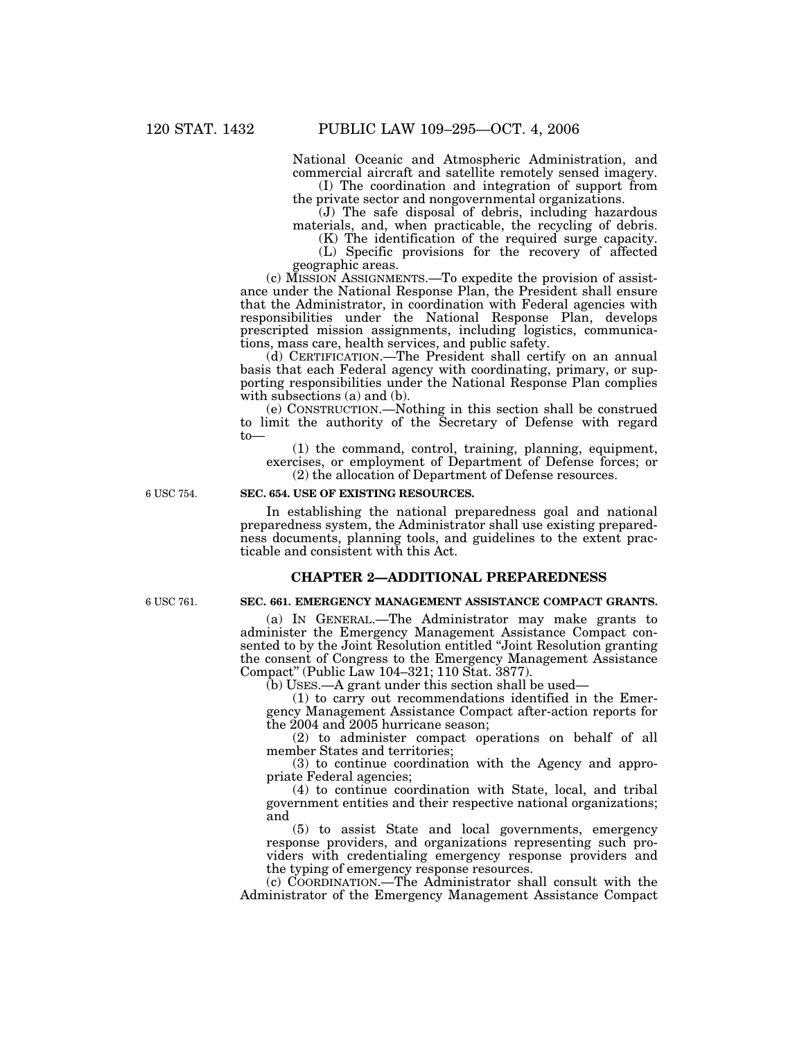National Oceanic and Atmospheric Administration, and commercial aircraft and satellite remotely sensed imagery.

(I) The coordination and integration of support from the private sector and nongovernmental organizations.

(J) The safe disposal of debris, including hazardous materials, and, when practicable, the recycling of debris.

(K) The identification of the required surge capacity.

(L) Specific provisions for the recovery of affected geographic areas.

(c) MISSION ASSIGNMENTS.—To expedite the provision of assistance under the National Response Plan, the President shall ensure that the Administrator, in coordination with Federal agencies with responsibilities under the National Response Plan, develops prescripted mission assignments, including logistics, communications, mass care, health services, and public safety.

(d) CERTIFICATION.—The President shall certify on an annual basis that each Federal agency with coordinating, primary, or supporting responsibilities under the National Response Plan complies with subsections (a) and (b).

(e) CONSTRUCTION.—Nothing in this section shall be construed to limit the authority of the Secretary of Defense with regard to—

(1) the command, control, training, planning, equipment, exercises, or employment of Department of Defense forces; or

(2) the allocation of Department of Defense resources.

6 USC 754.

**SEC. 654. USE OF EXISTING RESOURCES.**

In establishing the national preparedness goal and national preparedness system, the Administrator shall use existing preparedness documents, planning tools, and guidelines to the extent practicable and consistent with this Act.

## CHAPTER 2—ADDITIONAL PREPAREDNESS

6 USC 761.

**SEC. 661. EMERGENCY MANAGEMENT ASSISTANCE COMPACT GRANTS.**

(a) IN GENERAL.—The Administrator may make grants to administer the Emergency Management Assistance Compact consented to by the Joint Resolution entitled "Joint Resolution granting the consent of Congress to the Emergency Management Assistance Compact" (Public Law 104–321; 110 Stat. 3877).

(b) USES.—A grant under this section shall be used—

(1) to carry out recommendations identified in the Emergency Management Assistance Compact after-action reports for the 2004 and 2005 hurricane season;

(2) to administer compact operations on behalf of all member States and territories;

(3) to continue coordination with the Agency and appropriate Federal agencies;

(4) to continue coordination with State, local, and tribal government entities and their respective national organizations; and

(5) to assist State and local governments, emergency response providers, and organizations representing such providers with credentialing emergency response providers and the typing of emergency response resources.

(c) COORDINATION.—The Administrator shall consult with the Administrator of the Emergency Management Assistance Compact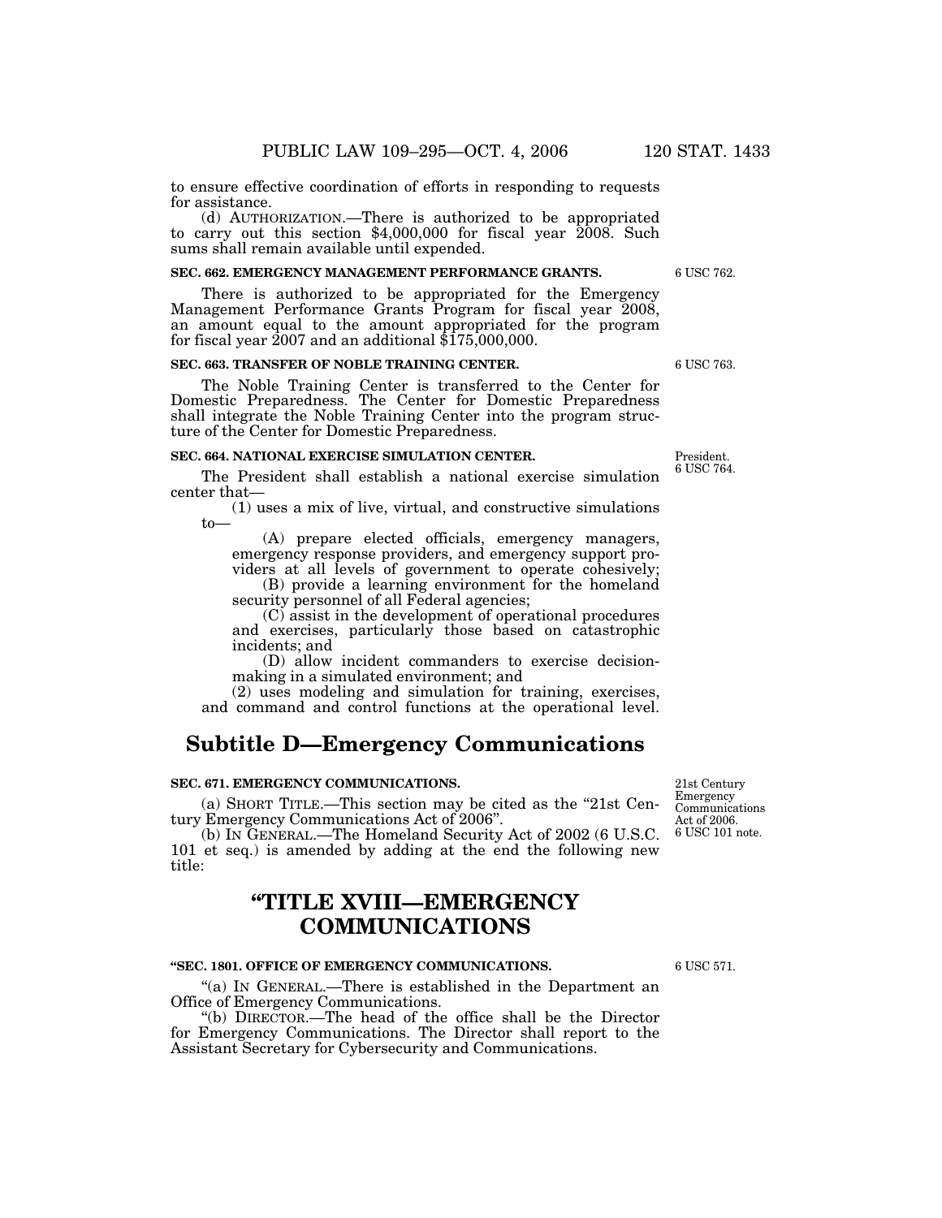to ensure effective coordination of efforts in responding to requests for assistance.

(d) AUTHORIZATION.—There is authorized to be appropriated to carry out this section $4,000,000 for fiscal year 2008. Such sums shall remain available until expended.

**SEC. 662. EMERGENCY MANAGEMENT PERFORMANCE GRANTS.**

6 USC 762.

There is authorized to be appropriated for the Emergency Management Performance Grants Program for fiscal year 2008, an amount equal to the amount appropriated for the program for fiscal year 2007 and an additional $175,000,000.

**SEC. 663. TRANSFER OF NOBLE TRAINING CENTER.**

6 USC 763.

The Noble Training Center is transferred to the Center for Domestic Preparedness. The Center for Domestic Preparedness shall integrate the Noble Training Center into the program structure of the Center for Domestic Preparedness.

**SEC. 664. NATIONAL EXERCISE SIMULATION CENTER.**

President.
6 USC 764.

The President shall establish a national exercise simulation center that—

(1) uses a mix of live, virtual, and constructive simulations to—

(A) prepare elected officials, emergency managers, emergency response providers, and emergency support providers at all levels of government to operate cohesively;

(B) provide a learning environment for the homeland security personnel of all Federal agencies;

(C) assist in the development of operational procedures and exercises, particularly those based on catastrophic incidents; and

(D) allow incident commanders to exercise decision-making in a simulated environment; and

(2) uses modeling and simulation for training, exercises, and command and control functions at the operational level.

## Subtitle D—Emergency Communications

**SEC. 671. EMERGENCY COMMUNICATIONS.**

21st Century Emergency Communications Act of 2006.
6 USC 101 note.

(a) SHORT TITLE.—This section may be cited as the "21st Century Emergency Communications Act of 2006".

(b) IN GENERAL.—The Homeland Security Act of 2002 (6 U.S.C. 101 et seq.) is amended by adding at the end the following new title:

## "TITLE XVIII—EMERGENCY COMMUNICATIONS

**"SEC. 1801. OFFICE OF EMERGENCY COMMUNICATIONS.**

6 USC 571.

"(a) IN GENERAL.—There is established in the Department an Office of Emergency Communications.

"(b) DIRECTOR.—The head of the office shall be the Director for Emergency Communications. The Director shall report to the Assistant Secretary for Cybersecurity and Communications.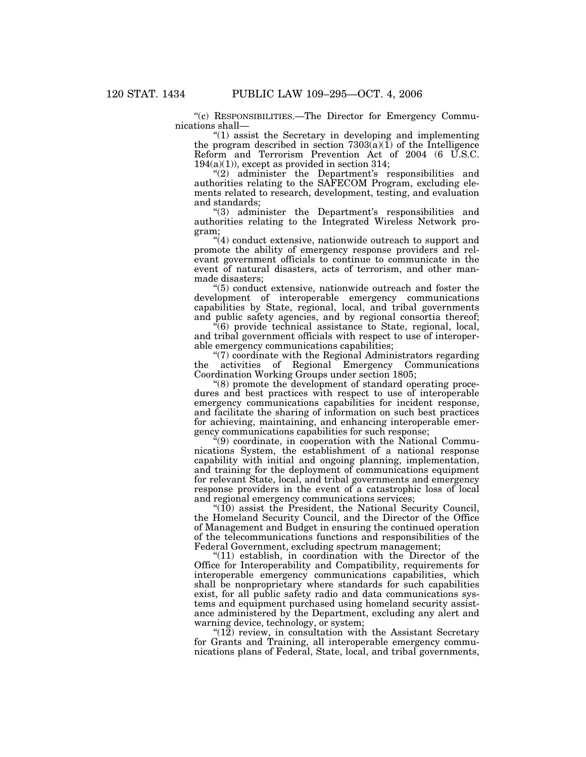"(c) RESPONSIBILITIES.—The Director for Emergency Communications shall—

"(1) assist the Secretary in developing and implementing the program described in section 7303(a)(1) of the Intelligence Reform and Terrorism Prevention Act of 2004 (6 U.S.C. 194(a)(1)), except as provided in section 314;

"(2) administer the Department's responsibilities and authorities relating to the SAFECOM Program, excluding elements related to research, development, testing, and evaluation and standards;

"(3) administer the Department's responsibilities and authorities relating to the Integrated Wireless Network program;

"(4) conduct extensive, nationwide outreach to support and promote the ability of emergency response providers and relevant government officials to continue to communicate in the event of natural disasters, acts of terrorism, and other man-made disasters;

"(5) conduct extensive, nationwide outreach and foster the development of interoperable emergency communications capabilities by State, regional, local, and tribal governments and public safety agencies, and by regional consortia thereof;

"(6) provide technical assistance to State, regional, local, and tribal government officials with respect to use of interoperable emergency communications capabilities;

"(7) coordinate with the Regional Administrators regarding the activities of Regional Emergency Communications Coordination Working Groups under section 1805;

"(8) promote the development of standard operating procedures and best practices with respect to use of interoperable emergency communications capabilities for incident response, and facilitate the sharing of information on such best practices for achieving, maintaining, and enhancing interoperable emergency communications capabilities for such response;

"(9) coordinate, in cooperation with the National Communications System, the establishment of a national response capability with initial and ongoing planning, implementation, and training for the deployment of communications equipment for relevant State, local, and tribal governments and emergency response providers in the event of a catastrophic loss of local and regional emergency communications services;

"(10) assist the President, the National Security Council, the Homeland Security Council, and the Director of the Office of Management and Budget in ensuring the continued operation of the telecommunications functions and responsibilities of the Federal Government, excluding spectrum management;

"(11) establish, in coordination with the Director of the Office for Interoperability and Compatibility, requirements for interoperable emergency communications capabilities, which shall be nonproprietary where standards for such capabilities exist, for all public safety radio and data communications systems and equipment purchased using homeland security assistance administered by the Department, excluding any alert and warning device, technology, or system;

"(12) review, in consultation with the Assistant Secretary for Grants and Training, all interoperable emergency communications plans of Federal, State, local, and tribal governments,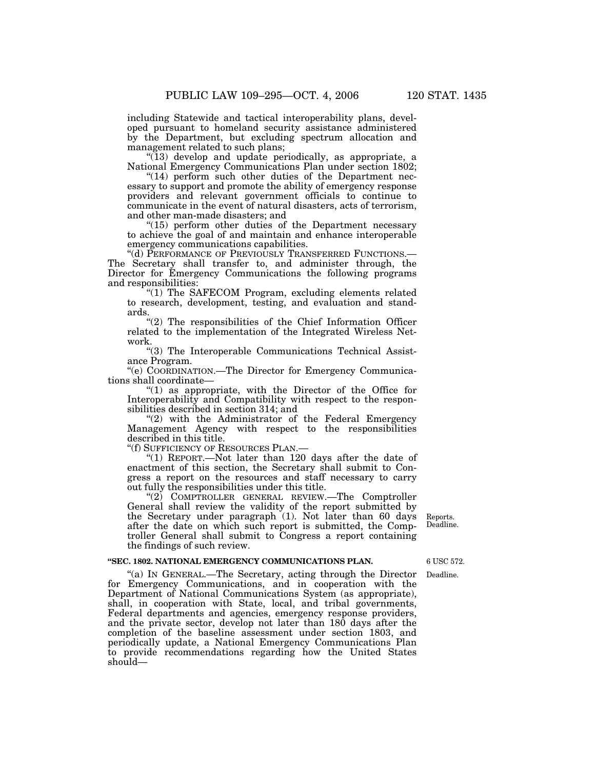including Statewide and tactical interoperability plans, developed pursuant to homeland security assistance administered by the Department, but excluding spectrum allocation and management related to such plans;

"(13) develop and update periodically, as appropriate, a National Emergency Communications Plan under section 1802;

"(14) perform such other duties of the Department necessary to support and promote the ability of emergency response providers and relevant government officials to continue to communicate in the event of natural disasters, acts of terrorism, and other man-made disasters; and

"(15) perform other duties of the Department necessary to achieve the goal of and maintain and enhance interoperable emergency communications capabilities.

"(d) PERFORMANCE OF PREVIOUSLY TRANSFERRED FUNCTIONS.—The Secretary shall transfer to, and administer through, the Director for Emergency Communications the following programs and responsibilities:

"(1) The SAFECOM Program, excluding elements related to research, development, testing, and evaluation and standards.

"(2) The responsibilities of the Chief Information Officer related to the implementation of the Integrated Wireless Network.

"(3) The Interoperable Communications Technical Assistance Program.

"(e) COORDINATION.—The Director for Emergency Communications shall coordinate—

"(1) as appropriate, with the Director of the Office for Interoperability and Compatibility with respect to the responsibilities described in section 314; and

"(2) with the Administrator of the Federal Emergency Management Agency with respect to the responsibilities described in this title.

"(f) SUFFICIENCY OF RESOURCES PLAN.—

"(1) REPORT.—Not later than 120 days after the date of enactment of this section, the Secretary shall submit to Congress a report on the resources and staff necessary to carry out fully the responsibilities under this title.

"(2) COMPTROLLER GENERAL REVIEW.—The Comptroller General shall review the validity of the report submitted by the Secretary under paragraph (1). Not later than 60 days after the date on which such report is submitted, the Comptroller General shall submit to Congress a report containing the findings of such review.

Reports. Deadline.

**"SEC. 1802. NATIONAL EMERGENCY COMMUNICATIONS PLAN.**

6 USC 572.

Deadline.

"(a) IN GENERAL.—The Secretary, acting through the Director for Emergency Communications, and in cooperation with the Department of National Communications System (as appropriate), shall, in cooperation with State, local, and tribal governments, Federal departments and agencies, emergency response providers, and the private sector, develop not later than 180 days after the completion of the baseline assessment under section 1803, and periodically update, a National Emergency Communications Plan to provide recommendations regarding how the United States should—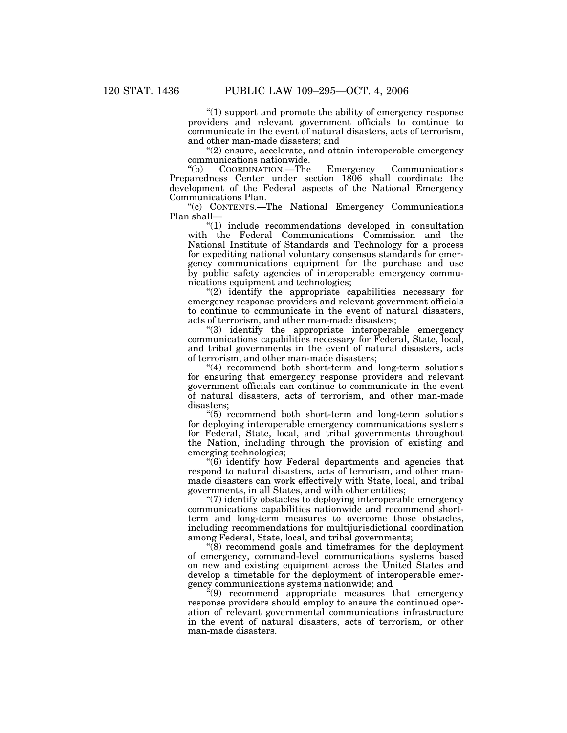"(1) support and promote the ability of emergency response providers and relevant government officials to continue to communicate in the event of natural disasters, acts of terrorism, and other man-made disasters; and

"(2) ensure, accelerate, and attain interoperable emergency communications nationwide.

"(b) COORDINATION.—The Emergency Communications Preparedness Center under section 1806 shall coordinate the development of the Federal aspects of the National Emergency Communications Plan.

"(c) CONTENTS.—The National Emergency Communications Plan shall—

"(1) include recommendations developed in consultation with the Federal Communications Commission and the National Institute of Standards and Technology for a process for expediting national voluntary consensus standards for emergency communications equipment for the purchase and use by public safety agencies of interoperable emergency communications equipment and technologies;

"(2) identify the appropriate capabilities necessary for emergency response providers and relevant government officials to continue to communicate in the event of natural disasters, acts of terrorism, and other man-made disasters;

"(3) identify the appropriate interoperable emergency communications capabilities necessary for Federal, State, local, and tribal governments in the event of natural disasters, acts of terrorism, and other man-made disasters;

"(4) recommend both short-term and long-term solutions for ensuring that emergency response providers and relevant government officials can continue to communicate in the event of natural disasters, acts of terrorism, and other man-made disasters;

"(5) recommend both short-term and long-term solutions for deploying interoperable emergency communications systems for Federal, State, local, and tribal governments throughout the Nation, including through the provision of existing and emerging technologies;

"(6) identify how Federal departments and agencies that respond to natural disasters, acts of terrorism, and other man-made disasters can work effectively with State, local, and tribal governments, in all States, and with other entities;

"(7) identify obstacles to deploying interoperable emergency communications capabilities nationwide and recommend short-term and long-term measures to overcome those obstacles, including recommendations for multijurisdictional coordination among Federal, State, local, and tribal governments;

"(8) recommend goals and timeframes for the deployment of emergency, command-level communications systems based on new and existing equipment across the United States and develop a timetable for the deployment of interoperable emergency communications systems nationwide; and

"(9) recommend appropriate measures that emergency response providers should employ to ensure the continued operation of relevant governmental communications infrastructure in the event of natural disasters, acts of terrorism, or other man-made disasters.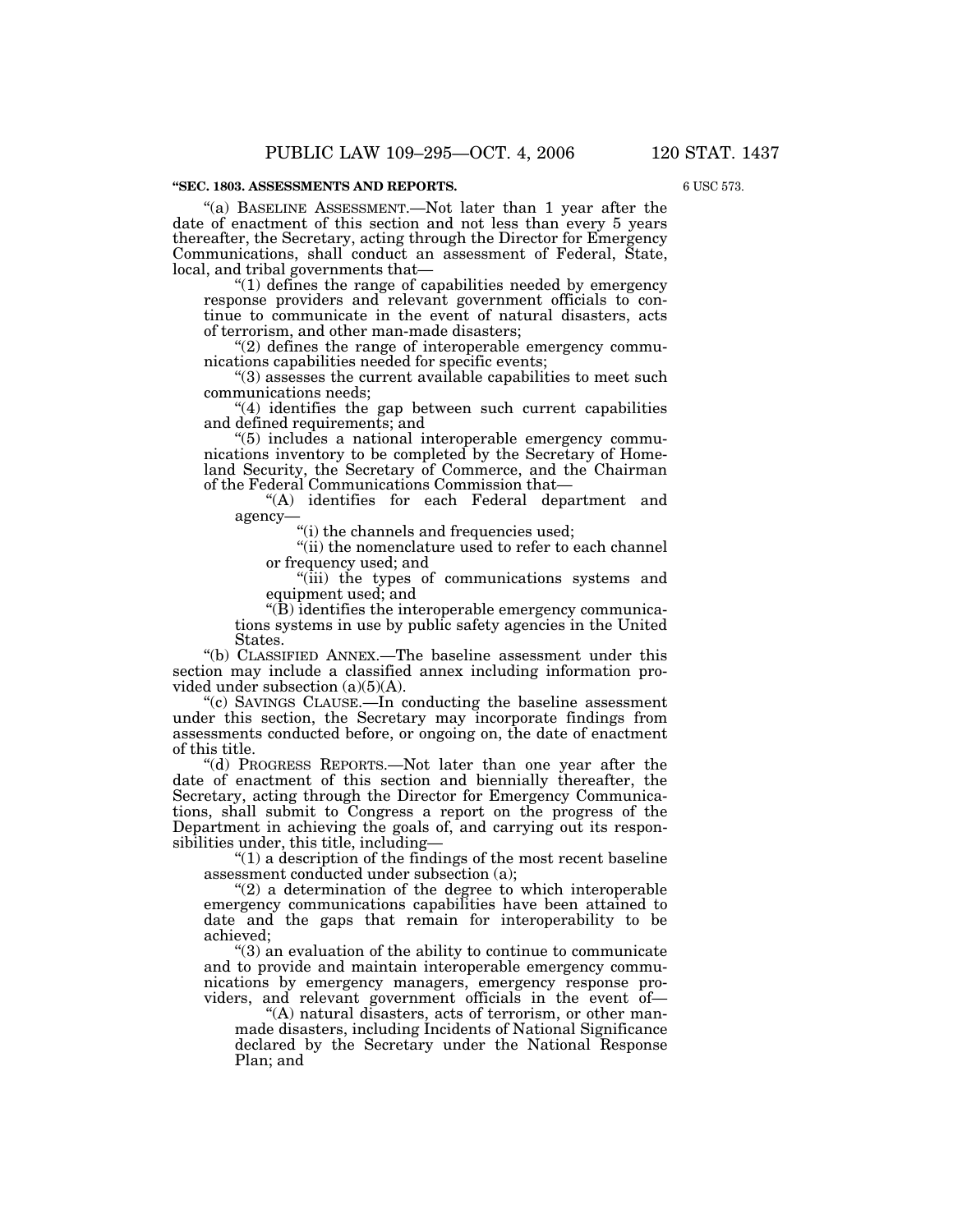**"SEC. 1803. ASSESSMENTS AND REPORTS.**

6 USC 573.

"(a) BASELINE ASSESSMENT.—Not later than 1 year after the date of enactment of this section and not less than every 5 years thereafter, the Secretary, acting through the Director for Emergency Communications, shall conduct an assessment of Federal, State, local, and tribal governments that—

"(1) defines the range of capabilities needed by emergency response providers and relevant government officials to continue to communicate in the event of natural disasters, acts of terrorism, and other man-made disasters;

"(2) defines the range of interoperable emergency communications capabilities needed for specific events;

"(3) assesses the current available capabilities to meet such communications needs;

"(4) identifies the gap between such current capabilities and defined requirements; and

"(5) includes a national interoperable emergency communications inventory to be completed by the Secretary of Homeland Security, the Secretary of Commerce, and the Chairman of the Federal Communications Commission that—

"(A) identifies for each Federal department and agency—

"(i) the channels and frequencies used;

"(ii) the nomenclature used to refer to each channel or frequency used; and

"(iii) the types of communications systems and equipment used; and

"(B) identifies the interoperable emergency communications systems in use by public safety agencies in the United States.

"(b) CLASSIFIED ANNEX.—The baseline assessment under this section may include a classified annex including information provided under subsection (a)(5)(A).

"(c) SAVINGS CLAUSE.—In conducting the baseline assessment under this section, the Secretary may incorporate findings from assessments conducted before, or ongoing on, the date of enactment of this title.

"(d) PROGRESS REPORTS.—Not later than one year after the date of enactment of this section and biennially thereafter, the Secretary, acting through the Director for Emergency Communications, shall submit to Congress a report on the progress of the Department in achieving the goals of, and carrying out its responsibilities under, this title, including—

"(1) a description of the findings of the most recent baseline assessment conducted under subsection (a);

"(2) a determination of the degree to which interoperable emergency communications capabilities have been attained to date and the gaps that remain for interoperability to be achieved;

"(3) an evaluation of the ability to continue to communicate and to provide and maintain interoperable emergency communications by emergency managers, emergency response providers, and relevant government officials in the event of—

"(A) natural disasters, acts of terrorism, or other man-made disasters, including Incidents of National Significance declared by the Secretary under the National Response Plan; and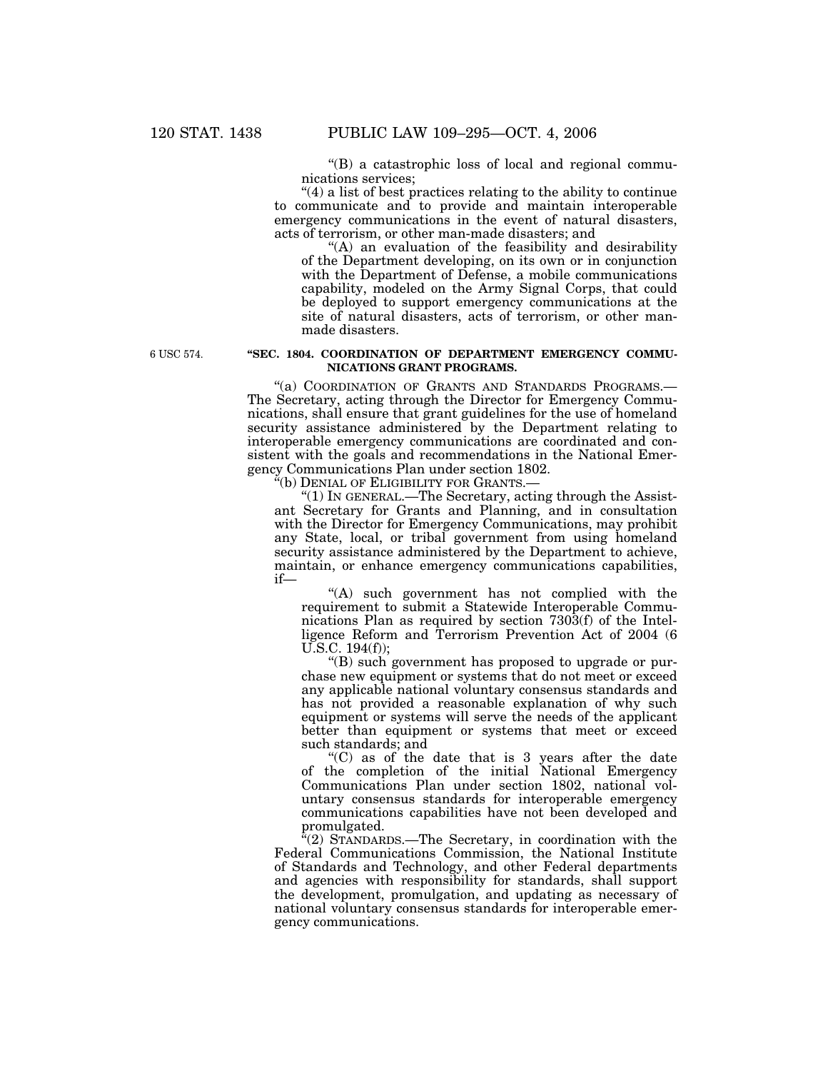"(B) a catastrophic loss of local and regional communications services;

"(4) a list of best practices relating to the ability to continue to communicate and to provide and maintain interoperable emergency communications in the event of natural disasters, acts of terrorism, or other man-made disasters; and

"(A) an evaluation of the feasibility and desirability of the Department developing, on its own or in conjunction with the Department of Defense, a mobile communications capability, modeled on the Army Signal Corps, that could be deployed to support emergency communications at the site of natural disasters, acts of terrorism, or other man-made disasters.

6 USC 574.

**"SEC. 1804. COORDINATION OF DEPARTMENT EMERGENCY COMMUNICATIONS GRANT PROGRAMS.**

"(a) COORDINATION OF GRANTS AND STANDARDS PROGRAMS.—The Secretary, acting through the Director for Emergency Communications, shall ensure that grant guidelines for the use of homeland security assistance administered by the Department relating to interoperable emergency communications are coordinated and consistent with the goals and recommendations in the National Emergency Communications Plan under section 1802.

"(b) DENIAL OF ELIGIBILITY FOR GRANTS.—

"(1) IN GENERAL.—The Secretary, acting through the Assistant Secretary for Grants and Planning, and in consultation with the Director for Emergency Communications, may prohibit any State, local, or tribal government from using homeland security assistance administered by the Department to achieve, maintain, or enhance emergency communications capabilities, if—

"(A) such government has not complied with the requirement to submit a Statewide Interoperable Communications Plan as required by section 7303(f) of the Intelligence Reform and Terrorism Prevention Act of 2004 (6 U.S.C. 194(f));

"(B) such government has proposed to upgrade or purchase new equipment or systems that do not meet or exceed any applicable national voluntary consensus standards and has not provided a reasonable explanation of why such equipment or systems will serve the needs of the applicant better than equipment or systems that meet or exceed such standards; and

"(C) as of the date that is 3 years after the date of the completion of the initial National Emergency Communications Plan under section 1802, national voluntary consensus standards for interoperable emergency communications capabilities have not been developed and promulgated.

"(2) STANDARDS.—The Secretary, in coordination with the Federal Communications Commission, the National Institute of Standards and Technology, and other Federal departments and agencies with responsibility for standards, shall support the development, promulgation, and updating as necessary of national voluntary consensus standards for interoperable emergency communications.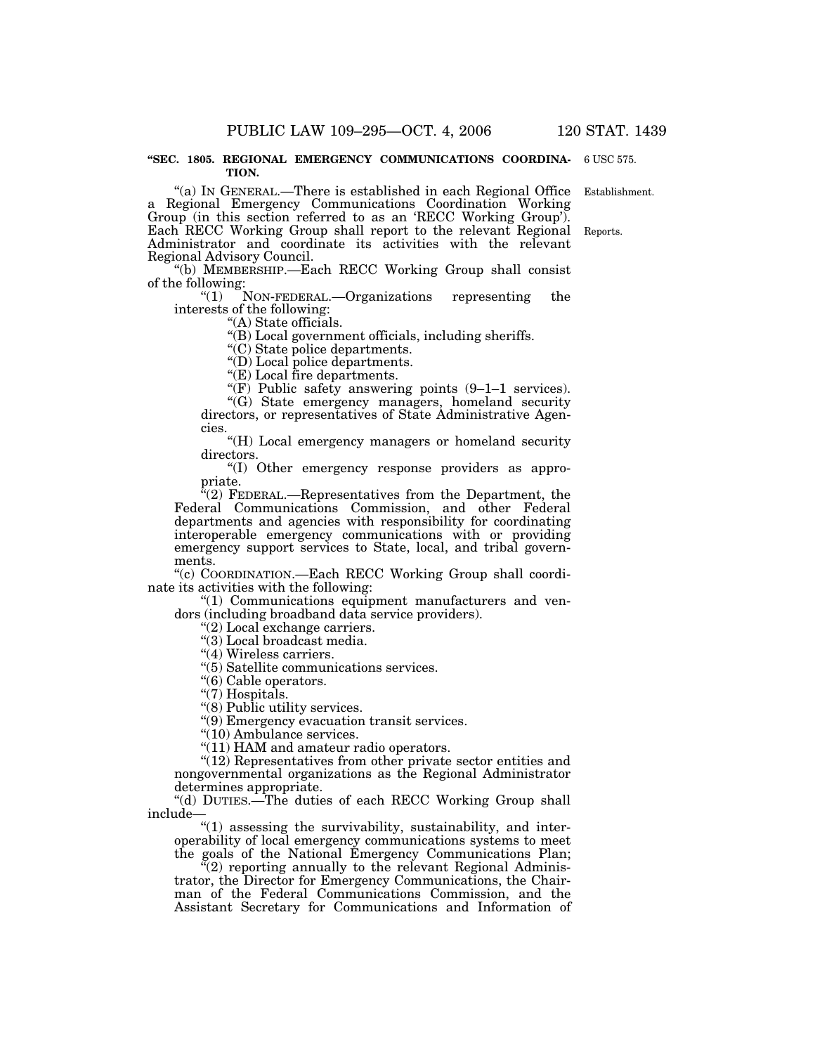**"SEC. 1805. REGIONAL EMERGENCY COMMUNICATIONS COORDINATION.**

6 USC 575.

"(a) IN GENERAL.—There is established in each Regional Office a Regional Emergency Communications Coordination Working Group (in this section referred to as an 'RECC Working Group'). Each RECC Working Group shall report to the relevant Regional Administrator and coordinate its activities with the relevant Regional Advisory Council.

Establishment.

Reports.

"(b) MEMBERSHIP.—Each RECC Working Group shall consist of the following:

"(1) NON-FEDERAL.—Organizations representing the interests of the following:

"(A) State officials.

"(B) Local government officials, including sheriffs.

"(C) State police departments.

"(D) Local police departments.

"(E) Local fire departments.

"(F) Public safety answering points (9–1–1 services).

"(G) State emergency managers, homeland security directors, or representatives of State Administrative Agencies.

"(H) Local emergency managers or homeland security directors.

"(I) Other emergency response providers as appropriate.

"(2) FEDERAL.—Representatives from the Department, the Federal Communications Commission, and other Federal departments and agencies with responsibility for coordinating interoperable emergency communications with or providing emergency support services to State, local, and tribal governments.

"(c) COORDINATION.—Each RECC Working Group shall coordinate its activities with the following:

"(1) Communications equipment manufacturers and vendors (including broadband data service providers).

"(2) Local exchange carriers.

"(3) Local broadcast media.

"(4) Wireless carriers.

"(5) Satellite communications services.

"(6) Cable operators.

"(7) Hospitals.

"(8) Public utility services.

"(9) Emergency evacuation transit services.

"(10) Ambulance services.

"(11) HAM and amateur radio operators.

"(12) Representatives from other private sector entities and nongovernmental organizations as the Regional Administrator determines appropriate.

"(d) DUTIES.—The duties of each RECC Working Group shall include—

"(1) assessing the survivability, sustainability, and interoperability of local emergency communications systems to meet the goals of the National Emergency Communications Plan;

"(2) reporting annually to the relevant Regional Administrator, the Director for Emergency Communications, the Chairman of the Federal Communications Commission, and the Assistant Secretary for Communications and Information of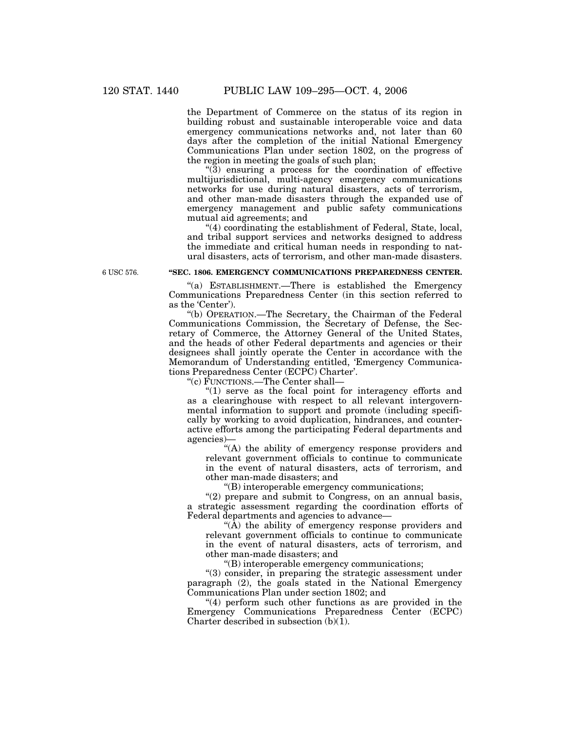the Department of Commerce on the status of its region in building robust and sustainable interoperable voice and data emergency communications networks and, not later than 60 days after the completion of the initial National Emergency Communications Plan under section 1802, on the progress of the region in meeting the goals of such plan;

"(3) ensuring a process for the coordination of effective multijurisdictional, multi-agency emergency communications networks for use during natural disasters, acts of terrorism, and other man-made disasters through the expanded use of emergency management and public safety communications mutual aid agreements; and

"(4) coordinating the establishment of Federal, State, local, and tribal support services and networks designed to address the immediate and critical human needs in responding to natural disasters, acts of terrorism, and other man-made disasters.

6 USC 576.

**"SEC. 1806. EMERGENCY COMMUNICATIONS PREPAREDNESS CENTER.**

"(a) ESTABLISHMENT.—There is established the Emergency Communications Preparedness Center (in this section referred to as the 'Center').

"(b) OPERATION.—The Secretary, the Chairman of the Federal Communications Commission, the Secretary of Defense, the Secretary of Commerce, the Attorney General of the United States, and the heads of other Federal departments and agencies or their designees shall jointly operate the Center in accordance with the Memorandum of Understanding entitled, 'Emergency Communications Preparedness Center (ECPC) Charter'.

"(c) FUNCTIONS.—The Center shall—

"(1) serve as the focal point for interagency efforts and as a clearinghouse with respect to all relevant intergovernmental information to support and promote (including specifically by working to avoid duplication, hindrances, and counteractive efforts among the participating Federal departments and agencies)—

"(A) the ability of emergency response providers and relevant government officials to continue to communicate in the event of natural disasters, acts of terrorism, and other man-made disasters; and

"(B) interoperable emergency communications;

"(2) prepare and submit to Congress, on an annual basis, a strategic assessment regarding the coordination efforts of Federal departments and agencies to advance—

"(A) the ability of emergency response providers and relevant government officials to continue to communicate in the event of natural disasters, acts of terrorism, and other man-made disasters; and

"(B) interoperable emergency communications;

"(3) consider, in preparing the strategic assessment under paragraph (2), the goals stated in the National Emergency Communications Plan under section 1802; and

"(4) perform such other functions as are provided in the Emergency Communications Preparedness Center (ECPC) Charter described in subsection (b)(1).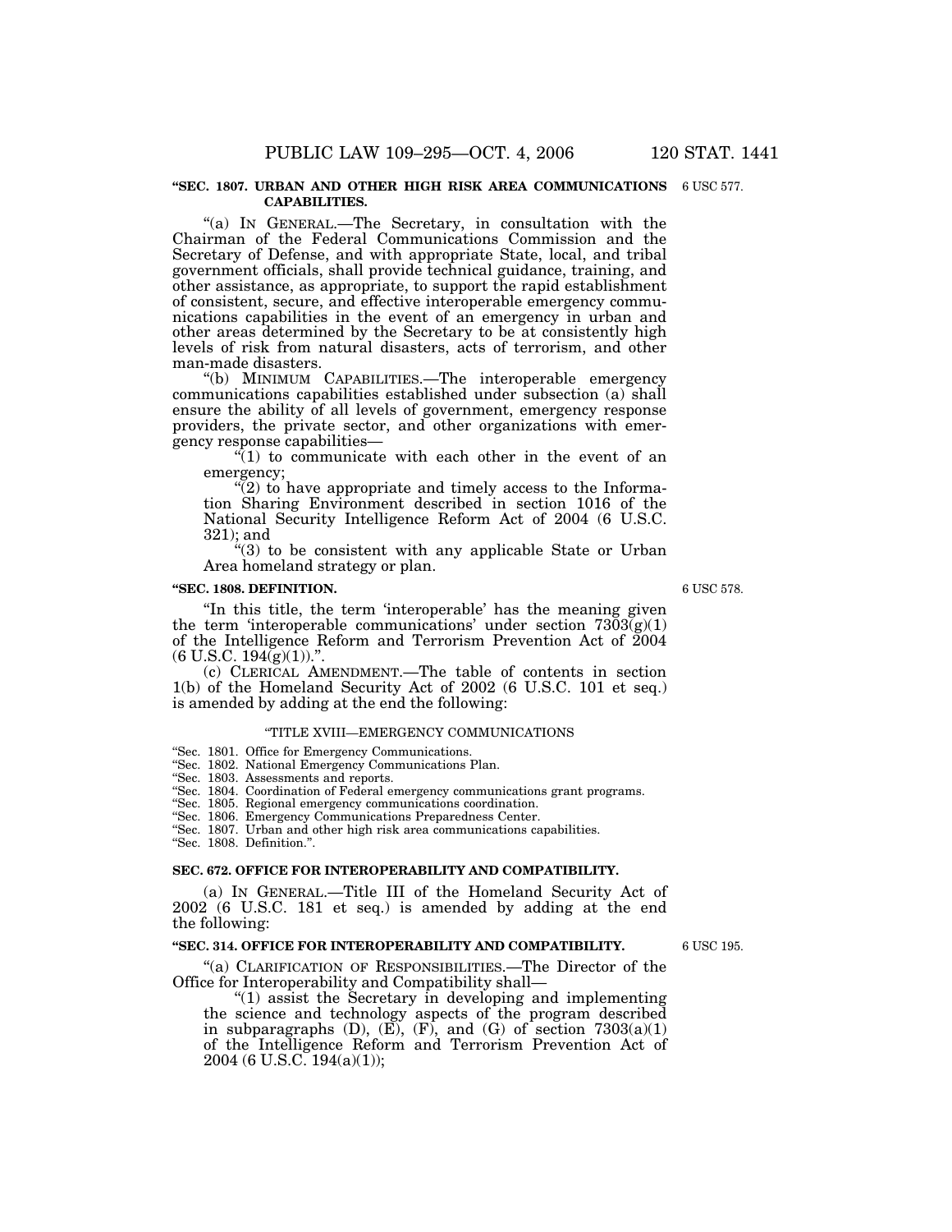**"SEC. 1807. URBAN AND OTHER HIGH RISK AREA COMMUNICATIONS CAPABILITIES.**

6 USC 577.

"(a) IN GENERAL.—The Secretary, in consultation with the Chairman of the Federal Communications Commission and the Secretary of Defense, and with appropriate State, local, and tribal government officials, shall provide technical guidance, training, and other assistance, as appropriate, to support the rapid establishment of consistent, secure, and effective interoperable emergency communications capabilities in the event of an emergency in urban and other areas determined by the Secretary to be at consistently high levels of risk from natural disasters, acts of terrorism, and other man-made disasters.

"(b) MINIMUM CAPABILITIES.—The interoperable emergency communications capabilities established under subsection (a) shall ensure the ability of all levels of government, emergency response providers, the private sector, and other organizations with emergency response capabilities—

"(1) to communicate with each other in the event of an emergency;

"(2) to have appropriate and timely access to the Information Sharing Environment described in section 1016 of the National Security Intelligence Reform Act of 2004 (6 U.S.C. 321); and

"(3) to be consistent with any applicable State or Urban Area homeland strategy or plan.

**"SEC. 1808. DEFINITION.**

6 USC 578.

"In this title, the term 'interoperable' has the meaning given the term 'interoperable communications' under section 7303(g)(1) of the Intelligence Reform and Terrorism Prevention Act of 2004 (6 U.S.C. 194(g)(1)).".

(c) CLERICAL AMENDMENT.—The table of contents in section 1(b) of the Homeland Security Act of 2002 (6 U.S.C. 101 et seq.) is amended by adding at the end the following:

"TITLE XVIII—EMERGENCY COMMUNICATIONS

"Sec. 1801. Office for Emergency Communications.
"Sec. 1802. National Emergency Communications Plan.
"Sec. 1803. Assessments and reports.
"Sec. 1804. Coordination of Federal emergency communications grant programs.
"Sec. 1805. Regional emergency communications coordination.
"Sec. 1806. Emergency Communications Preparedness Center.
"Sec. 1807. Urban and other high risk area communications capabilities.
"Sec. 1808. Definition.".

**SEC. 672. OFFICE FOR INTEROPERABILITY AND COMPATIBILITY.**

(a) IN GENERAL.—Title III of the Homeland Security Act of 2002 (6 U.S.C. 181 et seq.) is amended by adding at the end the following:

**"SEC. 314. OFFICE FOR INTEROPERABILITY AND COMPATIBILITY.**

6 USC 195.

"(a) CLARIFICATION OF RESPONSIBILITIES.—The Director of the Office for Interoperability and Compatibility shall—

"(1) assist the Secretary in developing and implementing the science and technology aspects of the program described in subparagraphs (D), (E), (F), and (G) of section 7303(a)(1) of the Intelligence Reform and Terrorism Prevention Act of 2004 (6 U.S.C. 194(a)(1));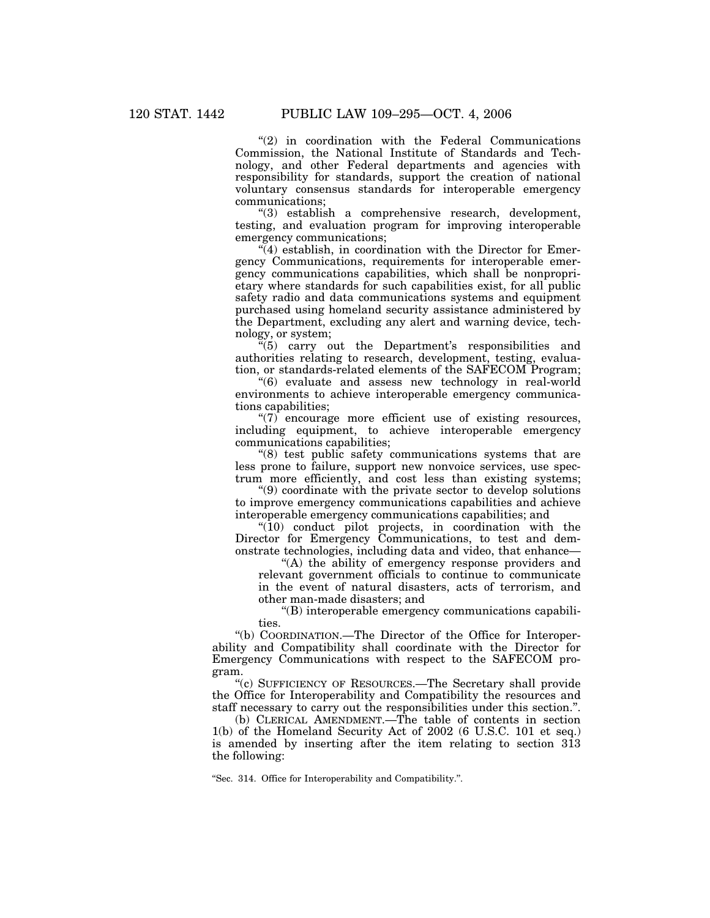"(2) in coordination with the Federal Communications Commission, the National Institute of Standards and Technology, and other Federal departments and agencies with responsibility for standards, support the creation of national voluntary consensus standards for interoperable emergency communications;

"(3) establish a comprehensive research, development, testing, and evaluation program for improving interoperable emergency communications;

"(4) establish, in coordination with the Director for Emergency Communications, requirements for interoperable emergency communications capabilities, which shall be nonproprietary where standards for such capabilities exist, for all public safety radio and data communications systems and equipment purchased using homeland security assistance administered by the Department, excluding any alert and warning device, technology, or system;

"(5) carry out the Department's responsibilities and authorities relating to research, development, testing, evaluation, or standards-related elements of the SAFECOM Program;

"(6) evaluate and assess new technology in real-world environments to achieve interoperable emergency communications capabilities;

"(7) encourage more efficient use of existing resources, including equipment, to achieve interoperable emergency communications capabilities;

"(8) test public safety communications systems that are less prone to failure, support new nonvoice services, use spectrum more efficiently, and cost less than existing systems;

"(9) coordinate with the private sector to develop solutions to improve emergency communications capabilities and achieve interoperable emergency communications capabilities; and

"(10) conduct pilot projects, in coordination with the Director for Emergency Communications, to test and demonstrate technologies, including data and video, that enhance—

"(A) the ability of emergency response providers and relevant government officials to continue to communicate in the event of natural disasters, acts of terrorism, and other man-made disasters; and

"(B) interoperable emergency communications capabilities.

"(b) COORDINATION.—The Director of the Office for Interoperability and Compatibility shall coordinate with the Director for Emergency Communications with respect to the SAFECOM program.

"(c) SUFFICIENCY OF RESOURCES.—The Secretary shall provide the Office for Interoperability and Compatibility the resources and staff necessary to carry out the responsibilities under this section.".

(b) CLERICAL AMENDMENT.—The table of contents in section 1(b) of the Homeland Security Act of 2002 (6 U.S.C. 101 et seq.) is amended by inserting after the item relating to section 313 the following:

"Sec. 314. Office for Interoperability and Compatibility.".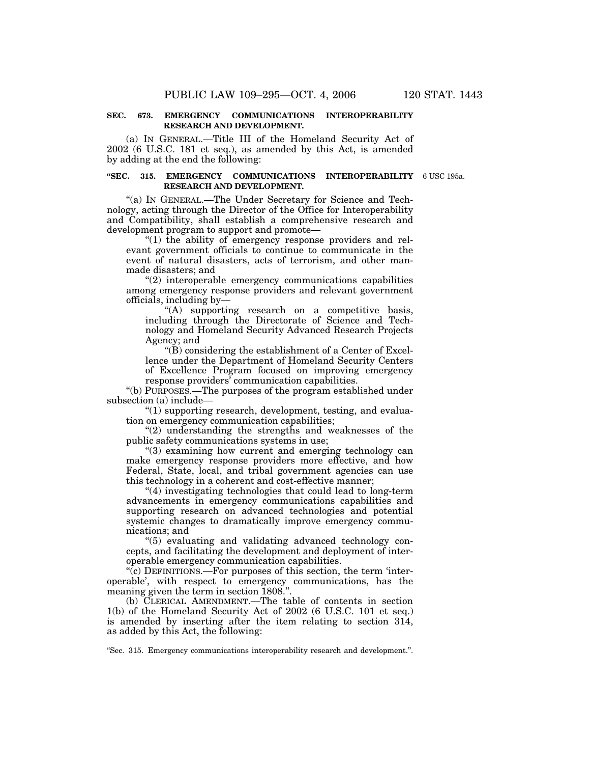**SEC. 673. EMERGENCY COMMUNICATIONS INTEROPERABILITY RESEARCH AND DEVELOPMENT.**

(a) IN GENERAL.—Title III of the Homeland Security Act of 2002 (6 U.S.C. 181 et seq.), as amended by this Act, is amended by adding at the end the following:

**"SEC. 315. EMERGENCY COMMUNICATIONS INTEROPERABILITY RESEARCH AND DEVELOPMENT.**

6 USC 195a.

"(a) IN GENERAL.—The Under Secretary for Science and Technology, acting through the Director of the Office for Interoperability and Compatibility, shall establish a comprehensive research and development program to support and promote—

"(1) the ability of emergency response providers and relevant government officials to continue to communicate in the event of natural disasters, acts of terrorism, and other man-made disasters; and

"(2) interoperable emergency communications capabilities among emergency response providers and relevant government officials, including by—

"(A) supporting research on a competitive basis, including through the Directorate of Science and Technology and Homeland Security Advanced Research Projects Agency; and

"(B) considering the establishment of a Center of Excellence under the Department of Homeland Security Centers of Excellence Program focused on improving emergency response providers' communication capabilities.

"(b) PURPOSES.—The purposes of the program established under subsection (a) include—

"(1) supporting research, development, testing, and evaluation on emergency communication capabilities;

"(2) understanding the strengths and weaknesses of the public safety communications systems in use;

"(3) examining how current and emerging technology can make emergency response providers more effective, and how Federal, State, local, and tribal government agencies can use this technology in a coherent and cost-effective manner;

"(4) investigating technologies that could lead to long-term advancements in emergency communications capabilities and supporting research on advanced technologies and potential systemic changes to dramatically improve emergency communications; and

"(5) evaluating and validating advanced technology concepts, and facilitating the development and deployment of interoperable emergency communication capabilities.

"(c) DEFINITIONS.—For purposes of this section, the term 'interoperable', with respect to emergency communications, has the meaning given the term in section 1808.".

(b) CLERICAL AMENDMENT.—The table of contents in section 1(b) of the Homeland Security Act of 2002 (6 U.S.C. 101 et seq.) is amended by inserting after the item relating to section 314, as added by this Act, the following:

"Sec. 315. Emergency communications interoperability research and development.".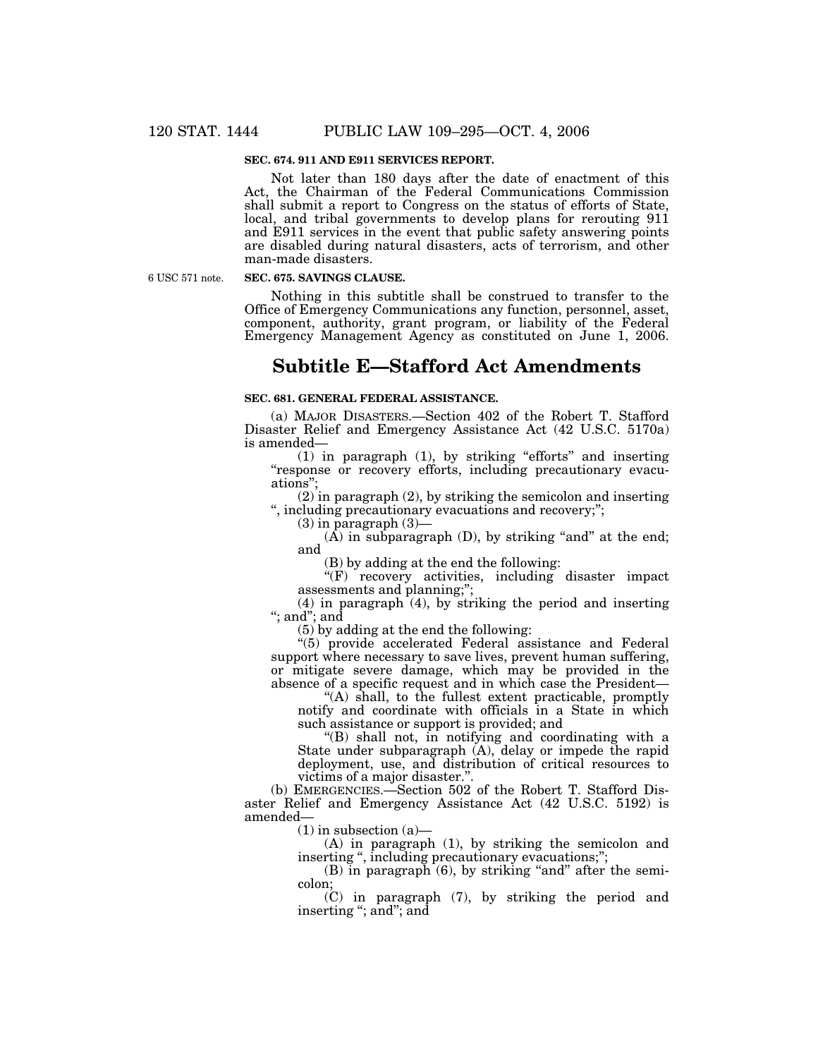**SEC. 674. 911 AND E911 SERVICES REPORT.**

Not later than 180 days after the date of enactment of this Act, the Chairman of the Federal Communications Commission shall submit a report to Congress on the status of efforts of State, local, and tribal governments to develop plans for rerouting 911 and E911 services in the event that public safety answering points are disabled during natural disasters, acts of terrorism, and other man-made disasters.

6 USC 571 note.

**SEC. 675. SAVINGS CLAUSE.**

Nothing in this subtitle shall be construed to transfer to the Office of Emergency Communications any function, personnel, asset, component, authority, grant program, or liability of the Federal Emergency Management Agency as constituted on June 1, 2006.

# Subtitle E—Stafford Act Amendments

**SEC. 681. GENERAL FEDERAL ASSISTANCE.**

(a) MAJOR DISASTERS.—Section 402 of the Robert T. Stafford Disaster Relief and Emergency Assistance Act (42 U.S.C. 5170a) is amended—

(1) in paragraph (1), by striking "efforts" and inserting "response or recovery efforts, including precautionary evacuations";

(2) in paragraph (2), by striking the semicolon and inserting ", including precautionary evacuations and recovery;";

(3) in paragraph (3)—

(A) in subparagraph (D), by striking "and" at the end; and

(B) by adding at the end the following:

"(F) recovery activities, including disaster impact assessments and planning;";

(4) in paragraph (4), by striking the period and inserting "; and"; and

(5) by adding at the end the following:

"(5) provide accelerated Federal assistance and Federal support where necessary to save lives, prevent human suffering, or mitigate severe damage, which may be provided in the absence of a specific request and in which case the President—

"(A) shall, to the fullest extent practicable, promptly notify and coordinate with officials in a State in which such assistance or support is provided; and

"(B) shall not, in notifying and coordinating with a State under subparagraph (A), delay or impede the rapid deployment, use, and distribution of critical resources to victims of a major disaster.".

(b) EMERGENCIES.—Section 502 of the Robert T. Stafford Disaster Relief and Emergency Assistance Act (42 U.S.C. 5192) is amended—

(1) in subsection (a)—

(A) in paragraph (1), by striking the semicolon and inserting ", including precautionary evacuations;";

(B) in paragraph (6), by striking "and" after the semicolon;

(C) in paragraph (7), by striking the period and inserting "; and"; and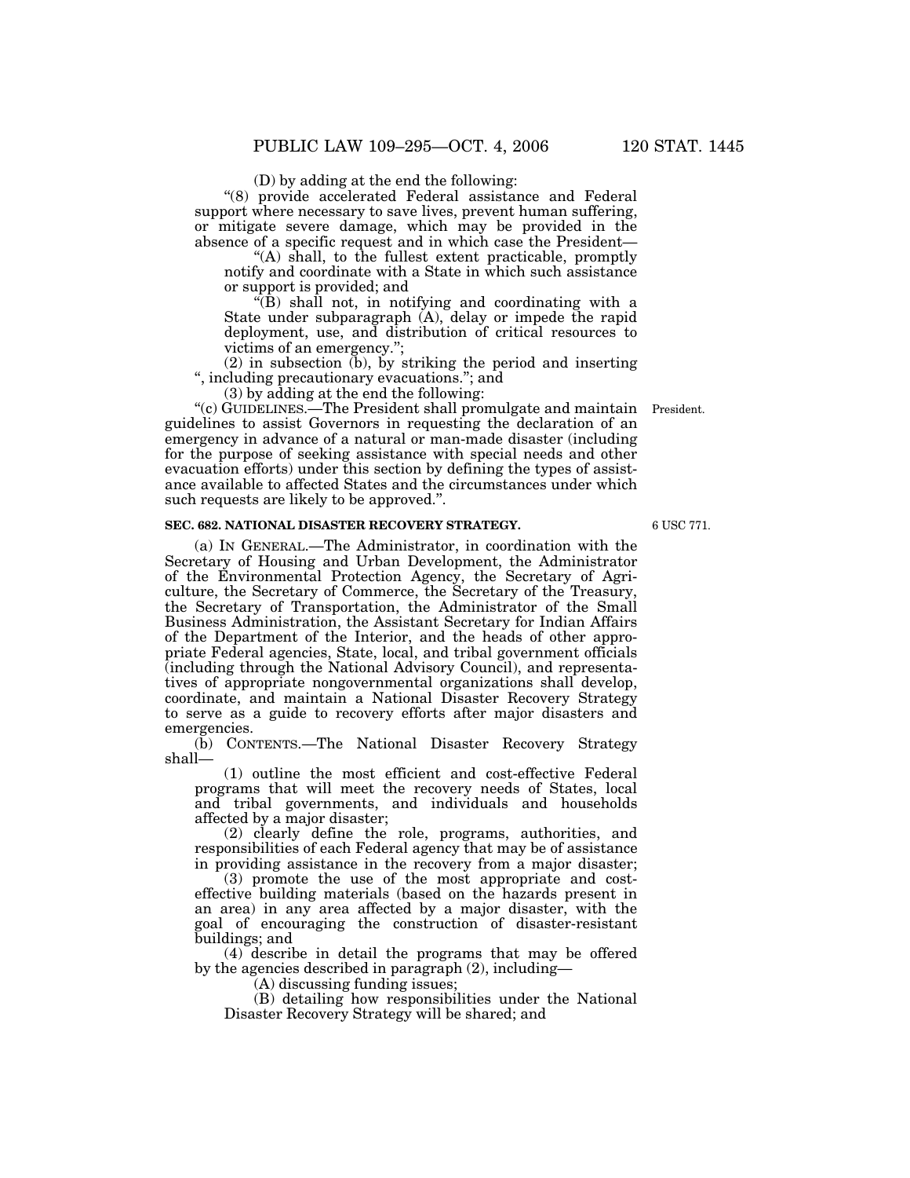(D) by adding at the end the following:

"(8) provide accelerated Federal assistance and Federal support where necessary to save lives, prevent human suffering, or mitigate severe damage, which may be provided in the absence of a specific request and in which case the President—

"(A) shall, to the fullest extent practicable, promptly notify and coordinate with a State in which such assistance or support is provided; and

"(B) shall not, in notifying and coordinating with a State under subparagraph (A), delay or impede the rapid deployment, use, and distribution of critical resources to victims of an emergency.";

(2) in subsection (b), by striking the period and inserting ", including precautionary evacuations."; and

(3) by adding at the end the following:

"(c) GUIDELINES.—The President shall promulgate and maintain guidelines to assist Governors in requesting the declaration of an emergency in advance of a natural or man-made disaster (including for the purpose of seeking assistance with special needs and other evacuation efforts) under this section by defining the types of assistance available to affected States and the circumstances under which such requests are likely to be approved.".

President.

**SEC. 682. NATIONAL DISASTER RECOVERY STRATEGY.**

6 USC 771.

(a) IN GENERAL.—The Administrator, in coordination with the Secretary of Housing and Urban Development, the Administrator of the Environmental Protection Agency, the Secretary of Agriculture, the Secretary of Commerce, the Secretary of the Treasury, the Secretary of Transportation, the Administrator of the Small Business Administration, the Assistant Secretary for Indian Affairs of the Department of the Interior, and the heads of other appropriate Federal agencies, State, local, and tribal government officials (including through the National Advisory Council), and representatives of appropriate nongovernmental organizations shall develop, coordinate, and maintain a National Disaster Recovery Strategy to serve as a guide to recovery efforts after major disasters and emergencies.

(b) CONTENTS.—The National Disaster Recovery Strategy shall—

(1) outline the most efficient and cost-effective Federal programs that will meet the recovery needs of States, local and tribal governments, and individuals and households affected by a major disaster;

(2) clearly define the role, programs, authorities, and responsibilities of each Federal agency that may be of assistance in providing assistance in the recovery from a major disaster;

(3) promote the use of the most appropriate and cost-effective building materials (based on the hazards present in an area) in any area affected by a major disaster, with the goal of encouraging the construction of disaster-resistant buildings; and

(4) describe in detail the programs that may be offered by the agencies described in paragraph (2), including—

(A) discussing funding issues;

(B) detailing how responsibilities under the National Disaster Recovery Strategy will be shared; and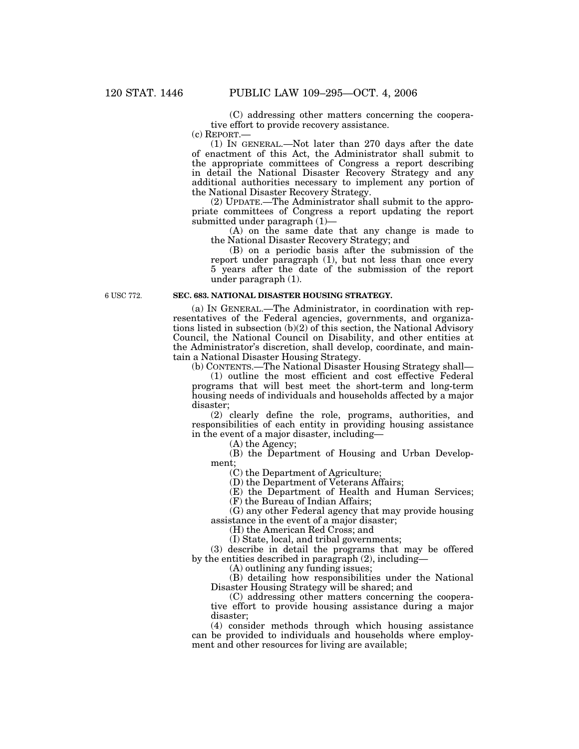(C) addressing other matters concerning the cooperative effort to provide recovery assistance.

(c) REPORT.—

(1) IN GENERAL.—Not later than 270 days after the date of enactment of this Act, the Administrator shall submit to the appropriate committees of Congress a report describing in detail the National Disaster Recovery Strategy and any additional authorities necessary to implement any portion of the National Disaster Recovery Strategy.

(2) UPDATE.—The Administrator shall submit to the appropriate committees of Congress a report updating the report submitted under paragraph (1)—

(A) on the same date that any change is made to the National Disaster Recovery Strategy; and

(B) on a periodic basis after the submission of the report under paragraph (1), but not less than once every 5 years after the date of the submission of the report under paragraph (1).

6 USC 772.

**SEC. 683. NATIONAL DISASTER HOUSING STRATEGY.**

(a) IN GENERAL.—The Administrator, in coordination with representatives of the Federal agencies, governments, and organizations listed in subsection (b)(2) of this section, the National Advisory Council, the National Council on Disability, and other entities at the Administrator's discretion, shall develop, coordinate, and maintain a National Disaster Housing Strategy.

(b) CONTENTS.—The National Disaster Housing Strategy shall—

(1) outline the most efficient and cost effective Federal programs that will best meet the short-term and long-term housing needs of individuals and households affected by a major disaster;

(2) clearly define the role, programs, authorities, and responsibilities of each entity in providing housing assistance in the event of a major disaster, including—

(A) the Agency;

(B) the Department of Housing and Urban Development;

(C) the Department of Agriculture;

(D) the Department of Veterans Affairs;

(E) the Department of Health and Human Services;

(F) the Bureau of Indian Affairs;

(G) any other Federal agency that may provide housing assistance in the event of a major disaster;

(H) the American Red Cross; and

(I) State, local, and tribal governments;

(3) describe in detail the programs that may be offered by the entities described in paragraph (2), including—

(A) outlining any funding issues;

(B) detailing how responsibilities under the National Disaster Housing Strategy will be shared; and

(C) addressing other matters concerning the cooperative effort to provide housing assistance during a major disaster;

(4) consider methods through which housing assistance can be provided to individuals and households where employment and other resources for living are available;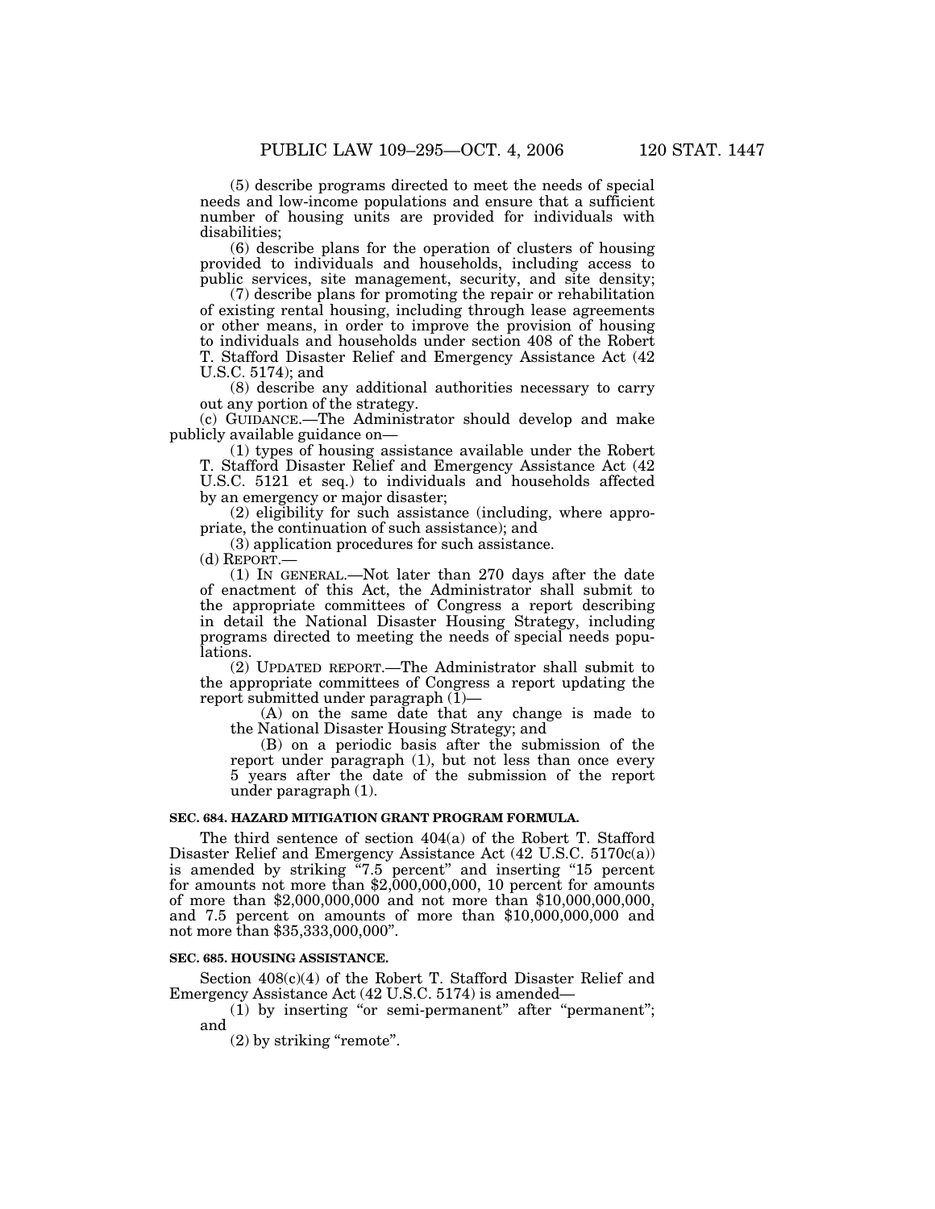(5) describe programs directed to meet the needs of special needs and low-income populations and ensure that a sufficient number of housing units are provided for individuals with disabilities;

(6) describe plans for the operation of clusters of housing provided to individuals and households, including access to public services, site management, security, and site density;

(7) describe plans for promoting the repair or rehabilitation of existing rental housing, including through lease agreements or other means, in order to improve the provision of housing to individuals and households under section 408 of the Robert T. Stafford Disaster Relief and Emergency Assistance Act (42 U.S.C. 5174); and

(8) describe any additional authorities necessary to carry out any portion of the strategy.

(c) GUIDANCE.—The Administrator should develop and make publicly available guidance on—

(1) types of housing assistance available under the Robert T. Stafford Disaster Relief and Emergency Assistance Act (42 U.S.C. 5121 et seq.) to individuals and households affected by an emergency or major disaster;

(2) eligibility for such assistance (including, where appropriate, the continuation of such assistance); and

(3) application procedures for such assistance.

(d) REPORT.—

(1) IN GENERAL.—Not later than 270 days after the date of enactment of this Act, the Administrator shall submit to the appropriate committees of Congress a report describing in detail the National Disaster Housing Strategy, including programs directed to meeting the needs of special needs populations.

(2) UPDATED REPORT.—The Administrator shall submit to the appropriate committees of Congress a report updating the report submitted under paragraph (1)—

(A) on the same date that any change is made to the National Disaster Housing Strategy; and

(B) on a periodic basis after the submission of the report under paragraph (1), but not less than once every 5 years after the date of the submission of the report under paragraph (1).

**SEC. 684. HAZARD MITIGATION GRANT PROGRAM FORMULA.**

The third sentence of section 404(a) of the Robert T. Stafford Disaster Relief and Emergency Assistance Act (42 U.S.C. 5170c(a)) is amended by striking "7.5 percent" and inserting "15 percent for amounts not more than $2,000,000,000, 10 percent for amounts of more than $2,000,000,000 and not more than $10,000,000,000, and 7.5 percent on amounts of more than $10,000,000,000 and not more than $35,333,000,000".

**SEC. 685. HOUSING ASSISTANCE.**

Section 408(c)(4) of the Robert T. Stafford Disaster Relief and Emergency Assistance Act (42 U.S.C. 5174) is amended—

(1) by inserting "or semi-permanent" after "permanent"; and

(2) by striking "remote".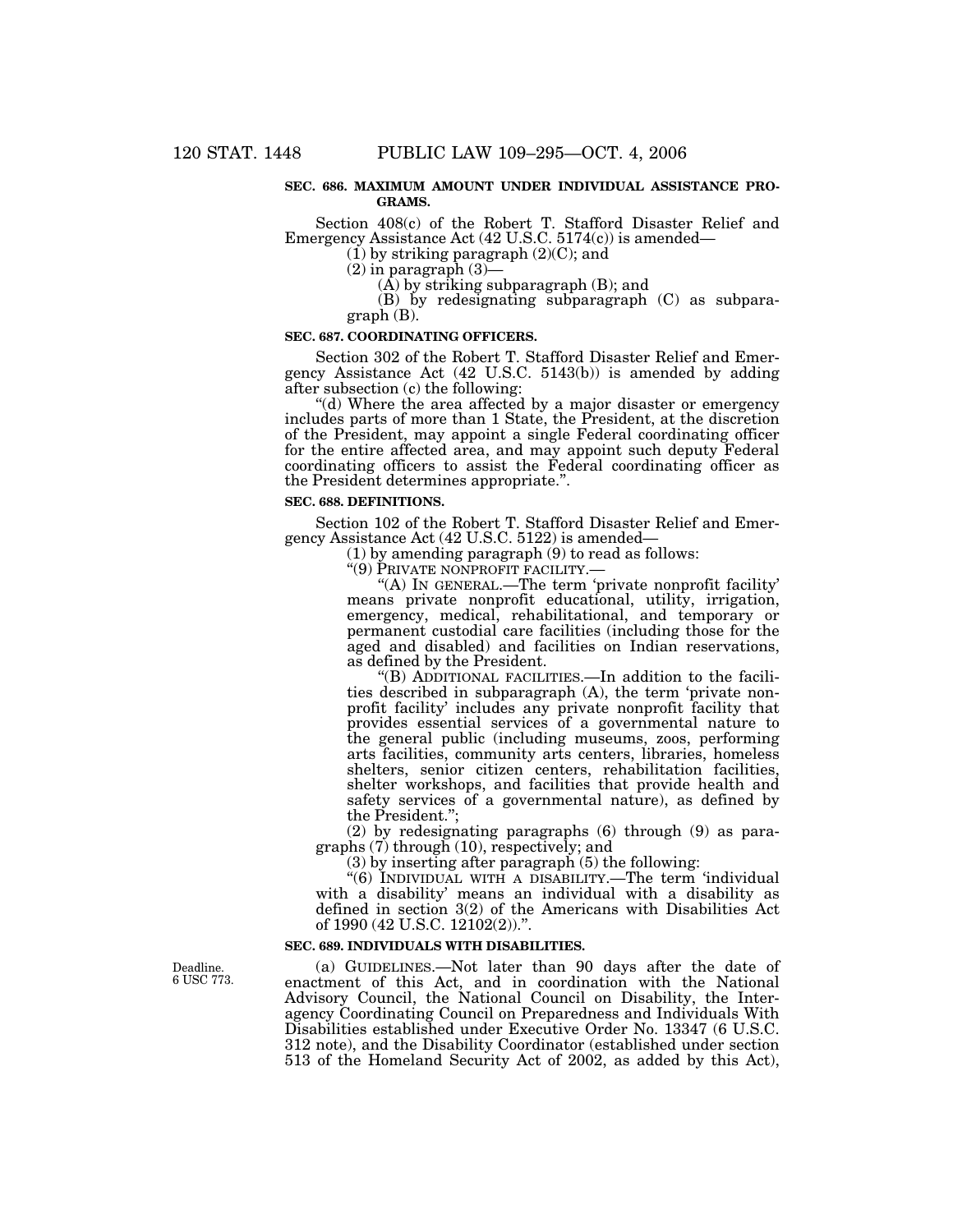**SEC. 686. MAXIMUM AMOUNT UNDER INDIVIDUAL ASSISTANCE PROGRAMS.**

Section 408(c) of the Robert T. Stafford Disaster Relief and Emergency Assistance Act (42 U.S.C. 5174(c)) is amended—

(1) by striking paragraph (2)(C); and

(2) in paragraph (3)—

(A) by striking subparagraph (B); and

(B) by redesignating subparagraph (C) as subparagraph (B).

**SEC. 687. COORDINATING OFFICERS.**

Section 302 of the Robert T. Stafford Disaster Relief and Emergency Assistance Act (42 U.S.C. 5143(b)) is amended by adding after subsection (c) the following:

"(d) Where the area affected by a major disaster or emergency includes parts of more than 1 State, the President, at the discretion of the President, may appoint a single Federal coordinating officer for the entire affected area, and may appoint such deputy Federal coordinating officers to assist the Federal coordinating officer as the President determines appropriate.".

**SEC. 688. DEFINITIONS.**

Section 102 of the Robert T. Stafford Disaster Relief and Emergency Assistance Act (42 U.S.C. 5122) is amended—

(1) by amending paragraph (9) to read as follows:

"(9) PRIVATE NONPROFIT FACILITY.—

"(A) IN GENERAL.—The term 'private nonprofit facility' means private nonprofit educational, utility, irrigation, emergency, medical, rehabilitational, and temporary or permanent custodial care facilities (including those for the aged and disabled) and facilities on Indian reservations, as defined by the President.

"(B) ADDITIONAL FACILITIES.—In addition to the facilities described in subparagraph (A), the term 'private nonprofit facility' includes any private nonprofit facility that provides essential services of a governmental nature to the general public (including museums, zoos, performing arts facilities, community arts centers, libraries, homeless shelters, senior citizen centers, rehabilitation facilities, shelter workshops, and facilities that provide health and safety services of a governmental nature), as defined by the President.";

(2) by redesignating paragraphs (6) through (9) as paragraphs (7) through (10), respectively; and

(3) by inserting after paragraph (5) the following:

"(6) INDIVIDUAL WITH A DISABILITY.—The term 'individual with a disability' means an individual with a disability as defined in section 3(2) of the Americans with Disabilities Act of 1990 (42 U.S.C. 12102(2)).".

**SEC. 689. INDIVIDUALS WITH DISABILITIES.**

Deadline.
6 USC 773.

(a) GUIDELINES.—Not later than 90 days after the date of enactment of this Act, and in coordination with the National Advisory Council, the National Council on Disability, the Interagency Coordinating Council on Preparedness and Individuals With Disabilities established under Executive Order No. 13347 (6 U.S.C. 312 note), and the Disability Coordinator (established under section 513 of the Homeland Security Act of 2002, as added by this Act),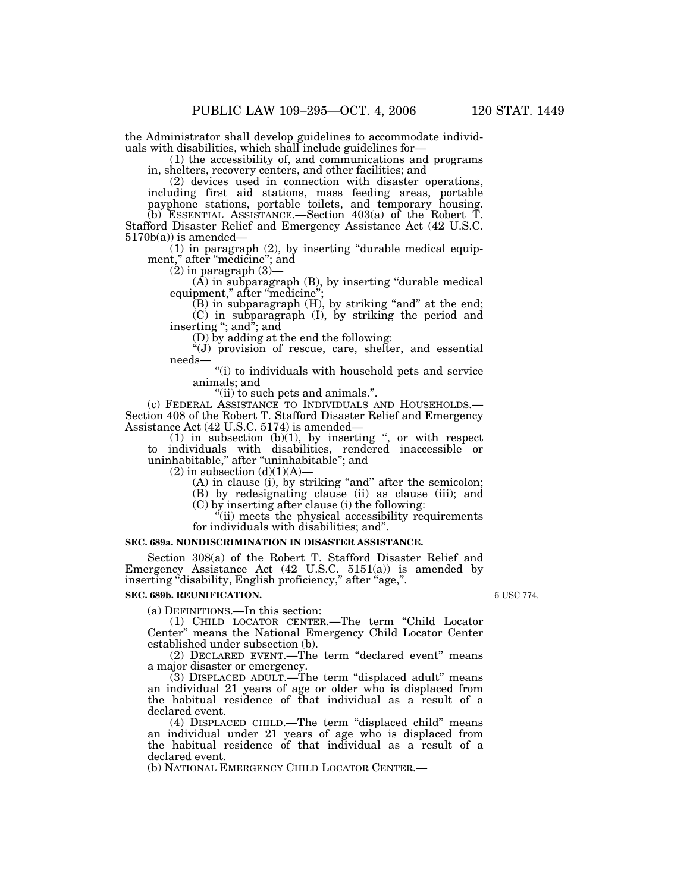the Administrator shall develop guidelines to accommodate individuals with disabilities, which shall include guidelines for—

(1) the accessibility of, and communications and programs in, shelters, recovery centers, and other facilities; and

(2) devices used in connection with disaster operations, including first aid stations, mass feeding areas, portable payphone stations, portable toilets, and temporary housing.

(b) ESSENTIAL ASSISTANCE.—Section 403(a) of the Robert T. Stafford Disaster Relief and Emergency Assistance Act (42 U.S.C. 5170b(a)) is amended—

(1) in paragraph (2), by inserting "durable medical equipment," after "medicine"; and

(2) in paragraph (3)—

(A) in subparagraph (B), by inserting "durable medical equipment," after "medicine";

(B) in subparagraph (H), by striking "and" at the end;

(C) in subparagraph (I), by striking the period and inserting "; and"; and

(D) by adding at the end the following:

"(J) provision of rescue, care, shelter, and essential needs—

"(i) to individuals with household pets and service animals; and

"(ii) to such pets and animals.".

(c) FEDERAL ASSISTANCE TO INDIVIDUALS AND HOUSEHOLDS.—Section 408 of the Robert T. Stafford Disaster Relief and Emergency Assistance Act (42 U.S.C. 5174) is amended—

(1) in subsection (b)(1), by inserting ", or with respect to individuals with disabilities, rendered inaccessible or uninhabitable," after "uninhabitable"; and

(2) in subsection (d)(1)(A)—

(A) in clause (i), by striking "and" after the semicolon;

(B) by redesignating clause (ii) as clause (iii); and

(C) by inserting after clause (i) the following:

"(ii) meets the physical accessibility requirements for individuals with disabilities; and".

**SEC. 689a. NONDISCRIMINATION IN DISASTER ASSISTANCE.**

Section 308(a) of the Robert T. Stafford Disaster Relief and Emergency Assistance Act (42 U.S.C. 5151(a)) is amended by inserting "disability, English proficiency," after "age,".

**SEC. 689b. REUNIFICATION.**

6 USC 774.

(a) DEFINITIONS.—In this section:

(1) CHILD LOCATOR CENTER.—The term "Child Locator Center" means the National Emergency Child Locator Center established under subsection (b).

(2) DECLARED EVENT.—The term "declared event" means a major disaster or emergency.

(3) DISPLACED ADULT.—The term "displaced adult" means an individual 21 years of age or older who is displaced from the habitual residence of that individual as a result of a declared event.

(4) DISPLACED CHILD.—The term "displaced child" means an individual under 21 years of age who is displaced from the habitual residence of that individual as a result of a declared event.

(b) NATIONAL EMERGENCY CHILD LOCATOR CENTER.—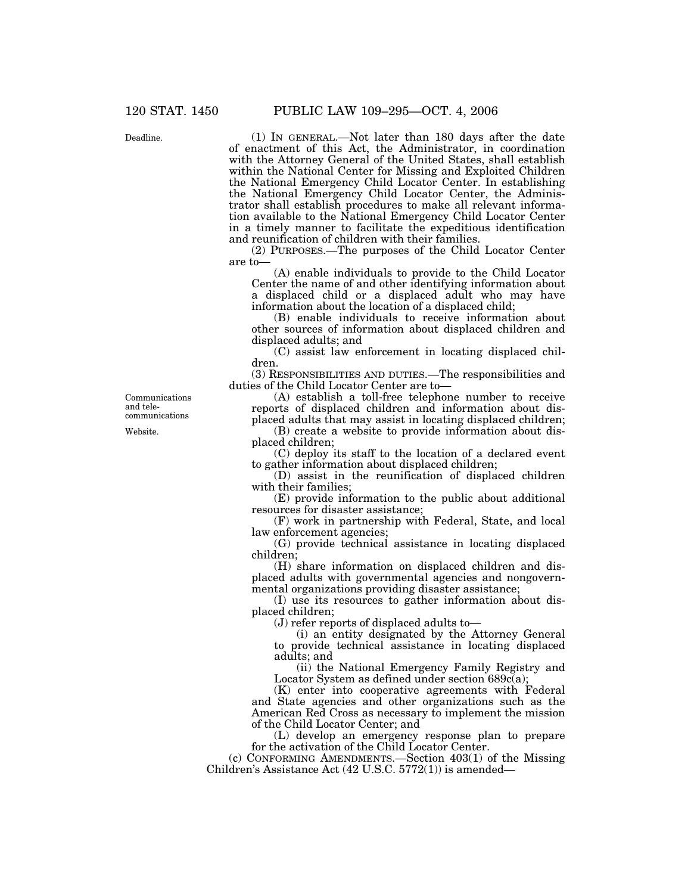(1) IN GENERAL.—Not later than 180 days after the date of enactment of this Act, the Administrator, in coordination with the Attorney General of the United States, shall establish within the National Center for Missing and Exploited Children the National Emergency Child Locator Center. In establishing the National Emergency Child Locator Center, the Administrator shall establish procedures to make all relevant information available to the National Emergency Child Locator Center in a timely manner to facilitate the expeditious identification and reunification of children with their families.

Deadline.

(2) PURPOSES.—The purposes of the Child Locator Center are to—

(A) enable individuals to provide to the Child Locator Center the name of and other identifying information about a displaced child or a displaced adult who may have information about the location of a displaced child;

(B) enable individuals to receive information about other sources of information about displaced children and displaced adults; and

(C) assist law enforcement in locating displaced children.

(3) RESPONSIBILITIES AND DUTIES.—The responsibilities and duties of the Child Locator Center are to—

Communications and telecommunications

(A) establish a toll-free telephone number to receive reports of displaced children and information about displaced adults that may assist in locating displaced children;

Website.

(B) create a website to provide information about displaced children;

(C) deploy its staff to the location of a declared event to gather information about displaced children;

(D) assist in the reunification of displaced children with their families;

(E) provide information to the public about additional resources for disaster assistance;

(F) work in partnership with Federal, State, and local law enforcement agencies;

(G) provide technical assistance in locating displaced children;

(H) share information on displaced children and displaced adults with governmental agencies and nongovernmental organizations providing disaster assistance;

(I) use its resources to gather information about displaced children;

(J) refer reports of displaced adults to—

(i) an entity designated by the Attorney General to provide technical assistance in locating displaced adults; and

(ii) the National Emergency Family Registry and Locator System as defined under section 689c(a);

(K) enter into cooperative agreements with Federal and State agencies and other organizations such as the American Red Cross as necessary to implement the mission of the Child Locator Center; and

(L) develop an emergency response plan to prepare for the activation of the Child Locator Center.

(c) CONFORMING AMENDMENTS.—Section 403(1) of the Missing Children's Assistance Act (42 U.S.C. 5772(1)) is amended—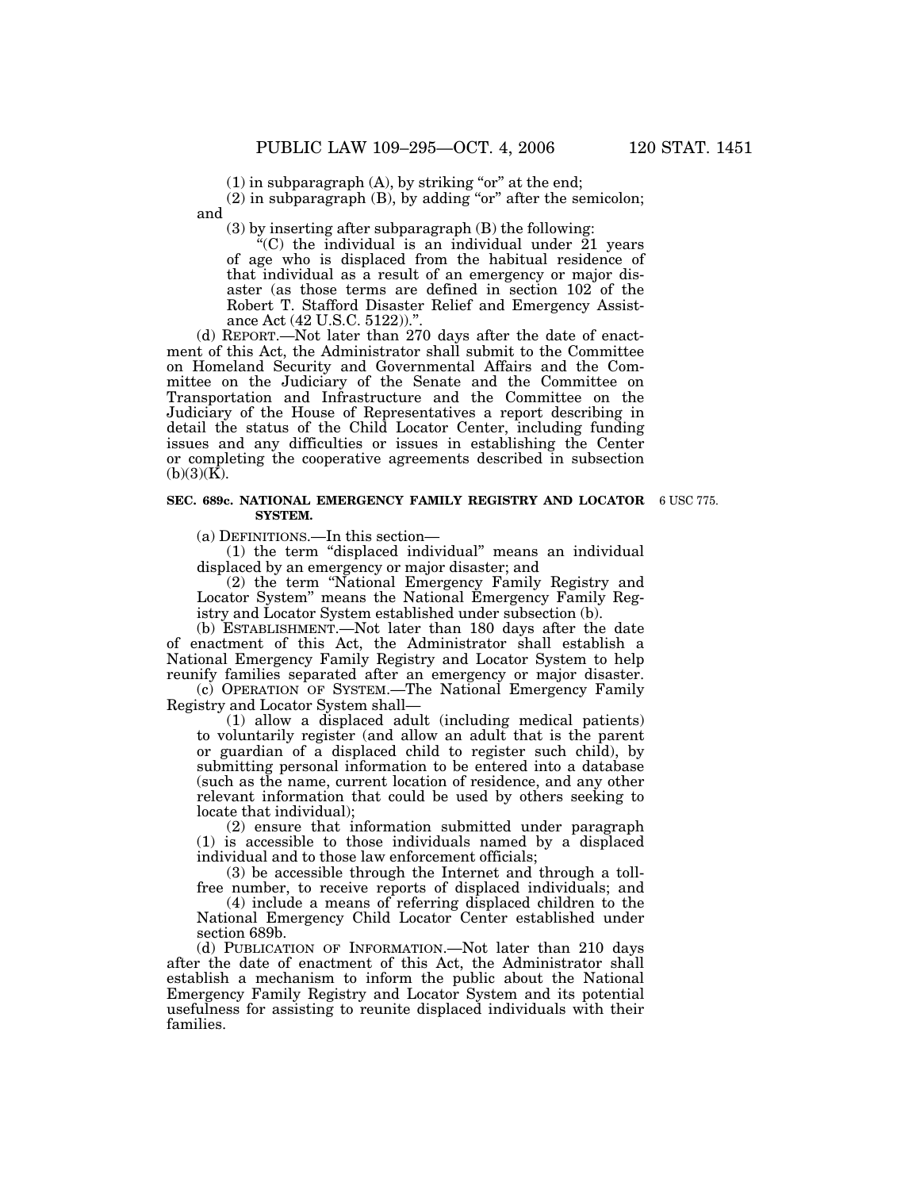(1) in subparagraph (A), by striking "or" at the end;

(2) in subparagraph (B), by adding "or" after the semicolon; and

(3) by inserting after subparagraph (B) the following:

"(C) the individual is an individual under 21 years of age who is displaced from the habitual residence of that individual as a result of an emergency or major disaster (as those terms are defined in section 102 of the Robert T. Stafford Disaster Relief and Emergency Assistance Act (42 U.S.C. 5122)).".

(d) REPORT.—Not later than 270 days after the date of enactment of this Act, the Administrator shall submit to the Committee on Homeland Security and Governmental Affairs and the Committee on the Judiciary of the Senate and the Committee on Transportation and Infrastructure and the Committee on the Judiciary of the House of Representatives a report describing in detail the status of the Child Locator Center, including funding issues and any difficulties or issues in establishing the Center or completing the cooperative agreements described in subsection (b)(3)(K).

**SEC. 689c. NATIONAL EMERGENCY FAMILY REGISTRY AND LOCATOR SYSTEM.**

6 USC 775.

(a) DEFINITIONS.—In this section—

(1) the term "displaced individual" means an individual displaced by an emergency or major disaster; and

(2) the term "National Emergency Family Registry and Locator System" means the National Emergency Family Registry and Locator System established under subsection (b).

(b) ESTABLISHMENT.—Not later than 180 days after the date of enactment of this Act, the Administrator shall establish a National Emergency Family Registry and Locator System to help reunify families separated after an emergency or major disaster.

(c) OPERATION OF SYSTEM.—The National Emergency Family Registry and Locator System shall—

(1) allow a displaced adult (including medical patients) to voluntarily register (and allow an adult that is the parent or guardian of a displaced child to register such child), by submitting personal information to be entered into a database (such as the name, current location of residence, and any other relevant information that could be used by others seeking to locate that individual);

(2) ensure that information submitted under paragraph (1) is accessible to those individuals named by a displaced individual and to those law enforcement officials;

(3) be accessible through the Internet and through a toll-free number, to receive reports of displaced individuals; and

(4) include a means of referring displaced children to the National Emergency Child Locator Center established under section 689b.

(d) PUBLICATION OF INFORMATION.—Not later than 210 days after the date of enactment of this Act, the Administrator shall establish a mechanism to inform the public about the National Emergency Family Registry and Locator System and its potential usefulness for assisting to reunite displaced individuals with their families.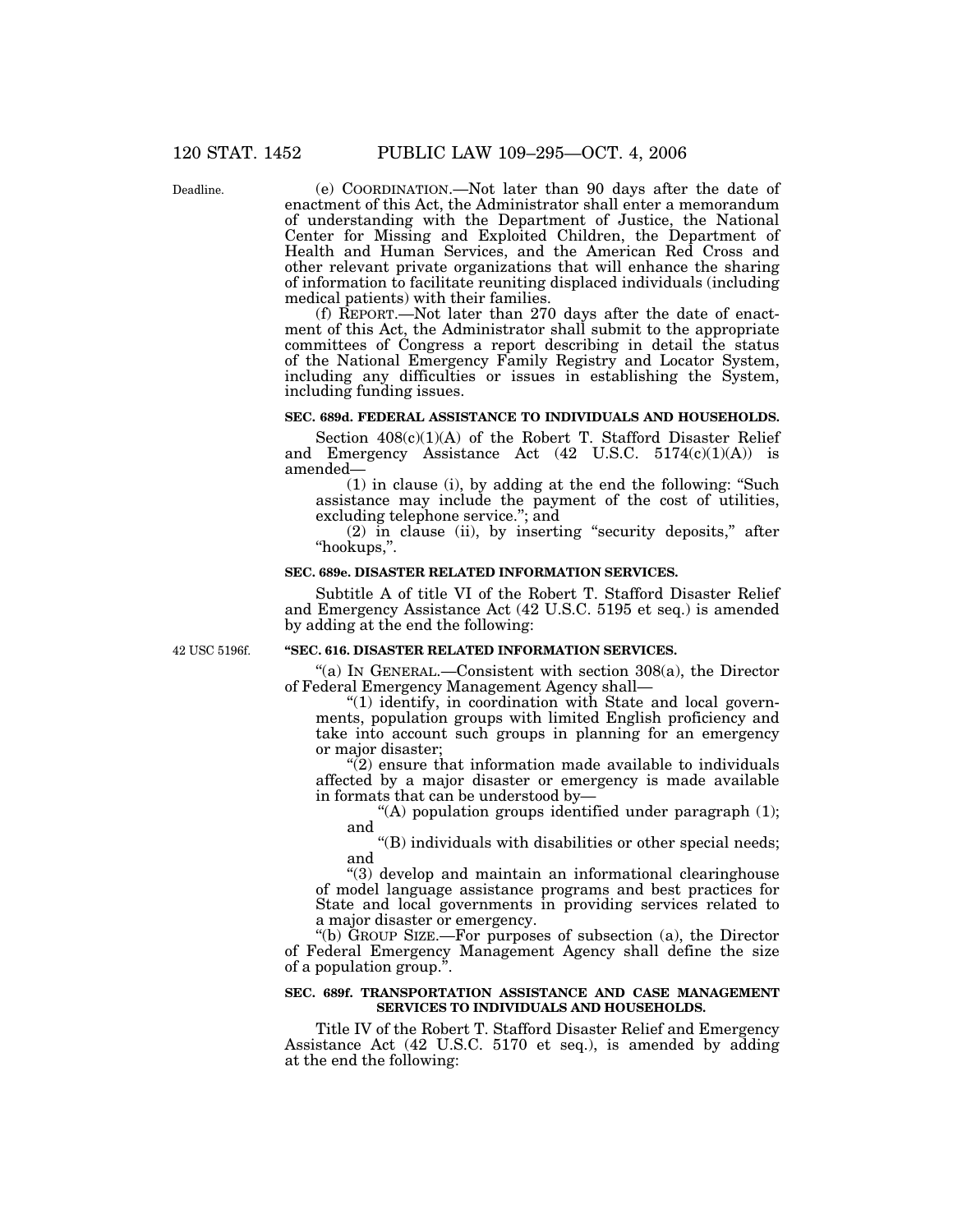(e) COORDINATION.—Not later than 90 days after the date of enactment of this Act, the Administrator shall enter a memorandum of understanding with the Department of Justice, the National Center for Missing and Exploited Children, the Department of Health and Human Services, and the American Red Cross and other relevant private organizations that will enhance the sharing of information to facilitate reuniting displaced individuals (including medical patients) with their families.

(f) REPORT.—Not later than 270 days after the date of enactment of this Act, the Administrator shall submit to the appropriate committees of Congress a report describing in detail the status of the National Emergency Family Registry and Locator System, including any difficulties or issues in establishing the System, including funding issues.

Deadline.

**SEC. 689d. FEDERAL ASSISTANCE TO INDIVIDUALS AND HOUSEHOLDS.**

Section 408(c)(1)(A) of the Robert T. Stafford Disaster Relief and Emergency Assistance Act (42 U.S.C. 5174(c)(1)(A)) is amended—

(1) in clause (i), by adding at the end the following: "Such assistance may include the payment of the cost of utilities, excluding telephone service."; and

(2) in clause (ii), by inserting "security deposits," after "hookups,".

**SEC. 689e. DISASTER RELATED INFORMATION SERVICES.**

Subtitle A of title VI of the Robert T. Stafford Disaster Relief and Emergency Assistance Act (42 U.S.C. 5195 et seq.) is amended by adding at the end the following:

42 USC 5196f.

**"SEC. 616. DISASTER RELATED INFORMATION SERVICES.**

"(a) IN GENERAL.—Consistent with section 308(a), the Director of Federal Emergency Management Agency shall—

"(1) identify, in coordination with State and local governments, population groups with limited English proficiency and take into account such groups in planning for an emergency or major disaster;

"(2) ensure that information made available to individuals affected by a major disaster or emergency is made available in formats that can be understood by—

"(A) population groups identified under paragraph (1); and

"(B) individuals with disabilities or other special needs; and

"(3) develop and maintain an informational clearinghouse of model language assistance programs and best practices for State and local governments in providing services related to a major disaster or emergency.

"(b) GROUP SIZE.—For purposes of subsection (a), the Director of Federal Emergency Management Agency shall define the size of a population group.".

**SEC. 689f. TRANSPORTATION ASSISTANCE AND CASE MANAGEMENT SERVICES TO INDIVIDUALS AND HOUSEHOLDS.**

Title IV of the Robert T. Stafford Disaster Relief and Emergency Assistance Act (42 U.S.C. 5170 et seq.), is amended by adding at the end the following: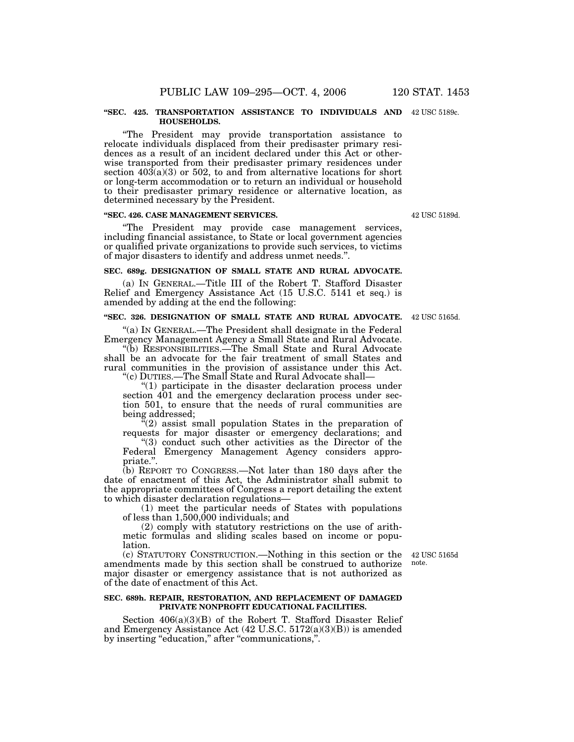**"SEC. 425. TRANSPORTATION ASSISTANCE TO INDIVIDUALS AND HOUSEHOLDS.**

42 USC 5189c.

"The President may provide transportation assistance to relocate individuals displaced from their predisaster primary residences as a result of an incident declared under this Act or otherwise transported from their predisaster primary residences under section 403(a)(3) or 502, to and from alternative locations for short or long-term accommodation or to return an individual or household to their predisaster primary residence or alternative location, as determined necessary by the President.

**"SEC. 426. CASE MANAGEMENT SERVICES.**

42 USC 5189d.

"The President may provide case management services, including financial assistance, to State or local government agencies or qualified private organizations to provide such services, to victims of major disasters to identify and address unmet needs.".

**SEC. 689g. DESIGNATION OF SMALL STATE AND RURAL ADVOCATE.**

(a) IN GENERAL.—Title III of the Robert T. Stafford Disaster Relief and Emergency Assistance Act (15 U.S.C. 5141 et seq.) is amended by adding at the end the following:

**"SEC. 326. DESIGNATION OF SMALL STATE AND RURAL ADVOCATE.**

42 USC 5165d.

"(a) IN GENERAL.—The President shall designate in the Federal Emergency Management Agency a Small State and Rural Advocate.

"(b) RESPONSIBILITIES.—The Small State and Rural Advocate shall be an advocate for the fair treatment of small States and rural communities in the provision of assistance under this Act.

"(c) DUTIES.—The Small State and Rural Advocate shall—

"(1) participate in the disaster declaration process under section 401 and the emergency declaration process under section 501, to ensure that the needs of rural communities are being addressed;

"(2) assist small population States in the preparation of requests for major disaster or emergency declarations; and

"(3) conduct such other activities as the Director of the Federal Emergency Management Agency considers appropriate.".

(b) REPORT TO CONGRESS.—Not later than 180 days after the date of enactment of this Act, the Administrator shall submit to the appropriate committees of Congress a report detailing the extent to which disaster declaration regulations—

(1) meet the particular needs of States with populations of less than 1,500,000 individuals; and

(2) comply with statutory restrictions on the use of arithmetic formulas and sliding scales based on income or population.

(c) STATUTORY CONSTRUCTION.—Nothing in this section or the amendments made by this section shall be construed to authorize major disaster or emergency assistance that is not authorized as of the date of enactment of this Act.

42 USC 5165d note.

**SEC. 689h. REPAIR, RESTORATION, AND REPLACEMENT OF DAMAGED PRIVATE NONPROFIT EDUCATIONAL FACILITIES.**

Section 406(a)(3)(B) of the Robert T. Stafford Disaster Relief and Emergency Assistance Act (42 U.S.C. 5172(a)(3)(B)) is amended by inserting "education," after "communications,".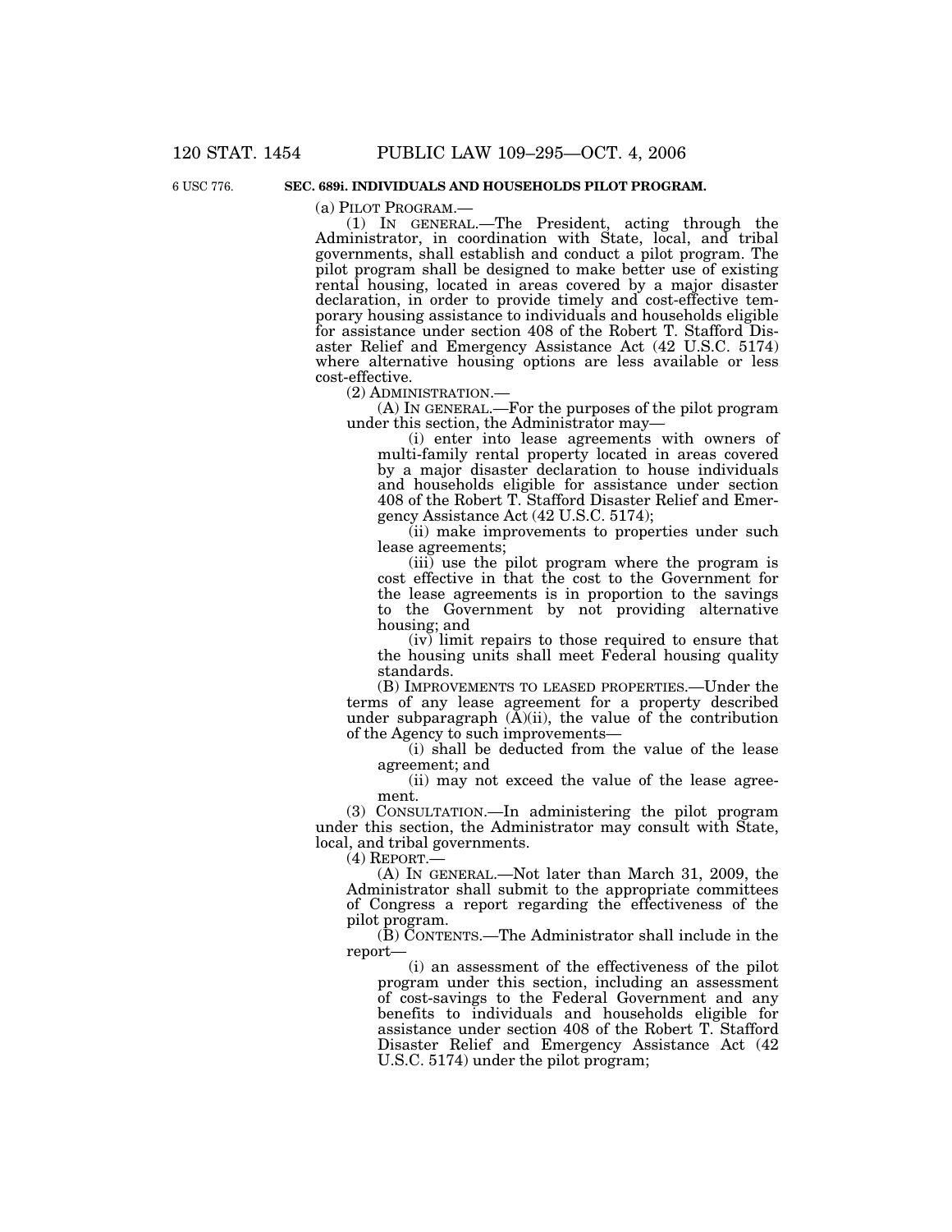**SEC. 689i. INDIVIDUALS AND HOUSEHOLDS PILOT PROGRAM.**

6 USC 776.

(a) PILOT PROGRAM.—

(1) IN GENERAL.—The President, acting through the Administrator, in coordination with State, local, and tribal governments, shall establish and conduct a pilot program. The pilot program shall be designed to make better use of existing rental housing, located in areas covered by a major disaster declaration, in order to provide timely and cost-effective temporary housing assistance to individuals and households eligible for assistance under section 408 of the Robert T. Stafford Disaster Relief and Emergency Assistance Act (42 U.S.C. 5174) where alternative housing options are less available or less cost-effective.

(2) ADMINISTRATION.—

(A) IN GENERAL.—For the purposes of the pilot program under this section, the Administrator may—

(i) enter into lease agreements with owners of multi-family rental property located in areas covered by a major disaster declaration to house individuals and households eligible for assistance under section 408 of the Robert T. Stafford Disaster Relief and Emergency Assistance Act (42 U.S.C. 5174);

(ii) make improvements to properties under such lease agreements;

(iii) use the pilot program where the program is cost effective in that the cost to the Government for the lease agreements is in proportion to the savings to the Government by not providing alternative housing; and

(iv) limit repairs to those required to ensure that the housing units shall meet Federal housing quality standards.

(B) IMPROVEMENTS TO LEASED PROPERTIES.—Under the terms of any lease agreement for a property described under subparagraph (A)(ii), the value of the contribution of the Agency to such improvements—

(i) shall be deducted from the value of the lease agreement; and

(ii) may not exceed the value of the lease agreement.

(3) CONSULTATION.—In administering the pilot program under this section, the Administrator may consult with State, local, and tribal governments.

(4) REPORT.—

(A) IN GENERAL.—Not later than March 31, 2009, the Administrator shall submit to the appropriate committees of Congress a report regarding the effectiveness of the pilot program.

(B) CONTENTS.—The Administrator shall include in the report—

(i) an assessment of the effectiveness of the pilot program under this section, including an assessment of cost-savings to the Federal Government and any benefits to individuals and households eligible for assistance under section 408 of the Robert T. Stafford Disaster Relief and Emergency Assistance Act (42 U.S.C. 5174) under the pilot program;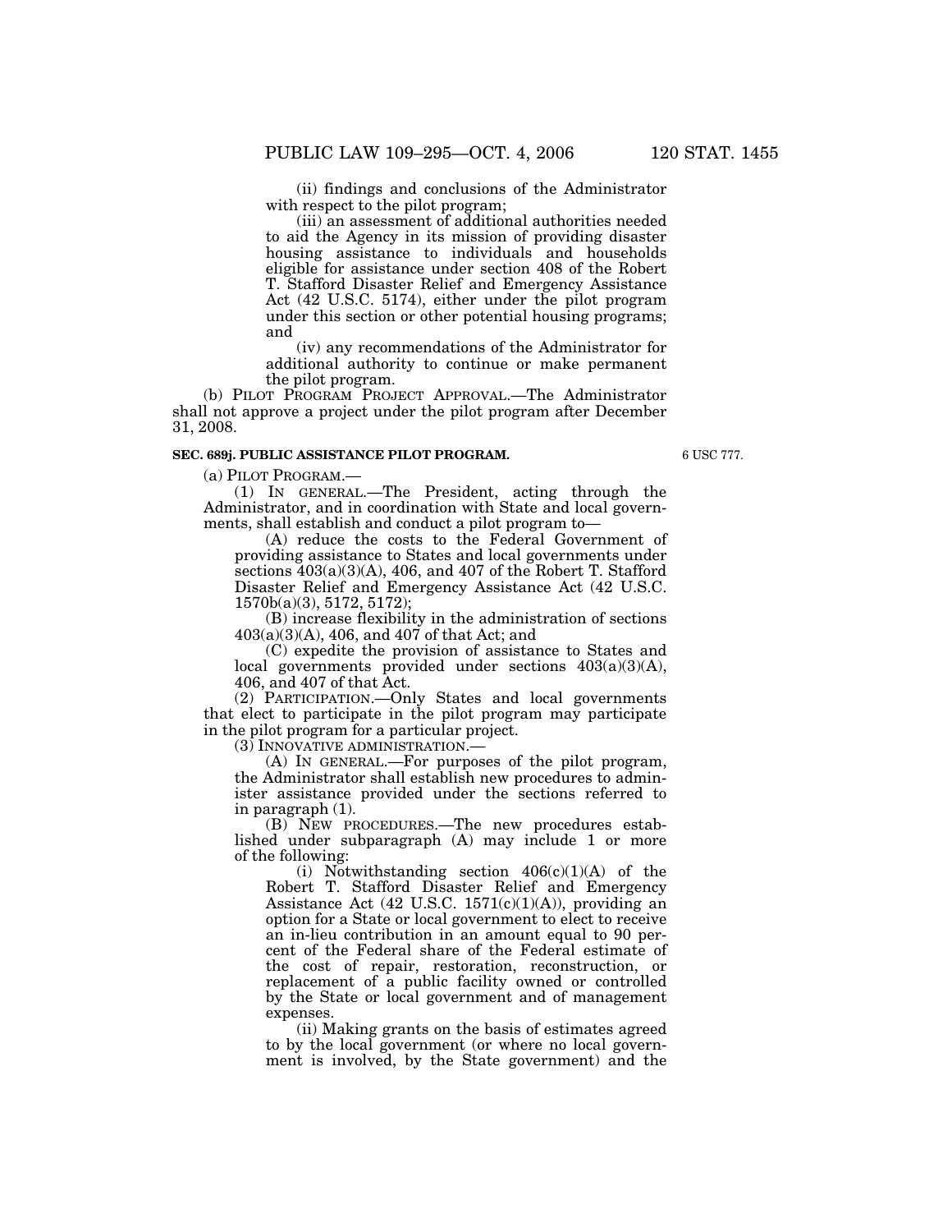(ii) findings and conclusions of the Administrator with respect to the pilot program;

(iii) an assessment of additional authorities needed to aid the Agency in its mission of providing disaster housing assistance to individuals and households eligible for assistance under section 408 of the Robert T. Stafford Disaster Relief and Emergency Assistance Act (42 U.S.C. 5174), either under the pilot program under this section or other potential housing programs; and

(iv) any recommendations of the Administrator for additional authority to continue or make permanent the pilot program.

(b) PILOT PROGRAM PROJECT APPROVAL.—The Administrator shall not approve a project under the pilot program after December 31, 2008.

**SEC. 689j. PUBLIC ASSISTANCE PILOT PROGRAM.**

6 USC 777.

(a) PILOT PROGRAM.—

(1) IN GENERAL.—The President, acting through the Administrator, and in coordination with State and local governments, shall establish and conduct a pilot program to—

(A) reduce the costs to the Federal Government of providing assistance to States and local governments under sections 403(a)(3)(A), 406, and 407 of the Robert T. Stafford Disaster Relief and Emergency Assistance Act (42 U.S.C. 1570b(a)(3), 5172, 5172);

(B) increase flexibility in the administration of sections 403(a)(3)(A), 406, and 407 of that Act; and

(C) expedite the provision of assistance to States and local governments provided under sections 403(a)(3)(A), 406, and 407 of that Act.

(2) PARTICIPATION.—Only States and local governments that elect to participate in the pilot program may participate in the pilot program for a particular project.

(3) INNOVATIVE ADMINISTRATION.—

(A) IN GENERAL.—For purposes of the pilot program, the Administrator shall establish new procedures to administer assistance provided under the sections referred to in paragraph (1).

(B) NEW PROCEDURES.—The new procedures established under subparagraph (A) may include 1 or more of the following:

(i) Notwithstanding section 406(c)(1)(A) of the Robert T. Stafford Disaster Relief and Emergency Assistance Act (42 U.S.C. 1571(c)(1)(A)), providing an option for a State or local government to elect to receive an in-lieu contribution in an amount equal to 90 percent of the Federal share of the Federal estimate of the cost of repair, restoration, reconstruction, or replacement of a public facility owned or controlled by the State or local government and of management expenses.

(ii) Making grants on the basis of estimates agreed to by the local government (or where no local government is involved, by the State government) and the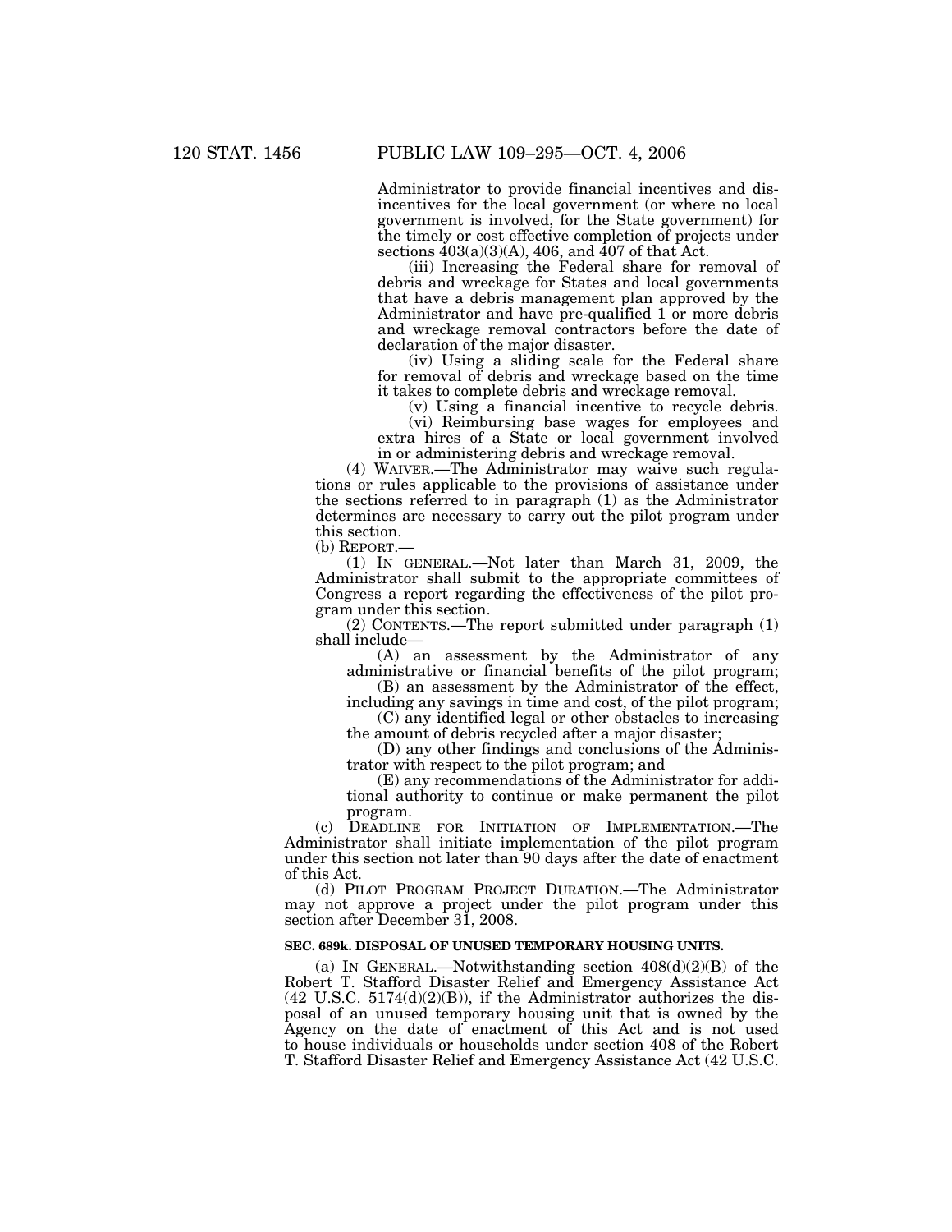Administrator to provide financial incentives and disincentives for the local government (or where no local government is involved, for the State government) for the timely or cost effective completion of projects under sections 403(a)(3)(A), 406, and 407 of that Act.

(iii) Increasing the Federal share for removal of debris and wreckage for States and local governments that have a debris management plan approved by the Administrator and have pre-qualified 1 or more debris and wreckage removal contractors before the date of declaration of the major disaster.

(iv) Using a sliding scale for the Federal share for removal of debris and wreckage based on the time it takes to complete debris and wreckage removal.

(v) Using a financial incentive to recycle debris.

(vi) Reimbursing base wages for employees and extra hires of a State or local government involved in or administering debris and wreckage removal.

(4) WAIVER.—The Administrator may waive such regulations or rules applicable to the provisions of assistance under the sections referred to in paragraph (1) as the Administrator determines are necessary to carry out the pilot program under this section.

(b) REPORT.—

(1) IN GENERAL.—Not later than March 31, 2009, the Administrator shall submit to the appropriate committees of Congress a report regarding the effectiveness of the pilot program under this section.

(2) CONTENTS.—The report submitted under paragraph (1) shall include—

(A) an assessment by the Administrator of any administrative or financial benefits of the pilot program;

(B) an assessment by the Administrator of the effect, including any savings in time and cost, of the pilot program;

(C) any identified legal or other obstacles to increasing the amount of debris recycled after a major disaster;

(D) any other findings and conclusions of the Administrator with respect to the pilot program; and

(E) any recommendations of the Administrator for additional authority to continue or make permanent the pilot program.

(c) DEADLINE FOR INITIATION OF IMPLEMENTATION.—The Administrator shall initiate implementation of the pilot program under this section not later than 90 days after the date of enactment of this Act.

(d) PILOT PROGRAM PROJECT DURATION.—The Administrator may not approve a project under the pilot program under this section after December 31, 2008.

**SEC. 689k. DISPOSAL OF UNUSED TEMPORARY HOUSING UNITS.**

(a) IN GENERAL.—Notwithstanding section 408(d)(2)(B) of the Robert T. Stafford Disaster Relief and Emergency Assistance Act (42 U.S.C. 5174(d)(2)(B)), if the Administrator authorizes the disposal of an unused temporary housing unit that is owned by the Agency on the date of enactment of this Act and is not used to house individuals or households under section 408 of the Robert T. Stafford Disaster Relief and Emergency Assistance Act (42 U.S.C.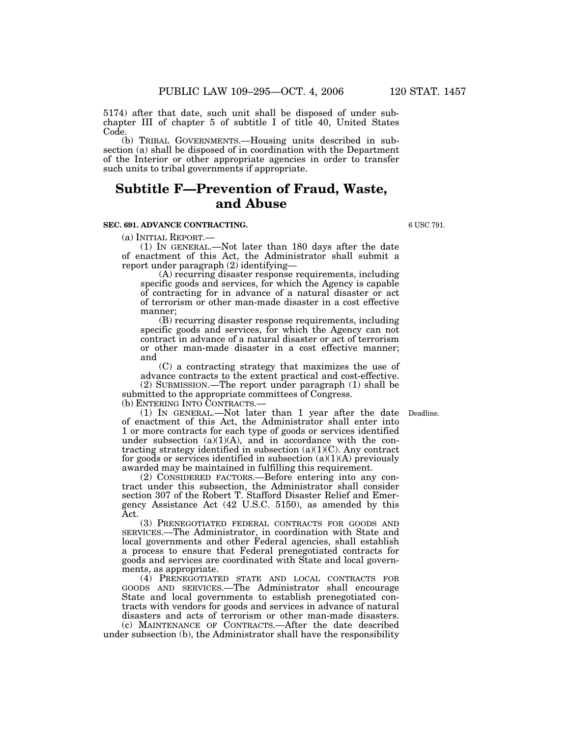5174) after that date, such unit shall be disposed of under subchapter III of chapter 5 of subtitle I of title 40, United States Code.

(b) TRIBAL GOVERNMENTS.—Housing units described in subsection (a) shall be disposed of in coordination with the Department of the Interior or other appropriate agencies in order to transfer such units to tribal governments if appropriate.

# Subtitle F—Prevention of Fraud, Waste, and Abuse

**SEC. 691. ADVANCE CONTRACTING.**

6 USC 791.

(a) INITIAL REPORT.—

(1) IN GENERAL.—Not later than 180 days after the date of enactment of this Act, the Administrator shall submit a report under paragraph (2) identifying—

(A) recurring disaster response requirements, including specific goods and services, for which the Agency is capable of contracting for in advance of a natural disaster or act of terrorism or other man-made disaster in a cost effective manner;

(B) recurring disaster response requirements, including specific goods and services, for which the Agency can not contract in advance of a natural disaster or act of terrorism or other man-made disaster in a cost effective manner; and

(C) a contracting strategy that maximizes the use of advance contracts to the extent practical and cost-effective.

(2) SUBMISSION.—The report under paragraph (1) shall be submitted to the appropriate committees of Congress.

(b) ENTERING INTO CONTRACTS.—

Deadline.

(1) IN GENERAL.—Not later than 1 year after the date of enactment of this Act, the Administrator shall enter into 1 or more contracts for each type of goods or services identified under subsection (a)(1)(A), and in accordance with the contracting strategy identified in subsection (a)(1)(C). Any contract for goods or services identified in subsection (a)(1)(A) previously awarded may be maintained in fulfilling this requirement.

(2) CONSIDERED FACTORS.—Before entering into any contract under this subsection, the Administrator shall consider section 307 of the Robert T. Stafford Disaster Relief and Emergency Assistance Act (42 U.S.C. 5150), as amended by this Act.

(3) PRENEGOTIATED FEDERAL CONTRACTS FOR GOODS AND SERVICES.—The Administrator, in coordination with State and local governments and other Federal agencies, shall establish a process to ensure that Federal prenegotiated contracts for goods and services are coordinated with State and local governments, as appropriate.

(4) PRENEGOTIATED STATE AND LOCAL CONTRACTS FOR GOODS AND SERVICES.—The Administrator shall encourage State and local governments to establish prenegotiated contracts with vendors for goods and services in advance of natural disasters and acts of terrorism or other man-made disasters.

(c) MAINTENANCE OF CONTRACTS.—After the date described under subsection (b), the Administrator shall have the responsibility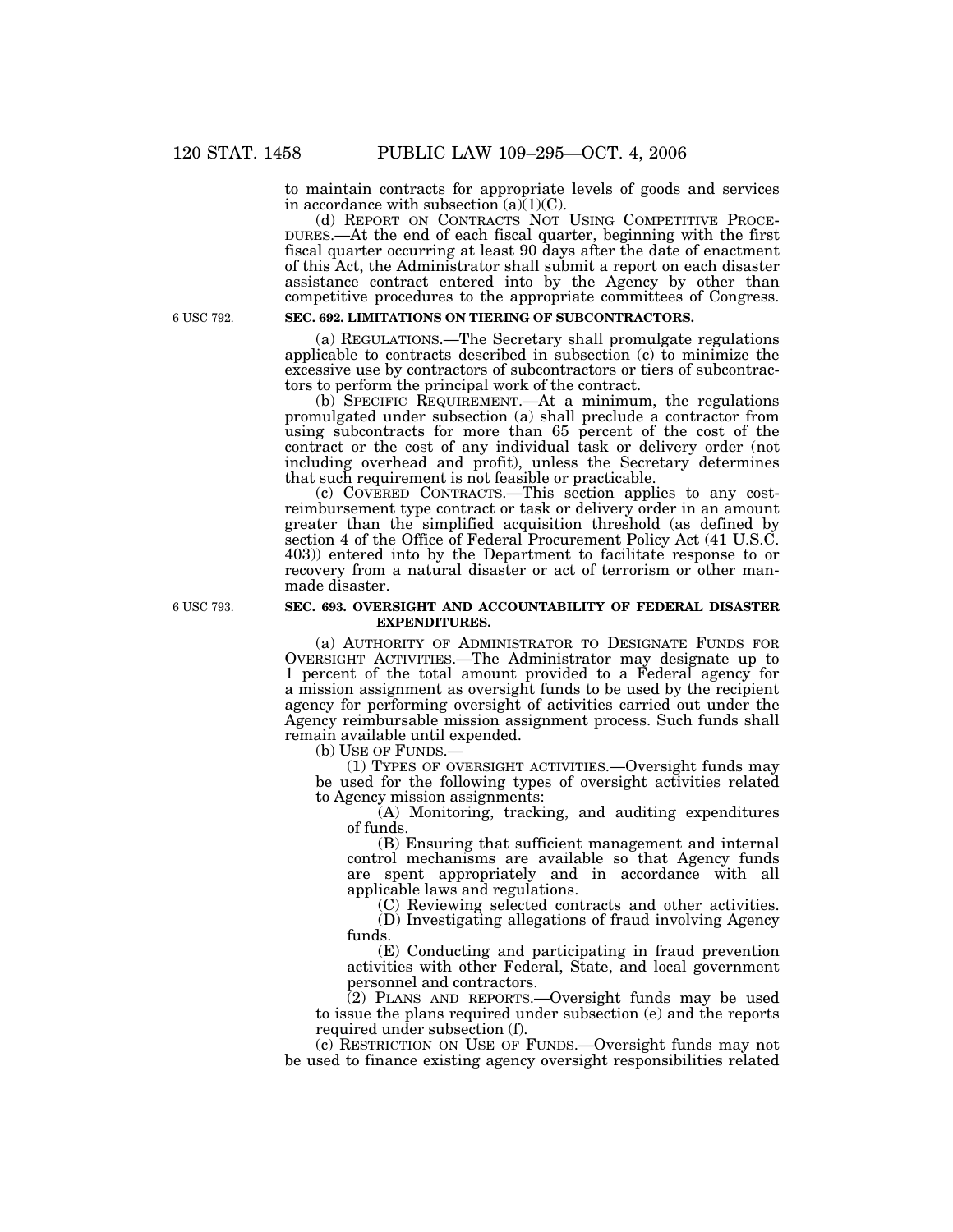to maintain contracts for appropriate levels of goods and services in accordance with subsection (a)(1)(C).

(d) REPORT ON CONTRACTS NOT USING COMPETITIVE PROCEDURES.—At the end of each fiscal quarter, beginning with the first fiscal quarter occurring at least 90 days after the date of enactment of this Act, the Administrator shall submit a report on each disaster assistance contract entered into by the Agency by other than competitive procedures to the appropriate committees of Congress.

6 USC 792.

**SEC. 692. LIMITATIONS ON TIERING OF SUBCONTRACTORS.**

(a) REGULATIONS.—The Secretary shall promulgate regulations applicable to contracts described in subsection (c) to minimize the excessive use by contractors of subcontractors or tiers of subcontractors to perform the principal work of the contract.

(b) SPECIFIC REQUIREMENT.—At a minimum, the regulations promulgated under subsection (a) shall preclude a contractor from using subcontracts for more than 65 percent of the cost of the contract or the cost of any individual task or delivery order (not including overhead and profit), unless the Secretary determines that such requirement is not feasible or practicable.

(c) COVERED CONTRACTS.—This section applies to any cost-reimbursement type contract or task or delivery order in an amount greater than the simplified acquisition threshold (as defined by section 4 of the Office of Federal Procurement Policy Act (41 U.S.C. 403)) entered into by the Department to facilitate response to or recovery from a natural disaster or act of terrorism or other man-made disaster.

6 USC 793.

**SEC. 693. OVERSIGHT AND ACCOUNTABILITY OF FEDERAL DISASTER EXPENDITURES.**

(a) AUTHORITY OF ADMINISTRATOR TO DESIGNATE FUNDS FOR OVERSIGHT ACTIVITIES.—The Administrator may designate up to 1 percent of the total amount provided to a Federal agency for a mission assignment as oversight funds to be used by the recipient agency for performing oversight of activities carried out under the Agency reimbursable mission assignment process. Such funds shall remain available until expended.

(b) USE OF FUNDS.—

(1) TYPES OF OVERSIGHT ACTIVITIES.—Oversight funds may be used for the following types of oversight activities related to Agency mission assignments:

(A) Monitoring, tracking, and auditing expenditures of funds.

(B) Ensuring that sufficient management and internal control mechanisms are available so that Agency funds are spent appropriately and in accordance with all applicable laws and regulations.

(C) Reviewing selected contracts and other activities.

(D) Investigating allegations of fraud involving Agency funds.

(E) Conducting and participating in fraud prevention activities with other Federal, State, and local government personnel and contractors.

(2) PLANS AND REPORTS.—Oversight funds may be used to issue the plans required under subsection (e) and the reports required under subsection (f).

(c) RESTRICTION ON USE OF FUNDS.—Oversight funds may not be used to finance existing agency oversight responsibilities related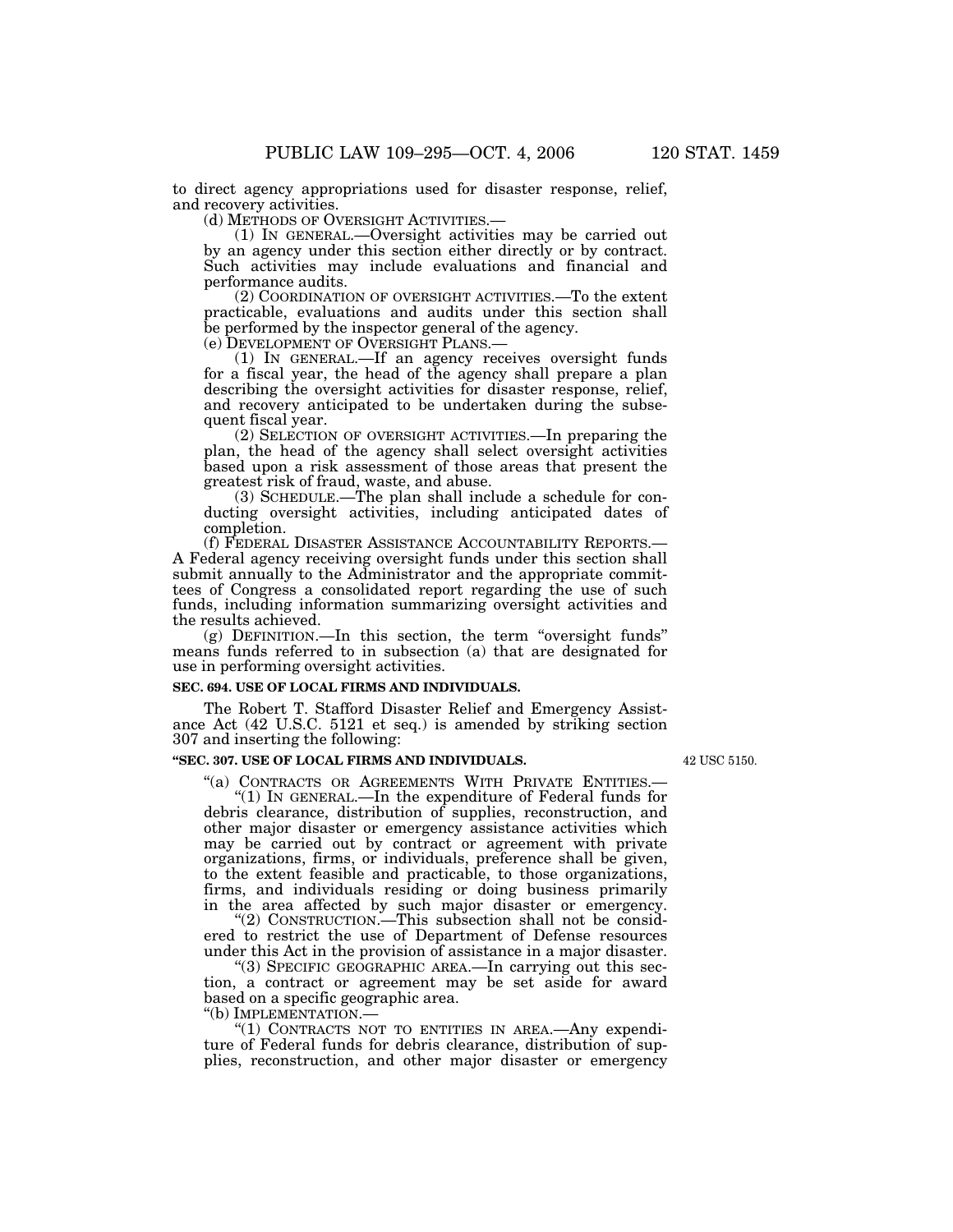to direct agency appropriations used for disaster response, relief, and recovery activities.

(d) METHODS OF OVERSIGHT ACTIVITIES.—

(1) IN GENERAL.—Oversight activities may be carried out by an agency under this section either directly or by contract. Such activities may include evaluations and financial and performance audits.

(2) COORDINATION OF OVERSIGHT ACTIVITIES.—To the extent practicable, evaluations and audits under this section shall be performed by the inspector general of the agency.

(e) DEVELOPMENT OF OVERSIGHT PLANS.—

(1) IN GENERAL.—If an agency receives oversight funds for a fiscal year, the head of the agency shall prepare a plan describing the oversight activities for disaster response, relief, and recovery anticipated to be undertaken during the subsequent fiscal year.

(2) SELECTION OF OVERSIGHT ACTIVITIES.—In preparing the plan, the head of the agency shall select oversight activities based upon a risk assessment of those areas that present the greatest risk of fraud, waste, and abuse.

(3) SCHEDULE.—The plan shall include a schedule for conducting oversight activities, including anticipated dates of completion.

(f) FEDERAL DISASTER ASSISTANCE ACCOUNTABILITY REPORTS.—A Federal agency receiving oversight funds under this section shall submit annually to the Administrator and the appropriate committees of Congress a consolidated report regarding the use of such funds, including information summarizing oversight activities and the results achieved.

(g) DEFINITION.—In this section, the term "oversight funds" means funds referred to in subsection (a) that are designated for use in performing oversight activities.

**SEC. 694. USE OF LOCAL FIRMS AND INDIVIDUALS.**

The Robert T. Stafford Disaster Relief and Emergency Assistance Act (42 U.S.C. 5121 et seq.) is amended by striking section 307 and inserting the following:

**"SEC. 307. USE OF LOCAL FIRMS AND INDIVIDUALS.**

42 USC 5150.

"(a) CONTRACTS OR AGREEMENTS WITH PRIVATE ENTITIES.—

"(1) IN GENERAL.—In the expenditure of Federal funds for debris clearance, distribution of supplies, reconstruction, and other major disaster or emergency assistance activities which may be carried out by contract or agreement with private organizations, firms, or individuals, preference shall be given, to the extent feasible and practicable, to those organizations, firms, and individuals residing or doing business primarily in the area affected by such major disaster or emergency.

"(2) CONSTRUCTION.—This subsection shall not be considered to restrict the use of Department of Defense resources under this Act in the provision of assistance in a major disaster.

"(3) SPECIFIC GEOGRAPHIC AREA.—In carrying out this section, a contract or agreement may be set aside for award based on a specific geographic area.

"(b) IMPLEMENTATION.—

"(1) CONTRACTS NOT TO ENTITIES IN AREA.—Any expenditure of Federal funds for debris clearance, distribution of supplies, reconstruction, and other major disaster or emergency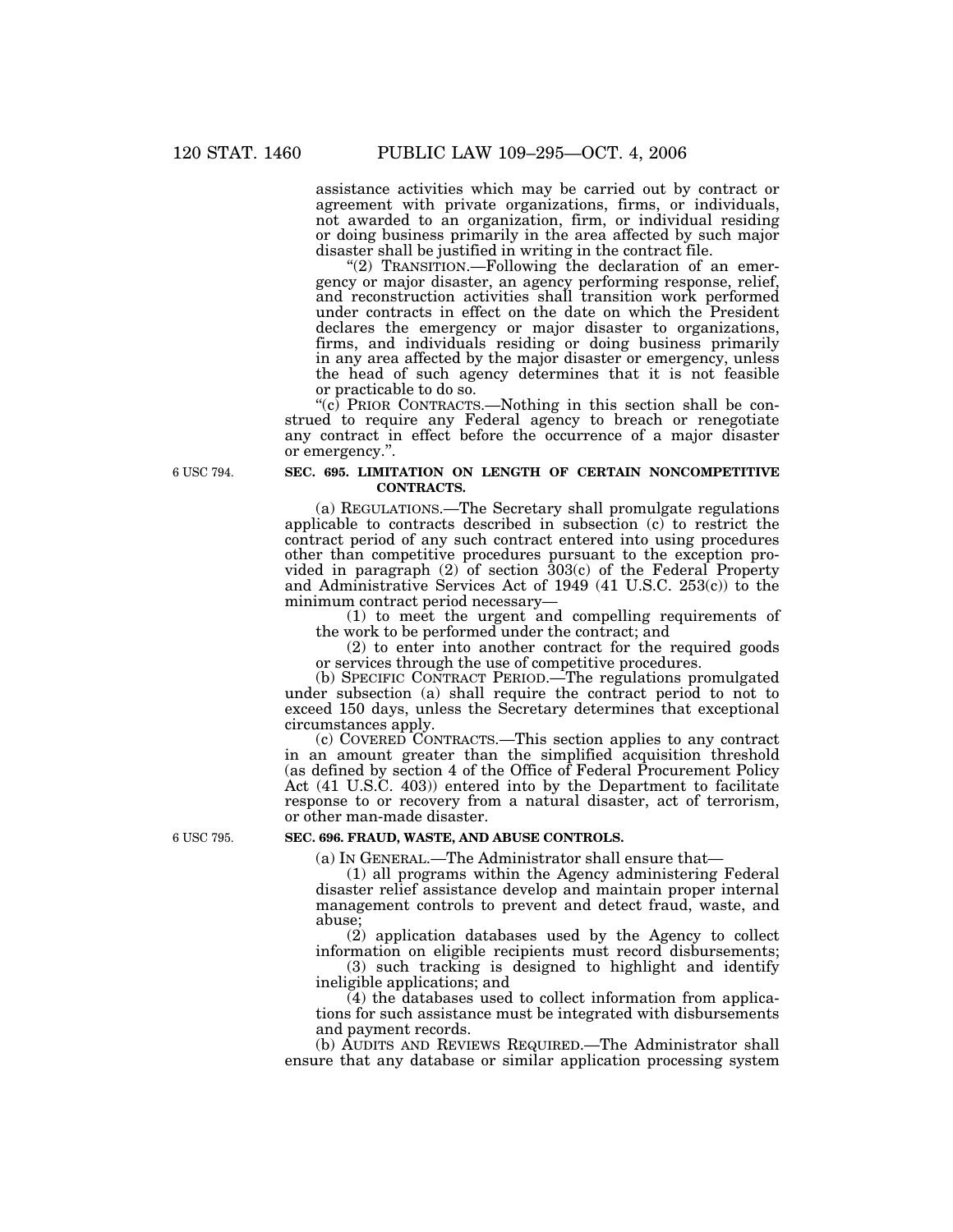assistance activities which may be carried out by contract or agreement with private organizations, firms, or individuals, not awarded to an organization, firm, or individual residing or doing business primarily in the area affected by such major disaster shall be justified in writing in the contract file.

"(2) TRANSITION.—Following the declaration of an emergency or major disaster, an agency performing response, relief, and reconstruction activities shall transition work performed under contracts in effect on the date on which the President declares the emergency or major disaster to organizations, firms, and individuals residing or doing business primarily in any area affected by the major disaster or emergency, unless the head of such agency determines that it is not feasible or practicable to do so.

"(c) PRIOR CONTRACTS.—Nothing in this section shall be construed to require any Federal agency to breach or renegotiate any contract in effect before the occurrence of a major disaster or emergency.".

6 USC 794.

**SEC. 695. LIMITATION ON LENGTH OF CERTAIN NONCOMPETITIVE CONTRACTS.**

(a) REGULATIONS.—The Secretary shall promulgate regulations applicable to contracts described in subsection (c) to restrict the contract period of any such contract entered into using procedures other than competitive procedures pursuant to the exception provided in paragraph (2) of section 303(c) of the Federal Property and Administrative Services Act of 1949 (41 U.S.C. 253(c)) to the minimum contract period necessary—

(1) to meet the urgent and compelling requirements of the work to be performed under the contract; and

(2) to enter into another contract for the required goods or services through the use of competitive procedures.

(b) SPECIFIC CONTRACT PERIOD.—The regulations promulgated under subsection (a) shall require the contract period to not to exceed 150 days, unless the Secretary determines that exceptional circumstances apply.

(c) COVERED CONTRACTS.—This section applies to any contract in an amount greater than the simplified acquisition threshold (as defined by section 4 of the Office of Federal Procurement Policy Act (41 U.S.C. 403)) entered into by the Department to facilitate response to or recovery from a natural disaster, act of terrorism, or other man-made disaster.

6 USC 795.

**SEC. 696. FRAUD, WASTE, AND ABUSE CONTROLS.**

(a) IN GENERAL.—The Administrator shall ensure that—

(1) all programs within the Agency administering Federal disaster relief assistance develop and maintain proper internal management controls to prevent and detect fraud, waste, and abuse;

(2) application databases used by the Agency to collect information on eligible recipients must record disbursements;

(3) such tracking is designed to highlight and identify ineligible applications; and

(4) the databases used to collect information from applications for such assistance must be integrated with disbursements and payment records.

(b) AUDITS AND REVIEWS REQUIRED.—The Administrator shall ensure that any database or similar application processing system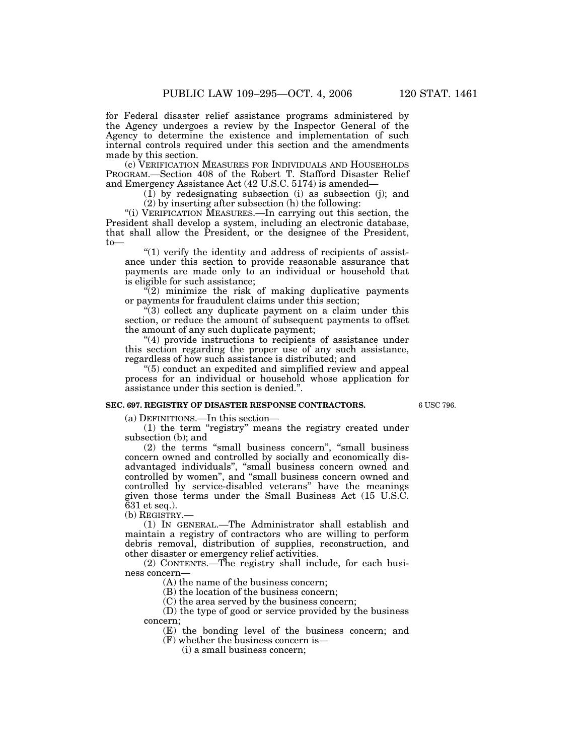for Federal disaster relief assistance programs administered by the Agency undergoes a review by the Inspector General of the Agency to determine the existence and implementation of such internal controls required under this section and the amendments made by this section.

(c) VERIFICATION MEASURES FOR INDIVIDUALS AND HOUSEHOLDS PROGRAM.—Section 408 of the Robert T. Stafford Disaster Relief and Emergency Assistance Act (42 U.S.C. 5174) is amended—

(1) by redesignating subsection (i) as subsection (j); and

(2) by inserting after subsection (h) the following:

"(i) VERIFICATION MEASURES.—In carrying out this section, the President shall develop a system, including an electronic database, that shall allow the President, or the designee of the President, to—

"(1) verify the identity and address of recipients of assistance under this section to provide reasonable assurance that payments are made only to an individual or household that is eligible for such assistance;

"(2) minimize the risk of making duplicative payments or payments for fraudulent claims under this section;

"(3) collect any duplicate payment on a claim under this section, or reduce the amount of subsequent payments to offset the amount of any such duplicate payment;

"(4) provide instructions to recipients of assistance under this section regarding the proper use of any such assistance, regardless of how such assistance is distributed; and

"(5) conduct an expedited and simplified review and appeal process for an individual or household whose application for assistance under this section is denied.".

**SEC. 697. REGISTRY OF DISASTER RESPONSE CONTRACTORS.**

6 USC 796.

(a) DEFINITIONS.—In this section—

(1) the term "registry" means the registry created under subsection (b); and

(2) the terms "small business concern", "small business concern owned and controlled by socially and economically disadvantaged individuals", "small business concern owned and controlled by women", and "small business concern owned and controlled by service-disabled veterans" have the meanings given those terms under the Small Business Act (15 U.S.C. 631 et seq.).

(b) REGISTRY.—

(1) IN GENERAL.—The Administrator shall establish and maintain a registry of contractors who are willing to perform debris removal, distribution of supplies, reconstruction, and other disaster or emergency relief activities.

(2) CONTENTS.—The registry shall include, for each business concern—

(A) the name of the business concern;

(B) the location of the business concern;

(C) the area served by the business concern;

(D) the type of good or service provided by the business concern;

(E) the bonding level of the business concern; and

(F) whether the business concern is—

(i) a small business concern;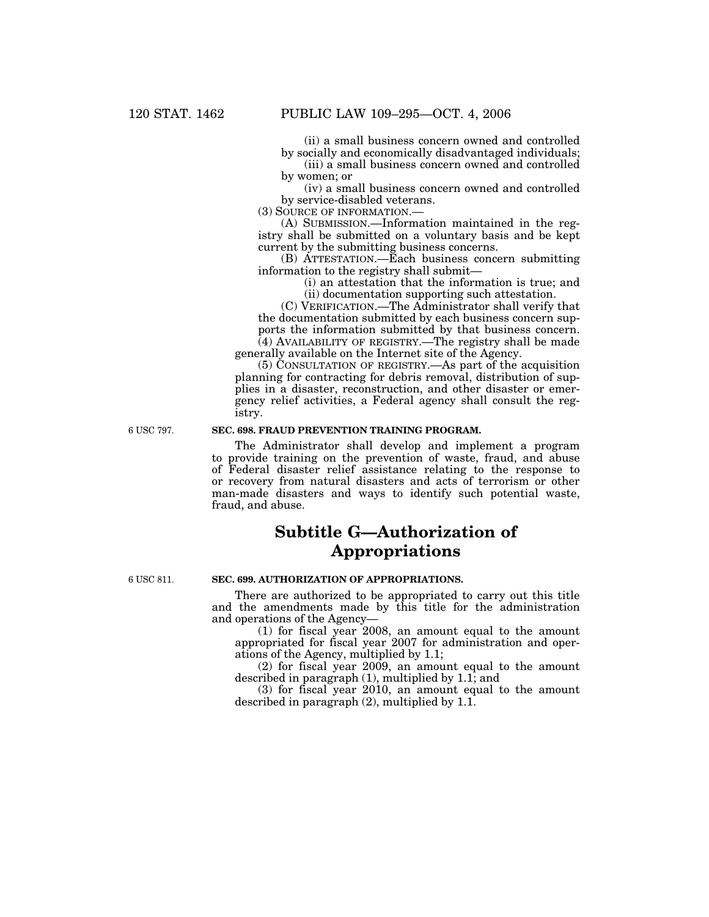(ii) a small business concern owned and controlled by socially and economically disadvantaged individuals;

(iii) a small business concern owned and controlled by women; or

(iv) a small business concern owned and controlled by service-disabled veterans.

(3) SOURCE OF INFORMATION.—

(A) SUBMISSION.—Information maintained in the registry shall be submitted on a voluntary basis and be kept current by the submitting business concerns.

(B) ATTESTATION.—Each business concern submitting information to the registry shall submit—

(i) an attestation that the information is true; and

(ii) documentation supporting such attestation.

(C) VERIFICATION.—The Administrator shall verify that the documentation submitted by each business concern supports the information submitted by that business concern.

(4) AVAILABILITY OF REGISTRY.—The registry shall be made generally available on the Internet site of the Agency.

(5) CONSULTATION OF REGISTRY.—As part of the acquisition planning for contracting for debris removal, distribution of supplies in a disaster, reconstruction, and other disaster or emergency relief activities, a Federal agency shall consult the registry.

6 USC 797.

**SEC. 698. FRAUD PREVENTION TRAINING PROGRAM.**

The Administrator shall develop and implement a program to provide training on the prevention of waste, fraud, and abuse of Federal disaster relief assistance relating to the response to or recovery from natural disasters and acts of terrorism or other man-made disasters and ways to identify such potential waste, fraud, and abuse.

# Subtitle G—Authorization of Appropriations

6 USC 811.

**SEC. 699. AUTHORIZATION OF APPROPRIATIONS.**

There are authorized to be appropriated to carry out this title and the amendments made by this title for the administration and operations of the Agency—

(1) for fiscal year 2008, an amount equal to the amount appropriated for fiscal year 2007 for administration and operations of the Agency, multiplied by 1.1;

(2) for fiscal year 2009, an amount equal to the amount described in paragraph (1), multiplied by 1.1; and

(3) for fiscal year 2010, an amount equal to the amount described in paragraph (2), multiplied by 1.1.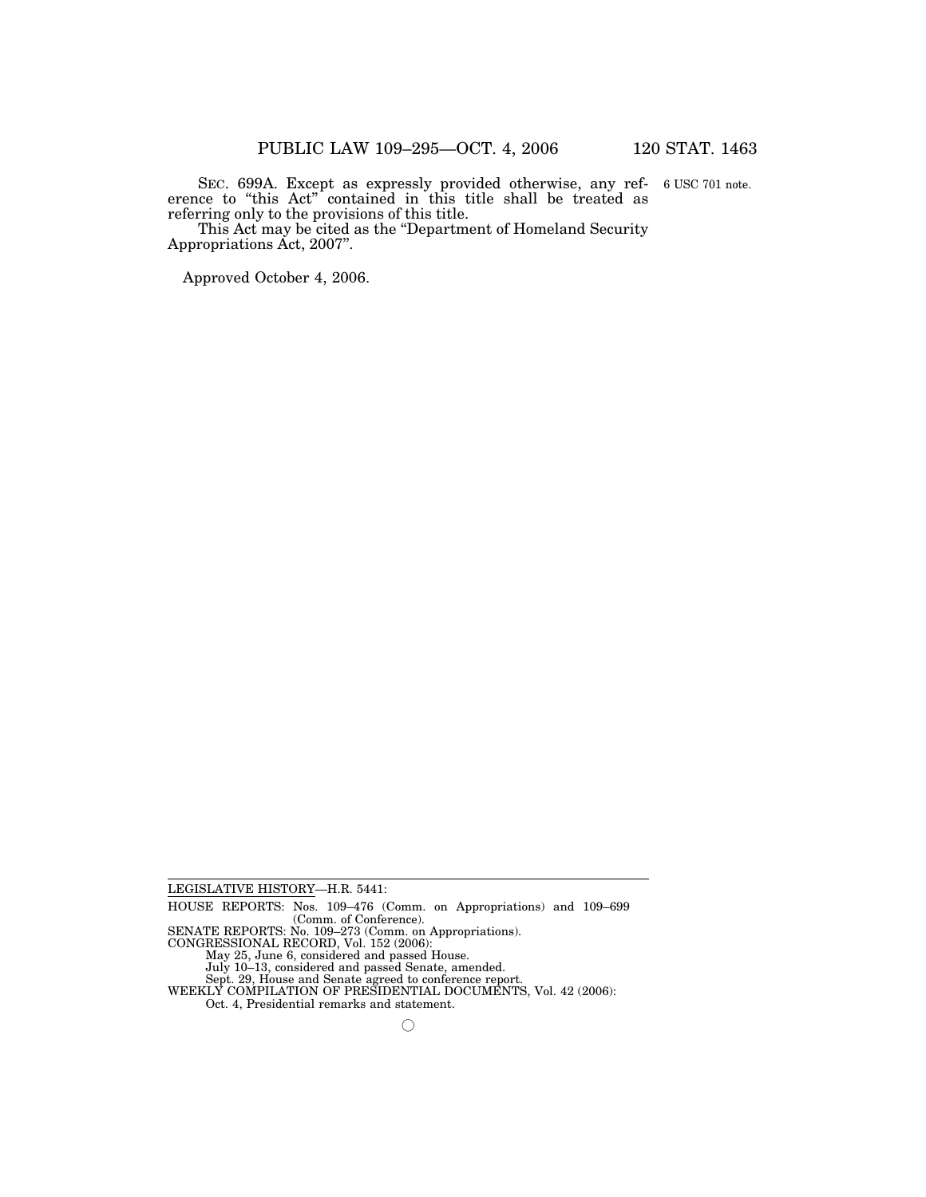SEC. 699A. Except as expressly provided otherwise, any reference to "this Act" contained in this title shall be treated as referring only to the provisions of this title.

6 USC 701 note.

This Act may be cited as the "Department of Homeland Security Appropriations Act, 2007".

Approved October 4, 2006.

---

LEGISLATIVE HISTORY—H.R. 5441:

HOUSE REPORTS: Nos. 109–476 (Comm. on Appropriations) and 109–699 (Comm. of Conference).

SENATE REPORTS: No. 109–273 (Comm. on Appropriations).

CONGRESSIONAL RECORD, Vol. 152 (2006):

May 25, June 6, considered and passed House.

July 10–13, considered and passed Senate, amended.

Sept. 29, House and Senate agreed to conference report.

WEEKLY COMPILATION OF PRESIDENTIAL DOCUMENTS, Vol. 42 (2006):

Oct. 4, Presidential remarks and statement.

○